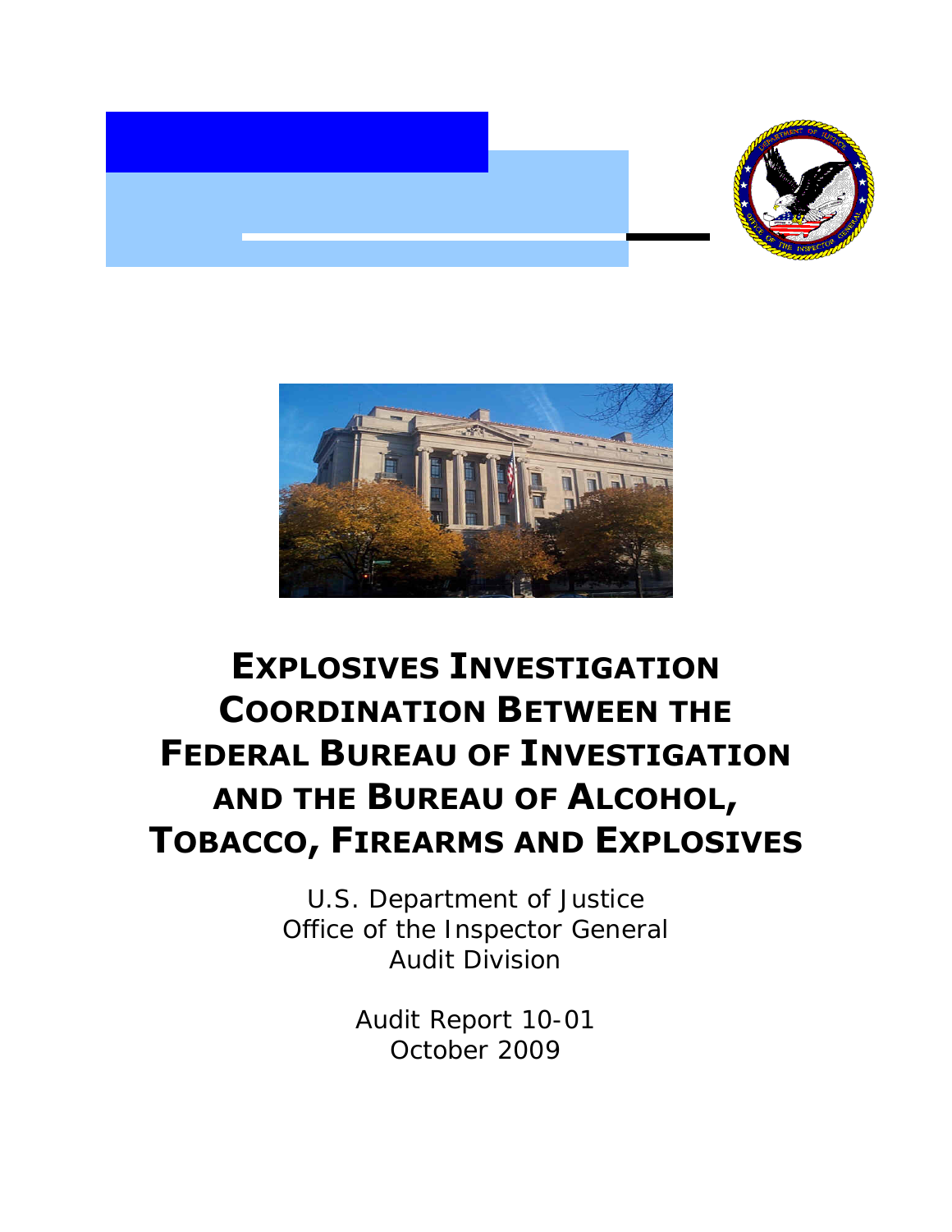# EXPLOSIVES INVESTIGATION COORDINATION BETWEEN THE FEDERAL BUREAU OF INVESTIGATION AND THE BUREAU OF ALCOHOL, TOBACCO, FIREARMS AND EXPLOSIVES

U.S. Department of Justice
Office of the Inspector General
Audit Division

Audit Report 10-01
October 2009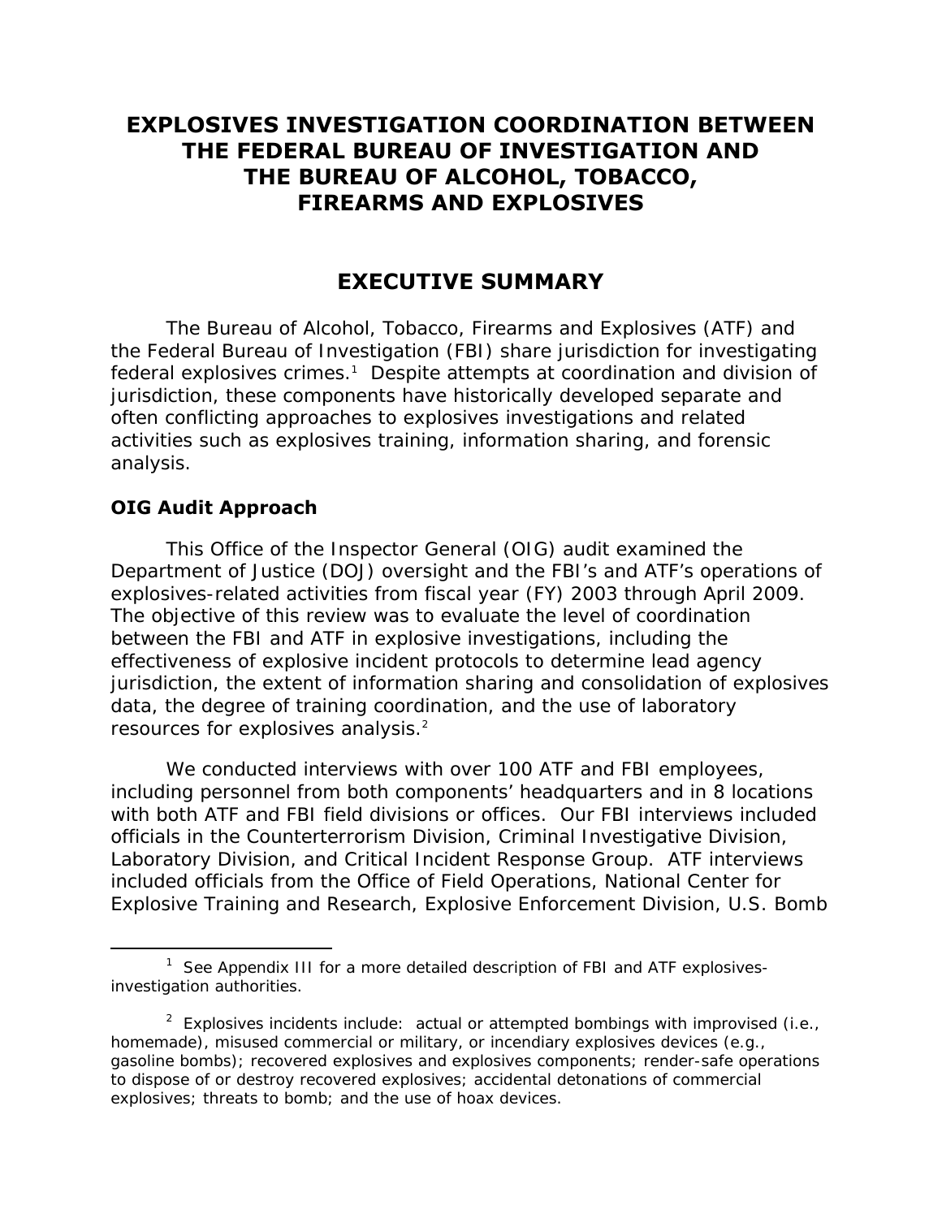# EXPLOSIVES INVESTIGATION COORDINATION BETWEEN THE FEDERAL BUREAU OF INVESTIGATION AND THE BUREAU OF ALCOHOL, TOBACCO, FIREARMS AND EXPLOSIVES

## EXECUTIVE SUMMARY

The Bureau of Alcohol, Tobacco, Firearms and Explosives (ATF) and the Federal Bureau of Investigation (FBI) share jurisdiction for investigating federal explosives crimes.[1] Despite attempts at coordination and division of jurisdiction, these components have historically developed separate and often conflicting approaches to explosives investigations and related activities such as explosives training, information sharing, and forensic analysis.

### OIG Audit Approach

This Office of the Inspector General (OIG) audit examined the Department of Justice (DOJ) oversight and the FBI's and ATF's operations of explosives-related activities from fiscal year (FY) 2003 through April 2009. The objective of this review was to evaluate the level of coordination between the FBI and ATF in explosive investigations, including the effectiveness of explosive incident protocols to determine lead agency jurisdiction, the extent of information sharing and consolidation of explosives data, the degree of training coordination, and the use of laboratory resources for explosives analysis.[2]

We conducted interviews with over 100 ATF and FBI employees, including personnel from both components' headquarters and in 8 locations with both ATF and FBI field divisions or offices. Our FBI interviews included officials in the Counterterrorism Division, Criminal Investigative Division, Laboratory Division, and Critical Incident Response Group. ATF interviews included officials from the Office of Field Operations, National Center for Explosive Training and Research, Explosive Enforcement Division, U.S. Bomb

---

[1] See Appendix III for a more detailed description of FBI and ATF explosives-investigation authorities.

[2] Explosives incidents include: actual or attempted bombings with improvised (i.e., homemade), misused commercial or military, or incendiary explosives devices (e.g., gasoline bombs); recovered explosives and explosives components; render-safe operations to dispose of or destroy recovered explosives; accidental detonations of commercial explosives; threats to bomb; and the use of hoax devices.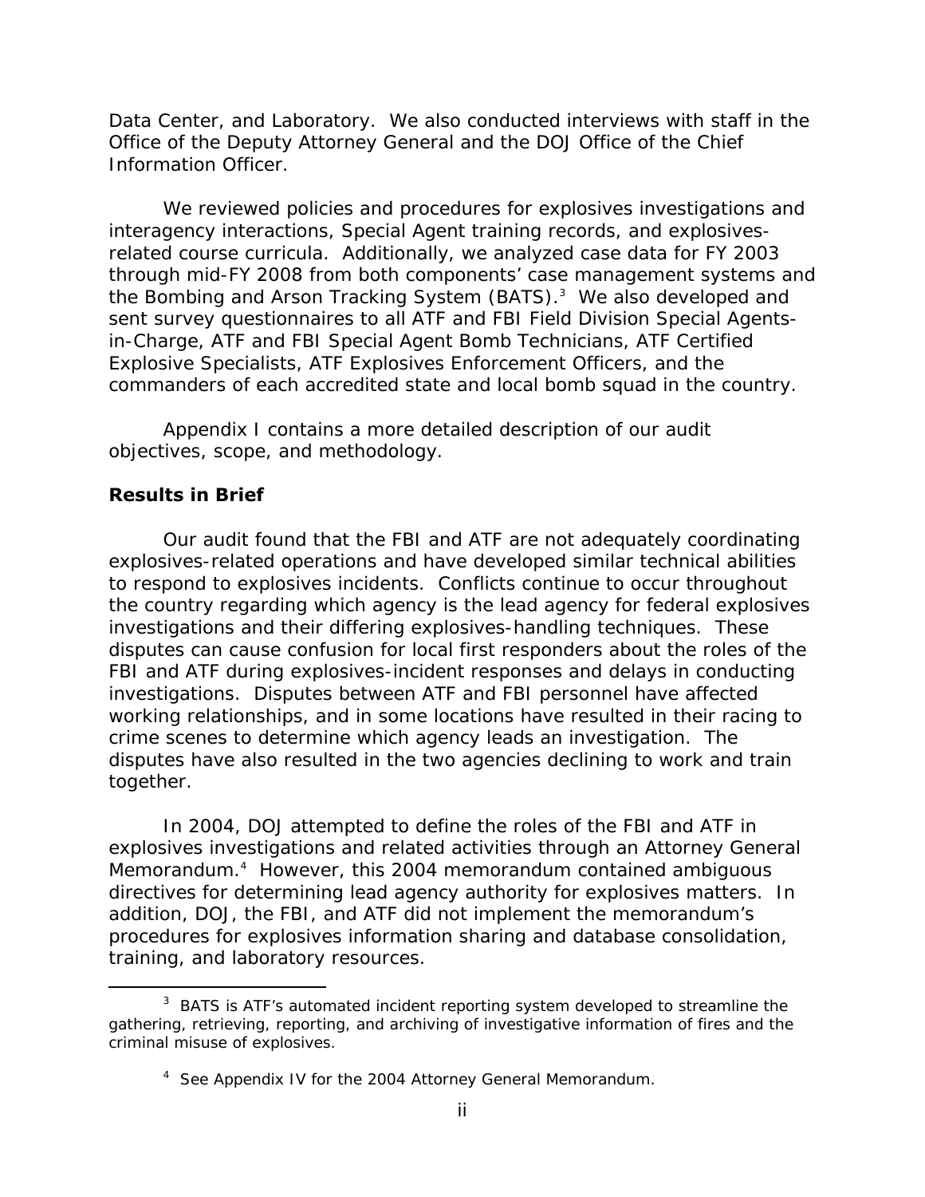Data Center, and Laboratory. We also conducted interviews with staff in the Office of the Deputy Attorney General and the DOJ Office of the Chief Information Officer.

We reviewed policies and procedures for explosives investigations and interagency interactions, Special Agent training records, and explosives-related course curricula. Additionally, we analyzed case data for FY 2003 through mid-FY 2008 from both components' case management systems and the Bombing and Arson Tracking System (BATS).[3] We also developed and sent survey questionnaires to all ATF and FBI Field Division Special Agents-in-Charge, ATF and FBI Special Agent Bomb Technicians, ATF Certified Explosive Specialists, ATF Explosives Enforcement Officers, and the commanders of each accredited state and local bomb squad in the country.

Appendix I contains a more detailed description of our audit objectives, scope, and methodology.

## Results in Brief

Our audit found that the FBI and ATF are not adequately coordinating explosives-related operations and have developed similar technical abilities to respond to explosives incidents. Conflicts continue to occur throughout the country regarding which agency is the lead agency for federal explosives investigations and their differing explosives-handling techniques. These disputes can cause confusion for local first responders about the roles of the FBI and ATF during explosives-incident responses and delays in conducting investigations. Disputes between ATF and FBI personnel have affected working relationships, and in some locations have resulted in their racing to crime scenes to determine which agency leads an investigation. The disputes have also resulted in the two agencies declining to work and train together.

In 2004, DOJ attempted to define the roles of the FBI and ATF in explosives investigations and related activities through an Attorney General Memorandum.[4] However, this 2004 memorandum contained ambiguous directives for determining lead agency authority for explosives matters. In addition, DOJ, the FBI, and ATF did not implement the memorandum's procedures for explosives information sharing and database consolidation, training, and laboratory resources.

---

[3] BATS is ATF's automated incident reporting system developed to streamline the gathering, retrieving, reporting, and archiving of investigative information of fires and the criminal misuse of explosives.

[4] See Appendix IV for the 2004 Attorney General Memorandum.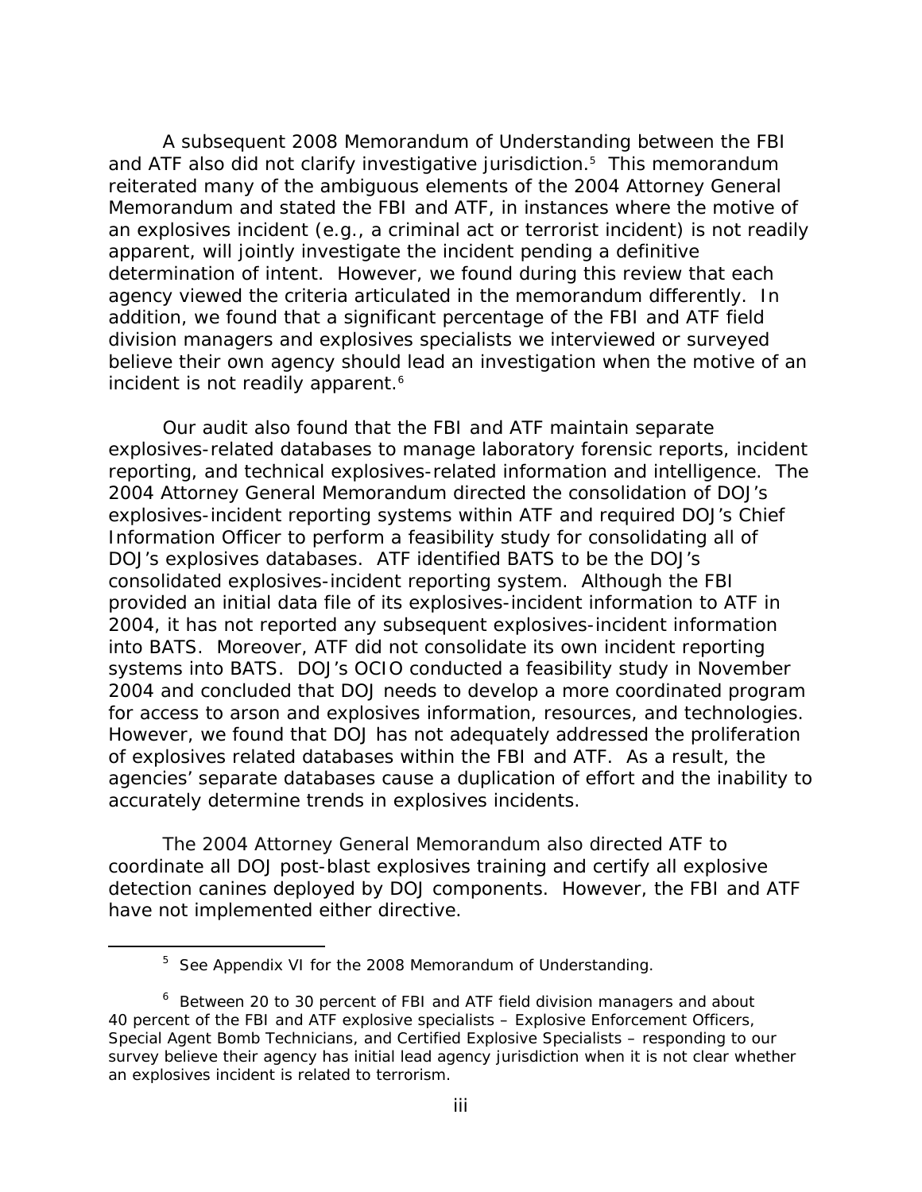A subsequent 2008 Memorandum of Understanding between the FBI and ATF also did not clarify investigative jurisdiction.[5] This memorandum reiterated many of the ambiguous elements of the 2004 Attorney General Memorandum and stated the FBI and ATF, in instances where the motive of an explosives incident (e.g., a criminal act or terrorist incident) is not readily apparent, will jointly investigate the incident pending a definitive determination of intent. However, we found during this review that each agency viewed the criteria articulated in the memorandum differently. In addition, we found that a significant percentage of the FBI and ATF field division managers and explosives specialists we interviewed or surveyed believe their own agency should lead an investigation when the motive of an incident is not readily apparent.[6]

Our audit also found that the FBI and ATF maintain separate explosives-related databases to manage laboratory forensic reports, incident reporting, and technical explosives-related information and intelligence. The 2004 Attorney General Memorandum directed the consolidation of DOJ's explosives-incident reporting systems within ATF and required DOJ's Chief Information Officer to perform a feasibility study for consolidating all of DOJ's explosives databases. ATF identified BATS to be the DOJ's consolidated explosives-incident reporting system. Although the FBI provided an initial data file of its explosives-incident information to ATF in 2004, it has not reported any subsequent explosives-incident information into BATS. Moreover, ATF did not consolidate its own incident reporting systems into BATS. DOJ's OCIO conducted a feasibility study in November 2004 and concluded that DOJ needs to develop a more coordinated program for access to arson and explosives information, resources, and technologies. However, we found that DOJ has not adequately addressed the proliferation of explosives related databases within the FBI and ATF. As a result, the agencies' separate databases cause a duplication of effort and the inability to accurately determine trends in explosives incidents.

The 2004 Attorney General Memorandum also directed ATF to coordinate all DOJ post-blast explosives training and certify all explosive detection canines deployed by DOJ components. However, the FBI and ATF have not implemented either directive.

[5] See Appendix VI for the 2008 Memorandum of Understanding.

[6] Between 20 to 30 percent of FBI and ATF field division managers and about 40 percent of the FBI and ATF explosive specialists – Explosive Enforcement Officers, Special Agent Bomb Technicians, and Certified Explosive Specialists – responding to our survey believe their agency has initial lead agency jurisdiction when it is not clear whether an explosives incident is related to terrorism.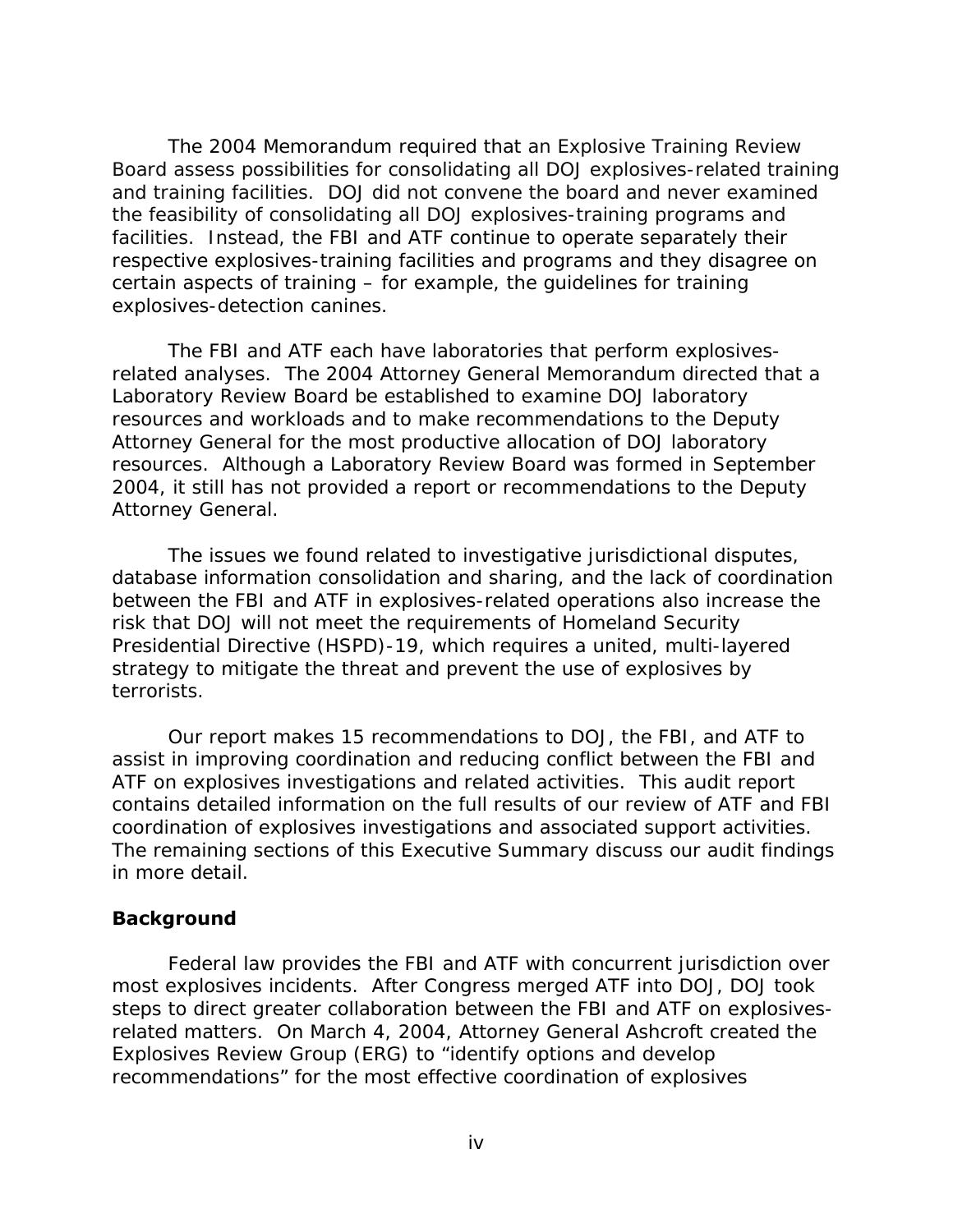The 2004 Memorandum required that an Explosive Training Review Board assess possibilities for consolidating all DOJ explosives-related training and training facilities. DOJ did not convene the board and never examined the feasibility of consolidating all DOJ explosives-training programs and facilities. Instead, the FBI and ATF continue to operate separately their respective explosives-training facilities and programs and they disagree on certain aspects of training – for example, the guidelines for training explosives-detection canines.

The FBI and ATF each have laboratories that perform explosives-related analyses. The 2004 Attorney General Memorandum directed that a Laboratory Review Board be established to examine DOJ laboratory resources and workloads and to make recommendations to the Deputy Attorney General for the most productive allocation of DOJ laboratory resources. Although a Laboratory Review Board was formed in September 2004, it still has not provided a report or recommendations to the Deputy Attorney General.

The issues we found related to investigative jurisdictional disputes, database information consolidation and sharing, and the lack of coordination between the FBI and ATF in explosives-related operations also increase the risk that DOJ will not meet the requirements of Homeland Security Presidential Directive (HSPD)-19, which requires a united, multi-layered strategy to mitigate the threat and prevent the use of explosives by terrorists.

Our report makes 15 recommendations to DOJ, the FBI, and ATF to assist in improving coordination and reducing conflict between the FBI and ATF on explosives investigations and related activities. This audit report contains detailed information on the full results of our review of ATF and FBI coordination of explosives investigations and associated support activities. The remaining sections of this Executive Summary discuss our audit findings in more detail.

## Background

Federal law provides the FBI and ATF with concurrent jurisdiction over most explosives incidents. After Congress merged ATF into DOJ, DOJ took steps to direct greater collaboration between the FBI and ATF on explosives-related matters. On March 4, 2004, Attorney General Ashcroft created the Explosives Review Group (ERG) to "identify options and develop recommendations" for the most effective coordination of explosives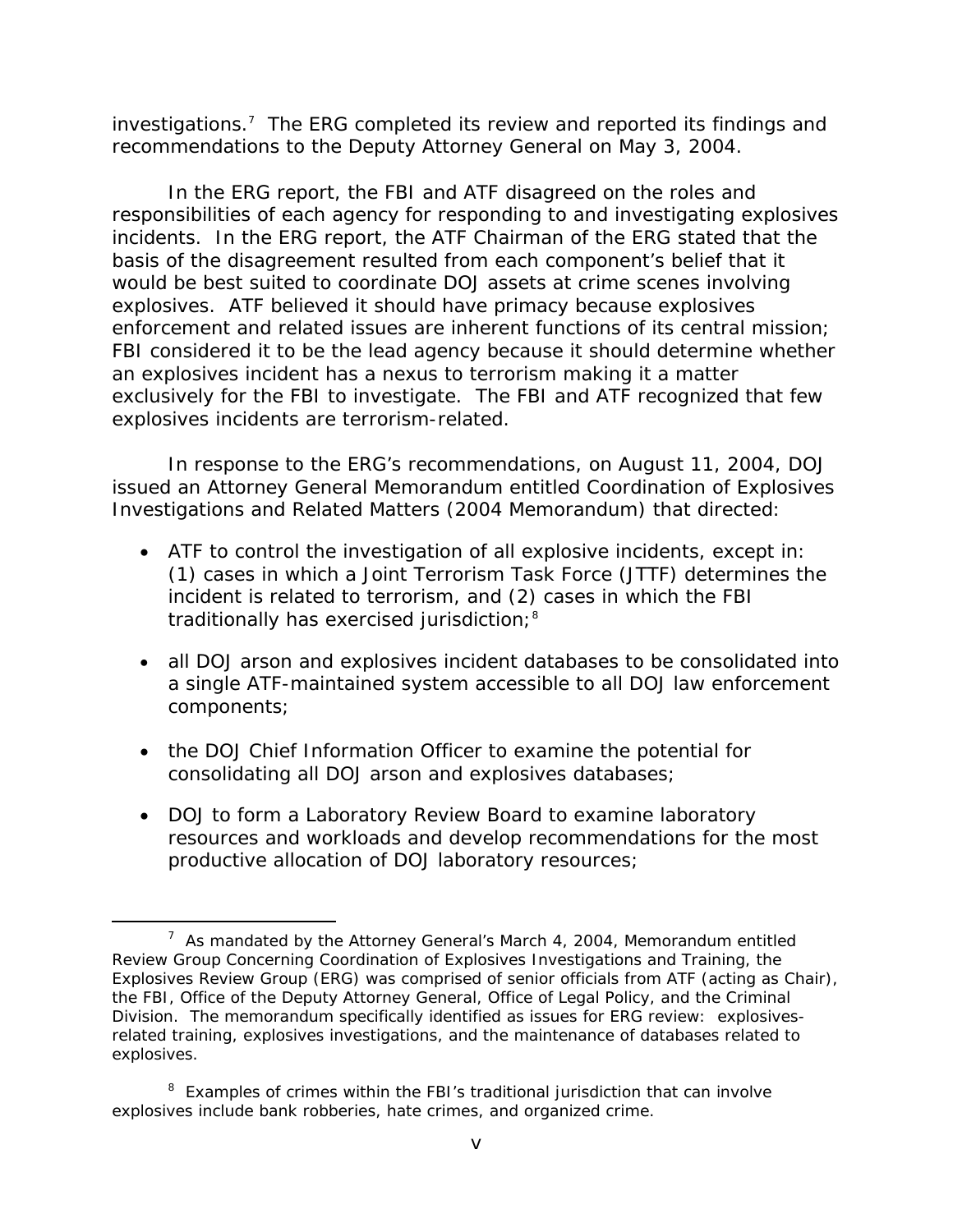investigations.[7] The ERG completed its review and reported its findings and recommendations to the Deputy Attorney General on May 3, 2004.

In the ERG report, the FBI and ATF disagreed on the roles and responsibilities of each agency for responding to and investigating explosives incidents. In the ERG report, the ATF Chairman of the ERG stated that the basis of the disagreement resulted from each component's belief that it would be best suited to coordinate DOJ assets at crime scenes involving explosives. ATF believed it should have primacy because explosives enforcement and related issues are inherent functions of its central mission; FBI considered it to be the lead agency because it should determine whether an explosives incident has a nexus to terrorism making it a matter exclusively for the FBI to investigate. The FBI and ATF recognized that few explosives incidents are terrorism-related.

In response to the ERG's recommendations, on August 11, 2004, DOJ issued an Attorney General Memorandum entitled Coordination of Explosives Investigations and Related Matters (2004 Memorandum) that directed:

- ATF to control the investigation of all explosive incidents, except in: (1) cases in which a Joint Terrorism Task Force (JTTF) determines the incident is related to terrorism, and (2) cases in which the FBI traditionally has exercised jurisdiction;[8]
- all DOJ arson and explosives incident databases to be consolidated into a single ATF-maintained system accessible to all DOJ law enforcement components;
- the DOJ Chief Information Officer to examine the potential for consolidating all DOJ arson and explosives databases;
- DOJ to form a Laboratory Review Board to examine laboratory resources and workloads and develop recommendations for the most productive allocation of DOJ laboratory resources;

[7] As mandated by the Attorney General's March 4, 2004, Memorandum entitled Review Group Concerning Coordination of Explosives Investigations and Training, the Explosives Review Group (ERG) was comprised of senior officials from ATF (acting as Chair), the FBI, Office of the Deputy Attorney General, Office of Legal Policy, and the Criminal Division. The memorandum specifically identified as issues for ERG review: explosives-related training, explosives investigations, and the maintenance of databases related to explosives.

[8] Examples of crimes within the FBI's traditional jurisdiction that can involve explosives include bank robberies, hate crimes, and organized crime.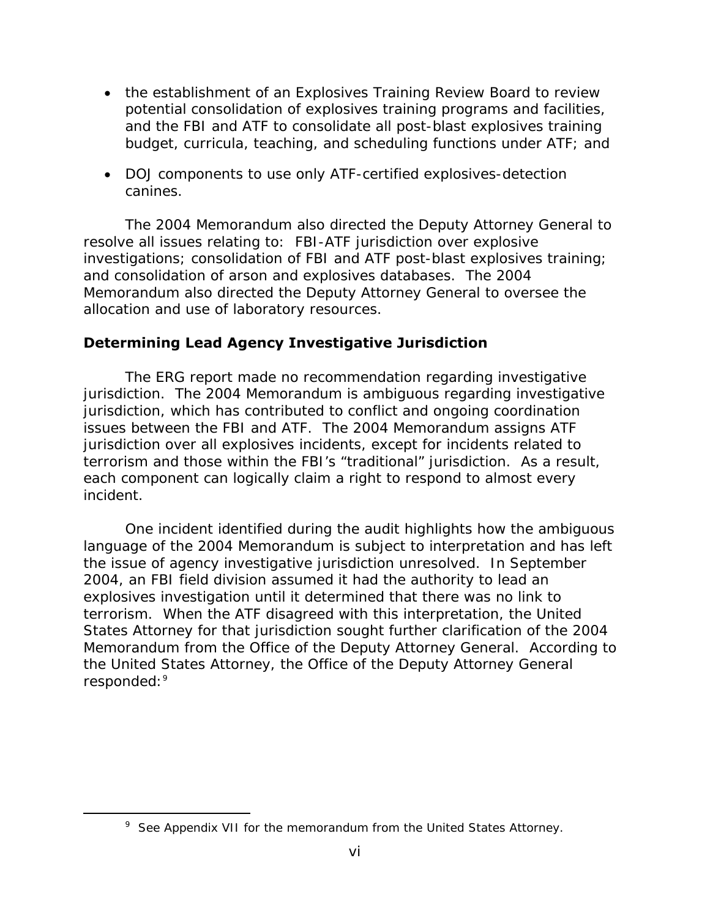- the establishment of an Explosives Training Review Board to review potential consolidation of explosives training programs and facilities, and the FBI and ATF to consolidate all post-blast explosives training budget, curricula, teaching, and scheduling functions under ATF; and
- DOJ components to use only ATF-certified explosives-detection canines.

The 2004 Memorandum also directed the Deputy Attorney General to resolve all issues relating to: FBI-ATF jurisdiction over explosive investigations; consolidation of FBI and ATF post-blast explosives training; and consolidation of arson and explosives databases. The 2004 Memorandum also directed the Deputy Attorney General to oversee the allocation and use of laboratory resources.

### Determining Lead Agency Investigative Jurisdiction

The ERG report made no recommendation regarding investigative jurisdiction. The 2004 Memorandum is ambiguous regarding investigative jurisdiction, which has contributed to conflict and ongoing coordination issues between the FBI and ATF. The 2004 Memorandum assigns ATF jurisdiction over all explosives incidents, except for incidents related to terrorism and those within the FBI's "traditional" jurisdiction. As a result, each component can logically claim a right to respond to almost every incident.

One incident identified during the audit highlights how the ambiguous language of the 2004 Memorandum is subject to interpretation and has left the issue of agency investigative jurisdiction unresolved. In September 2004, an FBI field division assumed it had the authority to lead an explosives investigation until it determined that there was no link to terrorism. When the ATF disagreed with this interpretation, the United States Attorney for that jurisdiction sought further clarification of the 2004 Memorandum from the Office of the Deputy Attorney General. According to the United States Attorney, the Office of the Deputy Attorney General responded:[9]

[9] See Appendix VII for the memorandum from the United States Attorney.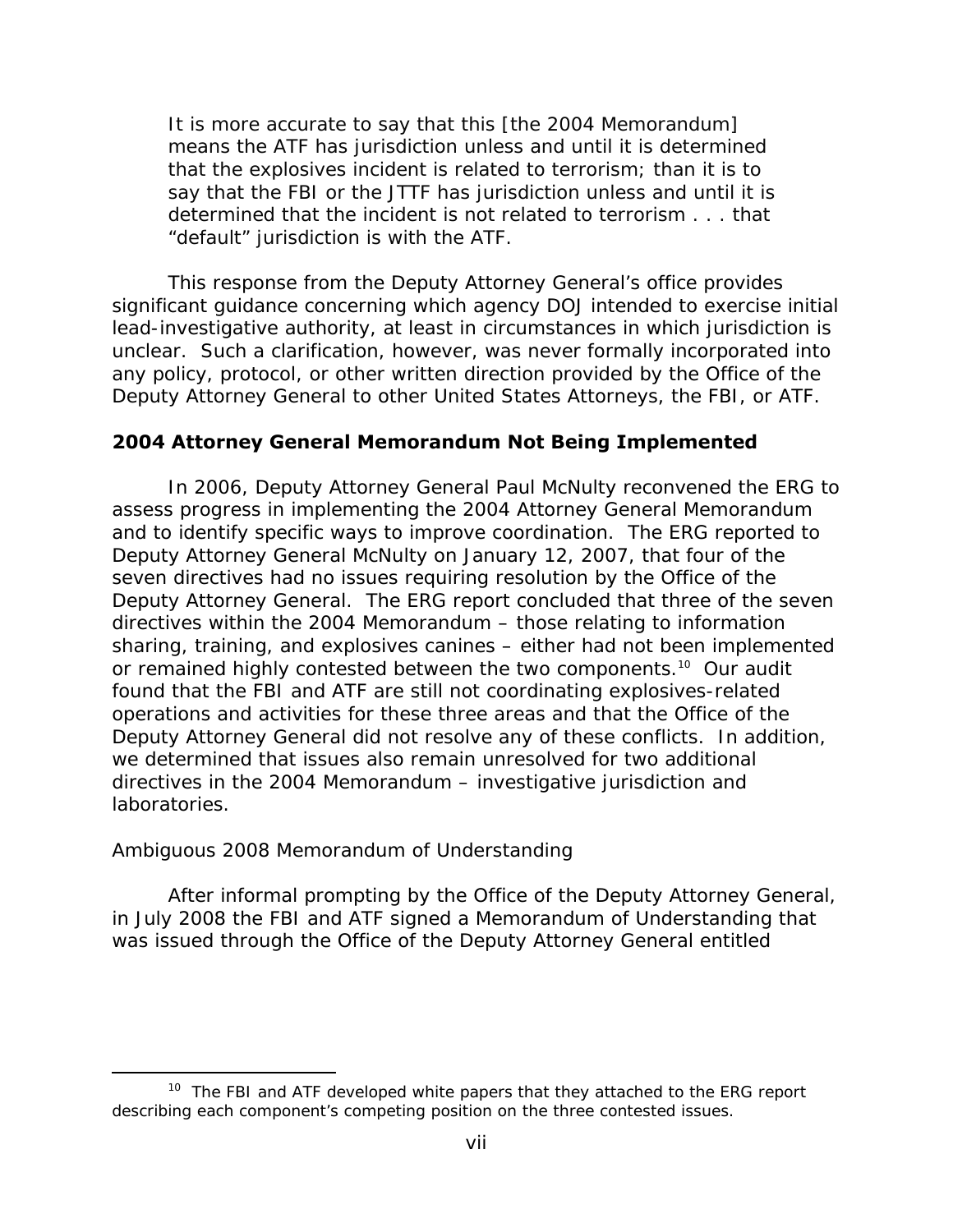> It is more accurate to say that this [the 2004 Memorandum] means the ATF has jurisdiction unless and until it is determined that the explosives incident is related to terrorism; than it is to say that the FBI or the JTTF has jurisdiction unless and until it is determined that the incident is not related to terrorism . . . that "default" jurisdiction is with the ATF.

This response from the Deputy Attorney General's office provides significant guidance concerning which agency DOJ intended to exercise initial lead-investigative authority, at least in circumstances in which jurisdiction is unclear. Such a clarification, however, was never formally incorporated into any policy, protocol, or other written direction provided by the Office of the Deputy Attorney General to other United States Attorneys, the FBI, or ATF.

### 2004 Attorney General Memorandum Not Being Implemented

In 2006, Deputy Attorney General Paul McNulty reconvened the ERG to assess progress in implementing the 2004 Attorney General Memorandum and to identify specific ways to improve coordination. The ERG reported to Deputy Attorney General McNulty on January 12, 2007, that four of the seven directives had no issues requiring resolution by the Office of the Deputy Attorney General. The ERG report concluded that three of the seven directives within the 2004 Memorandum – those relating to information sharing, training, and explosives canines – either had not been implemented or remained highly contested between the two components.[10] Our audit found that the FBI and ATF are still not coordinating explosives-related operations and activities for these three areas and that the Office of the Deputy Attorney General did not resolve any of these conflicts. In addition, we determined that issues also remain unresolved for two additional directives in the 2004 Memorandum – investigative jurisdiction and laboratories.

*Ambiguous 2008 Memorandum of Understanding*

After informal prompting by the Office of the Deputy Attorney General, in July 2008 the FBI and ATF signed a Memorandum of Understanding that was issued through the Office of the Deputy Attorney General entitled

---

[10] The FBI and ATF developed white papers that they attached to the ERG report describing each component's competing position on the three contested issues.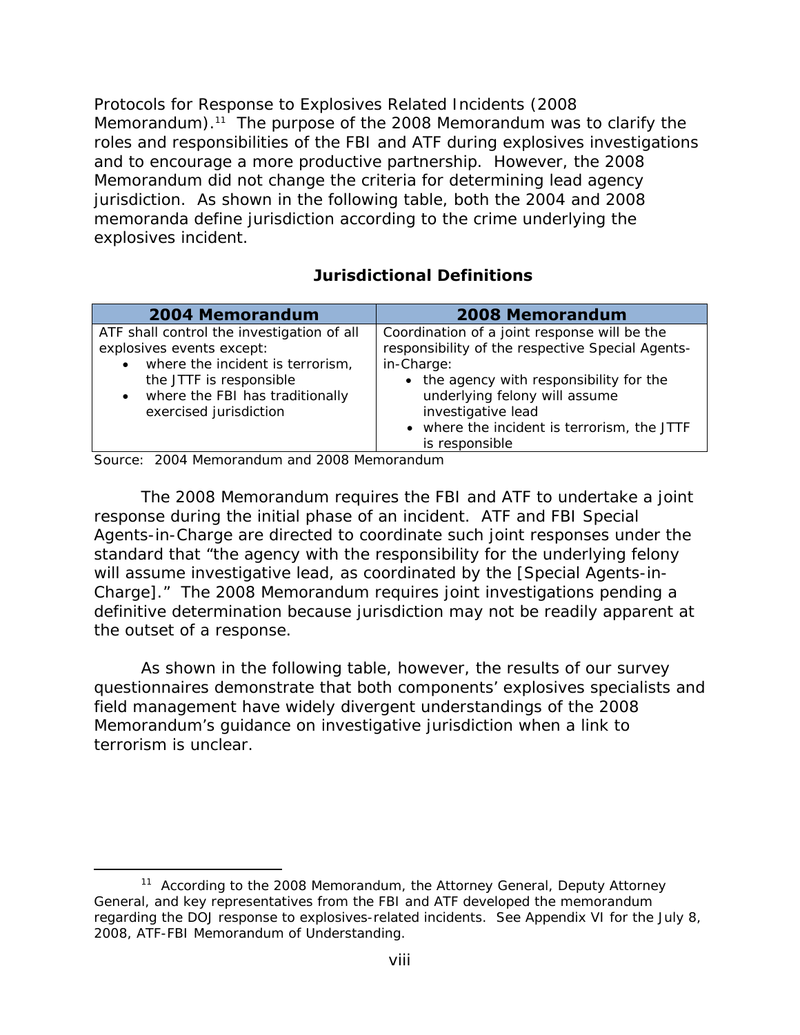Protocols for Response to Explosives Related Incidents (2008 Memorandum).[11] The purpose of the 2008 Memorandum was to clarify the roles and responsibilities of the FBI and ATF during explosives investigations and to encourage a more productive partnership. However, the 2008 Memorandum did not change the criteria for determining lead agency jurisdiction. As shown in the following table, both the 2004 and 2008 memoranda define jurisdiction according to the crime underlying the explosives incident.

**Jurisdictional Definitions**

| 2004 Memorandum | 2008 Memorandum |
| --- | --- |
| ATF shall control the investigation of all explosives events except:<br>• where the incident is terrorism, the JTTF is responsible<br>• where the FBI has traditionally exercised jurisdiction | Coordination of a joint response will be the responsibility of the respective Special Agents-in-Charge:<br>• the agency with responsibility for the underlying felony will assume investigative lead<br>• where the incident is terrorism, the JTTF is responsible |

Source: 2004 Memorandum and 2008 Memorandum

The 2008 Memorandum requires the FBI and ATF to undertake a joint response during the initial phase of an incident. ATF and FBI Special Agents-in-Charge are directed to coordinate such joint responses under the standard that "the agency with the responsibility for the underlying felony will assume investigative lead, as coordinated by the [Special Agents-in-Charge]." The 2008 Memorandum requires joint investigations pending a definitive determination because jurisdiction may not be readily apparent at the outset of a response.

As shown in the following table, however, the results of our survey questionnaires demonstrate that both components' explosives specialists and field management have widely divergent understandings of the 2008 Memorandum's guidance on investigative jurisdiction when a link to terrorism is unclear.

[11] According to the 2008 Memorandum, the Attorney General, Deputy Attorney General, and key representatives from the FBI and ATF developed the memorandum regarding the DOJ response to explosives-related incidents. See Appendix VI for the July 8, 2008, ATF-FBI Memorandum of Understanding.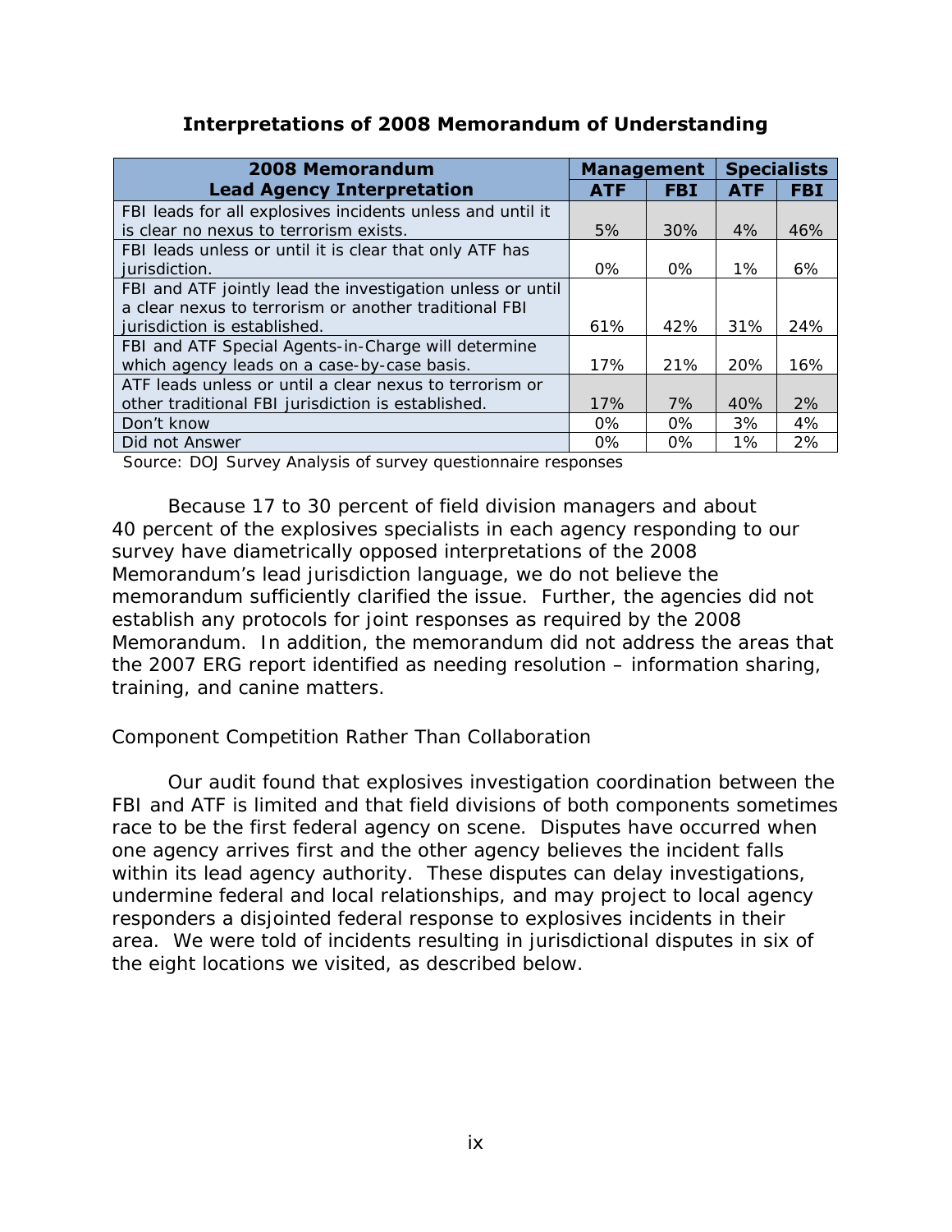**Interpretations of 2008 Memorandum of Understanding**

| 2008 Memorandum Lead Agency Interpretation | Management | | Specialists | |
|---|---|---|---|---|
| | ATF | FBI | ATF | FBI |
| FBI leads for all explosives incidents unless and until it is clear no nexus to terrorism exists. | 5% | 30% | 4% | 46% |
| FBI leads unless or until it is clear that only ATF has jurisdiction. | 0% | 0% | 1% | 6% |
| FBI and ATF jointly lead the investigation unless or until a clear nexus to terrorism or another traditional FBI jurisdiction is established. | 61% | 42% | 31% | 24% |
| FBI and ATF Special Agents-in-Charge will determine which agency leads on a case-by-case basis. | 17% | 21% | 20% | 16% |
| ATF leads unless or until a clear nexus to terrorism or other traditional FBI jurisdiction is established. | 17% | 7% | 40% | 2% |
| Don't know | 0% | 0% | 3% | 4% |
| Did not Answer | 0% | 0% | 1% | 2% |

Source: DOJ Survey Analysis of survey questionnaire responses

Because 17 to 30 percent of field division managers and about 40 percent of the explosives specialists in each agency responding to our survey have diametrically opposed interpretations of the 2008 Memorandum's lead jurisdiction language, we do not believe the memorandum sufficiently clarified the issue. Further, the agencies did not establish any protocols for joint responses as required by the 2008 Memorandum. In addition, the memorandum did not address the areas that the 2007 ERG report identified as needing resolution – information sharing, training, and canine matters.

Component Competition Rather Than Collaboration

Our audit found that explosives investigation coordination between the FBI and ATF is limited and that field divisions of both components sometimes race to be the first federal agency on scene. Disputes have occurred when one agency arrives first and the other agency believes the incident falls within its lead agency authority. These disputes can delay investigations, undermine federal and local relationships, and may project to local agency responders a disjointed federal response to explosives incidents in their area. We were told of incidents resulting in jurisdictional disputes in six of the eight locations we visited, as described below.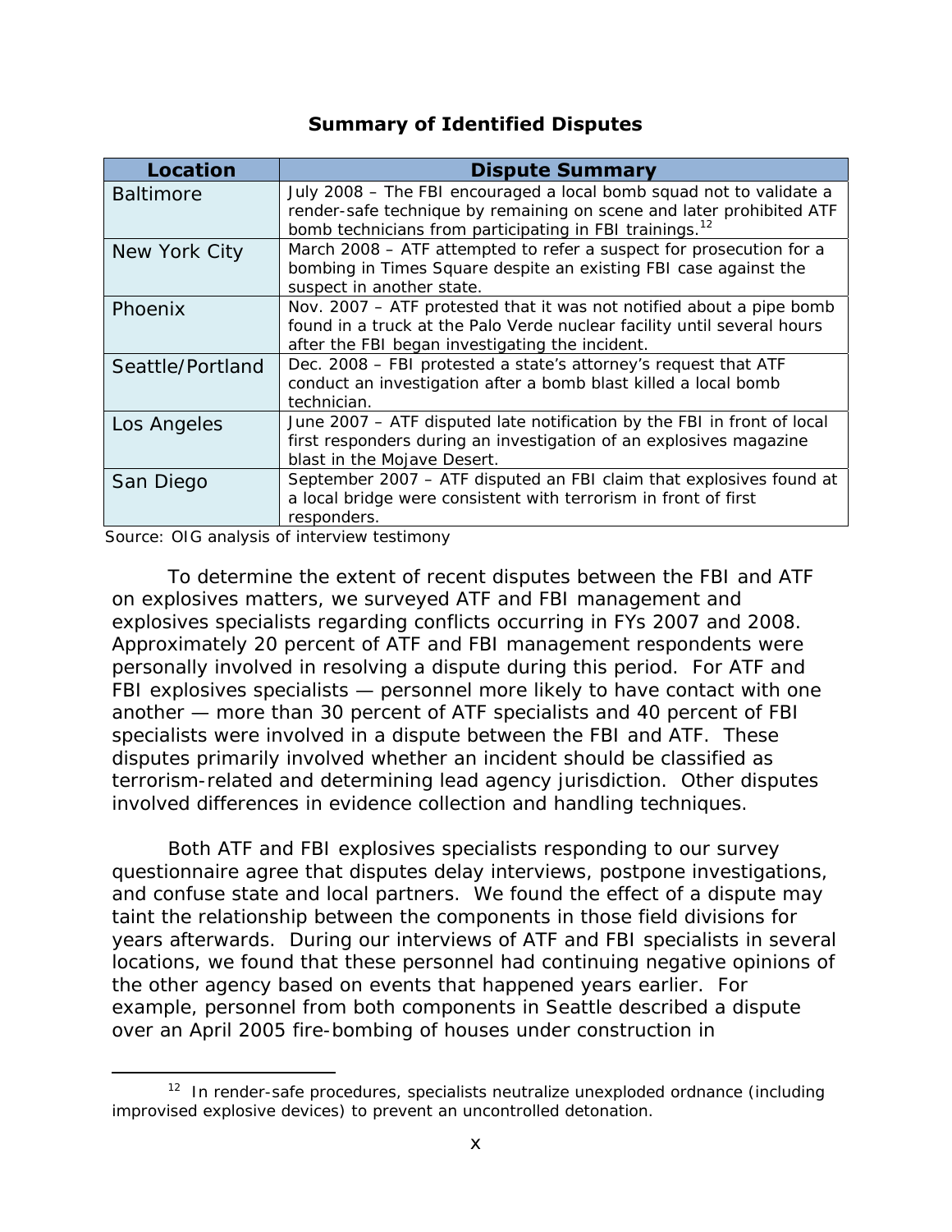**Summary of Identified Disputes**

| Location | Dispute Summary |
|---|---|
| Baltimore | July 2008 – The FBI encouraged a local bomb squad not to validate a render-safe technique by remaining on scene and later prohibited ATF bomb technicians from participating in FBI trainings.[12] |
| New York City | March 2008 – ATF attempted to refer a suspect for prosecution for a bombing in Times Square despite an existing FBI case against the suspect in another state. |
| Phoenix | Nov. 2007 – ATF protested that it was not notified about a pipe bomb found in a truck at the Palo Verde nuclear facility until several hours after the FBI began investigating the incident. |
| Seattle/Portland | Dec. 2008 – FBI protested a state's attorney's request that ATF conduct an investigation after a bomb blast killed a local bomb technician. |
| Los Angeles | June 2007 – ATF disputed late notification by the FBI in front of local first responders during an investigation of an explosives magazine blast in the Mojave Desert. |
| San Diego | September 2007 – ATF disputed an FBI claim that explosives found at a local bridge were consistent with terrorism in front of first responders. |

Source: OIG analysis of interview testimony

To determine the extent of recent disputes between the FBI and ATF on explosives matters, we surveyed ATF and FBI management and explosives specialists regarding conflicts occurring in FYs 2007 and 2008. Approximately 20 percent of ATF and FBI management respondents were personally involved in resolving a dispute during this period. For ATF and FBI explosives specialists — personnel more likely to have contact with one another — more than 30 percent of ATF specialists and 40 percent of FBI specialists were involved in a dispute between the FBI and ATF. These disputes primarily involved whether an incident should be classified as terrorism-related and determining lead agency jurisdiction. Other disputes involved differences in evidence collection and handling techniques.

Both ATF and FBI explosives specialists responding to our survey questionnaire agree that disputes delay interviews, postpone investigations, and confuse state and local partners. We found the effect of a dispute may taint the relationship between the components in those field divisions for years afterwards. During our interviews of ATF and FBI specialists in several locations, we found that these personnel had continuing negative opinions of the other agency based on events that happened years earlier. For example, personnel from both components in Seattle described a dispute over an April 2005 fire-bombing of houses under construction in

---

[12] In render-safe procedures, specialists neutralize unexploded ordnance (including improvised explosive devices) to prevent an uncontrolled detonation.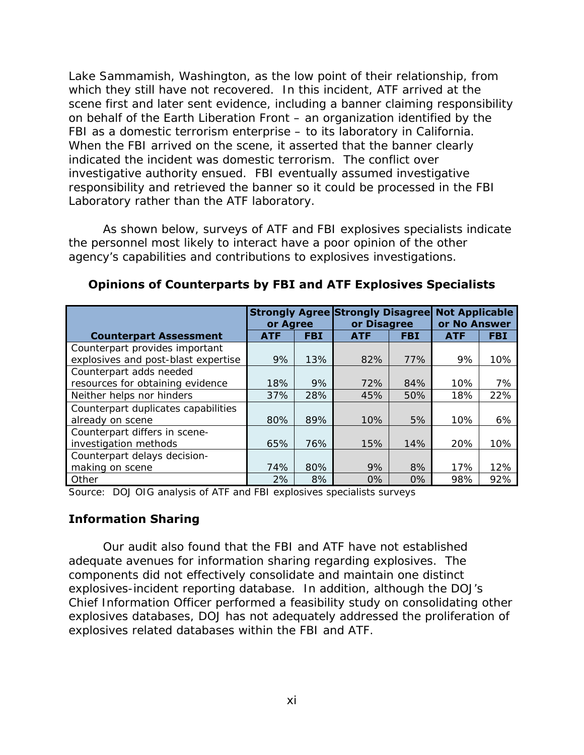Lake Sammamish, Washington, as the low point of their relationship, from which they still have not recovered. In this incident, ATF arrived at the scene first and later sent evidence, including a banner claiming responsibility on behalf of the Earth Liberation Front – an organization identified by the FBI as a domestic terrorism enterprise – to its laboratory in California. When the FBI arrived on the scene, it asserted that the banner clearly indicated the incident was domestic terrorism. The conflict over investigative authority ensued. FBI eventually assumed investigative responsibility and retrieved the banner so it could be processed in the FBI Laboratory rather than the ATF laboratory.

As shown below, surveys of ATF and FBI explosives specialists indicate the personnel most likely to interact have a poor opinion of the other agency's capabilities and contributions to explosives investigations.

**Opinions of Counterparts by FBI and ATF Explosives Specialists**

| | Strongly Agree or Agree | | Strongly Disagree or Disagree | | Not Applicable or No Answer | |
|---|---|---|---|---|---|---|
| **Counterpart Assessment** | **ATF** | **FBI** | **ATF** | **FBI** | **ATF** | **FBI** |
| Counterpart provides important explosives and post-blast expertise | 9% | 13% | 82% | 77% | 9% | 10% |
| Counterpart adds needed resources for obtaining evidence | 18% | 9% | 72% | 84% | 10% | 7% |
| Neither helps nor hinders | 37% | 28% | 45% | 50% | 18% | 22% |
| Counterpart duplicates capabilities already on scene | 80% | 89% | 10% | 5% | 10% | 6% |
| Counterpart differs in scene-investigation methods | 65% | 76% | 15% | 14% | 20% | 10% |
| Counterpart delays decision-making on scene | 74% | 80% | 9% | 8% | 17% | 12% |
| Other | 2% | 8% | 0% | 0% | 98% | 92% |

Source: DOJ OIG analysis of ATF and FBI explosives specialists surveys

## Information Sharing

Our audit also found that the FBI and ATF have not established adequate avenues for information sharing regarding explosives. The components did not effectively consolidate and maintain one distinct explosives-incident reporting database. In addition, although the DOJ's Chief Information Officer performed a feasibility study on consolidating other explosives databases, DOJ has not adequately addressed the proliferation of explosives related databases within the FBI and ATF.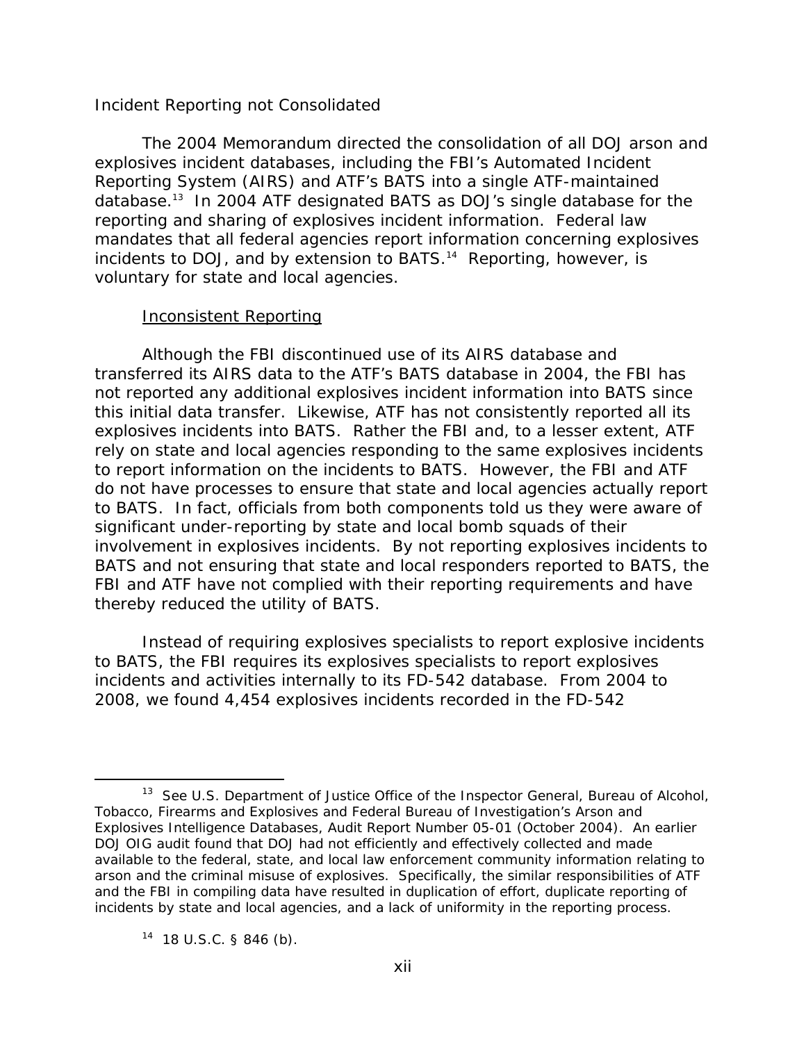Incident Reporting not Consolidated

The 2004 Memorandum directed the consolidation of all DOJ arson and explosives incident databases, including the FBI's Automated Incident Reporting System (AIRS) and ATF's BATS into a single ATF-maintained database.[13] In 2004 ATF designated BATS as DOJ's single database for the reporting and sharing of explosives incident information. Federal law mandates that all federal agencies report information concerning explosives incidents to DOJ, and by extension to BATS.[14] Reporting, however, is voluntary for state and local agencies.

Inconsistent Reporting

Although the FBI discontinued use of its AIRS database and transferred its AIRS data to the ATF's BATS database in 2004, the FBI has not reported any additional explosives incident information into BATS since this initial data transfer. Likewise, ATF has not consistently reported all its explosives incidents into BATS. Rather the FBI and, to a lesser extent, ATF rely on state and local agencies responding to the same explosives incidents to report information on the incidents to BATS. However, the FBI and ATF do not have processes to ensure that state and local agencies actually report to BATS. In fact, officials from both components told us they were aware of significant under-reporting by state and local bomb squads of their involvement in explosives incidents. By not reporting explosives incidents to BATS and not ensuring that state and local responders reported to BATS, the FBI and ATF have not complied with their reporting requirements and have thereby reduced the utility of BATS.

Instead of requiring explosives specialists to report explosive incidents to BATS, the FBI requires its explosives specialists to report explosives incidents and activities internally to its FD-542 database. From 2004 to 2008, we found 4,454 explosives incidents recorded in the FD-542

---

[13] See U.S. Department of Justice Office of the Inspector General, Bureau of Alcohol, Tobacco, Firearms and Explosives and Federal Bureau of Investigation's Arson and Explosives Intelligence Databases, Audit Report Number 05-01 (October 2004). An earlier DOJ OIG audit found that DOJ had not efficiently and effectively collected and made available to the federal, state, and local law enforcement community information relating to arson and the criminal misuse of explosives. Specifically, the similar responsibilities of ATF and the FBI in compiling data have resulted in duplication of effort, duplicate reporting of incidents by state and local agencies, and a lack of uniformity in the reporting process.

[14] 18 U.S.C. § 846 (b).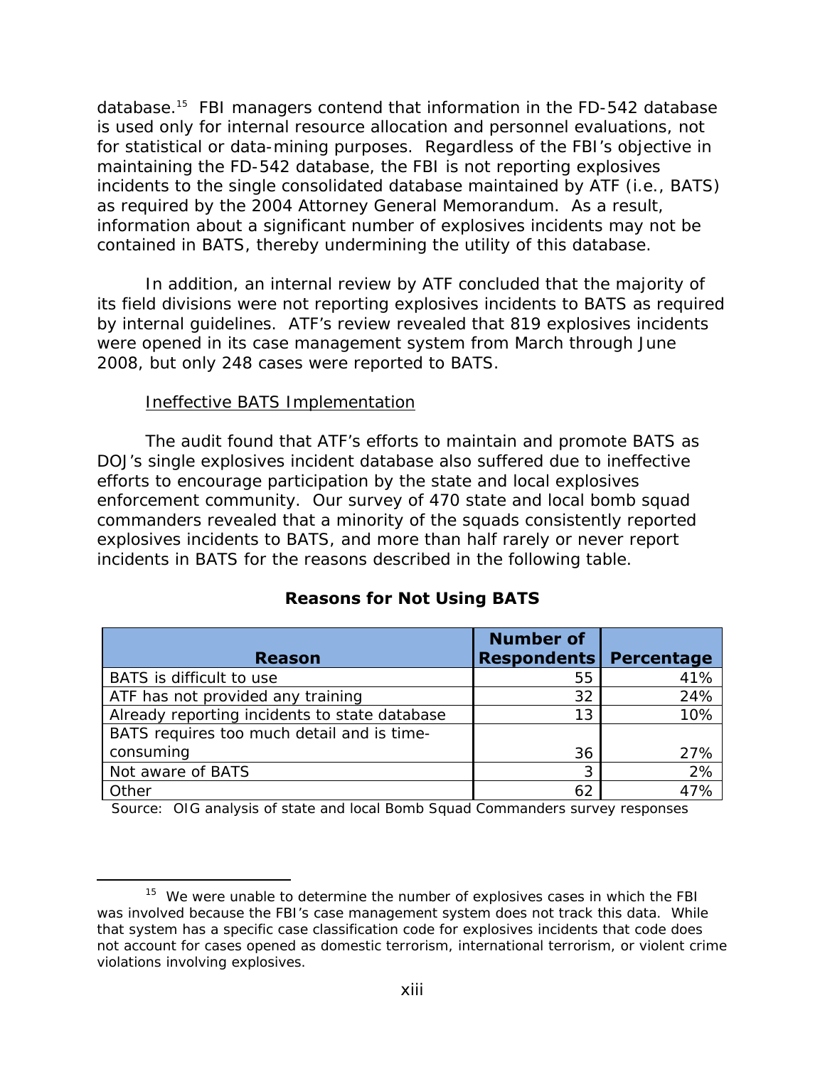database.[15] FBI managers contend that information in the FD-542 database is used only for internal resource allocation and personnel evaluations, not for statistical or data-mining purposes. Regardless of the FBI's objective in maintaining the FD-542 database, the FBI is not reporting explosives incidents to the single consolidated database maintained by ATF (i.e., BATS) as required by the 2004 Attorney General Memorandum. As a result, information about a significant number of explosives incidents may not be contained in BATS, thereby undermining the utility of this database.

In addition, an internal review by ATF concluded that the majority of its field divisions were not reporting explosives incidents to BATS as required by internal guidelines. ATF's review revealed that 819 explosives incidents were opened in its case management system from March through June 2008, but only 248 cases were reported to BATS.

Ineffective BATS Implementation

The audit found that ATF's efforts to maintain and promote BATS as DOJ's single explosives incident database also suffered due to ineffective efforts to encourage participation by the state and local explosives enforcement community. Our survey of 470 state and local bomb squad commanders revealed that a minority of the squads consistently reported explosives incidents to BATS, and more than half rarely or never report incidents in BATS for the reasons described in the following table.

**Reasons for Not Using BATS**

| Reason | Number of Respondents | Percentage |
|---|---|---|
| BATS is difficult to use | 55 | 41% |
| ATF has not provided any training | 32 | 24% |
| Already reporting incidents to state database | 13 | 10% |
| BATS requires too much detail and is time-consuming | 36 | 27% |
| Not aware of BATS | 3 | 2% |
| Other | 62 | 47% |

Source: OIG analysis of state and local Bomb Squad Commanders survey responses

[15] We were unable to determine the number of explosives cases in which the FBI was involved because the FBI's case management system does not track this data. While that system has a specific case classification code for explosives incidents that code does not account for cases opened as domestic terrorism, international terrorism, or violent crime violations involving explosives.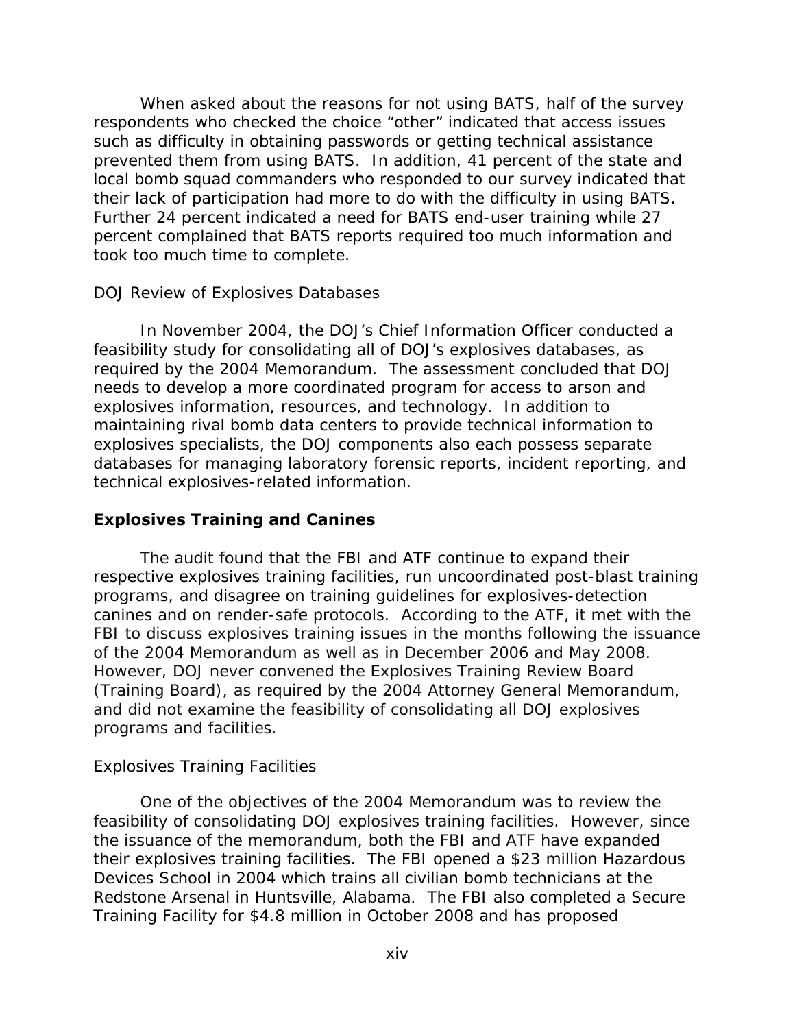When asked about the reasons for not using BATS, half of the survey respondents who checked the choice "other" indicated that access issues such as difficulty in obtaining passwords or getting technical assistance prevented them from using BATS. In addition, 41 percent of the state and local bomb squad commanders who responded to our survey indicated that their lack of participation had more to do with the difficulty in using BATS. Further 24 percent indicated a need for BATS end-user training while 27 percent complained that BATS reports required too much information and took too much time to complete.

*DOJ Review of Explosives Databases*

In November 2004, the DOJ's Chief Information Officer conducted a feasibility study for consolidating all of DOJ's explosives databases, as required by the 2004 Memorandum. The assessment concluded that DOJ needs to develop a more coordinated program for access to arson and explosives information, resources, and technology. In addition to maintaining rival bomb data centers to provide technical information to explosives specialists, the DOJ components also each possess separate databases for managing laboratory forensic reports, incident reporting, and technical explosives-related information.

## Explosives Training and Canines

The audit found that the FBI and ATF continue to expand their respective explosives training facilities, run uncoordinated post-blast training programs, and disagree on training guidelines for explosives-detection canines and on render-safe protocols. According to the ATF, it met with the FBI to discuss explosives training issues in the months following the issuance of the 2004 Memorandum as well as in December 2006 and May 2008. However, DOJ never convened the Explosives Training Review Board (Training Board), as required by the 2004 Attorney General Memorandum, and did not examine the feasibility of consolidating all DOJ explosives programs and facilities.

*Explosives Training Facilities*

One of the objectives of the 2004 Memorandum was to review the feasibility of consolidating DOJ explosives training facilities. However, since the issuance of the memorandum, both the FBI and ATF have expanded their explosives training facilities. The FBI opened a $23 million Hazardous Devices School in 2004 which trains all civilian bomb technicians at the Redstone Arsenal in Huntsville, Alabama. The FBI also completed a Secure Training Facility for $4.8 million in October 2008 and has proposed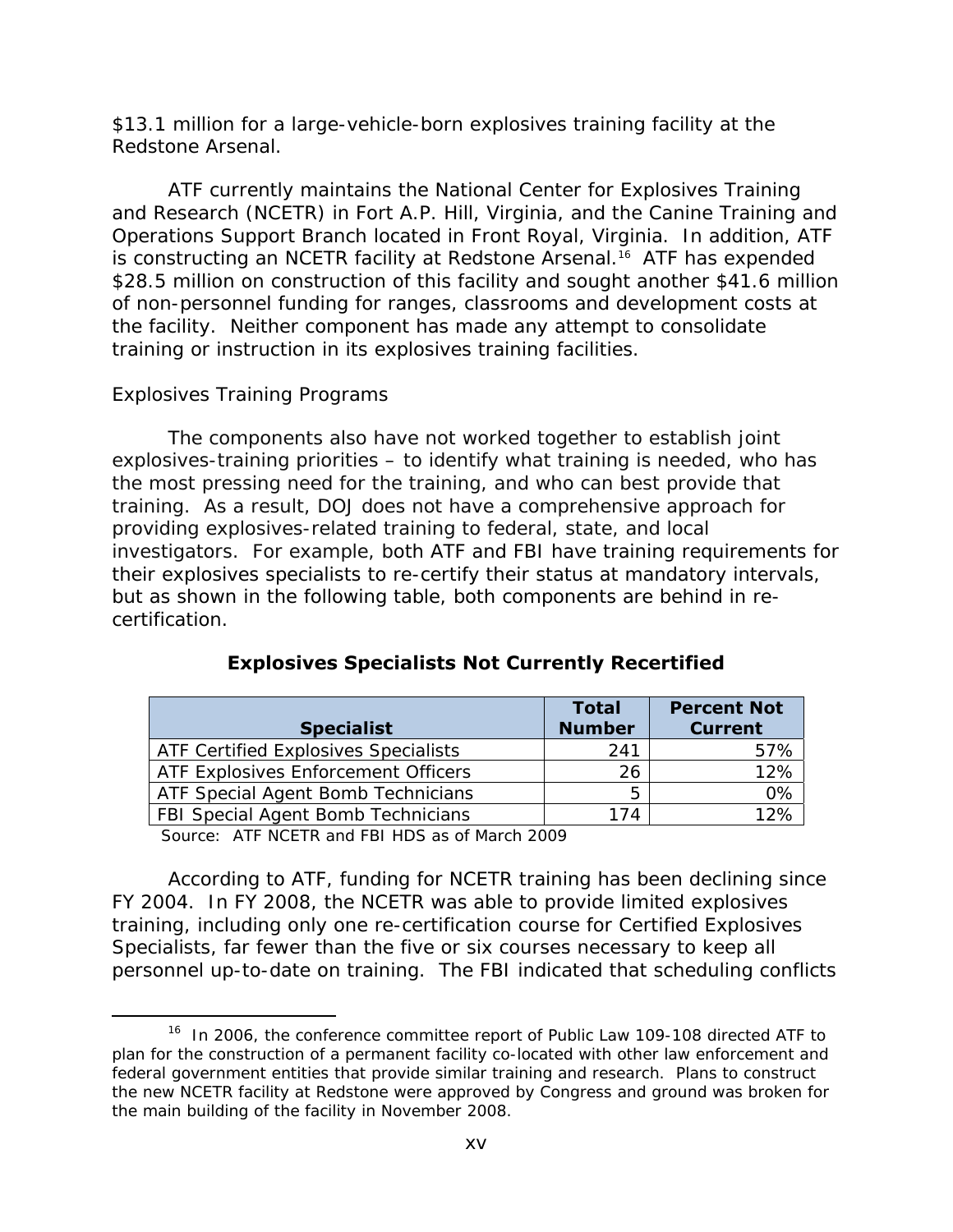$13.1 million for a large-vehicle-born explosives training facility at the Redstone Arsenal.

ATF currently maintains the National Center for Explosives Training and Research (NCETR) in Fort A.P. Hill, Virginia, and the Canine Training and Operations Support Branch located in Front Royal, Virginia. In addition, ATF is constructing an NCETR facility at Redstone Arsenal.[16] ATF has expended $28.5 million on construction of this facility and sought another $41.6 million of non-personnel funding for ranges, classrooms and development costs at the facility. Neither component has made any attempt to consolidate training or instruction in its explosives training facilities.

*Explosives Training Programs*

The components also have not worked together to establish joint explosives-training priorities – to identify what training is needed, who has the most pressing need for the training, and who can best provide that training. As a result, DOJ does not have a comprehensive approach for providing explosives-related training to federal, state, and local investigators. For example, both ATF and FBI have training requirements for their explosives specialists to re-certify their status at mandatory intervals, but as shown in the following table, both components are behind in re-certification.

**Explosives Specialists Not Currently Recertified**

| Specialist | Total Number | Percent Not Current |
|---|---|---|
| ATF Certified Explosives Specialists | 241 | 57% |
| ATF Explosives Enforcement Officers | 26 | 12% |
| ATF Special Agent Bomb Technicians | 5 | 0% |
| FBI Special Agent Bomb Technicians | 174 | 12% |

Source: ATF NCETR and FBI HDS as of March 2009

According to ATF, funding for NCETR training has been declining since FY 2004. In FY 2008, the NCETR was able to provide limited explosives training, including only one re-certification course for Certified Explosives Specialists, far fewer than the five or six courses necessary to keep all personnel up-to-date on training. The FBI indicated that scheduling conflicts

[16] In 2006, the conference committee report of Public Law 109-108 directed ATF to plan for the construction of a permanent facility co-located with other law enforcement and federal government entities that provide similar training and research. Plans to construct the new NCETR facility at Redstone were approved by Congress and ground was broken for the main building of the facility in November 2008.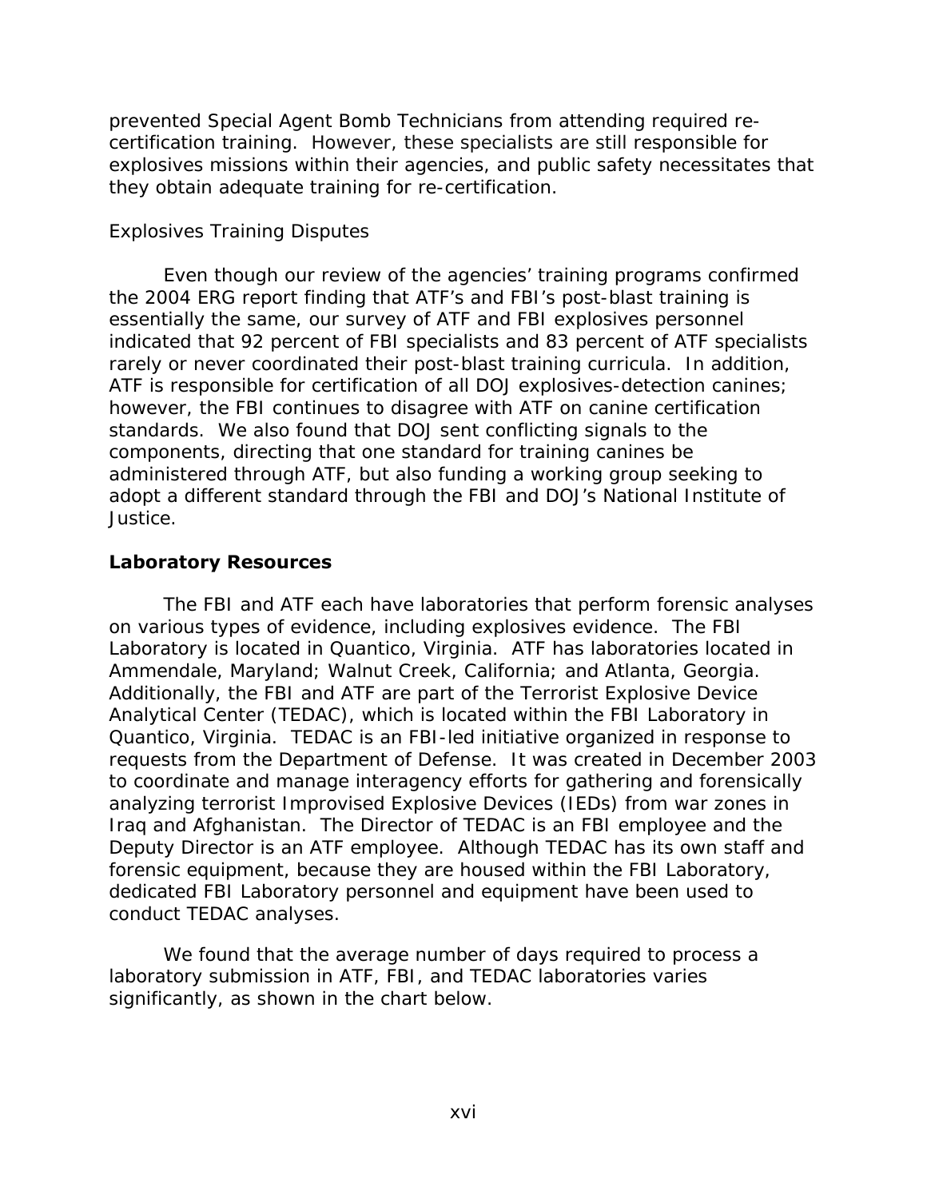prevented Special Agent Bomb Technicians from attending required re-certification training. However, these specialists are still responsible for explosives missions within their agencies, and public safety necessitates that they obtain adequate training for re-certification.

Explosives Training Disputes

Even though our review of the agencies' training programs confirmed the 2004 ERG report finding that ATF's and FBI's post-blast training is essentially the same, our survey of ATF and FBI explosives personnel indicated that 92 percent of FBI specialists and 83 percent of ATF specialists rarely or never coordinated their post-blast training curricula. In addition, ATF is responsible for certification of all DOJ explosives-detection canines; however, the FBI continues to disagree with ATF on canine certification standards. We also found that DOJ sent conflicting signals to the components, directing that one standard for training canines be administered through ATF, but also funding a working group seeking to adopt a different standard through the FBI and DOJ's National Institute of Justice.

## Laboratory Resources

The FBI and ATF each have laboratories that perform forensic analyses on various types of evidence, including explosives evidence. The FBI Laboratory is located in Quantico, Virginia. ATF has laboratories located in Ammendale, Maryland; Walnut Creek, California; and Atlanta, Georgia. Additionally, the FBI and ATF are part of the Terrorist Explosive Device Analytical Center (TEDAC), which is located within the FBI Laboratory in Quantico, Virginia. TEDAC is an FBI-led initiative organized in response to requests from the Department of Defense. It was created in December 2003 to coordinate and manage interagency efforts for gathering and forensically analyzing terrorist Improvised Explosive Devices (IEDs) from war zones in Iraq and Afghanistan. The Director of TEDAC is an FBI employee and the Deputy Director is an ATF employee. Although TEDAC has its own staff and forensic equipment, because they are housed within the FBI Laboratory, dedicated FBI Laboratory personnel and equipment have been used to conduct TEDAC analyses.

We found that the average number of days required to process a laboratory submission in ATF, FBI, and TEDAC laboratories varies significantly, as shown in the chart below.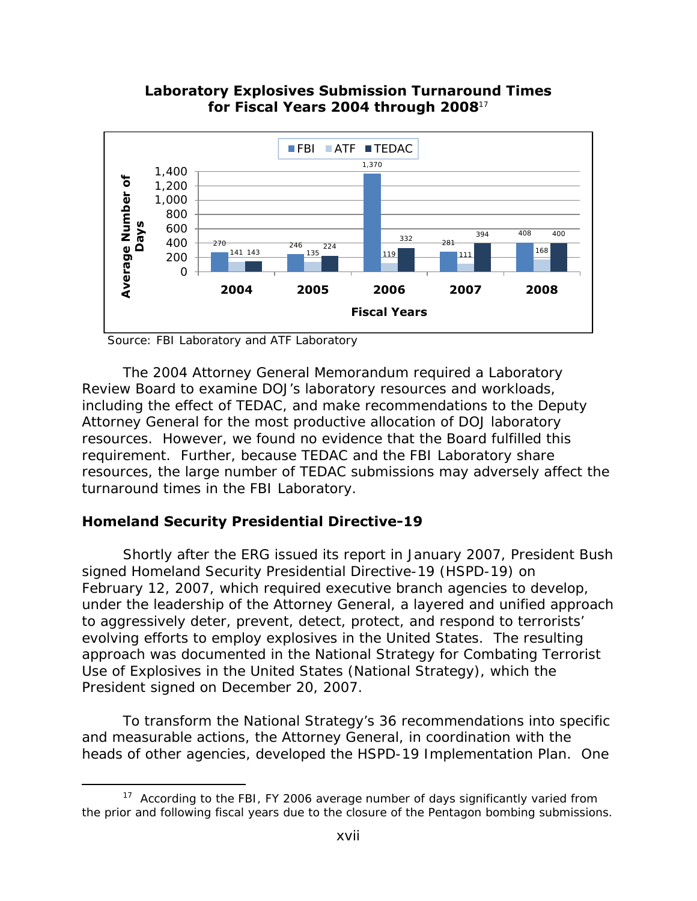**Laboratory Explosives Submission Turnaround Times for Fiscal Years 2004 through 2008**[17]

| Fiscal Years | FBI | ATF | TEDAC |
|---|---|---|---|
| 2004 | 270 | 141 | 143 |
| 2005 | 246 | 135 | 224 |
| 2006 | 1,370 | 119 | 332 |
| 2007 | 281 | 111 | 394 |
| 2008 | 408 | 168 | 400 |

Average Number of Days

Source: FBI Laboratory and ATF Laboratory

The 2004 Attorney General Memorandum required a Laboratory Review Board to examine DOJ's laboratory resources and workloads, including the effect of TEDAC, and make recommendations to the Deputy Attorney General for the most productive allocation of DOJ laboratory resources. However, we found no evidence that the Board fulfilled this requirement. Further, because TEDAC and the FBI Laboratory share resources, the large number of TEDAC submissions may adversely affect the turnaround times in the FBI Laboratory.

### Homeland Security Presidential Directive-19

Shortly after the ERG issued its report in January 2007, President Bush signed Homeland Security Presidential Directive-19 (HSPD-19) on February 12, 2007, which required executive branch agencies to develop, under the leadership of the Attorney General, a layered and unified approach to aggressively deter, prevent, detect, protect, and respond to terrorists' evolving efforts to employ explosives in the United States. The resulting approach was documented in the National Strategy for Combating Terrorist Use of Explosives in the United States (National Strategy), which the President signed on December 20, 2007.

To transform the National Strategy's 36 recommendations into specific and measurable actions, the Attorney General, in coordination with the heads of other agencies, developed the HSPD-19 Implementation Plan. One

---

[17] According to the FBI, FY 2006 average number of days significantly varied from the prior and following fiscal years due to the closure of the Pentagon bombing submissions.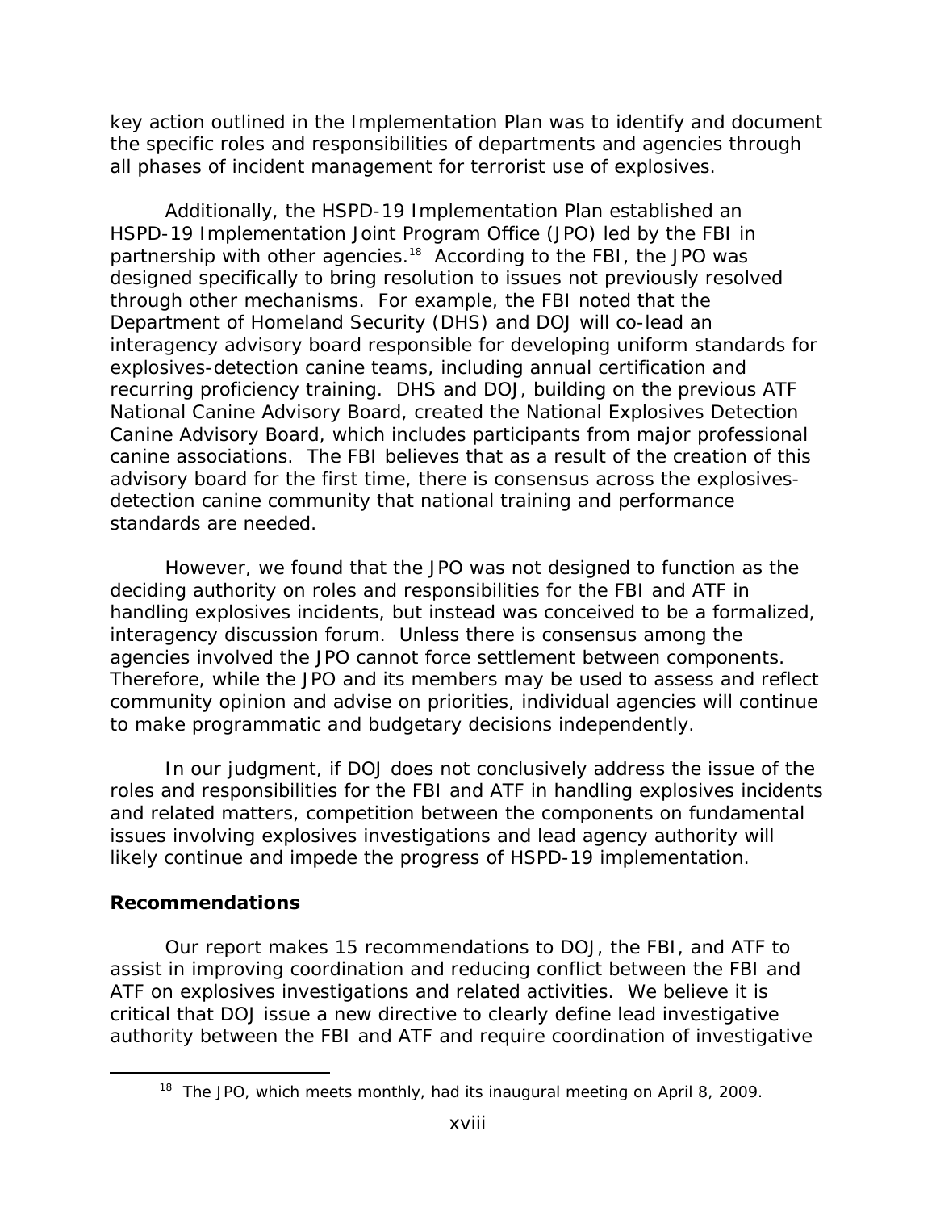key action outlined in the Implementation Plan was to identify and document the specific roles and responsibilities of departments and agencies through all phases of incident management for terrorist use of explosives.

Additionally, the HSPD-19 Implementation Plan established an HSPD-19 Implementation Joint Program Office (JPO) led by the FBI in partnership with other agencies.[18] According to the FBI, the JPO was designed specifically to bring resolution to issues not previously resolved through other mechanisms. For example, the FBI noted that the Department of Homeland Security (DHS) and DOJ will co-lead an interagency advisory board responsible for developing uniform standards for explosives-detection canine teams, including annual certification and recurring proficiency training. DHS and DOJ, building on the previous ATF National Canine Advisory Board, created the National Explosives Detection Canine Advisory Board, which includes participants from major professional canine associations. The FBI believes that as a result of the creation of this advisory board for the first time, there is consensus across the explosives-detection canine community that national training and performance standards are needed.

However, we found that the JPO was not designed to function as the deciding authority on roles and responsibilities for the FBI and ATF in handling explosives incidents, but instead was conceived to be a formalized, interagency discussion forum. Unless there is consensus among the agencies involved the JPO cannot force settlement between components. Therefore, while the JPO and its members may be used to assess and reflect community opinion and advise on priorities, individual agencies will continue to make programmatic and budgetary decisions independently.

In our judgment, if DOJ does not conclusively address the issue of the roles and responsibilities for the FBI and ATF in handling explosives incidents and related matters, competition between the components on fundamental issues involving explosives investigations and lead agency authority will likely continue and impede the progress of HSPD-19 implementation.

**Recommendations**

Our report makes 15 recommendations to DOJ, the FBI, and ATF to assist in improving coordination and reducing conflict between the FBI and ATF on explosives investigations and related activities. We believe it is critical that DOJ issue a new directive to clearly define lead investigative authority between the FBI and ATF and require coordination of investigative

[18] The JPO, which meets monthly, had its inaugural meeting on April 8, 2009.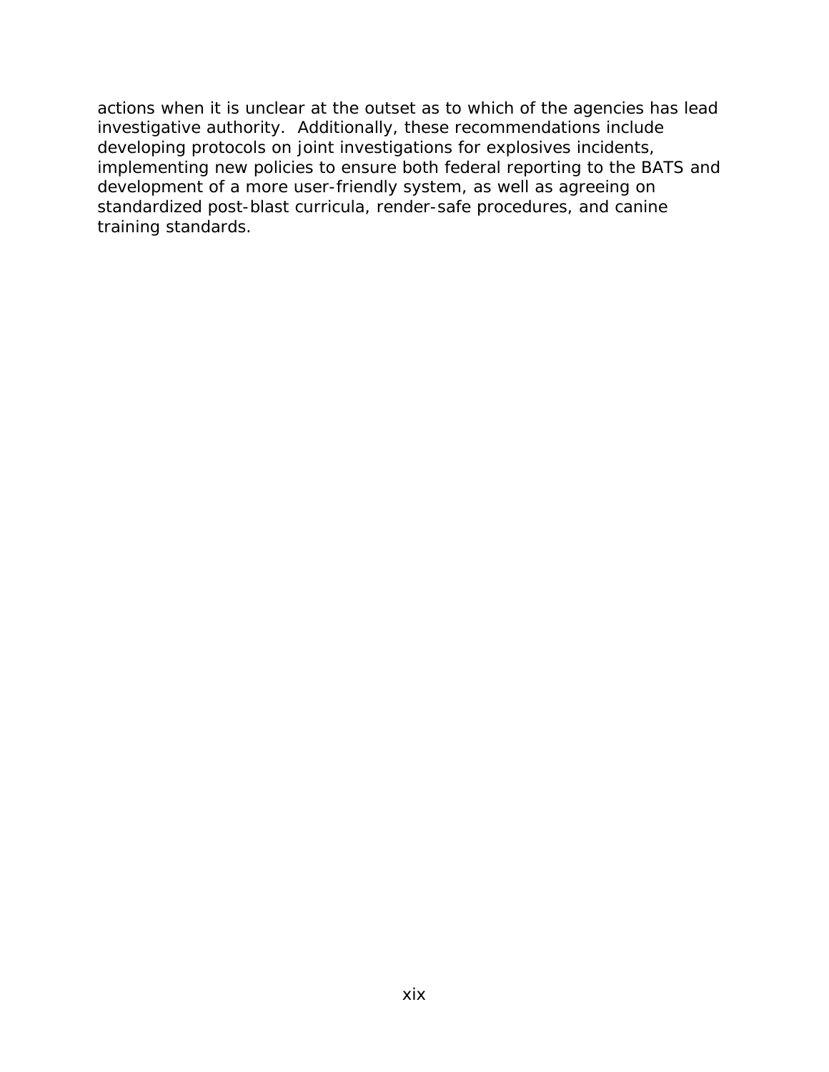actions when it is unclear at the outset as to which of the agencies has lead investigative authority. Additionally, these recommendations include developing protocols on joint investigations for explosives incidents, implementing new policies to ensure both federal reporting to the BATS and development of a more user-friendly system, as well as agreeing on standardized post-blast curricula, render-safe procedures, and canine training standards.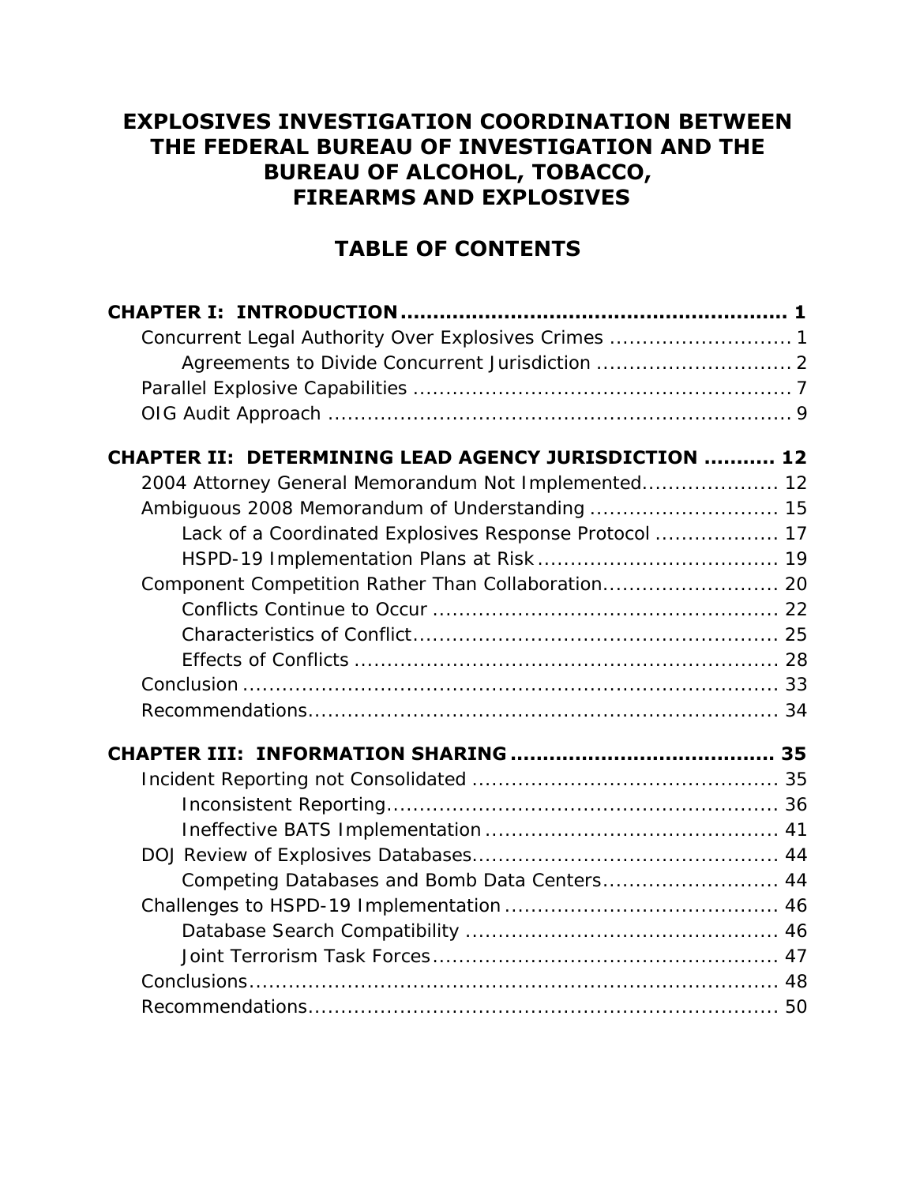# EXPLOSIVES INVESTIGATION COORDINATION BETWEEN THE FEDERAL BUREAU OF INVESTIGATION AND THE BUREAU OF ALCOHOL, TOBACCO, FIREARMS AND EXPLOSIVES

## TABLE OF CONTENTS

**CHAPTER I: INTRODUCTION ........................................................ 1**

- Concurrent Legal Authority Over Explosives Crimes ........................... 1
  - Agreements to Divide Concurrent Jurisdiction ............................. 2
- Parallel Explosive Capabilities ......................................................... 7
- OIG Audit Approach ...................................................................... 9

**CHAPTER II: DETERMINING LEAD AGENCY JURISDICTION .......... 12**

- 2004 Attorney General Memorandum Not Implemented.................... 12
- Ambiguous 2008 Memorandum of Understanding ............................ 15
  - Lack of a Coordinated Explosives Response Protocol .................. 17
  - HSPD-19 Implementation Plans at Risk .................................... 19
- Component Competition Rather Than Collaboration.......................... 20
  - Conflicts Continue to Occur .................................................... 22
  - Characteristics of Conflict....................................................... 25
  - Effects of Conflicts ................................................................ 28
- Conclusion ................................................................................. 33
- Recommendations...................................................................... 34

**CHAPTER III: INFORMATION SHARING ....................................... 35**

- Incident Reporting not Consolidated .............................................. 35
  - Inconsistent Reporting........................................................... 36
  - Ineffective BATS Implementation ............................................ 41
- DOJ Review of Explosives Databases.............................................. 44
  - Competing Databases and Bomb Data Centers.......................... 44
- Challenges to HSPD-19 Implementation .......................................... 46
  - Database Search Compatibility ............................................... 46
  - Joint Terrorism Task Forces.................................................... 47
- Conclusions................................................................................ 48
- Recommendations...................................................................... 50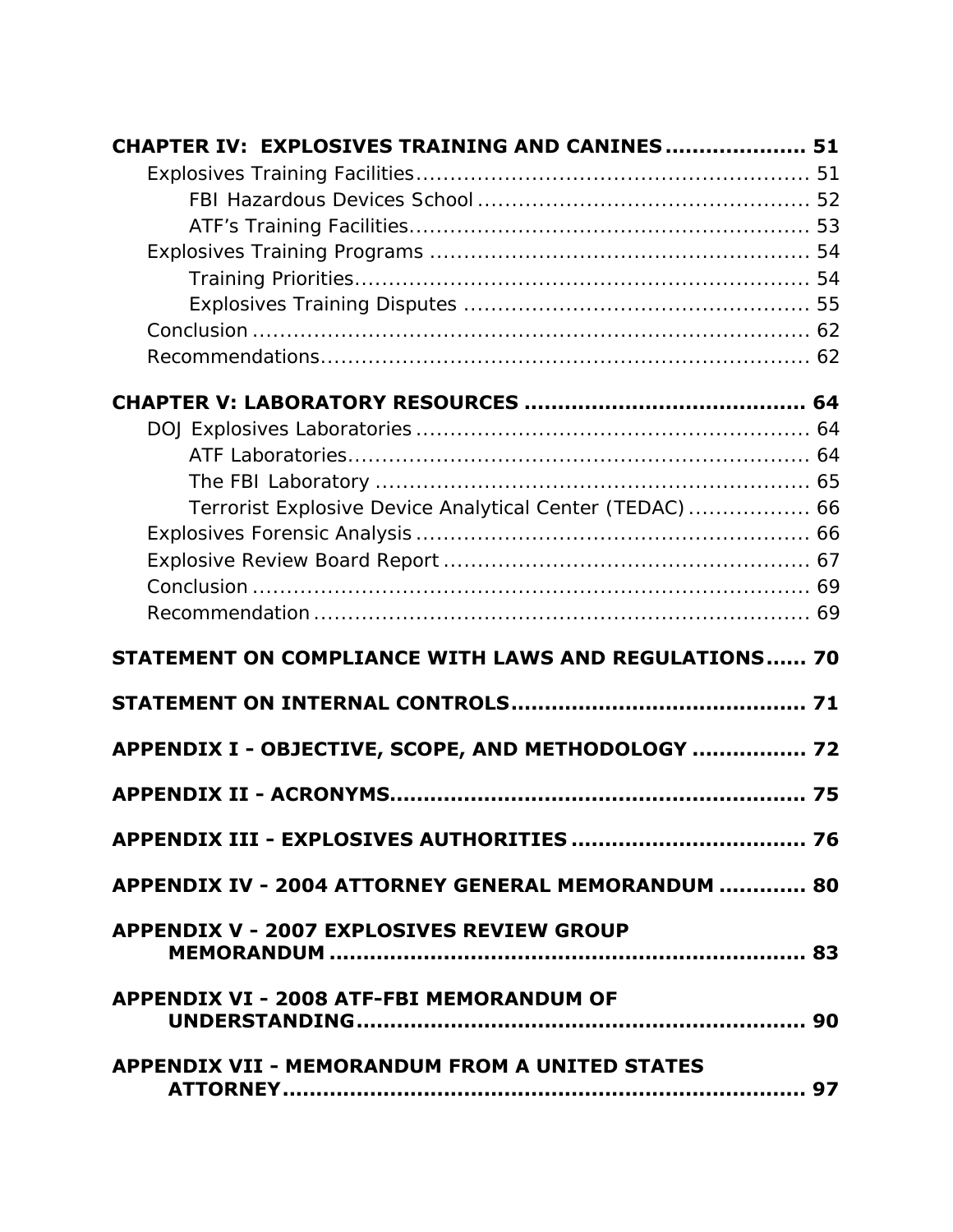**CHAPTER IV: EXPLOSIVES TRAINING AND CANINES .................... 51**

- Explosives Training Facilities ......................................................... 51
  - FBI Hazardous Devices School ................................................ 52
  - ATF's Training Facilities .......................................................... 53
- Explosives Training Programs ....................................................... 54
  - Training Priorities .................................................................. 54
  - Explosives Training Disputes .................................................. 55
- Conclusion ................................................................................... 62
- Recommendations ........................................................................ 62

**CHAPTER V: LABORATORY RESOURCES ........................................ 64**

- DOJ Explosives Laboratories .......................................................... 64
  - ATF Laboratories ..................................................................... 64
  - The FBI Laboratory .................................................................. 65
  - Terrorist Explosive Device Analytical Center (TEDAC) ................. 66
- Explosives Forensic Analysis ......................................................... 66
- Explosive Review Board Report ...................................................... 67
- Conclusion ................................................................................... 69
- Recommendation .......................................................................... 69

**STATEMENT ON COMPLIANCE WITH LAWS AND REGULATIONS ...... 70**

**STATEMENT ON INTERNAL CONTROLS ........................................... 71**

**APPENDIX I - OBJECTIVE, SCOPE, AND METHODOLOGY ................ 72**

**APPENDIX II - ACRONYMS ............................................................ 75**

**APPENDIX III - EXPLOSIVES AUTHORITIES .................................. 76**

**APPENDIX IV - 2004 ATTORNEY GENERAL MEMORANDUM ............ 80**

**APPENDIX V - 2007 EXPLOSIVES REVIEW GROUP MEMORANDUM ....................................................................... 83**

**APPENDIX VI - 2008 ATF-FBI MEMORANDUM OF UNDERSTANDING .................................................................. 90**

**APPENDIX VII - MEMORANDUM FROM A UNITED STATES ATTORNEY ............................................................................. 97**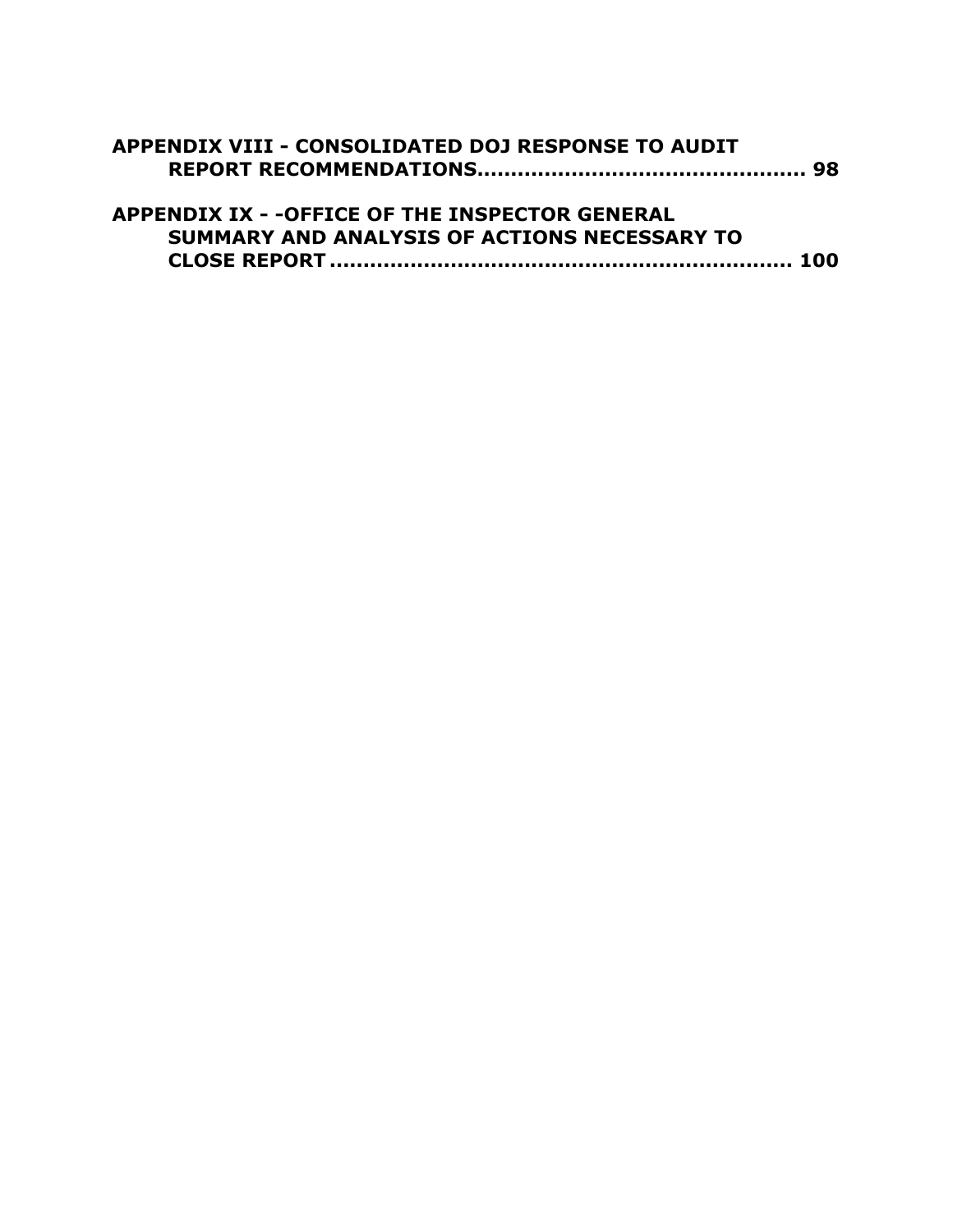**APPENDIX VIII - CONSOLIDATED DOJ RESPONSE TO AUDIT REPORT RECOMMENDATIONS................................................ 98**

**APPENDIX IX - -OFFICE OF THE INSPECTOR GENERAL SUMMARY AND ANALYSIS OF ACTIONS NECESSARY TO CLOSE REPORT .................................................................... 100**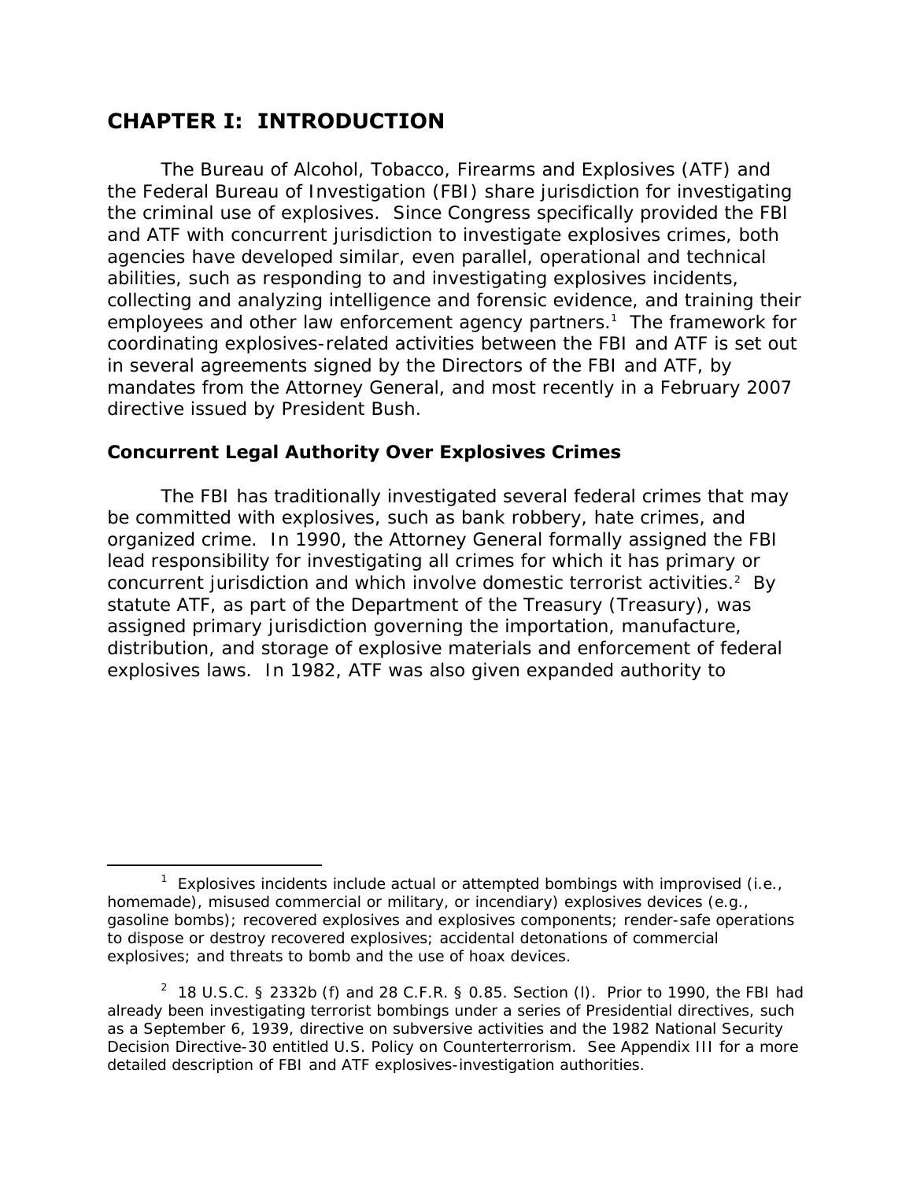# CHAPTER I: INTRODUCTION

The Bureau of Alcohol, Tobacco, Firearms and Explosives (ATF) and the Federal Bureau of Investigation (FBI) share jurisdiction for investigating the criminal use of explosives. Since Congress specifically provided the FBI and ATF with concurrent jurisdiction to investigate explosives crimes, both agencies have developed similar, even parallel, operational and technical abilities, such as responding to and investigating explosives incidents, collecting and analyzing intelligence and forensic evidence, and training their employees and other law enforcement agency partners.[1] The framework for coordinating explosives-related activities between the FBI and ATF is set out in several agreements signed by the Directors of the FBI and ATF, by mandates from the Attorney General, and most recently in a February 2007 directive issued by President Bush.

## Concurrent Legal Authority Over Explosives Crimes

The FBI has traditionally investigated several federal crimes that may be committed with explosives, such as bank robbery, hate crimes, and organized crime. In 1990, the Attorney General formally assigned the FBI lead responsibility for investigating all crimes for which it has primary or concurrent jurisdiction and which involve domestic terrorist activities.[2] By statute ATF, as part of the Department of the Treasury (Treasury), was assigned primary jurisdiction governing the importation, manufacture, distribution, and storage of explosive materials and enforcement of federal explosives laws. In 1982, ATF was also given expanded authority to

---

[1] Explosives incidents include actual or attempted bombings with improvised (i.e., homemade), misused commercial or military, or incendiary) explosives devices (e.g., gasoline bombs); recovered explosives and explosives components; render-safe operations to dispose or destroy recovered explosives; accidental detonations of commercial explosives; and threats to bomb and the use of hoax devices.

[2] 18 U.S.C. § 2332b (f) and 28 C.F.R. § 0.85. Section (l). Prior to 1990, the FBI had already been investigating terrorist bombings under a series of Presidential directives, such as a September 6, 1939, directive on subversive activities and the 1982 National Security Decision Directive-30 entitled U.S. Policy on Counterterrorism. See Appendix III for a more detailed description of FBI and ATF explosives-investigation authorities.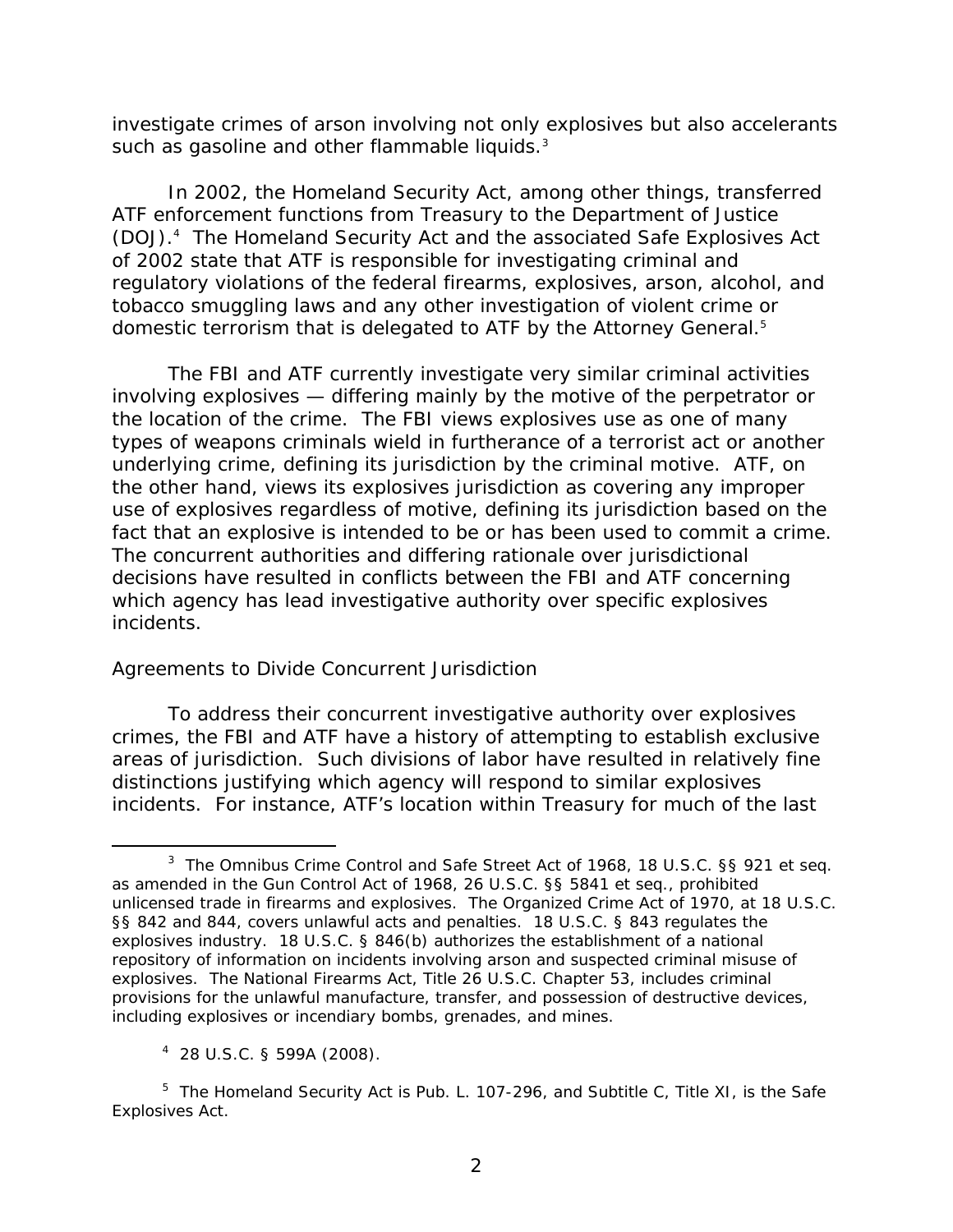investigate crimes of arson involving not only explosives but also accelerants such as gasoline and other flammable liquids.[3]

In 2002, the Homeland Security Act, among other things, transferred ATF enforcement functions from Treasury to the Department of Justice (DOJ).[4] The Homeland Security Act and the associated Safe Explosives Act of 2002 state that ATF is responsible for investigating criminal and regulatory violations of the federal firearms, explosives, arson, alcohol, and tobacco smuggling laws and any other investigation of violent crime or domestic terrorism that is delegated to ATF by the Attorney General.[5]

The FBI and ATF currently investigate very similar criminal activities involving explosives — differing mainly by the motive of the perpetrator or the location of the crime. The FBI views explosives use as one of many types of weapons criminals wield in furtherance of a terrorist act or another underlying crime, defining its jurisdiction by the criminal motive. ATF, on the other hand, views its explosives jurisdiction as covering any improper use of explosives regardless of motive, defining its jurisdiction based on the fact that an explosive is intended to be or has been used to commit a crime. The concurrent authorities and differing rationale over jurisdictional decisions have resulted in conflicts between the FBI and ATF concerning which agency has lead investigative authority over specific explosives incidents.

*Agreements to Divide Concurrent Jurisdiction*

To address their concurrent investigative authority over explosives crimes, the FBI and ATF have a history of attempting to establish exclusive areas of jurisdiction. Such divisions of labor have resulted in relatively fine distinctions justifying which agency will respond to similar explosives incidents. For instance, ATF's location within Treasury for much of the last

---

[3] The Omnibus Crime Control and Safe Street Act of 1968, 18 U.S.C. §§ 921 et seq. as amended in the Gun Control Act of 1968, 26 U.S.C. §§ 5841 et seq., prohibited unlicensed trade in firearms and explosives. The Organized Crime Act of 1970, at 18 U.S.C. §§ 842 and 844, covers unlawful acts and penalties. 18 U.S.C. § 843 regulates the explosives industry. 18 U.S.C. § 846(b) authorizes the establishment of a national repository of information on incidents involving arson and suspected criminal misuse of explosives. The National Firearms Act, Title 26 U.S.C. Chapter 53, includes criminal provisions for the unlawful manufacture, transfer, and possession of destructive devices, including explosives or incendiary bombs, grenades, and mines.

[4] 28 U.S.C. § 599A (2008).

[5] The Homeland Security Act is Pub. L. 107-296, and Subtitle C, Title XI, is the Safe Explosives Act.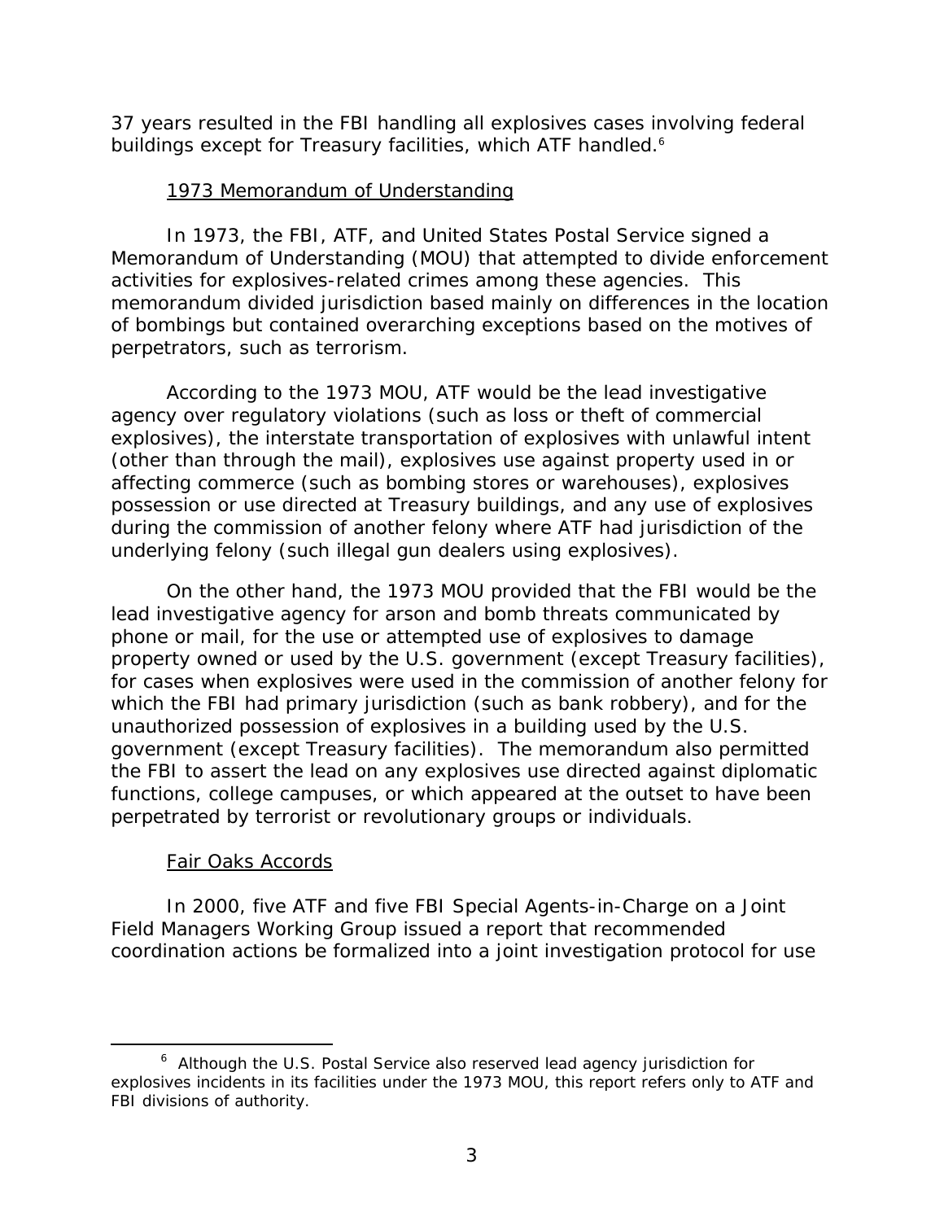37 years resulted in the FBI handling all explosives cases involving federal buildings except for Treasury facilities, which ATF handled.[6]

### 1973 Memorandum of Understanding

In 1973, the FBI, ATF, and United States Postal Service signed a Memorandum of Understanding (MOU) that attempted to divide enforcement activities for explosives-related crimes among these agencies. This memorandum divided jurisdiction based mainly on differences in the location of bombings but contained overarching exceptions based on the motives of perpetrators, such as terrorism.

According to the 1973 MOU, ATF would be the lead investigative agency over regulatory violations (such as loss or theft of commercial explosives), the interstate transportation of explosives with unlawful intent (other than through the mail), explosives use against property used in or affecting commerce (such as bombing stores or warehouses), explosives possession or use directed at Treasury buildings, and any use of explosives during the commission of another felony where ATF had jurisdiction of the underlying felony (such illegal gun dealers using explosives).

On the other hand, the 1973 MOU provided that the FBI would be the lead investigative agency for arson and bomb threats communicated by phone or mail, for the use or attempted use of explosives to damage property owned or used by the U.S. government (except Treasury facilities), for cases when explosives were used in the commission of another felony for which the FBI had primary jurisdiction (such as bank robbery), and for the unauthorized possession of explosives in a building used by the U.S. government (except Treasury facilities). The memorandum also permitted the FBI to assert the lead on any explosives use directed against diplomatic functions, college campuses, or which appeared at the outset to have been perpetrated by terrorist or revolutionary groups or individuals.

### Fair Oaks Accords

In 2000, five ATF and five FBI Special Agents-in-Charge on a Joint Field Managers Working Group issued a report that recommended coordination actions be formalized into a joint investigation protocol for use

---

[6] Although the U.S. Postal Service also reserved lead agency jurisdiction for explosives incidents in its facilities under the 1973 MOU, this report refers only to ATF and FBI divisions of authority.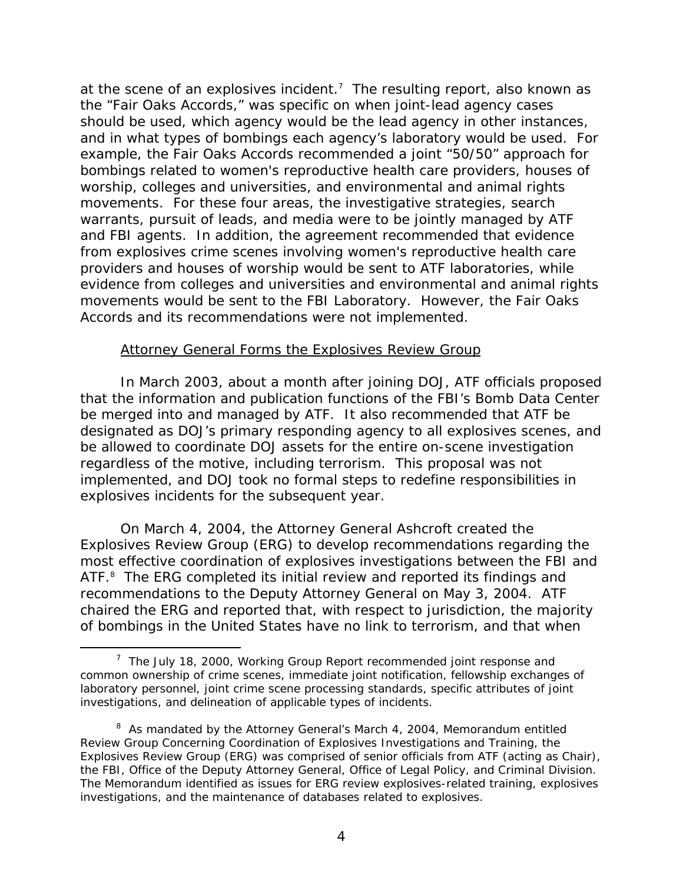at the scene of an explosives incident.[7] The resulting report, also known as the "Fair Oaks Accords," was specific on when joint-lead agency cases should be used, which agency would be the lead agency in other instances, and in what types of bombings each agency's laboratory would be used. For example, the Fair Oaks Accords recommended a joint "50/50" approach for bombings related to women's reproductive health care providers, houses of worship, colleges and universities, and environmental and animal rights movements. For these four areas, the investigative strategies, search warrants, pursuit of leads, and media were to be jointly managed by ATF and FBI agents. In addition, the agreement recommended that evidence from explosives crime scenes involving women's reproductive health care providers and houses of worship would be sent to ATF laboratories, while evidence from colleges and universities and environmental and animal rights movements would be sent to the FBI Laboratory. However, the Fair Oaks Accords and its recommendations were not implemented.

Attorney General Forms the Explosives Review Group

In March 2003, about a month after joining DOJ, ATF officials proposed that the information and publication functions of the FBI's Bomb Data Center be merged into and managed by ATF. It also recommended that ATF be designated as DOJ's primary responding agency to all explosives scenes, and be allowed to coordinate DOJ assets for the entire on-scene investigation regardless of the motive, including terrorism. This proposal was not implemented, and DOJ took no formal steps to redefine responsibilities in explosives incidents for the subsequent year.

On March 4, 2004, the Attorney General Ashcroft created the Explosives Review Group (ERG) to develop recommendations regarding the most effective coordination of explosives investigations between the FBI and ATF.[8] The ERG completed its initial review and reported its findings and recommendations to the Deputy Attorney General on May 3, 2004. ATF chaired the ERG and reported that, with respect to jurisdiction, the majority of bombings in the United States have no link to terrorism, and that when

---

[7] The July 18, 2000, Working Group Report recommended joint response and common ownership of crime scenes, immediate joint notification, fellowship exchanges of laboratory personnel, joint crime scene processing standards, specific attributes of joint investigations, and delineation of applicable types of incidents.

[8] As mandated by the Attorney General's March 4, 2004, Memorandum entitled Review Group Concerning Coordination of Explosives Investigations and Training, the Explosives Review Group (ERG) was comprised of senior officials from ATF (acting as Chair), the FBI, Office of the Deputy Attorney General, Office of Legal Policy, and Criminal Division. The Memorandum identified as issues for ERG review explosives-related training, explosives investigations, and the maintenance of databases related to explosives.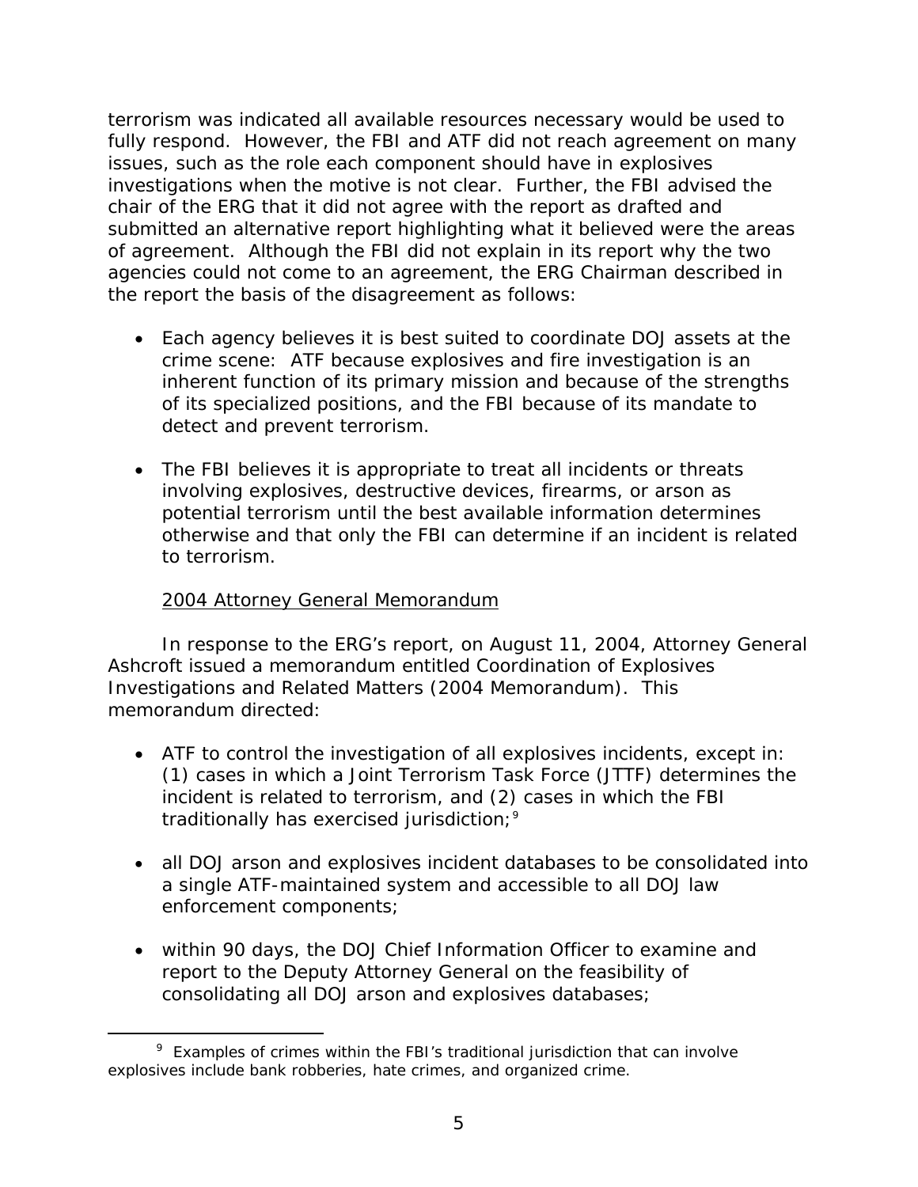terrorism was indicated all available resources necessary would be used to fully respond. However, the FBI and ATF did not reach agreement on many issues, such as the role each component should have in explosives investigations when the motive is not clear. Further, the FBI advised the chair of the ERG that it did not agree with the report as drafted and submitted an alternative report highlighting what it believed were the areas of agreement. Although the FBI did not explain in its report why the two agencies could not come to an agreement, the ERG Chairman described in the report the basis of the disagreement as follows:

- Each agency believes it is best suited to coordinate DOJ assets at the crime scene: ATF because explosives and fire investigation is an inherent function of its primary mission and because of the strengths of its specialized positions, and the FBI because of its mandate to detect and prevent terrorism.

- The FBI believes it is appropriate to treat all incidents or threats involving explosives, destructive devices, firearms, or arson as potential terrorism until the best available information determines otherwise and that only the FBI can determine if an incident is related to terrorism.

2004 Attorney General Memorandum

In response to the ERG's report, on August 11, 2004, Attorney General Ashcroft issued a memorandum entitled Coordination of Explosives Investigations and Related Matters (2004 Memorandum). This memorandum directed:

- ATF to control the investigation of all explosives incidents, except in: (1) cases in which a Joint Terrorism Task Force (JTTF) determines the incident is related to terrorism, and (2) cases in which the FBI traditionally has exercised jurisdiction;[9]

- all DOJ arson and explosives incident databases to be consolidated into a single ATF-maintained system and accessible to all DOJ law enforcement components;

- within 90 days, the DOJ Chief Information Officer to examine and report to the Deputy Attorney General on the feasibility of consolidating all DOJ arson and explosives databases;

[9] Examples of crimes within the FBI's traditional jurisdiction that can involve explosives include bank robberies, hate crimes, and organized crime.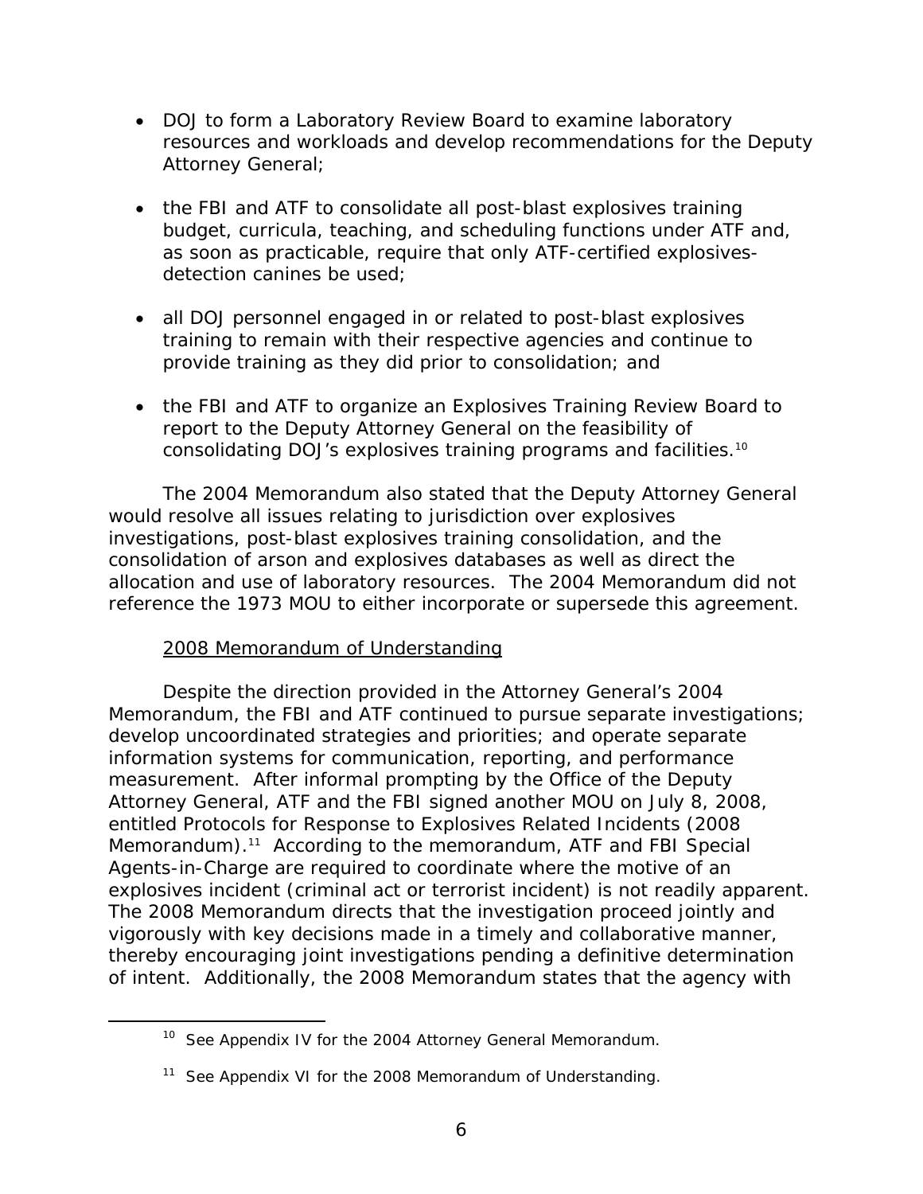- DOJ to form a Laboratory Review Board to examine laboratory resources and workloads and develop recommendations for the Deputy Attorney General;

- the FBI and ATF to consolidate all post-blast explosives training budget, curricula, teaching, and scheduling functions under ATF and, as soon as practicable, require that only ATF-certified explosives-detection canines be used;

- all DOJ personnel engaged in or related to post-blast explosives training to remain with their respective agencies and continue to provide training as they did prior to consolidation; and

- the FBI and ATF to organize an Explosives Training Review Board to report to the Deputy Attorney General on the feasibility of consolidating DOJ's explosives training programs and facilities.[10]

The 2004 Memorandum also stated that the Deputy Attorney General would resolve all issues relating to jurisdiction over explosives investigations, post-blast explosives training consolidation, and the consolidation of arson and explosives databases as well as direct the allocation and use of laboratory resources. The 2004 Memorandum did not reference the 1973 MOU to either incorporate or supersede this agreement.

<u>2008 Memorandum of Understanding</u>

Despite the direction provided in the Attorney General's 2004 Memorandum, the FBI and ATF continued to pursue separate investigations; develop uncoordinated strategies and priorities; and operate separate information systems for communication, reporting, and performance measurement. After informal prompting by the Office of the Deputy Attorney General, ATF and the FBI signed another MOU on July 8, 2008, entitled Protocols for Response to Explosives Related Incidents (2008 Memorandum).[11] According to the memorandum, ATF and FBI Special Agents-in-Charge are required to coordinate where the motive of an explosives incident (criminal act or terrorist incident) is not readily apparent. The 2008 Memorandum directs that the investigation proceed jointly and vigorously with key decisions made in a timely and collaborative manner, thereby encouraging joint investigations pending a definitive determination of intent. Additionally, the 2008 Memorandum states that the agency with

[10] See Appendix IV for the 2004 Attorney General Memorandum.

[11] See Appendix VI for the 2008 Memorandum of Understanding.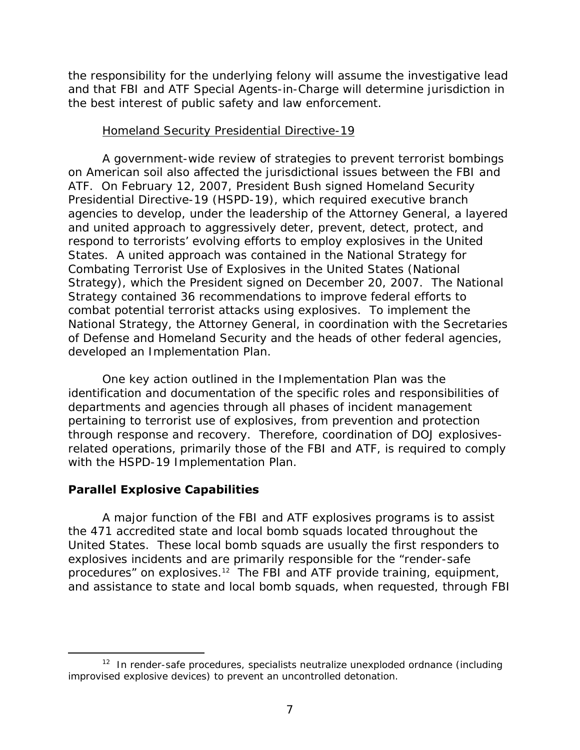the responsibility for the underlying felony will assume the investigative lead and that FBI and ATF Special Agents-in-Charge will determine jurisdiction in the best interest of public safety and law enforcement.

Homeland Security Presidential Directive-19

A government-wide review of strategies to prevent terrorist bombings on American soil also affected the jurisdictional issues between the FBI and ATF. On February 12, 2007, President Bush signed Homeland Security Presidential Directive-19 (HSPD-19), which required executive branch agencies to develop, under the leadership of the Attorney General, a layered and united approach to aggressively deter, prevent, detect, protect, and respond to terrorists' evolving efforts to employ explosives in the United States. A united approach was contained in the National Strategy for Combating Terrorist Use of Explosives in the United States (National Strategy), which the President signed on December 20, 2007. The National Strategy contained 36 recommendations to improve federal efforts to combat potential terrorist attacks using explosives. To implement the National Strategy, the Attorney General, in coordination with the Secretaries of Defense and Homeland Security and the heads of other federal agencies, developed an Implementation Plan.

One key action outlined in the Implementation Plan was the identification and documentation of the specific roles and responsibilities of departments and agencies through all phases of incident management pertaining to terrorist use of explosives, from prevention and protection through response and recovery. Therefore, coordination of DOJ explosives-related operations, primarily those of the FBI and ATF, is required to comply with the HSPD-19 Implementation Plan.

## Parallel Explosive Capabilities

A major function of the FBI and ATF explosives programs is to assist the 471 accredited state and local bomb squads located throughout the United States. These local bomb squads are usually the first responders to explosives incidents and are primarily responsible for the "render-safe procedures" on explosives.[12] The FBI and ATF provide training, equipment, and assistance to state and local bomb squads, when requested, through FBI

[12] In render-safe procedures, specialists neutralize unexploded ordnance (including improvised explosive devices) to prevent an uncontrolled detonation.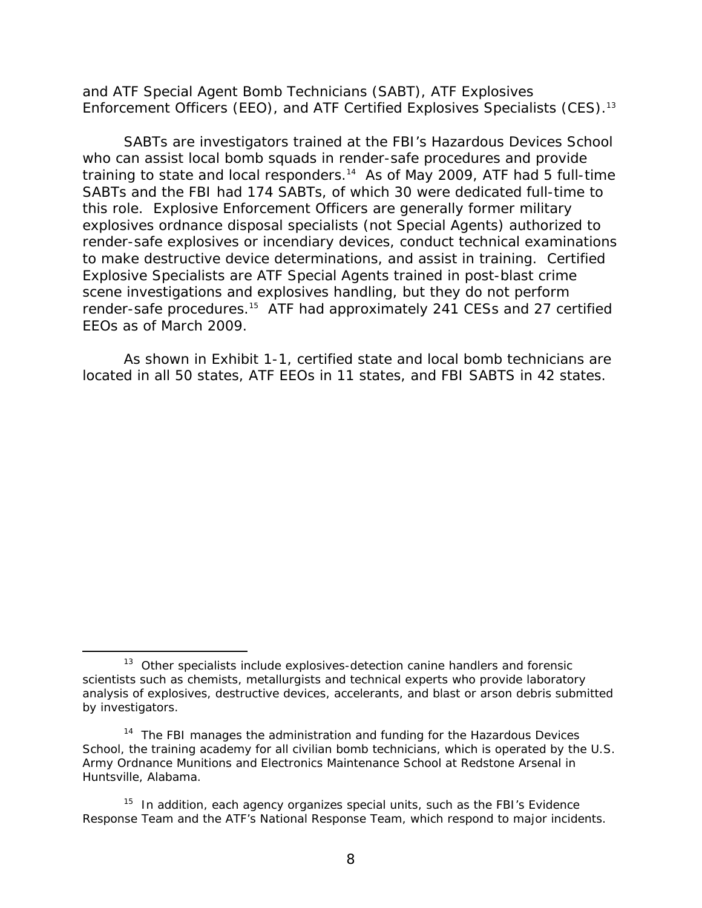and ATF Special Agent Bomb Technicians (SABT), ATF Explosives Enforcement Officers (EEO), and ATF Certified Explosives Specialists (CES).[13]

SABTs are investigators trained at the FBI's Hazardous Devices School who can assist local bomb squads in render-safe procedures and provide training to state and local responders.[14] As of May 2009, ATF had 5 full-time SABTs and the FBI had 174 SABTs, of which 30 were dedicated full-time to this role. Explosive Enforcement Officers are generally former military explosives ordnance disposal specialists (not Special Agents) authorized to render-safe explosives or incendiary devices, conduct technical examinations to make destructive device determinations, and assist in training. Certified Explosive Specialists are ATF Special Agents trained in post-blast crime scene investigations and explosives handling, but they do not perform render-safe procedures.[15] ATF had approximately 241 CESs and 27 certified EEOs as of March 2009.

As shown in Exhibit 1-1, certified state and local bomb technicians are located in all 50 states, ATF EEOs in 11 states, and FBI SABTS in 42 states.

---

[13] Other specialists include explosives-detection canine handlers and forensic scientists such as chemists, metallurgists and technical experts who provide laboratory analysis of explosives, destructive devices, accelerants, and blast or arson debris submitted by investigators.

[14] The FBI manages the administration and funding for the Hazardous Devices School, the training academy for all civilian bomb technicians, which is operated by the U.S. Army Ordnance Munitions and Electronics Maintenance School at Redstone Arsenal in Huntsville, Alabama.

[15] In addition, each agency organizes special units, such as the FBI's Evidence Response Team and the ATF's National Response Team, which respond to major incidents.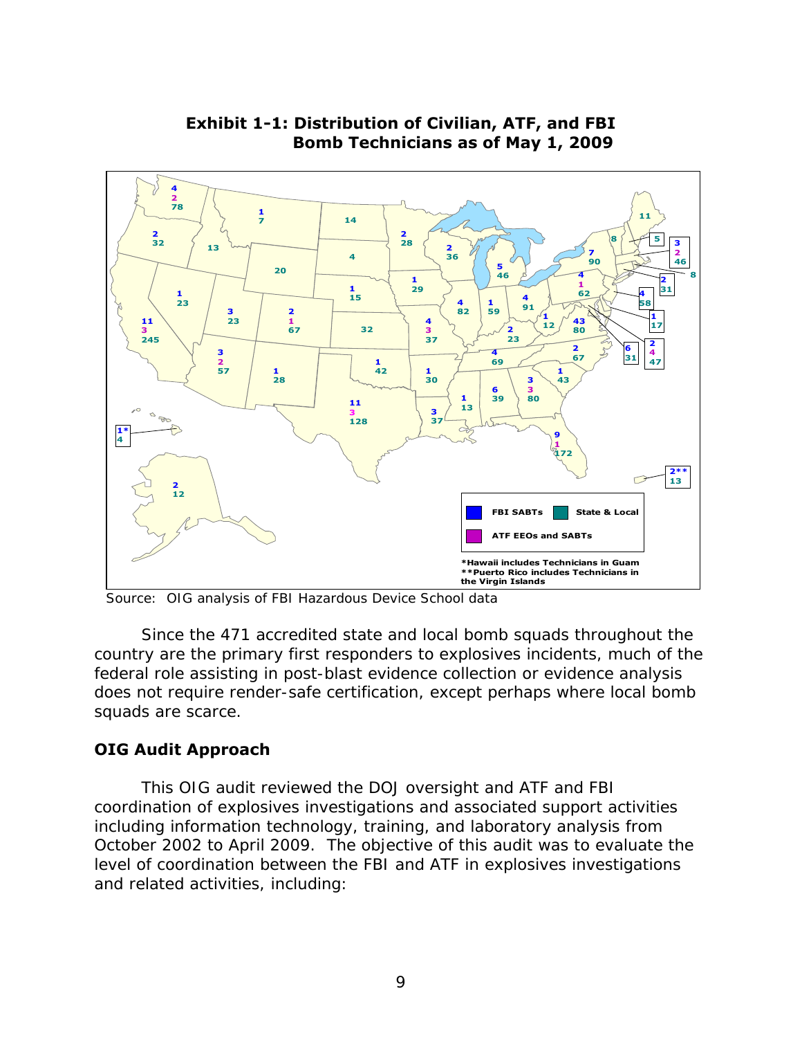**Exhibit 1-1: Distribution of Civilian, ATF, and FBI Bomb Technicians as of May 1, 2009**

Source: OIG analysis of FBI Hazardous Device School data

Since the 471 accredited state and local bomb squads throughout the country are the primary first responders to explosives incidents, much of the federal role assisting in post-blast evidence collection or evidence analysis does not require render-safe certification, except perhaps where local bomb squads are scarce.

## OIG Audit Approach

This OIG audit reviewed the DOJ oversight and ATF and FBI coordination of explosives investigations and associated support activities including information technology, training, and laboratory analysis from October 2002 to April 2009. The objective of this audit was to evaluate the level of coordination between the FBI and ATF in explosives investigations and related activities, including: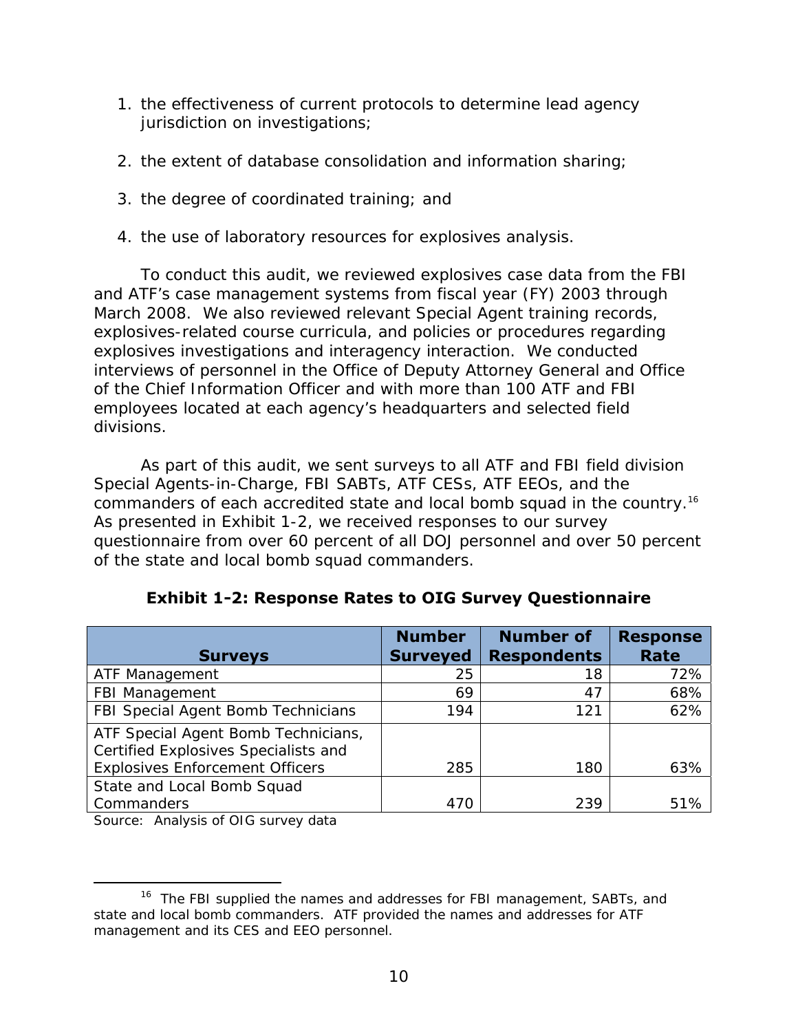1. the effectiveness of current protocols to determine lead agency jurisdiction on investigations;

2. the extent of database consolidation and information sharing;

3. the degree of coordinated training; and

4. the use of laboratory resources for explosives analysis.

To conduct this audit, we reviewed explosives case data from the FBI and ATF's case management systems from fiscal year (FY) 2003 through March 2008. We also reviewed relevant Special Agent training records, explosives-related course curricula, and policies or procedures regarding explosives investigations and interagency interaction. We conducted interviews of personnel in the Office of Deputy Attorney General and Office of the Chief Information Officer and with more than 100 ATF and FBI employees located at each agency's headquarters and selected field divisions.

As part of this audit, we sent surveys to all ATF and FBI field division Special Agents-in-Charge, FBI SABTs, ATF CESs, ATF EEOs, and the commanders of each accredited state and local bomb squad in the country.[16] As presented in Exhibit 1-2, we received responses to our survey questionnaire from over 60 percent of all DOJ personnel and over 50 percent of the state and local bomb squad commanders.

**Exhibit 1-2: Response Rates to OIG Survey Questionnaire**

| Surveys | Number Surveyed | Number of Respondents | Response Rate |
|---|---|---|---|
| ATF Management | 25 | 18 | 72% |
| FBI Management | 69 | 47 | 68% |
| FBI Special Agent Bomb Technicians | 194 | 121 | 62% |
| ATF Special Agent Bomb Technicians, Certified Explosives Specialists and Explosives Enforcement Officers | 285 | 180 | 63% |
| State and Local Bomb Squad Commanders | 470 | 239 | 51% |

Source: Analysis of OIG survey data

[16] The FBI supplied the names and addresses for FBI management, SABTs, and state and local bomb commanders. ATF provided the names and addresses for ATF management and its CES and EEO personnel.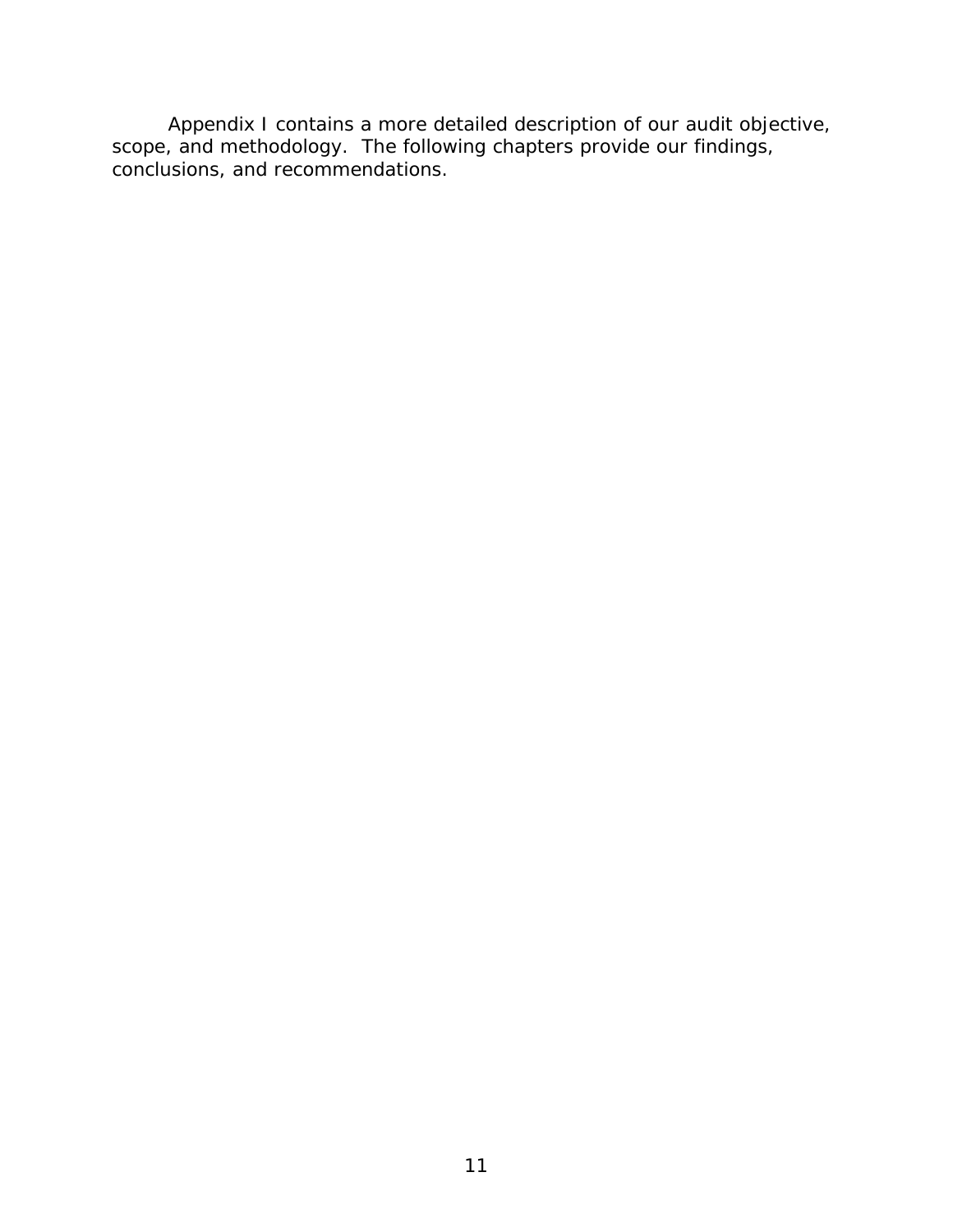Appendix I contains a more detailed description of our audit objective, scope, and methodology. The following chapters provide our findings, conclusions, and recommendations.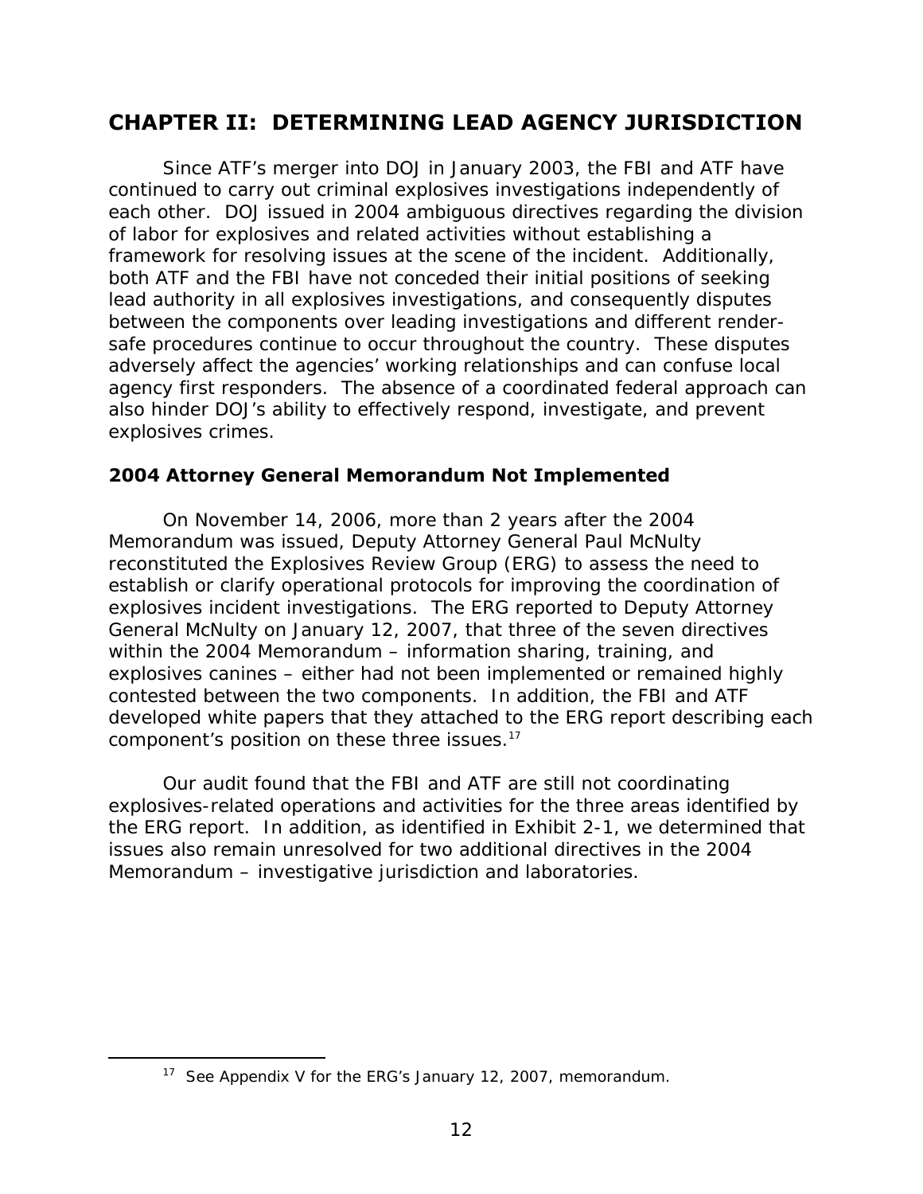# CHAPTER II: DETERMINING LEAD AGENCY JURISDICTION

Since ATF's merger into DOJ in January 2003, the FBI and ATF have continued to carry out criminal explosives investigations independently of each other. DOJ issued in 2004 ambiguous directives regarding the division of labor for explosives and related activities without establishing a framework for resolving issues at the scene of the incident. Additionally, both ATF and the FBI have not conceded their initial positions of seeking lead authority in all explosives investigations, and consequently disputes between the components over leading investigations and different render-safe procedures continue to occur throughout the country. These disputes adversely affect the agencies' working relationships and can confuse local agency first responders. The absence of a coordinated federal approach can also hinder DOJ's ability to effectively respond, investigate, and prevent explosives crimes.

## 2004 Attorney General Memorandum Not Implemented

On November 14, 2006, more than 2 years after the 2004 Memorandum was issued, Deputy Attorney General Paul McNulty reconstituted the Explosives Review Group (ERG) to assess the need to establish or clarify operational protocols for improving the coordination of explosives incident investigations. The ERG reported to Deputy Attorney General McNulty on January 12, 2007, that three of the seven directives within the 2004 Memorandum – information sharing, training, and explosives canines – either had not been implemented or remained highly contested between the two components. In addition, the FBI and ATF developed white papers that they attached to the ERG report describing each component's position on these three issues.[17]

Our audit found that the FBI and ATF are still not coordinating explosives-related operations and activities for the three areas identified by the ERG report. In addition, as identified in Exhibit 2-1, we determined that issues also remain unresolved for two additional directives in the 2004 Memorandum – investigative jurisdiction and laboratories.

[17] See Appendix V for the ERG's January 12, 2007, memorandum.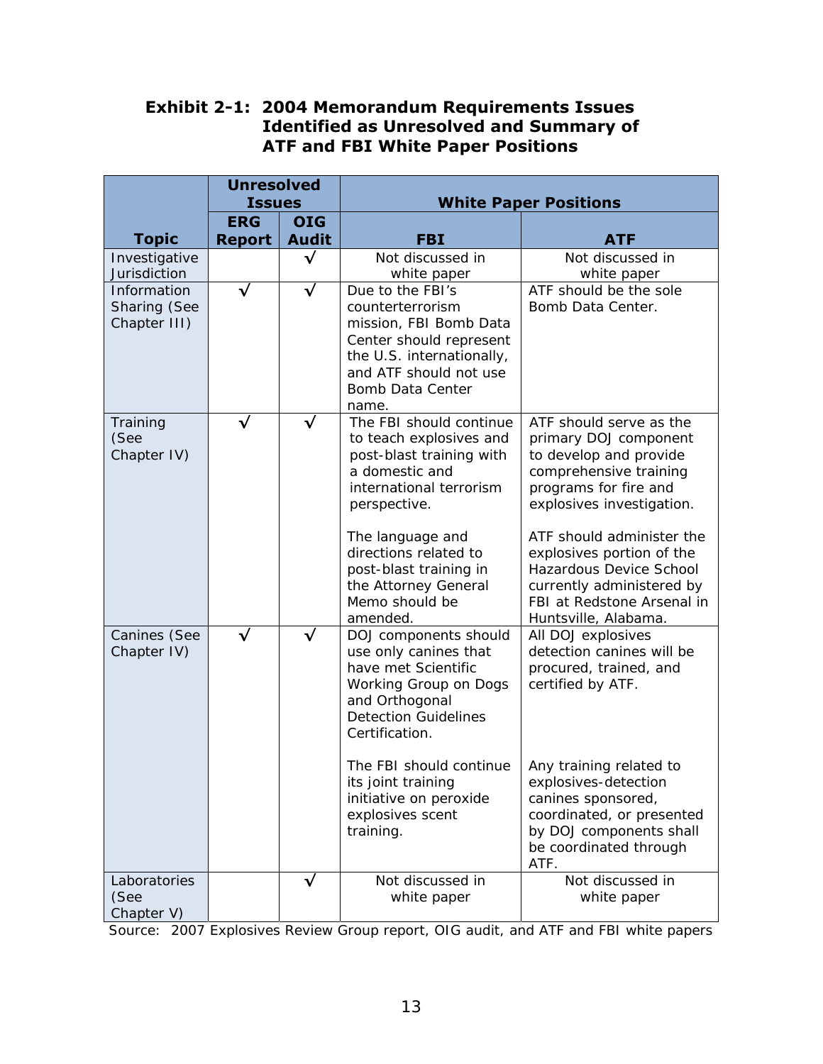**Exhibit 2-1: 2004 Memorandum Requirements Issues Identified as Unresolved and Summary of ATF and FBI White Paper Positions**

| Topic | Unresolved Issues | | White Paper Positions | |
|---|---|---|---|---|
| | ERG Report | OIG Audit | FBI | ATF |
| Investigative Jurisdiction | | √ | Not discussed in white paper | Not discussed in white paper |
| Information Sharing (See Chapter III) | √ | √ | Due to the FBI's counterterrorism mission, FBI Bomb Data Center should represent the U.S. internationally, and ATF should not use Bomb Data Center name. | ATF should be the sole Bomb Data Center. |
| Training (See Chapter IV) | √ | √ | The FBI should continue to teach explosives and post-blast training with a domestic and international terrorism perspective.<br><br>The language and directions related to post-blast training in the Attorney General Memo should be amended. | ATF should serve as the primary DOJ component to develop and provide comprehensive training programs for fire and explosives investigation.<br><br>ATF should administer the explosives portion of the Hazardous Device School currently administered by FBI at Redstone Arsenal in Huntsville, Alabama. |
| Canines (See Chapter IV) | √ | √ | DOJ components should use only canines that have met Scientific Working Group on Dogs and Orthogonal Detection Guidelines Certification.<br><br>The FBI should continue its joint training initiative on peroxide explosives scent training. | All DOJ explosives detection canines will be procured, trained, and certified by ATF.<br><br>Any training related to explosives-detection canines sponsored, coordinated, or presented by DOJ components shall be coordinated through ATF. |
| Laboratories (See Chapter V) | | √ | Not discussed in white paper | Not discussed in white paper |

Source: 2007 Explosives Review Group report, OIG audit, and ATF and FBI white papers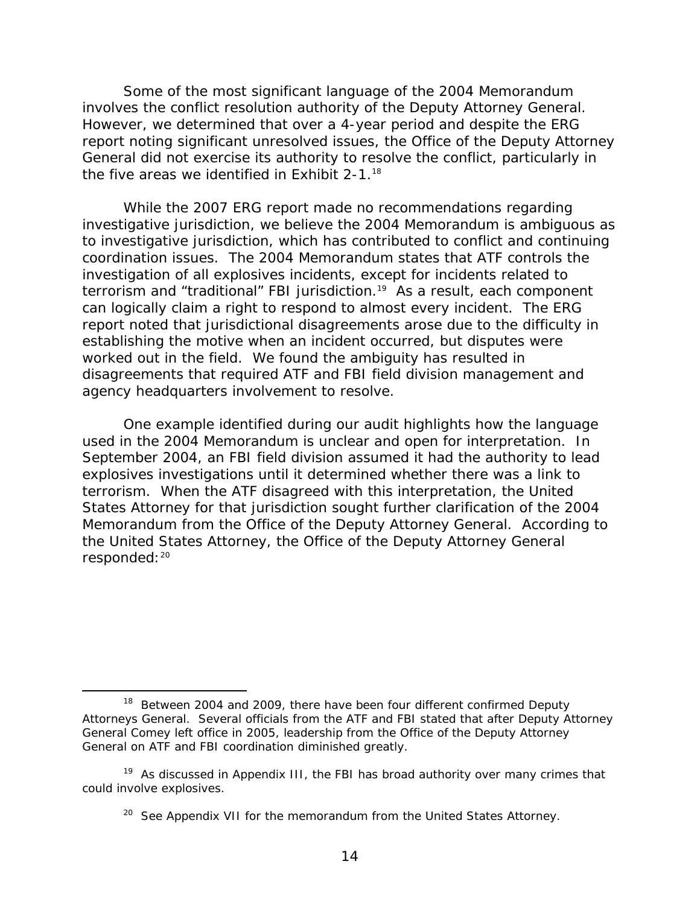Some of the most significant language of the 2004 Memorandum involves the conflict resolution authority of the Deputy Attorney General. However, we determined that over a 4-year period and despite the ERG report noting significant unresolved issues, the Office of the Deputy Attorney General did not exercise its authority to resolve the conflict, particularly in the five areas we identified in Exhibit 2-1.[18]

While the 2007 ERG report made no recommendations regarding investigative jurisdiction, we believe the 2004 Memorandum is ambiguous as to investigative jurisdiction, which has contributed to conflict and continuing coordination issues. The 2004 Memorandum states that ATF controls the investigation of all explosives incidents, except for incidents related to terrorism and "traditional" FBI jurisdiction.[19] As a result, each component can logically claim a right to respond to almost every incident. The ERG report noted that jurisdictional disagreements arose due to the difficulty in establishing the motive when an incident occurred, but disputes were worked out in the field. We found the ambiguity has resulted in disagreements that required ATF and FBI field division management and agency headquarters involvement to resolve.

One example identified during our audit highlights how the language used in the 2004 Memorandum is unclear and open for interpretation. In September 2004, an FBI field division assumed it had the authority to lead explosives investigations until it determined whether there was a link to terrorism. When the ATF disagreed with this interpretation, the United States Attorney for that jurisdiction sought further clarification of the 2004 Memorandum from the Office of the Deputy Attorney General. According to the United States Attorney, the Office of the Deputy Attorney General responded:[20]

---

[18] Between 2004 and 2009, there have been four different confirmed Deputy Attorneys General. Several officials from the ATF and FBI stated that after Deputy Attorney General Comey left office in 2005, leadership from the Office of the Deputy Attorney General on ATF and FBI coordination diminished greatly.

[19] As discussed in Appendix III, the FBI has broad authority over many crimes that could involve explosives.

[20] See Appendix VII for the memorandum from the United States Attorney.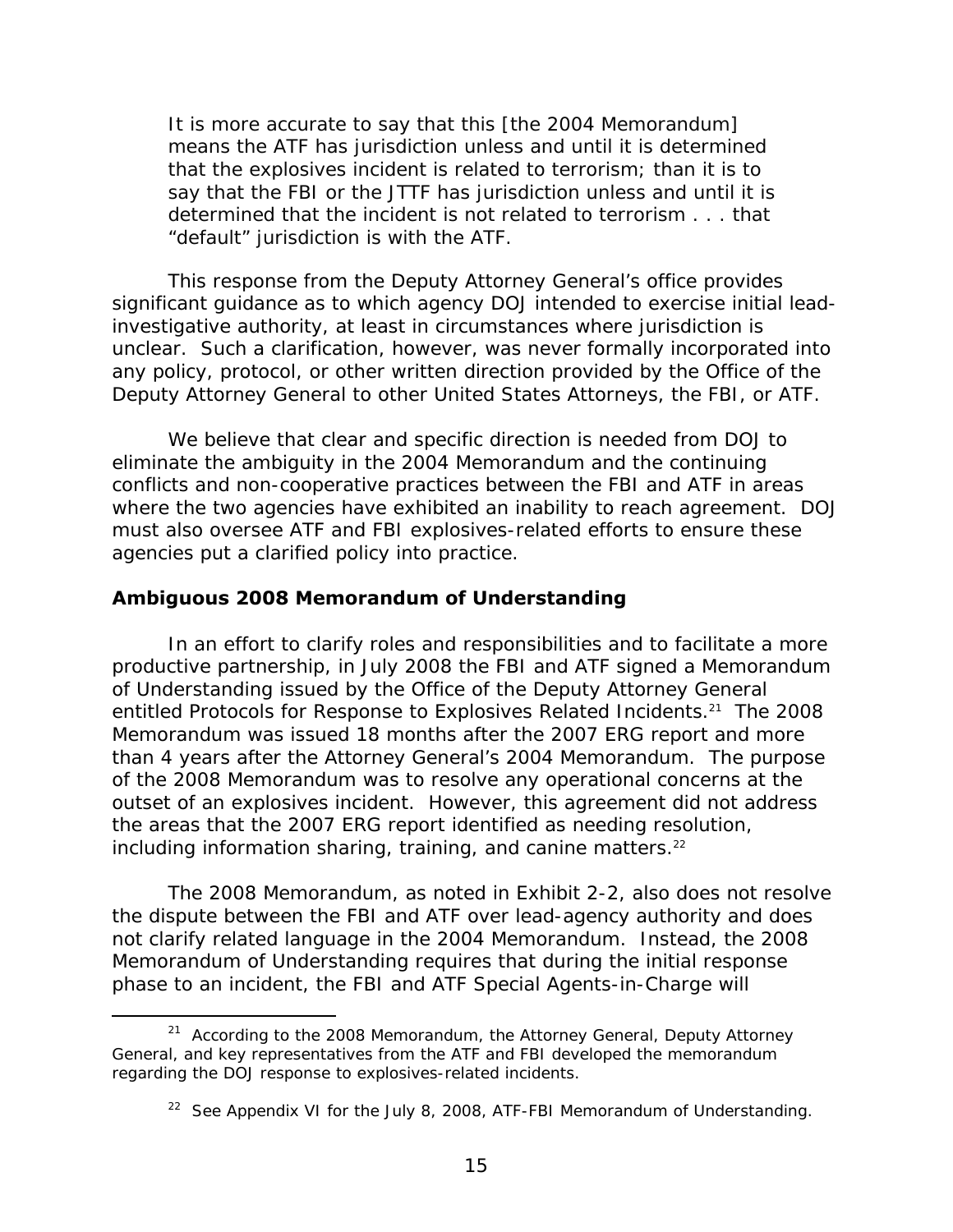> It is more accurate to say that this [the 2004 Memorandum] means the ATF has jurisdiction unless and until it is determined that the explosives incident is related to terrorism; than it is to say that the FBI or the JTTF has jurisdiction unless and until it is determined that the incident is not related to terrorism . . . that "default" jurisdiction is with the ATF.

This response from the Deputy Attorney General's office provides significant guidance as to which agency DOJ intended to exercise initial lead-investigative authority, at least in circumstances where jurisdiction is unclear. Such a clarification, however, was never formally incorporated into any policy, protocol, or other written direction provided by the Office of the Deputy Attorney General to other United States Attorneys, the FBI, or ATF.

We believe that clear and specific direction is needed from DOJ to eliminate the ambiguity in the 2004 Memorandum and the continuing conflicts and non-cooperative practices between the FBI and ATF in areas where the two agencies have exhibited an inability to reach agreement. DOJ must also oversee ATF and FBI explosives-related efforts to ensure these agencies put a clarified policy into practice.

**Ambiguous 2008 Memorandum of Understanding**

In an effort to clarify roles and responsibilities and to facilitate a more productive partnership, in July 2008 the FBI and ATF signed a Memorandum of Understanding issued by the Office of the Deputy Attorney General entitled Protocols for Response to Explosives Related Incidents.[21] The 2008 Memorandum was issued 18 months after the 2007 ERG report and more than 4 years after the Attorney General's 2004 Memorandum. The purpose of the 2008 Memorandum was to resolve any operational concerns at the outset of an explosives incident. However, this agreement did not address the areas that the 2007 ERG report identified as needing resolution, including information sharing, training, and canine matters.[22]

The 2008 Memorandum, as noted in Exhibit 2-2, also does not resolve the dispute between the FBI and ATF over lead-agency authority and does not clarify related language in the 2004 Memorandum. Instead, the 2008 Memorandum of Understanding requires that during the initial response phase to an incident, the FBI and ATF Special Agents-in-Charge will

[21] According to the 2008 Memorandum, the Attorney General, Deputy Attorney General, and key representatives from the ATF and FBI developed the memorandum regarding the DOJ response to explosives-related incidents.

[22] See Appendix VI for the July 8, 2008, ATF-FBI Memorandum of Understanding.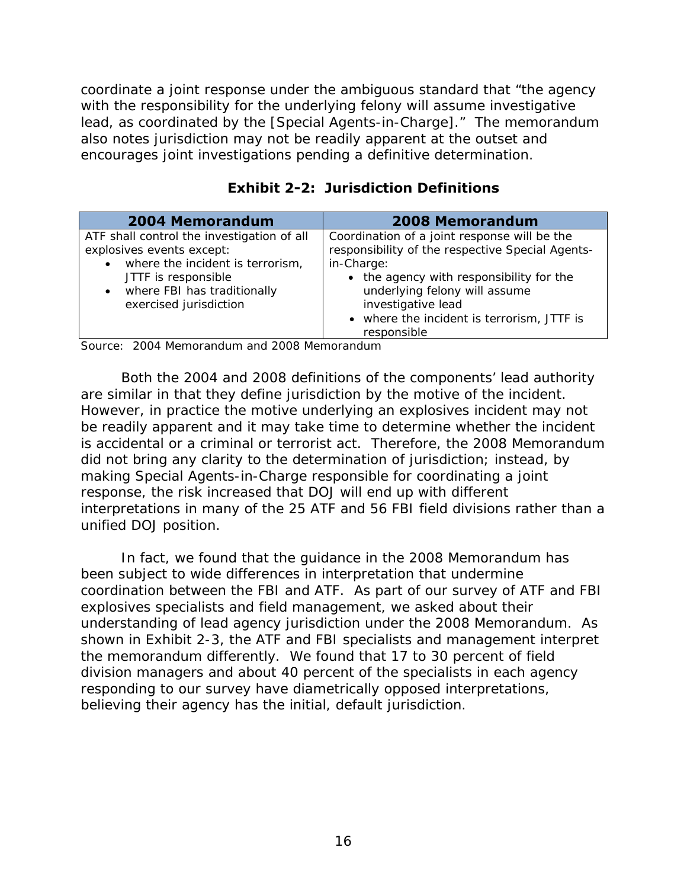coordinate a joint response under the ambiguous standard that "the agency with the responsibility for the underlying felony will assume investigative lead, as coordinated by the [Special Agents-in-Charge]." The memorandum also notes jurisdiction may not be readily apparent at the outset and encourages joint investigations pending a definitive determination.

**Exhibit 2-2: Jurisdiction Definitions**

| 2004 Memorandum | 2008 Memorandum |
|---|---|
| ATF shall control the investigation of all explosives events except:<br>• where the incident is terrorism, JTTF is responsible<br>• where FBI has traditionally exercised jurisdiction | Coordination of a joint response will be the responsibility of the respective Special Agents-in-Charge:<br>• the agency with responsibility for the underlying felony will assume investigative lead<br>• where the incident is terrorism, JTTF is responsible |

Source: 2004 Memorandum and 2008 Memorandum

Both the 2004 and 2008 definitions of the components' lead authority are similar in that they define jurisdiction by the motive of the incident. However, in practice the motive underlying an explosives incident may not be readily apparent and it may take time to determine whether the incident is accidental or a criminal or terrorist act. Therefore, the 2008 Memorandum did not bring any clarity to the determination of jurisdiction; instead, by making Special Agents-in-Charge responsible for coordinating a joint response, the risk increased that DOJ will end up with different interpretations in many of the 25 ATF and 56 FBI field divisions rather than a unified DOJ position.

In fact, we found that the guidance in the 2008 Memorandum has been subject to wide differences in interpretation that undermine coordination between the FBI and ATF. As part of our survey of ATF and FBI explosives specialists and field management, we asked about their understanding of lead agency jurisdiction under the 2008 Memorandum. As shown in Exhibit 2-3, the ATF and FBI specialists and management interpret the memorandum differently. We found that 17 to 30 percent of field division managers and about 40 percent of the specialists in each agency responding to our survey have diametrically opposed interpretations, believing their agency has the initial, default jurisdiction.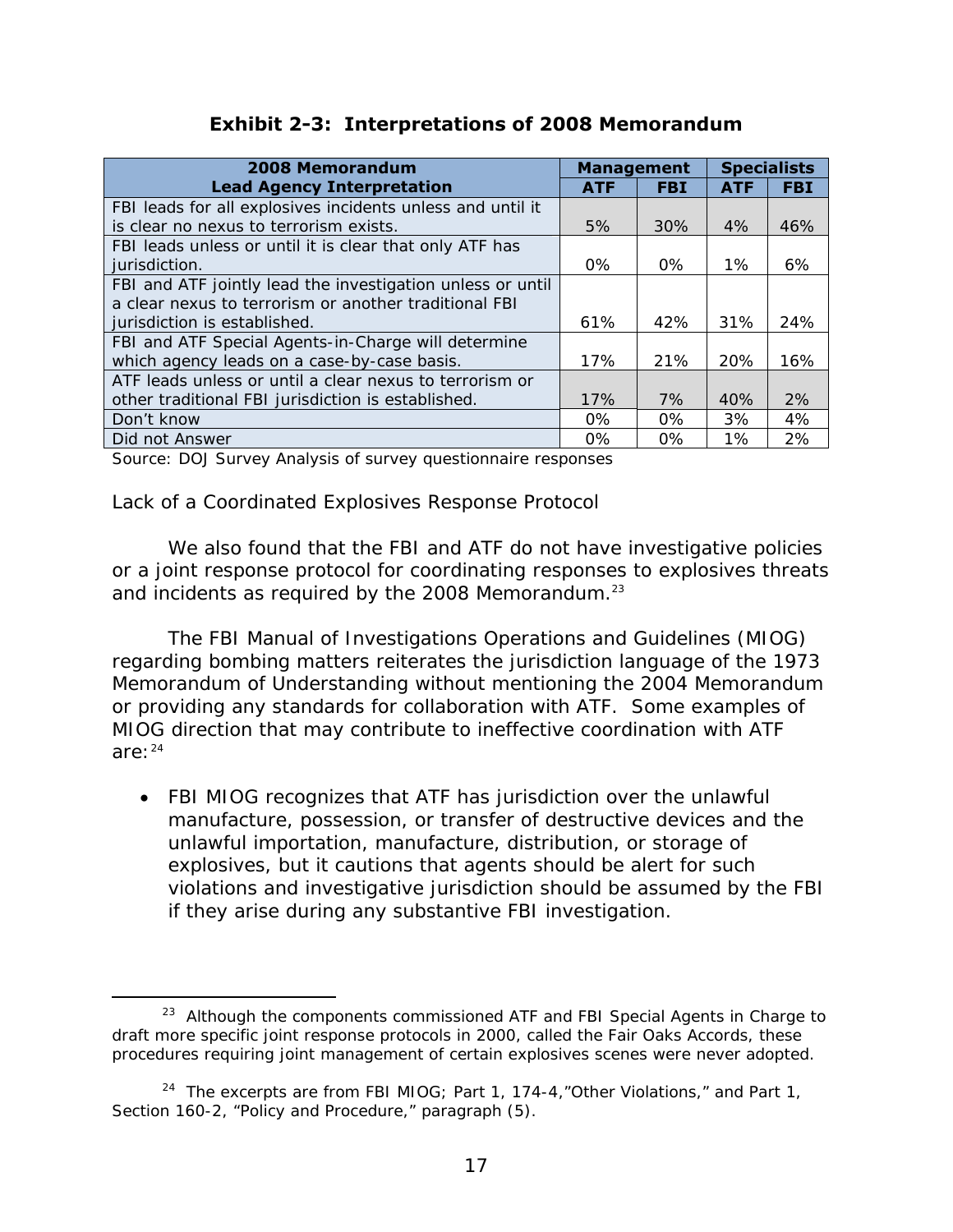**Exhibit 2-3: Interpretations of 2008 Memorandum**

| 2008 Memorandum Lead Agency Interpretation | Management | | Specialists | |
|---|---|---|---|---|
| | ATF | FBI | ATF | FBI |
| FBI leads for all explosives incidents unless and until it is clear no nexus to terrorism exists. | 5% | 30% | 4% | 46% |
| FBI leads unless or until it is clear that only ATF has jurisdiction. | 0% | 0% | 1% | 6% |
| FBI and ATF jointly lead the investigation unless or until a clear nexus to terrorism or another traditional FBI jurisdiction is established. | 61% | 42% | 31% | 24% |
| FBI and ATF Special Agents-in-Charge will determine which agency leads on a case-by-case basis. | 17% | 21% | 20% | 16% |
| ATF leads unless or until a clear nexus to terrorism or other traditional FBI jurisdiction is established. | 17% | 7% | 40% | 2% |
| Don't know | 0% | 0% | 3% | 4% |
| Did not Answer | 0% | 0% | 1% | 2% |

Source: DOJ Survey Analysis of survey questionnaire responses

Lack of a Coordinated Explosives Response Protocol

We also found that the FBI and ATF do not have investigative policies or a joint response protocol for coordinating responses to explosives threats and incidents as required by the 2008 Memorandum.[23]

The FBI Manual of Investigations Operations and Guidelines (MIOG) regarding bombing matters reiterates the jurisdiction language of the 1973 Memorandum of Understanding without mentioning the 2004 Memorandum or providing any standards for collaboration with ATF. Some examples of MIOG direction that may contribute to ineffective coordination with ATF are:[24]

- FBI MIOG recognizes that ATF has jurisdiction over the unlawful manufacture, possession, or transfer of destructive devices and the unlawful importation, manufacture, distribution, or storage of explosives, but it cautions that agents should be alert for such violations and investigative jurisdiction should be assumed by the FBI if they arise during any substantive FBI investigation.

---

[23] Although the components commissioned ATF and FBI Special Agents in Charge to draft more specific joint response protocols in 2000, called the Fair Oaks Accords, these procedures requiring joint management of certain explosives scenes were never adopted.

[24] The excerpts are from FBI MIOG; Part 1, 174-4,"Other Violations," and Part 1, Section 160-2, "Policy and Procedure," paragraph (5).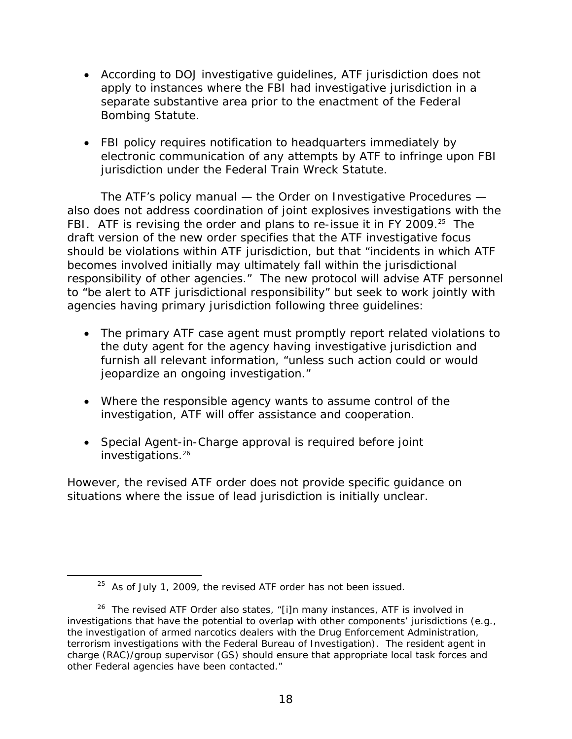- According to DOJ investigative guidelines, ATF jurisdiction does not apply to instances where the FBI had investigative jurisdiction in a separate substantive area prior to the enactment of the Federal Bombing Statute.

- FBI policy requires notification to headquarters immediately by electronic communication of any attempts by ATF to infringe upon FBI jurisdiction under the Federal Train Wreck Statute.

The ATF's policy manual — the Order on Investigative Procedures — also does not address coordination of joint explosives investigations with the FBI. ATF is revising the order and plans to re-issue it in FY 2009.[25] The draft version of the new order specifies that the ATF investigative focus should be violations within ATF jurisdiction, but that "incidents in which ATF becomes involved initially may ultimately fall within the jurisdictional responsibility of other agencies." The new protocol will advise ATF personnel to "be alert to ATF jurisdictional responsibility" but seek to work jointly with agencies having primary jurisdiction following three guidelines:

- The primary ATF case agent must promptly report related violations to the duty agent for the agency having investigative jurisdiction and furnish all relevant information, "unless such action could or would jeopardize an ongoing investigation."

- Where the responsible agency wants to assume control of the investigation, ATF will offer assistance and cooperation.

- Special Agent-in-Charge approval is required before joint investigations.[26]

However, the revised ATF order does not provide specific guidance on situations where the issue of lead jurisdiction is initially unclear.

---

[25] As of July 1, 2009, the revised ATF order has not been issued.

[26] The revised ATF Order also states, "[i]n many instances, ATF is involved in investigations that have the potential to overlap with other components' jurisdictions (e.g., the investigation of armed narcotics dealers with the Drug Enforcement Administration, terrorism investigations with the Federal Bureau of Investigation). The resident agent in charge (RAC)/group supervisor (GS) should ensure that appropriate local task forces and other Federal agencies have been contacted."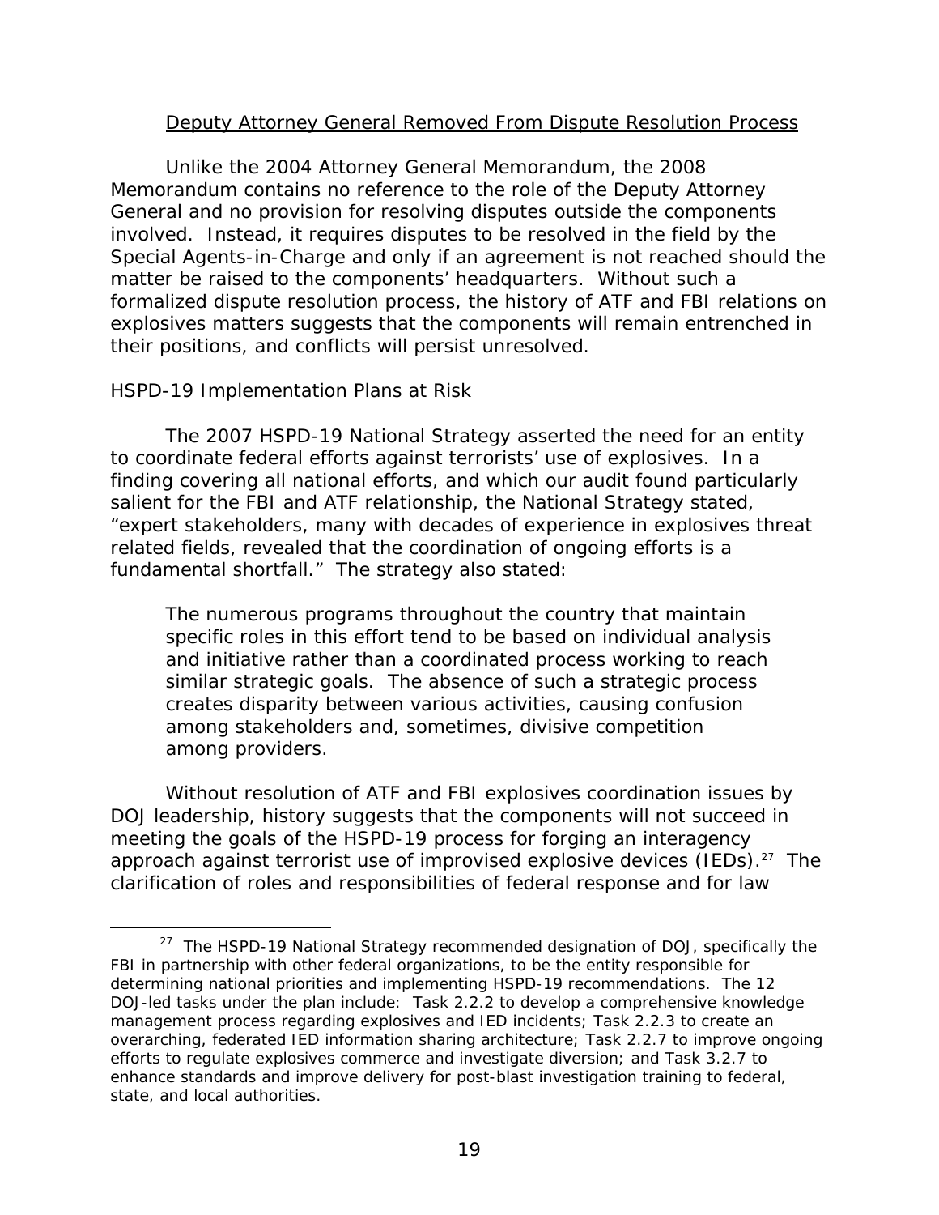Deputy Attorney General Removed From Dispute Resolution Process

Unlike the 2004 Attorney General Memorandum, the 2008 Memorandum contains no reference to the role of the Deputy Attorney General and no provision for resolving disputes outside the components involved. Instead, it requires disputes to be resolved in the field by the Special Agents-in-Charge and only if an agreement is not reached should the matter be raised to the components' headquarters. Without such a formalized dispute resolution process, the history of ATF and FBI relations on explosives matters suggests that the components will remain entrenched in their positions, and conflicts will persist unresolved.

### HSPD-19 Implementation Plans at Risk

The 2007 HSPD-19 National Strategy asserted the need for an entity to coordinate federal efforts against terrorists' use of explosives. In a finding covering all national efforts, and which our audit found particularly salient for the FBI and ATF relationship, the National Strategy stated, "expert stakeholders, many with decades of experience in explosives threat related fields, revealed that the coordination of ongoing efforts is a fundamental shortfall." The strategy also stated:

> The numerous programs throughout the country that maintain specific roles in this effort tend to be based on individual analysis and initiative rather than a coordinated process working to reach similar strategic goals. The absence of such a strategic process creates disparity between various activities, causing confusion among stakeholders and, sometimes, divisive competition among providers.

Without resolution of ATF and FBI explosives coordination issues by DOJ leadership, history suggests that the components will not succeed in meeting the goals of the HSPD-19 process for forging an interagency approach against terrorist use of improvised explosive devices (IEDs).[27] The clarification of roles and responsibilities of federal response and for law

[27] The HSPD-19 National Strategy recommended designation of DOJ, specifically the FBI in partnership with other federal organizations, to be the entity responsible for determining national priorities and implementing HSPD-19 recommendations. The 12 DOJ-led tasks under the plan include: Task 2.2.2 to develop a comprehensive knowledge management process regarding explosives and IED incidents; Task 2.2.3 to create an overarching, federated IED information sharing architecture; Task 2.2.7 to improve ongoing efforts to regulate explosives commerce and investigate diversion; and Task 3.2.7 to enhance standards and improve delivery for post-blast investigation training to federal, state, and local authorities.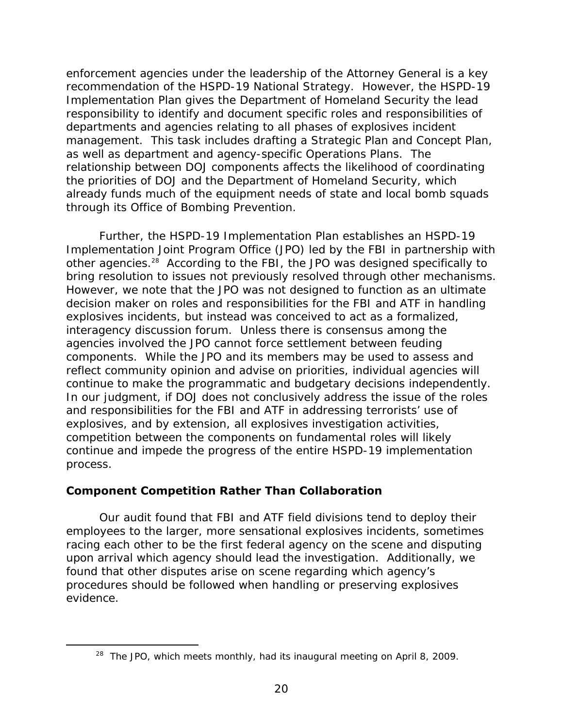enforcement agencies under the leadership of the Attorney General is a key recommendation of the HSPD-19 National Strategy. However, the HSPD-19 Implementation Plan gives the Department of Homeland Security the lead responsibility to identify and document specific roles and responsibilities of departments and agencies relating to all phases of explosives incident management. This task includes drafting a Strategic Plan and Concept Plan, as well as department and agency-specific Operations Plans. The relationship between DOJ components affects the likelihood of coordinating the priorities of DOJ and the Department of Homeland Security, which already funds much of the equipment needs of state and local bomb squads through its Office of Bombing Prevention.

Further, the HSPD-19 Implementation Plan establishes an HSPD-19 Implementation Joint Program Office (JPO) led by the FBI in partnership with other agencies.[28] According to the FBI, the JPO was designed specifically to bring resolution to issues not previously resolved through other mechanisms. However, we note that the JPO was not designed to function as an ultimate decision maker on roles and responsibilities for the FBI and ATF in handling explosives incidents, but instead was conceived to act as a formalized, interagency discussion forum. Unless there is consensus among the agencies involved the JPO cannot force settlement between feuding components. While the JPO and its members may be used to assess and reflect community opinion and advise on priorities, individual agencies will continue to make the programmatic and budgetary decisions independently. In our judgment, if DOJ does not conclusively address the issue of the roles and responsibilities for the FBI and ATF in addressing terrorists' use of explosives, and by extension, all explosives investigation activities, competition between the components on fundamental roles will likely continue and impede the progress of the entire HSPD-19 implementation process.

## Component Competition Rather Than Collaboration

Our audit found that FBI and ATF field divisions tend to deploy their employees to the larger, more sensational explosives incidents, sometimes racing each other to be the first federal agency on the scene and disputing upon arrival which agency should lead the investigation. Additionally, we found that other disputes arise on scene regarding which agency's procedures should be followed when handling or preserving explosives evidence.

---

[28] The JPO, which meets monthly, had its inaugural meeting on April 8, 2009.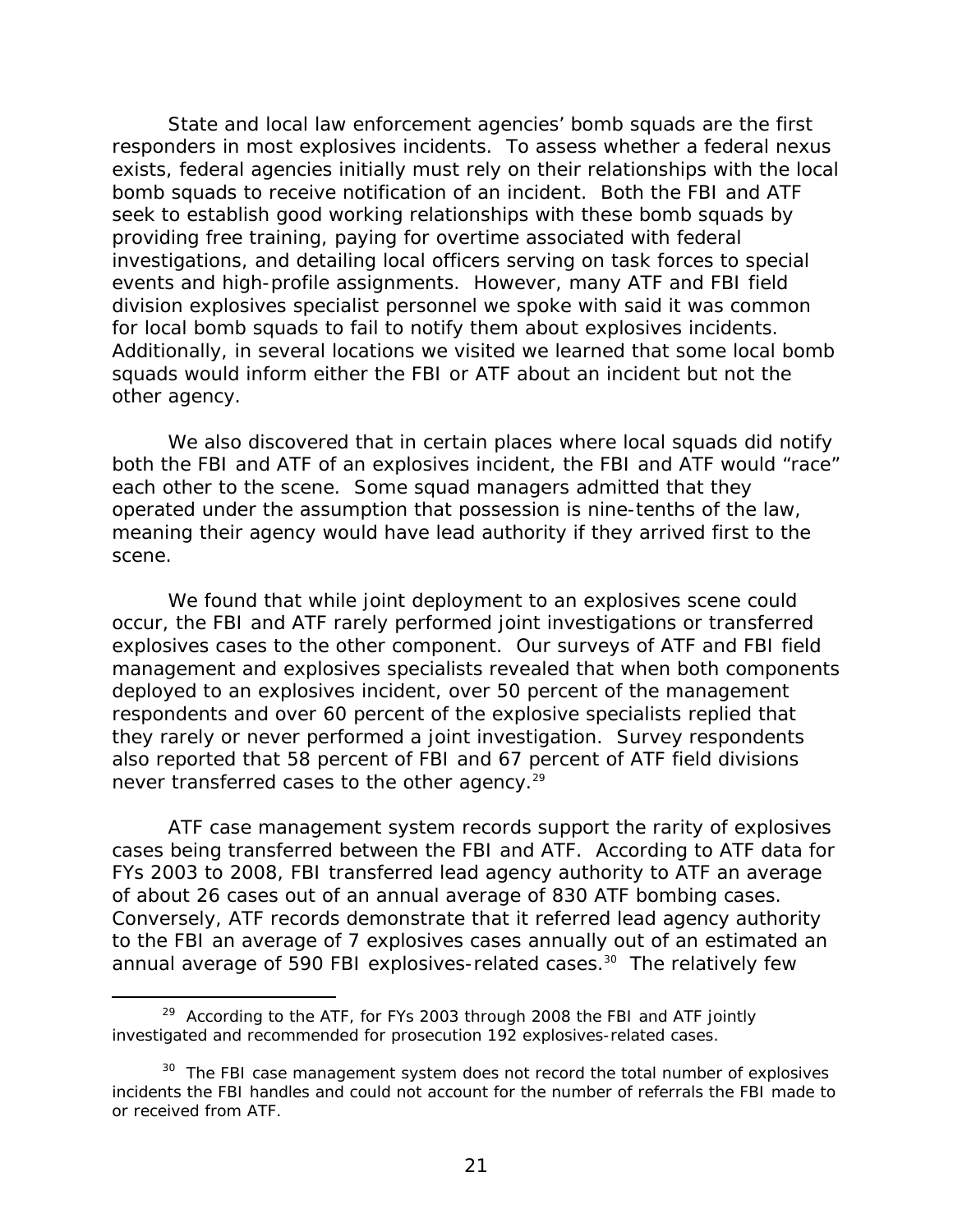State and local law enforcement agencies' bomb squads are the first responders in most explosives incidents. To assess whether a federal nexus exists, federal agencies initially must rely on their relationships with the local bomb squads to receive notification of an incident. Both the FBI and ATF seek to establish good working relationships with these bomb squads by providing free training, paying for overtime associated with federal investigations, and detailing local officers serving on task forces to special events and high-profile assignments. However, many ATF and FBI field division explosives specialist personnel we spoke with said it was common for local bomb squads to fail to notify them about explosives incidents. Additionally, in several locations we visited we learned that some local bomb squads would inform either the FBI or ATF about an incident but not the other agency.

We also discovered that in certain places where local squads did notify both the FBI and ATF of an explosives incident, the FBI and ATF would "race" each other to the scene. Some squad managers admitted that they operated under the assumption that possession is nine-tenths of the law, meaning their agency would have lead authority if they arrived first to the scene.

We found that while joint deployment to an explosives scene could occur, the FBI and ATF rarely performed joint investigations or transferred explosives cases to the other component. Our surveys of ATF and FBI field management and explosives specialists revealed that when both components deployed to an explosives incident, over 50 percent of the management respondents and over 60 percent of the explosive specialists replied that they rarely or never performed a joint investigation. Survey respondents also reported that 58 percent of FBI and 67 percent of ATF field divisions never transferred cases to the other agency.[29]

ATF case management system records support the rarity of explosives cases being transferred between the FBI and ATF. According to ATF data for FYs 2003 to 2008, FBI transferred lead agency authority to ATF an average of about 26 cases out of an annual average of 830 ATF bombing cases. Conversely, ATF records demonstrate that it referred lead agency authority to the FBI an average of 7 explosives cases annually out of an estimated an annual average of 590 FBI explosives-related cases.[30] The relatively few

---

[29] According to the ATF, for FYs 2003 through 2008 the FBI and ATF jointly investigated and recommended for prosecution 192 explosives-related cases.

[30] The FBI case management system does not record the total number of explosives incidents the FBI handles and could not account for the number of referrals the FBI made to or received from ATF.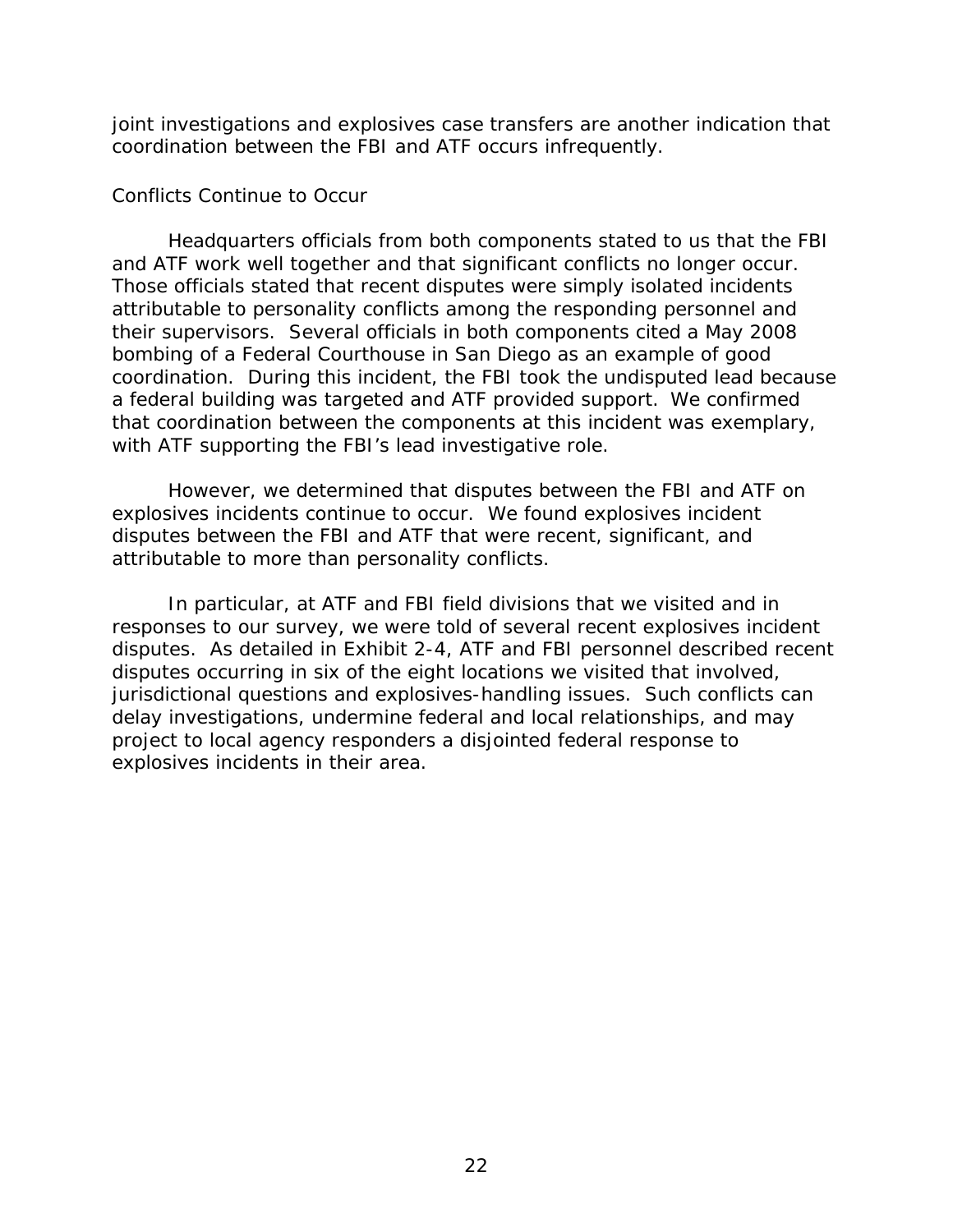joint investigations and explosives case transfers are another indication that coordination between the FBI and ATF occurs infrequently.

### Conflicts Continue to Occur

Headquarters officials from both components stated to us that the FBI and ATF work well together and that significant conflicts no longer occur. Those officials stated that recent disputes were simply isolated incidents attributable to personality conflicts among the responding personnel and their supervisors. Several officials in both components cited a May 2008 bombing of a Federal Courthouse in San Diego as an example of good coordination. During this incident, the FBI took the undisputed lead because a federal building was targeted and ATF provided support. We confirmed that coordination between the components at this incident was exemplary, with ATF supporting the FBI's lead investigative role.

However, we determined that disputes between the FBI and ATF on explosives incidents continue to occur. We found explosives incident disputes between the FBI and ATF that were recent, significant, and attributable to more than personality conflicts.

In particular, at ATF and FBI field divisions that we visited and in responses to our survey, we were told of several recent explosives incident disputes. As detailed in Exhibit 2-4, ATF and FBI personnel described recent disputes occurring in six of the eight locations we visited that involved, jurisdictional questions and explosives-handling issues. Such conflicts can delay investigations, undermine federal and local relationships, and may project to local agency responders a disjointed federal response to explosives incidents in their area.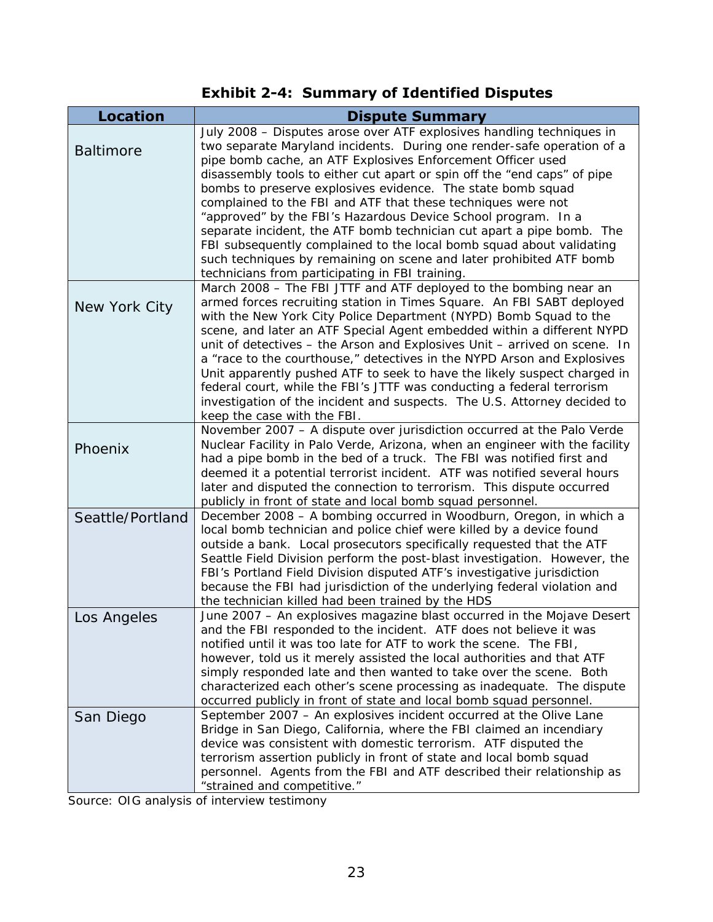**Exhibit 2-4: Summary of Identified Disputes**

| Location | Dispute Summary |
|---|---|
| Baltimore | July 2008 – Disputes arose over ATF explosives handling techniques in two separate Maryland incidents. During one render-safe operation of a pipe bomb cache, an ATF Explosives Enforcement Officer used disassembly tools to either cut apart or spin off the "end caps" of pipe bombs to preserve explosives evidence. The state bomb squad complained to the FBI and ATF that these techniques were not "approved" by the FBI's Hazardous Device School program. In a separate incident, the ATF bomb technician cut apart a pipe bomb. The FBI subsequently complained to the local bomb squad about validating such techniques by remaining on scene and later prohibited ATF bomb technicians from participating in FBI training. |
| New York City | March 2008 – The FBI JTTF and ATF deployed to the bombing near an armed forces recruiting station in Times Square. An FBI SABT deployed with the New York City Police Department (NYPD) Bomb Squad to the scene, and later an ATF Special Agent embedded within a different NYPD unit of detectives – the Arson and Explosives Unit – arrived on scene. In a "race to the courthouse," detectives in the NYPD Arson and Explosives Unit apparently pushed ATF to seek to have the likely suspect charged in federal court, while the FBI's JTTF was conducting a federal terrorism investigation of the incident and suspects. The U.S. Attorney decided to keep the case with the FBI. |
| Phoenix | November 2007 – A dispute over jurisdiction occurred at the Palo Verde Nuclear Facility in Palo Verde, Arizona, when an engineer with the facility had a pipe bomb in the bed of a truck. The FBI was notified first and deemed it a potential terrorist incident. ATF was notified several hours later and disputed the connection to terrorism. This dispute occurred publicly in front of state and local bomb squad personnel. |
| Seattle/Portland | December 2008 – A bombing occurred in Woodburn, Oregon, in which a local bomb technician and police chief were killed by a device found outside a bank. Local prosecutors specifically requested that the ATF Seattle Field Division perform the post-blast investigation. However, the FBI's Portland Field Division disputed ATF's investigative jurisdiction because the FBI had jurisdiction of the underlying federal violation and the technician killed had been trained by the HDS |
| Los Angeles | June 2007 – An explosives magazine blast occurred in the Mojave Desert and the FBI responded to the incident. ATF does not believe it was notified until it was too late for ATF to work the scene. The FBI, however, told us it merely assisted the local authorities and that ATF simply responded late and then wanted to take over the scene. Both characterized each other's scene processing as inadequate. The dispute occurred publicly in front of state and local bomb squad personnel. |
| San Diego | September 2007 – An explosives incident occurred at the Olive Lane Bridge in San Diego, California, where the FBI claimed an incendiary device was consistent with domestic terrorism. ATF disputed the terrorism assertion publicly in front of state and local bomb squad personnel. Agents from the FBI and ATF described their relationship as "strained and competitive." |

Source: OIG analysis of interview testimony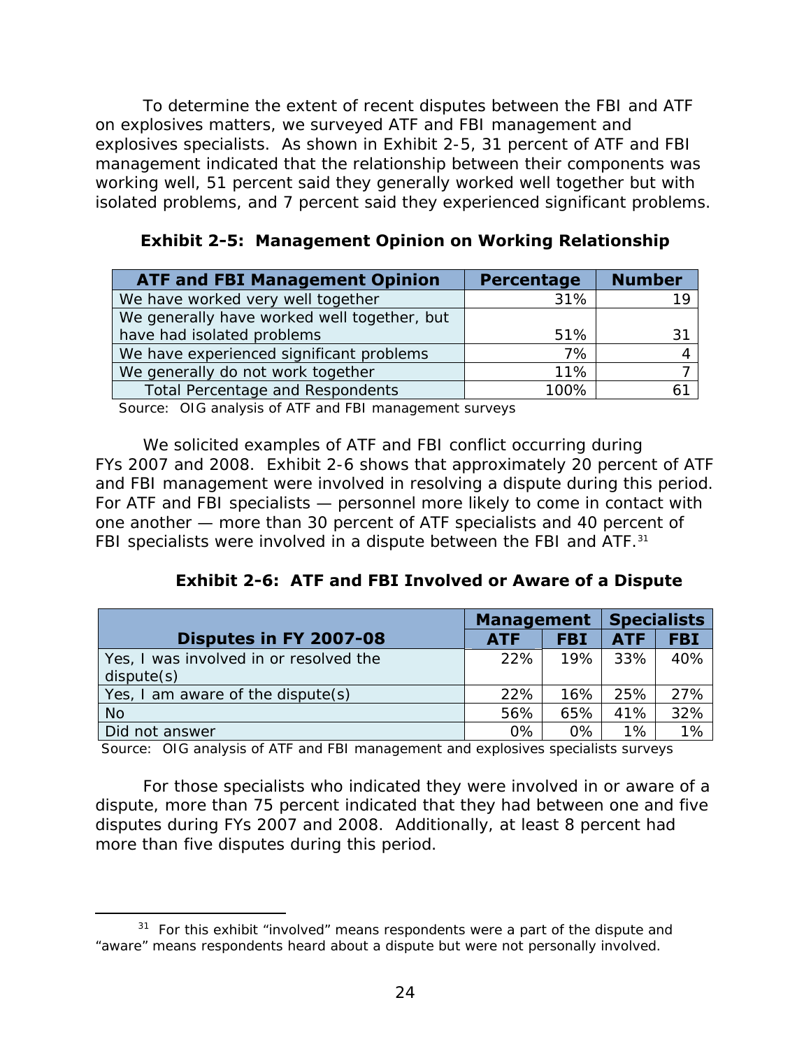To determine the extent of recent disputes between the FBI and ATF on explosives matters, we surveyed ATF and FBI management and explosives specialists. As shown in Exhibit 2-5, 31 percent of ATF and FBI management indicated that the relationship between their components was working well, 51 percent said they generally worked well together but with isolated problems, and 7 percent said they experienced significant problems.

**Exhibit 2-5: Management Opinion on Working Relationship**

| ATF and FBI Management Opinion | Percentage | Number |
|---|---|---|
| We have worked very well together | 31% | 19 |
| We generally have worked well together, but have had isolated problems | 51% | 31 |
| We have experienced significant problems | 7% | 4 |
| We generally do not work together | 11% | 7 |
| Total Percentage and Respondents | 100% | 61 |

Source: OIG analysis of ATF and FBI management surveys

We solicited examples of ATF and FBI conflict occurring during FYs 2007 and 2008. Exhibit 2-6 shows that approximately 20 percent of ATF and FBI management were involved in resolving a dispute during this period. For ATF and FBI specialists — personnel more likely to come in contact with one another — more than 30 percent of ATF specialists and 40 percent of FBI specialists were involved in a dispute between the FBI and ATF.[31]

**Exhibit 2-6: ATF and FBI Involved or Aware of a Dispute**

| | Management | | Specialists | |
|---|---|---|---|---|
| Disputes in FY 2007-08 | ATF | FBI | ATF | FBI |
| Yes, I was involved in or resolved the dispute(s) | 22% | 19% | 33% | 40% |
| Yes, I am aware of the dispute(s) | 22% | 16% | 25% | 27% |
| No | 56% | 65% | 41% | 32% |
| Did not answer | 0% | 0% | 1% | 1% |

Source: OIG analysis of ATF and FBI management and explosives specialists surveys

For those specialists who indicated they were involved in or aware of a dispute, more than 75 percent indicated that they had between one and five disputes during FYs 2007 and 2008. Additionally, at least 8 percent had more than five disputes during this period.

[31] For this exhibit "involved" means respondents were a part of the dispute and "aware" means respondents heard about a dispute but were not personally involved.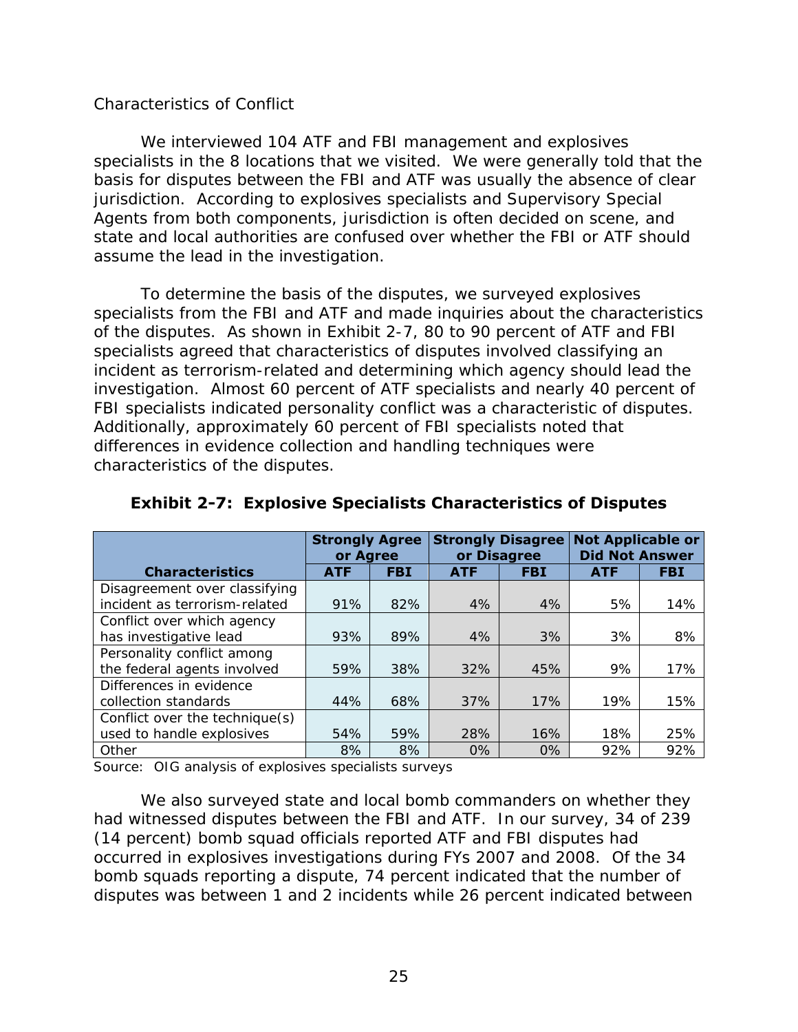### Characteristics of Conflict

We interviewed 104 ATF and FBI management and explosives specialists in the 8 locations that we visited. We were generally told that the basis for disputes between the FBI and ATF was usually the absence of clear jurisdiction. According to explosives specialists and Supervisory Special Agents from both components, jurisdiction is often decided on scene, and state and local authorities are confused over whether the FBI or ATF should assume the lead in the investigation.

To determine the basis of the disputes, we surveyed explosives specialists from the FBI and ATF and made inquiries about the characteristics of the disputes. As shown in Exhibit 2-7, 80 to 90 percent of ATF and FBI specialists agreed that characteristics of disputes involved classifying an incident as terrorism-related and determining which agency should lead the investigation. Almost 60 percent of ATF specialists and nearly 40 percent of FBI specialists indicated personality conflict was a characteristic of disputes. Additionally, approximately 60 percent of FBI specialists noted that differences in evidence collection and handling techniques were characteristics of the disputes.

**Exhibit 2-7: Explosive Specialists Characteristics of Disputes**

| | Strongly Agree or Agree | | Strongly Disagree or Disagree | | Not Applicable or Did Not Answer | |
|---|---|---|---|---|---|---|
| **Characteristics** | **ATF** | **FBI** | **ATF** | **FBI** | **ATF** | **FBI** |
| Disagreement over classifying incident as terrorism-related | 91% | 82% | 4% | 4% | 5% | 14% |
| Conflict over which agency has investigative lead | 93% | 89% | 4% | 3% | 3% | 8% |
| Personality conflict among the federal agents involved | 59% | 38% | 32% | 45% | 9% | 17% |
| Differences in evidence collection standards | 44% | 68% | 37% | 17% | 19% | 15% |
| Conflict over the technique(s) used to handle explosives | 54% | 59% | 28% | 16% | 18% | 25% |
| Other | 8% | 8% | 0% | 0% | 92% | 92% |

Source: OIG analysis of explosives specialists surveys

We also surveyed state and local bomb commanders on whether they had witnessed disputes between the FBI and ATF. In our survey, 34 of 239 (14 percent) bomb squad officials reported ATF and FBI disputes had occurred in explosives investigations during FYs 2007 and 2008. Of the 34 bomb squads reporting a dispute, 74 percent indicated that the number of disputes was between 1 and 2 incidents while 26 percent indicated between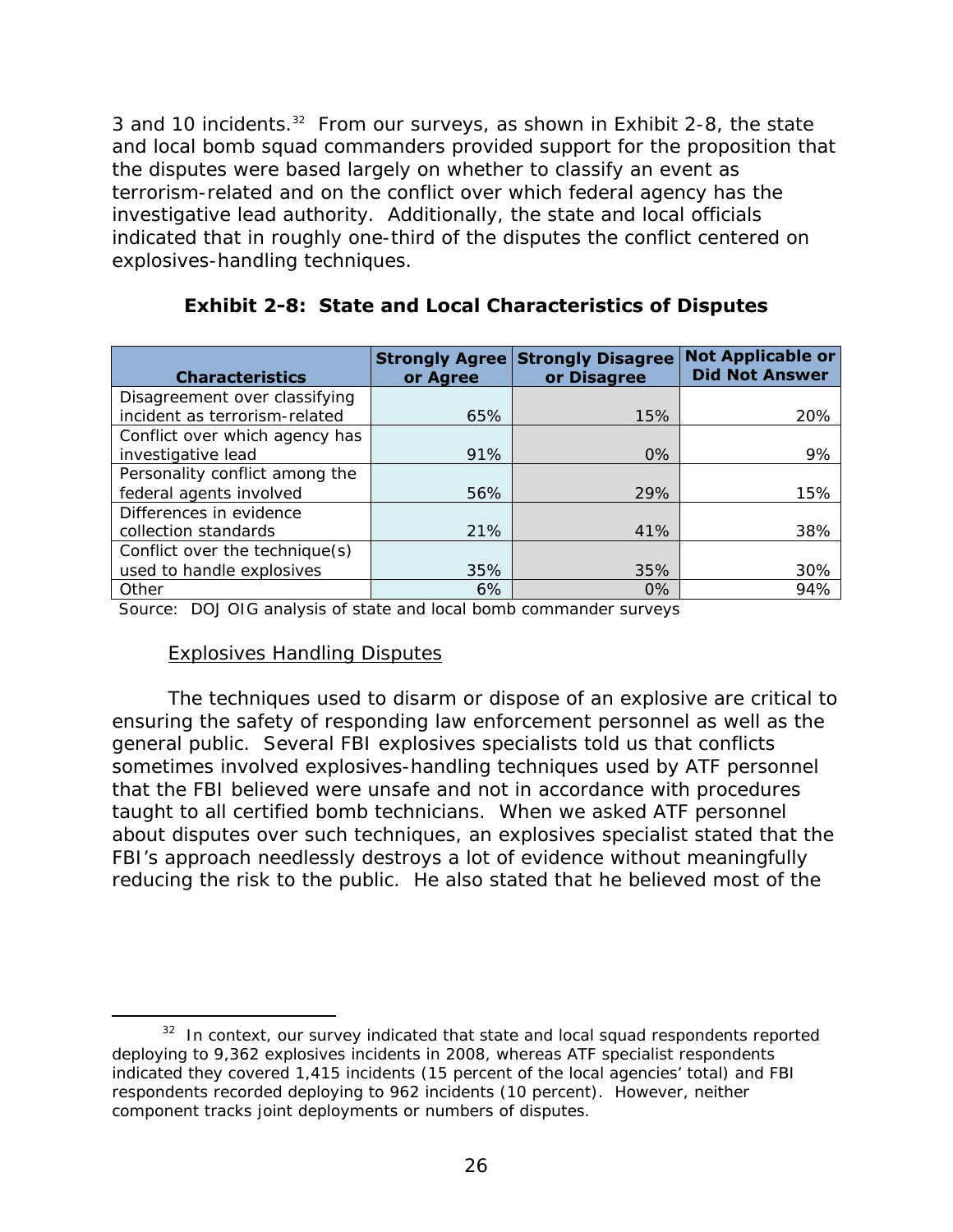3 and 10 incidents.[32] From our surveys, as shown in Exhibit 2-8, the state and local bomb squad commanders provided support for the proposition that the disputes were based largely on whether to classify an event as terrorism-related and on the conflict over which federal agency has the investigative lead authority. Additionally, the state and local officials indicated that in roughly one-third of the disputes the conflict centered on explosives-handling techniques.

**Exhibit 2-8: State and Local Characteristics of Disputes**

| Characteristics | Strongly Agree or Agree | Strongly Disagree or Disagree | Not Applicable or Did Not Answer |
|---|---|---|---|
| Disagreement over classifying incident as terrorism-related | 65% | 15% | 20% |
| Conflict over which agency has investigative lead | 91% | 0% | 9% |
| Personality conflict among the federal agents involved | 56% | 29% | 15% |
| Differences in evidence collection standards | 21% | 41% | 38% |
| Conflict over the technique(s) used to handle explosives | 35% | 35% | 30% |
| Other | 6% | 0% | 94% |

Source: DOJ OIG analysis of state and local bomb commander surveys

Explosives Handling Disputes

The techniques used to disarm or dispose of an explosive are critical to ensuring the safety of responding law enforcement personnel as well as the general public. Several FBI explosives specialists told us that conflicts sometimes involved explosives-handling techniques used by ATF personnel that the FBI believed were unsafe and not in accordance with procedures taught to all certified bomb technicians. When we asked ATF personnel about disputes over such techniques, an explosives specialist stated that the FBI's approach needlessly destroys a lot of evidence without meaningfully reducing the risk to the public. He also stated that he believed most of the

[32] In context, our survey indicated that state and local squad respondents reported deploying to 9,362 explosives incidents in 2008, whereas ATF specialist respondents indicated they covered 1,415 incidents (15 percent of the local agencies' total) and FBI respondents recorded deploying to 962 incidents (10 percent). However, neither component tracks joint deployments or numbers of disputes.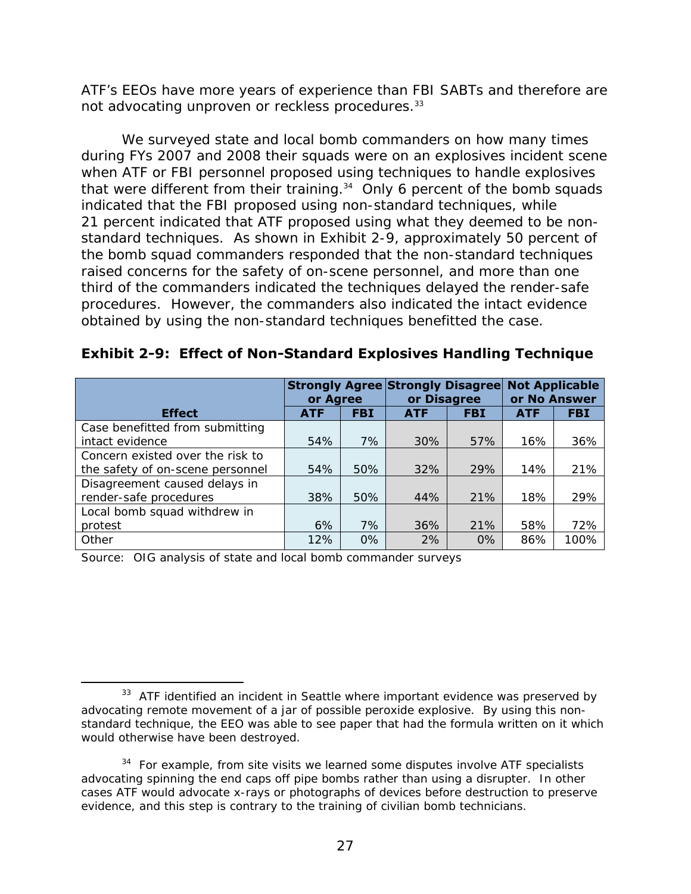ATF's EEOs have more years of experience than FBI SABTs and therefore are not advocating unproven or reckless procedures.[33]

We surveyed state and local bomb commanders on how many times during FYs 2007 and 2008 their squads were on an explosives incident scene when ATF or FBI personnel proposed using techniques to handle explosives that were different from their training.[34] Only 6 percent of the bomb squads indicated that the FBI proposed using non-standard techniques, while 21 percent indicated that ATF proposed using what they deemed to be non-standard techniques. As shown in Exhibit 2-9, approximately 50 percent of the bomb squad commanders responded that the non-standard techniques raised concerns for the safety of on-scene personnel, and more than one third of the commanders indicated the techniques delayed the render-safe procedures. However, the commanders also indicated the intact evidence obtained by using the non-standard techniques benefitted the case.

**Exhibit 2-9: Effect of Non-Standard Explosives Handling Technique**

| | Strongly Agree or Agree | | Strongly Disagree or Disagree | | Not Applicable or No Answer | |
|---|---|---|---|---|---|---|
| **Effect** | **ATF** | **FBI** | **ATF** | **FBI** | **ATF** | **FBI** |
| Case benefitted from submitting intact evidence | 54% | 7% | 30% | 57% | 16% | 36% |
| Concern existed over the risk to the safety of on-scene personnel | 54% | 50% | 32% | 29% | 14% | 21% |
| Disagreement caused delays in render-safe procedures | 38% | 50% | 44% | 21% | 18% | 29% |
| Local bomb squad withdrew in protest | 6% | 7% | 36% | 21% | 58% | 72% |
| Other | 12% | 0% | 2% | 0% | 86% | 100% |

Source: OIG analysis of state and local bomb commander surveys

[33] ATF identified an incident in Seattle where important evidence was preserved by advocating remote movement of a jar of possible peroxide explosive. By using this non-standard technique, the EEO was able to see paper that had the formula written on it which would otherwise have been destroyed.

[34] For example, from site visits we learned some disputes involve ATF specialists advocating spinning the end caps off pipe bombs rather than using a disrupter. In other cases ATF would advocate x-rays or photographs of devices before destruction to preserve evidence, and this step is contrary to the training of civilian bomb technicians.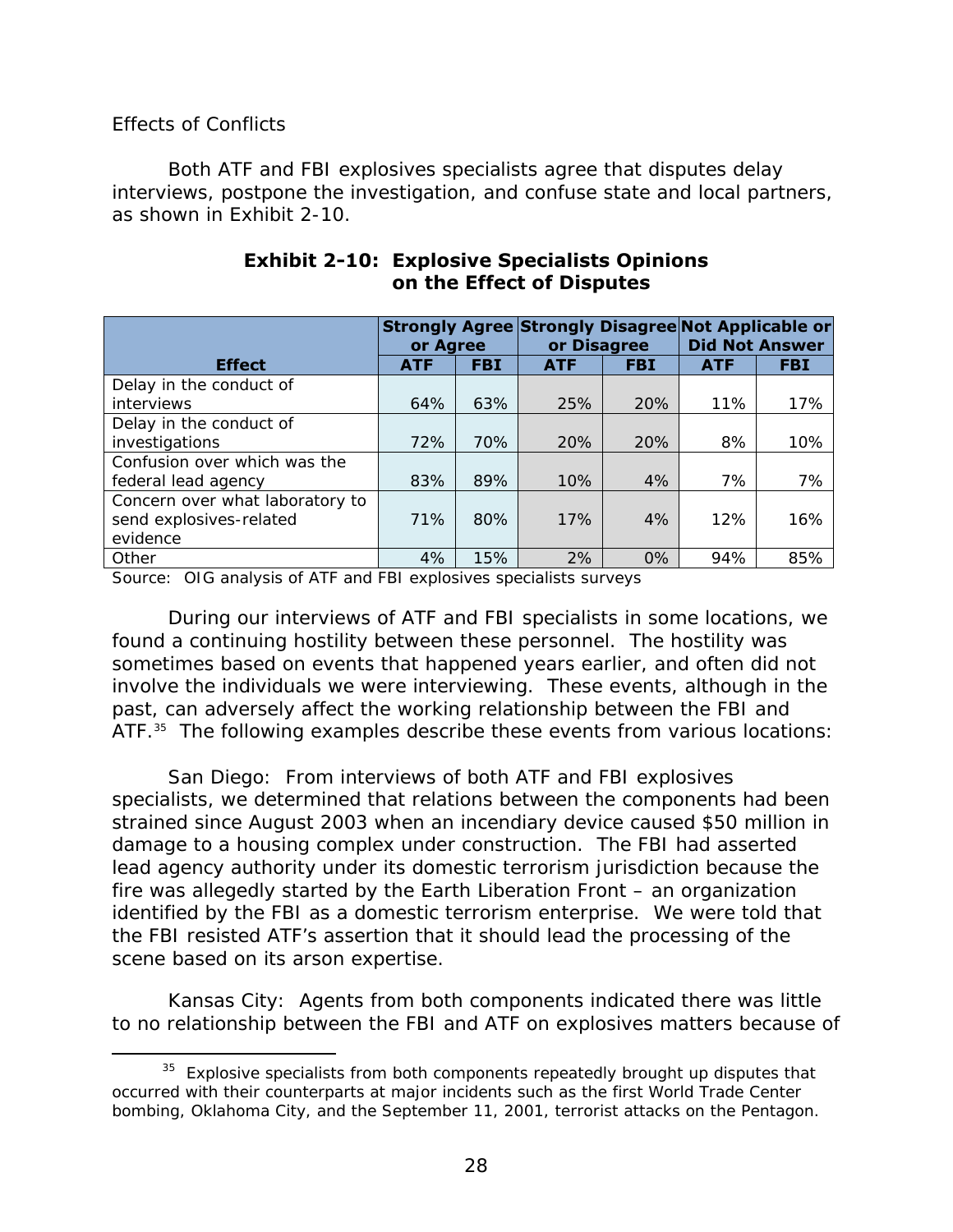Effects of Conflicts

Both ATF and FBI explosives specialists agree that disputes delay interviews, postpone the investigation, and confuse state and local partners, as shown in Exhibit 2-10.

**Exhibit 2-10: Explosive Specialists Opinions on the Effect of Disputes**

| | Strongly Agree or Agree | | Strongly Disagree or Disagree | | Not Applicable or Did Not Answer | |
|---|---|---|---|---|---|---|
| **Effect** | **ATF** | **FBI** | **ATF** | **FBI** | **ATF** | **FBI** |
| Delay in the conduct of interviews | 64% | 63% | 25% | 20% | 11% | 17% |
| Delay in the conduct of investigations | 72% | 70% | 20% | 20% | 8% | 10% |
| Confusion over which was the federal lead agency | 83% | 89% | 10% | 4% | 7% | 7% |
| Concern over what laboratory to send explosives-related evidence | 71% | 80% | 17% | 4% | 12% | 16% |
| Other | 4% | 15% | 2% | 0% | 94% | 85% |

Source: OIG analysis of ATF and FBI explosives specialists surveys

During our interviews of ATF and FBI specialists in some locations, we found a continuing hostility between these personnel. The hostility was sometimes based on events that happened years earlier, and often did not involve the individuals we were interviewing. These events, although in the past, can adversely affect the working relationship between the FBI and ATF.[35] The following examples describe these events from various locations:

San Diego: From interviews of both ATF and FBI explosives specialists, we determined that relations between the components had been strained since August 2003 when an incendiary device caused $50 million in damage to a housing complex under construction. The FBI had asserted lead agency authority under its domestic terrorism jurisdiction because the fire was allegedly started by the Earth Liberation Front – an organization identified by the FBI as a domestic terrorism enterprise. We were told that the FBI resisted ATF's assertion that it should lead the processing of the scene based on its arson expertise.

Kansas City: Agents from both components indicated there was little to no relationship between the FBI and ATF on explosives matters because of

[35] Explosive specialists from both components repeatedly brought up disputes that occurred with their counterparts at major incidents such as the first World Trade Center bombing, Oklahoma City, and the September 11, 2001, terrorist attacks on the Pentagon.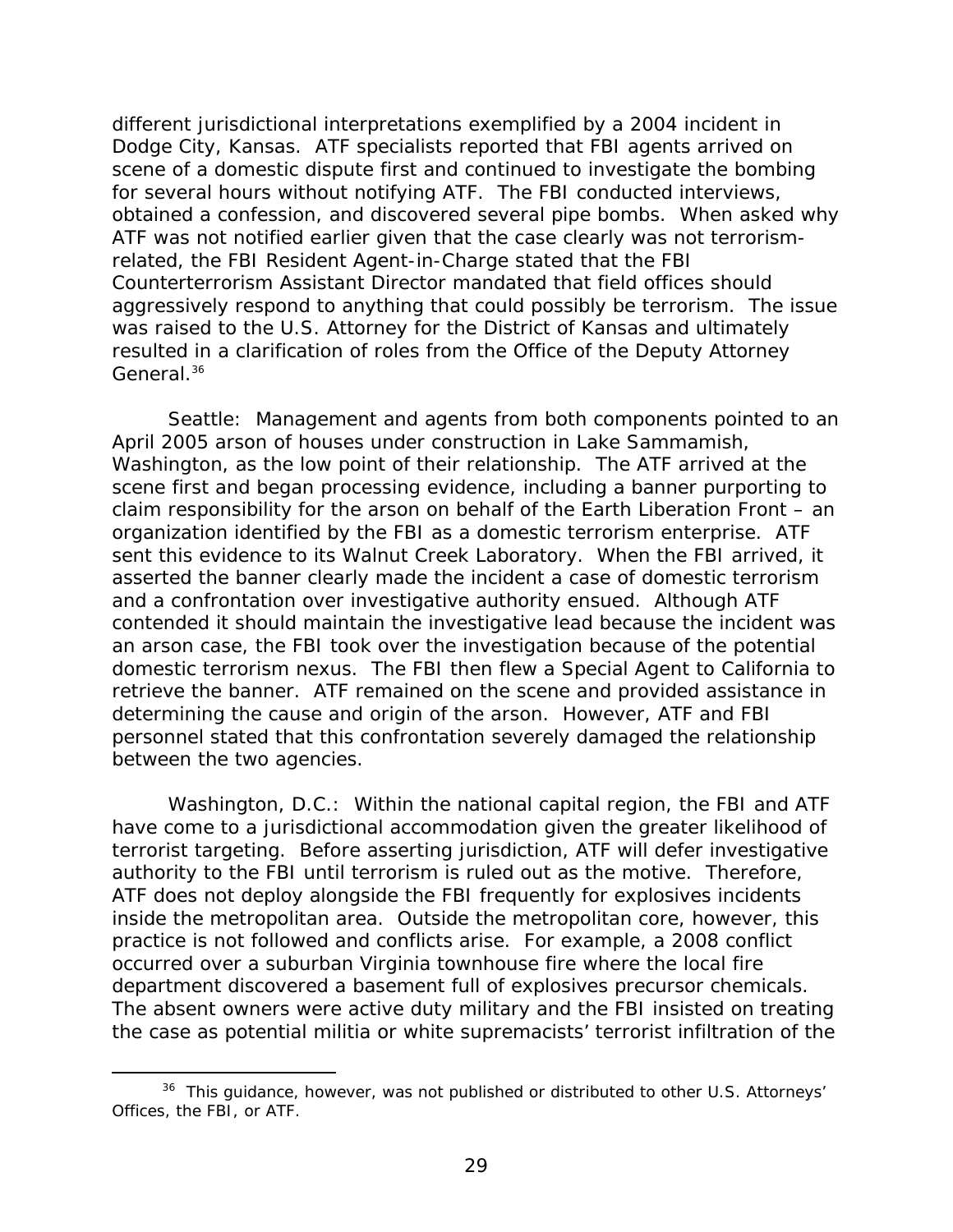different jurisdictional interpretations exemplified by a 2004 incident in Dodge City, Kansas. ATF specialists reported that FBI agents arrived on scene of a domestic dispute first and continued to investigate the bombing for several hours without notifying ATF. The FBI conducted interviews, obtained a confession, and discovered several pipe bombs. When asked why ATF was not notified earlier given that the case clearly was not terrorism-related, the FBI Resident Agent-in-Charge stated that the FBI Counterterrorism Assistant Director mandated that field offices should aggressively respond to anything that could possibly be terrorism. The issue was raised to the U.S. Attorney for the District of Kansas and ultimately resulted in a clarification of roles from the Office of the Deputy Attorney General.[36]

Seattle: Management and agents from both components pointed to an April 2005 arson of houses under construction in Lake Sammamish, Washington, as the low point of their relationship. The ATF arrived at the scene first and began processing evidence, including a banner purporting to claim responsibility for the arson on behalf of the Earth Liberation Front – an organization identified by the FBI as a domestic terrorism enterprise. ATF sent this evidence to its Walnut Creek Laboratory. When the FBI arrived, it asserted the banner clearly made the incident a case of domestic terrorism and a confrontation over investigative authority ensued. Although ATF contended it should maintain the investigative lead because the incident was an arson case, the FBI took over the investigation because of the potential domestic terrorism nexus. The FBI then flew a Special Agent to California to retrieve the banner. ATF remained on the scene and provided assistance in determining the cause and origin of the arson. However, ATF and FBI personnel stated that this confrontation severely damaged the relationship between the two agencies.

Washington, D.C.: Within the national capital region, the FBI and ATF have come to a jurisdictional accommodation given the greater likelihood of terrorist targeting. Before asserting jurisdiction, ATF will defer investigative authority to the FBI until terrorism is ruled out as the motive. Therefore, ATF does not deploy alongside the FBI frequently for explosives incidents inside the metropolitan area. Outside the metropolitan core, however, this practice is not followed and conflicts arise. For example, a 2008 conflict occurred over a suburban Virginia townhouse fire where the local fire department discovered a basement full of explosives precursor chemicals. The absent owners were active duty military and the FBI insisted on treating the case as potential militia or white supremacists' terrorist infiltration of the

[36] This guidance, however, was not published or distributed to other U.S. Attorneys' Offices, the FBI, or ATF.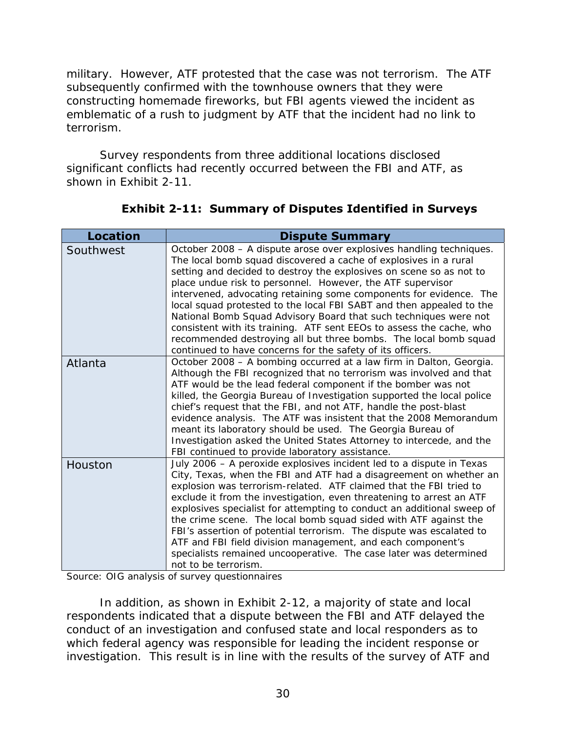military. However, ATF protested that the case was not terrorism. The ATF subsequently confirmed with the townhouse owners that they were constructing homemade fireworks, but FBI agents viewed the incident as emblematic of a rush to judgment by ATF that the incident had no link to terrorism.

Survey respondents from three additional locations disclosed significant conflicts had recently occurred between the FBI and ATF, as shown in Exhibit 2-11.

**Exhibit 2-11: Summary of Disputes Identified in Surveys**

| Location | Dispute Summary |
| --- | --- |
| Southwest | October 2008 – A dispute arose over explosives handling techniques. The local bomb squad discovered a cache of explosives in a rural setting and decided to destroy the explosives on scene so as not to place undue risk to personnel. However, the ATF supervisor intervened, advocating retaining some components for evidence. The local squad protested to the local FBI SABT and then appealed to the National Bomb Squad Advisory Board that such techniques were not consistent with its training. ATF sent EEOs to assess the cache, who recommended destroying all but three bombs. The local bomb squad continued to have concerns for the safety of its officers. |
| Atlanta | October 2008 – A bombing occurred at a law firm in Dalton, Georgia. Although the FBI recognized that no terrorism was involved and that ATF would be the lead federal component if the bomber was not killed, the Georgia Bureau of Investigation supported the local police chief's request that the FBI, and not ATF, handle the post-blast evidence analysis. The ATF was insistent that the 2008 Memorandum meant its laboratory should be used. The Georgia Bureau of Investigation asked the United States Attorney to intercede, and the FBI continued to provide laboratory assistance. |
| Houston | July 2006 – A peroxide explosives incident led to a dispute in Texas City, Texas, when the FBI and ATF had a disagreement on whether an explosion was terrorism-related. ATF claimed that the FBI tried to exclude it from the investigation, even threatening to arrest an ATF explosives specialist for attempting to conduct an additional sweep of the crime scene. The local bomb squad sided with ATF against the FBI's assertion of potential terrorism. The dispute was escalated to ATF and FBI field division management, and each component's specialists remained uncooperative. The case later was determined not to be terrorism. |

Source: OIG analysis of survey questionnaires

In addition, as shown in Exhibit 2-12, a majority of state and local respondents indicated that a dispute between the FBI and ATF delayed the conduct of an investigation and confused state and local responders as to which federal agency was responsible for leading the incident response or investigation. This result is in line with the results of the survey of ATF and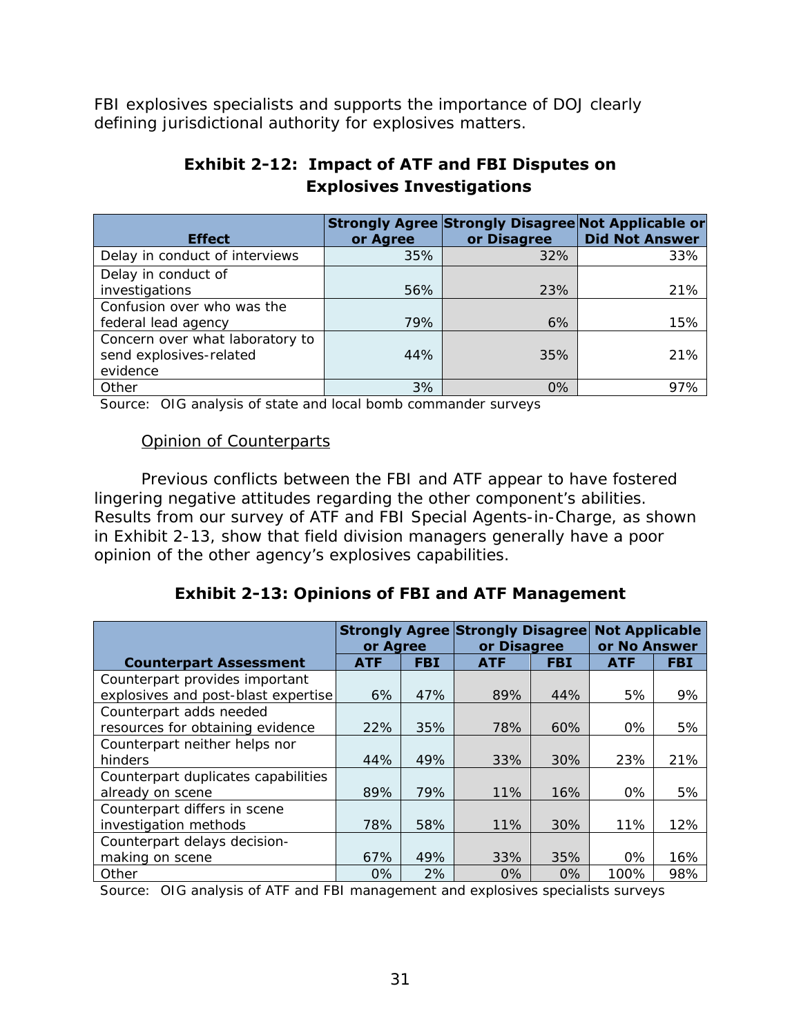FBI explosives specialists and supports the importance of DOJ clearly defining jurisdictional authority for explosives matters.

**Exhibit 2-12: Impact of ATF and FBI Disputes on Explosives Investigations**

| Effect | Strongly Agree or Agree | Strongly Disagree or Disagree | Not Applicable or Did Not Answer |
|---|---|---|---|
| Delay in conduct of interviews | 35% | 32% | 33% |
| Delay in conduct of investigations | 56% | 23% | 21% |
| Confusion over who was the federal lead agency | 79% | 6% | 15% |
| Concern over what laboratory to send explosives-related evidence | 44% | 35% | 21% |
| Other | 3% | 0% | 97% |

Source: OIG analysis of state and local bomb commander surveys

Opinion of Counterparts

Previous conflicts between the FBI and ATF appear to have fostered lingering negative attitudes regarding the other component's abilities. Results from our survey of ATF and FBI Special Agents-in-Charge, as shown in Exhibit 2-13, show that field division managers generally have a poor opinion of the other agency's explosives capabilities.

**Exhibit 2-13: Opinions of FBI and ATF Management**

| Counterpart Assessment | Strongly Agree or Agree | | Strongly Disagree or Disagree | | Not Applicable or No Answer | |
|---|---|---|---|---|---|---|
| | ATF | FBI | ATF | FBI | ATF | FBI |
| Counterpart provides important explosives and post-blast expertise | 6% | 47% | 89% | 44% | 5% | 9% |
| Counterpart adds needed resources for obtaining evidence | 22% | 35% | 78% | 60% | 0% | 5% |
| Counterpart neither helps nor hinders | 44% | 49% | 33% | 30% | 23% | 21% |
| Counterpart duplicates capabilities already on scene | 89% | 79% | 11% | 16% | 0% | 5% |
| Counterpart differs in scene investigation methods | 78% | 58% | 11% | 30% | 11% | 12% |
| Counterpart delays decision-making on scene | 67% | 49% | 33% | 35% | 0% | 16% |
| Other | 0% | 2% | 0% | 0% | 100% | 98% |

Source: OIG analysis of ATF and FBI management and explosives specialists surveys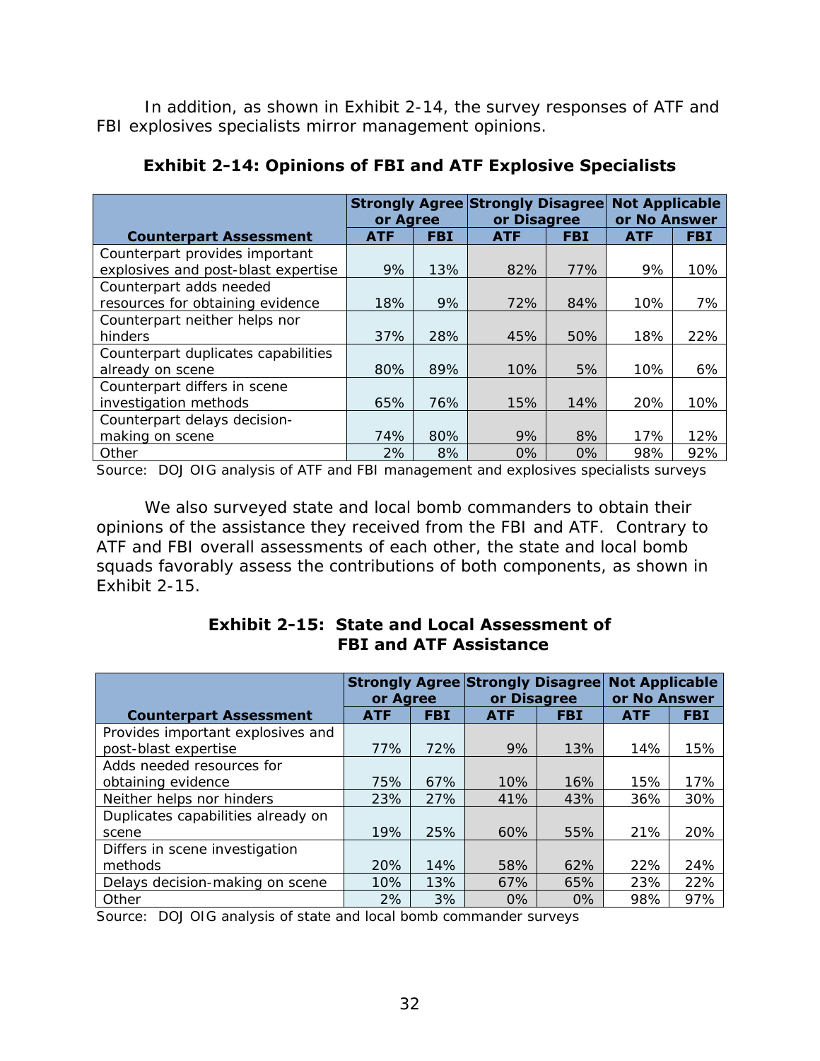In addition, as shown in Exhibit 2-14, the survey responses of ATF and FBI explosives specialists mirror management opinions.

**Exhibit 2-14: Opinions of FBI and ATF Explosive Specialists**

| | Strongly Agree or Agree | | Strongly Disagree or Disagree | | Not Applicable or No Answer | |
|---|---|---|---|---|---|---|
| **Counterpart Assessment** | **ATF** | **FBI** | **ATF** | **FBI** | **ATF** | **FBI** |
| Counterpart provides important explosives and post-blast expertise | 9% | 13% | 82% | 77% | 9% | 10% |
| Counterpart adds needed resources for obtaining evidence | 18% | 9% | 72% | 84% | 10% | 7% |
| Counterpart neither helps nor hinders | 37% | 28% | 45% | 50% | 18% | 22% |
| Counterpart duplicates capabilities already on scene | 80% | 89% | 10% | 5% | 10% | 6% |
| Counterpart differs in scene investigation methods | 65% | 76% | 15% | 14% | 20% | 10% |
| Counterpart delays decision-making on scene | 74% | 80% | 9% | 8% | 17% | 12% |
| Other | 2% | 8% | 0% | 0% | 98% | 92% |

Source: DOJ OIG analysis of ATF and FBI management and explosives specialists surveys

We also surveyed state and local bomb commanders to obtain their opinions of the assistance they received from the FBI and ATF. Contrary to ATF and FBI overall assessments of each other, the state and local bomb squads favorably assess the contributions of both components, as shown in Exhibit 2-15.

**Exhibit 2-15: State and Local Assessment of FBI and ATF Assistance**

| | Strongly Agree or Agree | | Strongly Disagree or Disagree | | Not Applicable or No Answer | |
|---|---|---|---|---|---|---|
| **Counterpart Assessment** | **ATF** | **FBI** | **ATF** | **FBI** | **ATF** | **FBI** |
| Provides important explosives and post-blast expertise | 77% | 72% | 9% | 13% | 14% | 15% |
| Adds needed resources for obtaining evidence | 75% | 67% | 10% | 16% | 15% | 17% |
| Neither helps nor hinders | 23% | 27% | 41% | 43% | 36% | 30% |
| Duplicates capabilities already on scene | 19% | 25% | 60% | 55% | 21% | 20% |
| Differs in scene investigation methods | 20% | 14% | 58% | 62% | 22% | 24% |
| Delays decision-making on scene | 10% | 13% | 67% | 65% | 23% | 22% |
| Other | 2% | 3% | 0% | 0% | 98% | 97% |

Source: DOJ OIG analysis of state and local bomb commander surveys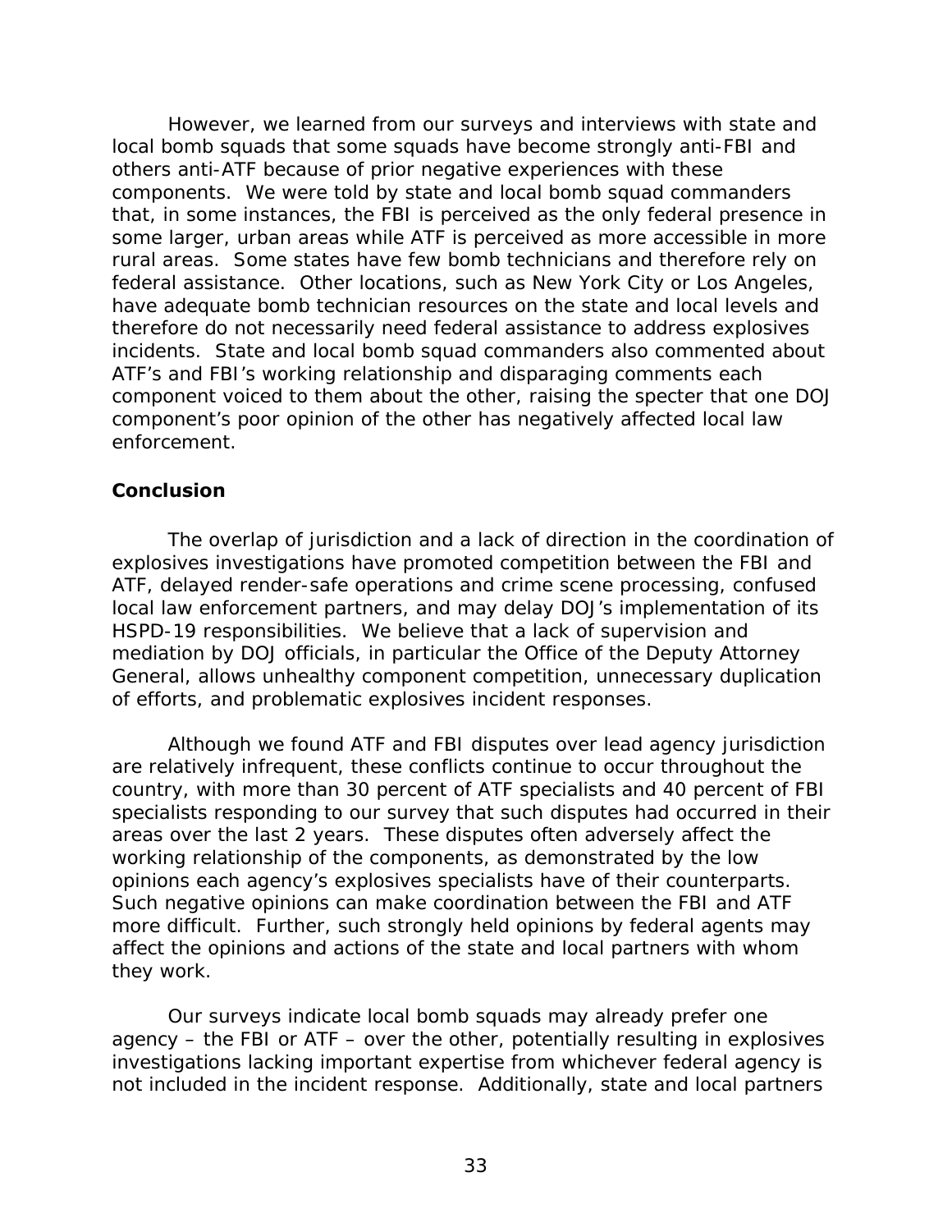However, we learned from our surveys and interviews with state and local bomb squads that some squads have become strongly anti-FBI and others anti-ATF because of prior negative experiences with these components. We were told by state and local bomb squad commanders that, in some instances, the FBI is perceived as the only federal presence in some larger, urban areas while ATF is perceived as more accessible in more rural areas. Some states have few bomb technicians and therefore rely on federal assistance. Other locations, such as New York City or Los Angeles, have adequate bomb technician resources on the state and local levels and therefore do not necessarily need federal assistance to address explosives incidents. State and local bomb squad commanders also commented about ATF's and FBI's working relationship and disparaging comments each component voiced to them about the other, raising the specter that one DOJ component's poor opinion of the other has negatively affected local law enforcement.

## Conclusion

The overlap of jurisdiction and a lack of direction in the coordination of explosives investigations have promoted competition between the FBI and ATF, delayed render-safe operations and crime scene processing, confused local law enforcement partners, and may delay DOJ's implementation of its HSPD-19 responsibilities. We believe that a lack of supervision and mediation by DOJ officials, in particular the Office of the Deputy Attorney General, allows unhealthy component competition, unnecessary duplication of efforts, and problematic explosives incident responses.

Although we found ATF and FBI disputes over lead agency jurisdiction are relatively infrequent, these conflicts continue to occur throughout the country, with more than 30 percent of ATF specialists and 40 percent of FBI specialists responding to our survey that such disputes had occurred in their areas over the last 2 years. These disputes often adversely affect the working relationship of the components, as demonstrated by the low opinions each agency's explosives specialists have of their counterparts. Such negative opinions can make coordination between the FBI and ATF more difficult. Further, such strongly held opinions by federal agents may affect the opinions and actions of the state and local partners with whom they work.

Our surveys indicate local bomb squads may already prefer one agency – the FBI or ATF – over the other, potentially resulting in explosives investigations lacking important expertise from whichever federal agency is not included in the incident response. Additionally, state and local partners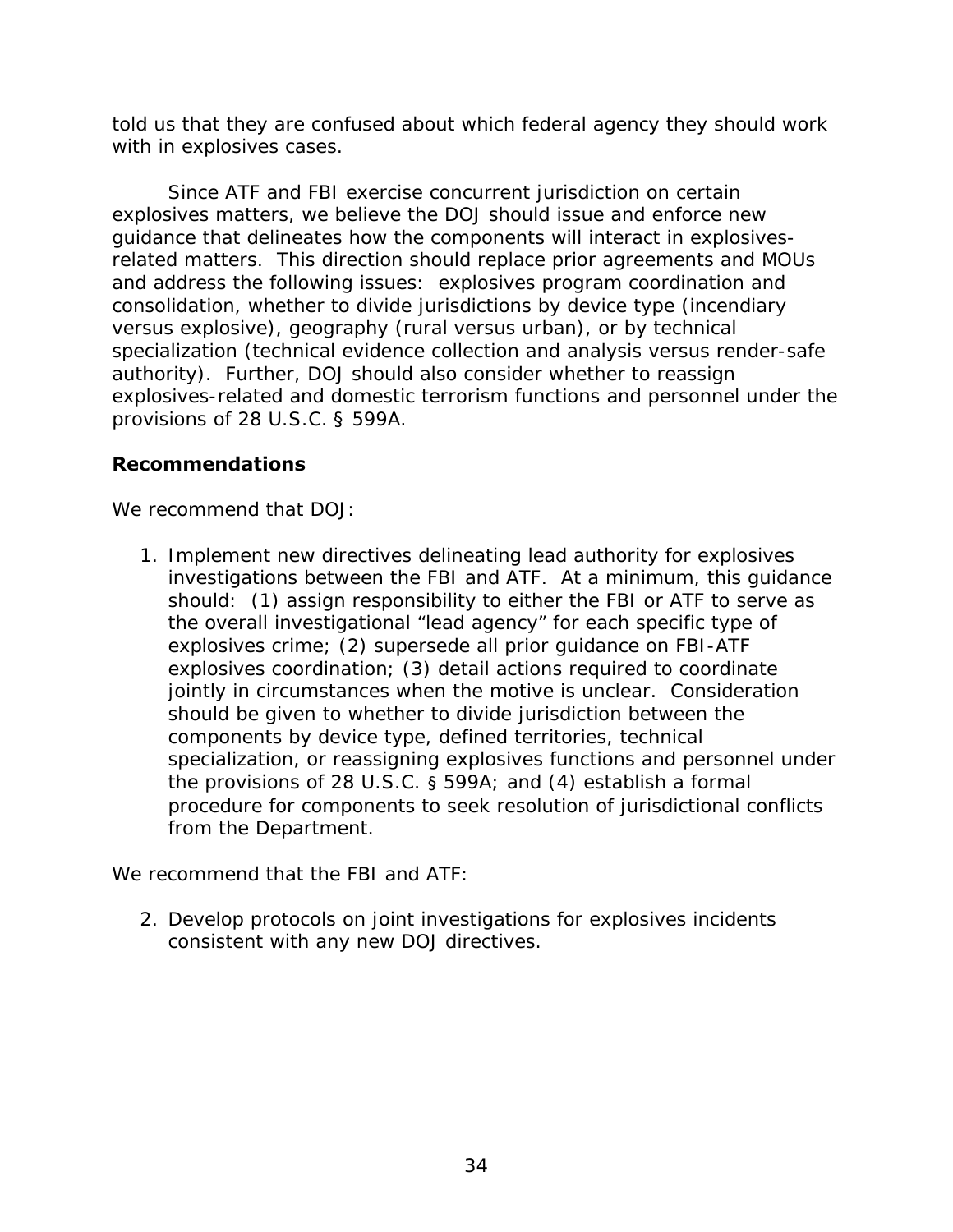told us that they are confused about which federal agency they should work with in explosives cases.

Since ATF and FBI exercise concurrent jurisdiction on certain explosives matters, we believe the DOJ should issue and enforce new guidance that delineates how the components will interact in explosives-related matters. This direction should replace prior agreements and MOUs and address the following issues: explosives program coordination and consolidation, whether to divide jurisdictions by device type (incendiary versus explosive), geography (rural versus urban), or by technical specialization (technical evidence collection and analysis versus render-safe authority). Further, DOJ should also consider whether to reassign explosives-related and domestic terrorism functions and personnel under the provisions of 28 U.S.C. § 599A.

**Recommendations**

We recommend that DOJ:

1. Implement new directives delineating lead authority for explosives investigations between the FBI and ATF. At a minimum, this guidance should: (1) assign responsibility to either the FBI or ATF to serve as the overall investigational "lead agency" for each specific type of explosives crime; (2) supersede all prior guidance on FBI-ATF explosives coordination; (3) detail actions required to coordinate jointly in circumstances when the motive is unclear. Consideration should be given to whether to divide jurisdiction between the components by device type, defined territories, technical specialization, or reassigning explosives functions and personnel under the provisions of 28 U.S.C. § 599A; and (4) establish a formal procedure for components to seek resolution of jurisdictional conflicts from the Department.

We recommend that the FBI and ATF:

2. Develop protocols on joint investigations for explosives incidents consistent with any new DOJ directives.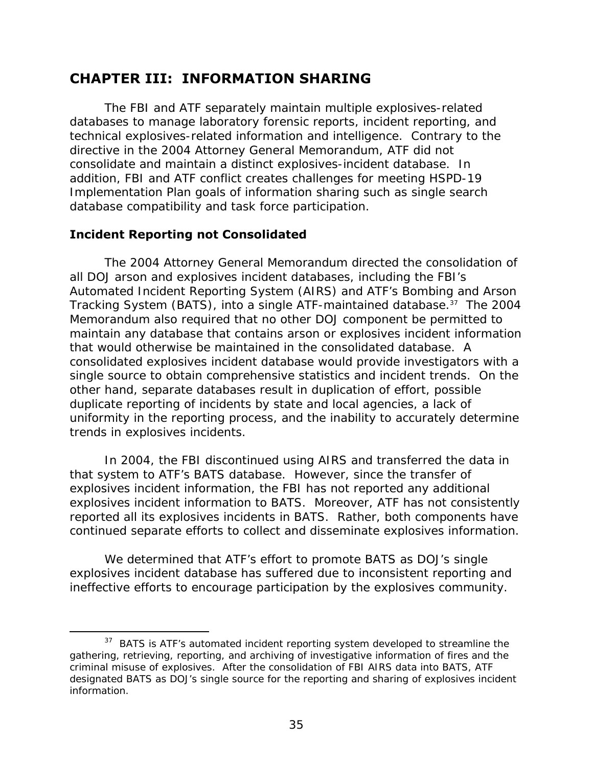# CHAPTER III: INFORMATION SHARING

The FBI and ATF separately maintain multiple explosives-related databases to manage laboratory forensic reports, incident reporting, and technical explosives-related information and intelligence. Contrary to the directive in the 2004 Attorney General Memorandum, ATF did not consolidate and maintain a distinct explosives-incident database. In addition, FBI and ATF conflict creates challenges for meeting HSPD-19 Implementation Plan goals of information sharing such as single search database compatibility and task force participation.

### Incident Reporting not Consolidated

The 2004 Attorney General Memorandum directed the consolidation of all DOJ arson and explosives incident databases, including the FBI's Automated Incident Reporting System (AIRS) and ATF's Bombing and Arson Tracking System (BATS), into a single ATF-maintained database.[37] The 2004 Memorandum also required that no other DOJ component be permitted to maintain any database that contains arson or explosives incident information that would otherwise be maintained in the consolidated database. A consolidated explosives incident database would provide investigators with a single source to obtain comprehensive statistics and incident trends. On the other hand, separate databases result in duplication of effort, possible duplicate reporting of incidents by state and local agencies, a lack of uniformity in the reporting process, and the inability to accurately determine trends in explosives incidents.

In 2004, the FBI discontinued using AIRS and transferred the data in that system to ATF's BATS database. However, since the transfer of explosives incident information, the FBI has not reported any additional explosives incident information to BATS. Moreover, ATF has not consistently reported all its explosives incidents in BATS. Rather, both components have continued separate efforts to collect and disseminate explosives information.

We determined that ATF's effort to promote BATS as DOJ's single explosives incident database has suffered due to inconsistent reporting and ineffective efforts to encourage participation by the explosives community.

[37] BATS is ATF's automated incident reporting system developed to streamline the gathering, retrieving, reporting, and archiving of investigative information of fires and the criminal misuse of explosives. After the consolidation of FBI AIRS data into BATS, ATF designated BATS as DOJ's single source for the reporting and sharing of explosives incident information.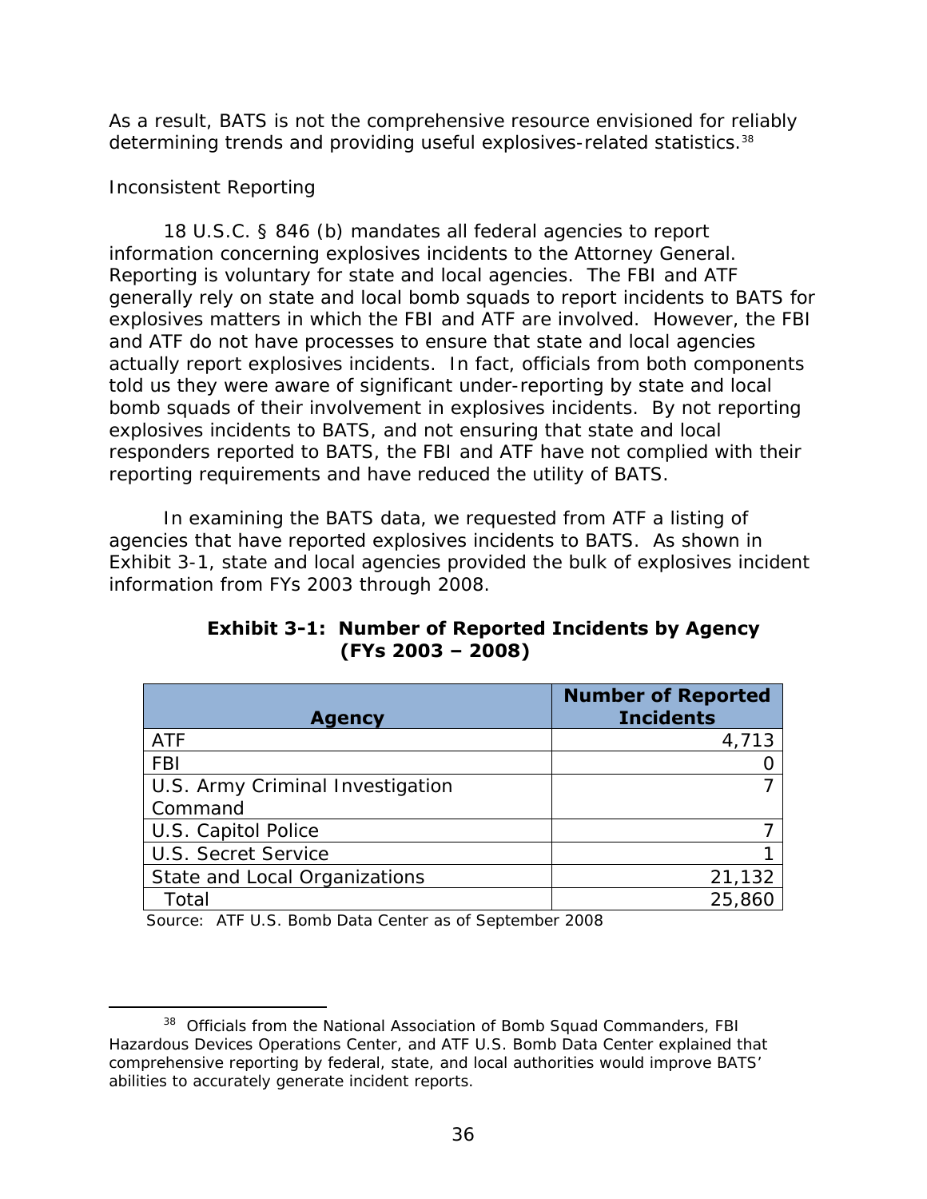As a result, BATS is not the comprehensive resource envisioned for reliably determining trends and providing useful explosives-related statistics.[38]

Inconsistent Reporting

18 U.S.C. § 846 (b) mandates all federal agencies to report information concerning explosives incidents to the Attorney General. Reporting is voluntary for state and local agencies. The FBI and ATF generally rely on state and local bomb squads to report incidents to BATS for explosives matters in which the FBI and ATF are involved. However, the FBI and ATF do not have processes to ensure that state and local agencies actually report explosives incidents. In fact, officials from both components told us they were aware of significant under-reporting by state and local bomb squads of their involvement in explosives incidents. By not reporting explosives incidents to BATS, and not ensuring that state and local responders reported to BATS, the FBI and ATF have not complied with their reporting requirements and have reduced the utility of BATS.

In examining the BATS data, we requested from ATF a listing of agencies that have reported explosives incidents to BATS. As shown in Exhibit 3-1, state and local agencies provided the bulk of explosives incident information from FYs 2003 through 2008.

**Exhibit 3-1: Number of Reported Incidents by Agency (FYs 2003 – 2008)**

| Agency | Number of Reported Incidents |
|---|---:|
| ATF | 4,713 |
| FBI | 0 |
| U.S. Army Criminal Investigation Command | 7 |
| U.S. Capitol Police | 7 |
| U.S. Secret Service | 1 |
| State and Local Organizations | 21,132 |
| Total | 25,860 |

Source: ATF U.S. Bomb Data Center as of September 2008

[38] Officials from the National Association of Bomb Squad Commanders, FBI Hazardous Devices Operations Center, and ATF U.S. Bomb Data Center explained that comprehensive reporting by federal, state, and local authorities would improve BATS' abilities to accurately generate incident reports.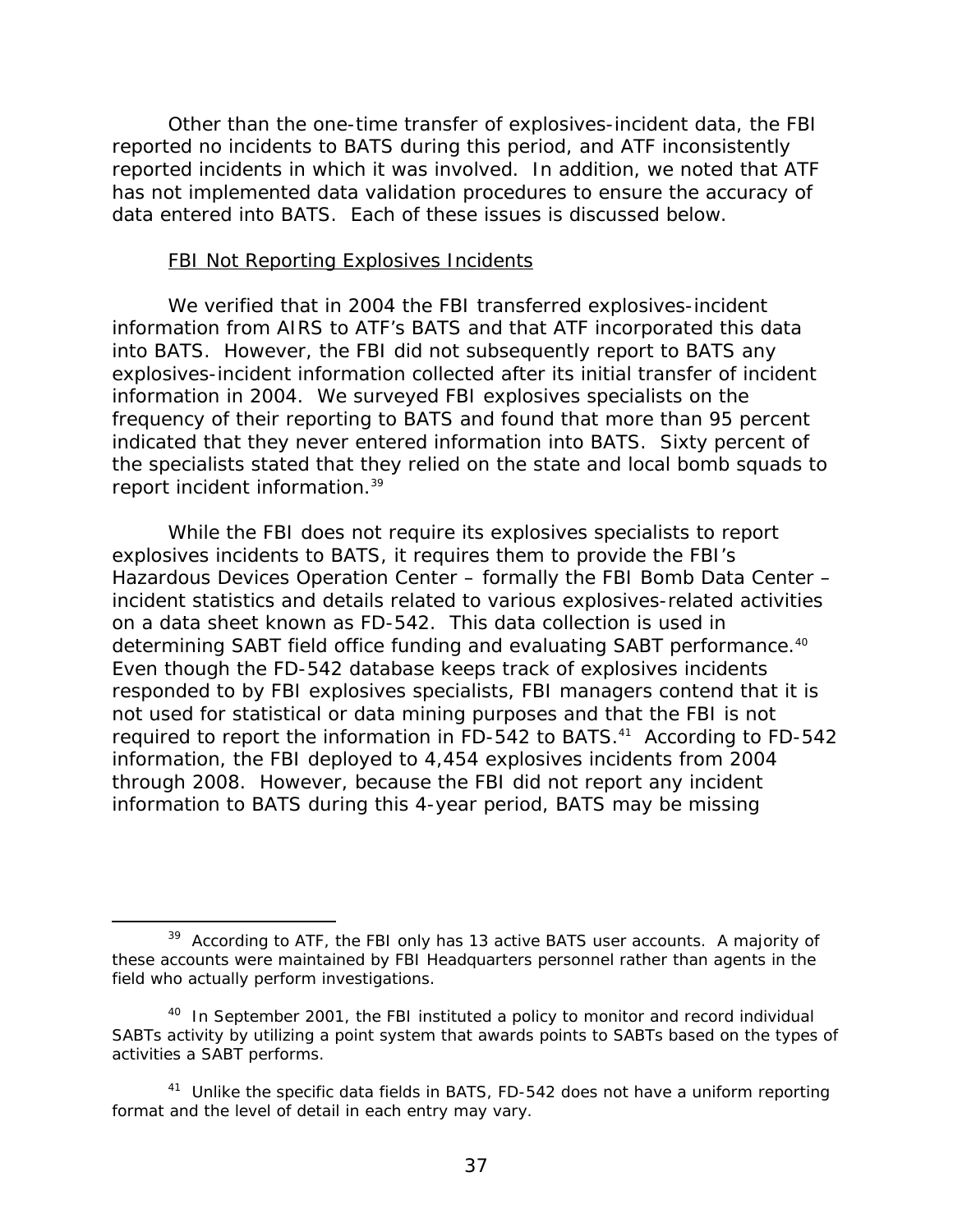Other than the one-time transfer of explosives-incident data, the FBI reported no incidents to BATS during this period, and ATF inconsistently reported incidents in which it was involved. In addition, we noted that ATF has not implemented data validation procedures to ensure the accuracy of data entered into BATS. Each of these issues is discussed below.

FBI Not Reporting Explosives Incidents

We verified that in 2004 the FBI transferred explosives-incident information from AIRS to ATF's BATS and that ATF incorporated this data into BATS. However, the FBI did not subsequently report to BATS any explosives-incident information collected after its initial transfer of incident information in 2004. We surveyed FBI explosives specialists on the frequency of their reporting to BATS and found that more than 95 percent indicated that they never entered information into BATS. Sixty percent of the specialists stated that they relied on the state and local bomb squads to report incident information.[39]

While the FBI does not require its explosives specialists to report explosives incidents to BATS, it requires them to provide the FBI's Hazardous Devices Operation Center – formally the FBI Bomb Data Center – incident statistics and details related to various explosives-related activities on a data sheet known as FD-542. This data collection is used in determining SABT field office funding and evaluating SABT performance.[40] Even though the FD-542 database keeps track of explosives incidents responded to by FBI explosives specialists, FBI managers contend that it is not used for statistical or data mining purposes and that the FBI is not required to report the information in FD-542 to BATS.[41] According to FD-542 information, the FBI deployed to 4,454 explosives incidents from 2004 through 2008. However, because the FBI did not report any incident information to BATS during this 4-year period, BATS may be missing

---

[39] According to ATF, the FBI only has 13 active BATS user accounts. A majority of these accounts were maintained by FBI Headquarters personnel rather than agents in the field who actually perform investigations.

[40] In September 2001, the FBI instituted a policy to monitor and record individual SABTs activity by utilizing a point system that awards points to SABTs based on the types of activities a SABT performs.

[41] Unlike the specific data fields in BATS, FD-542 does not have a uniform reporting format and the level of detail in each entry may vary.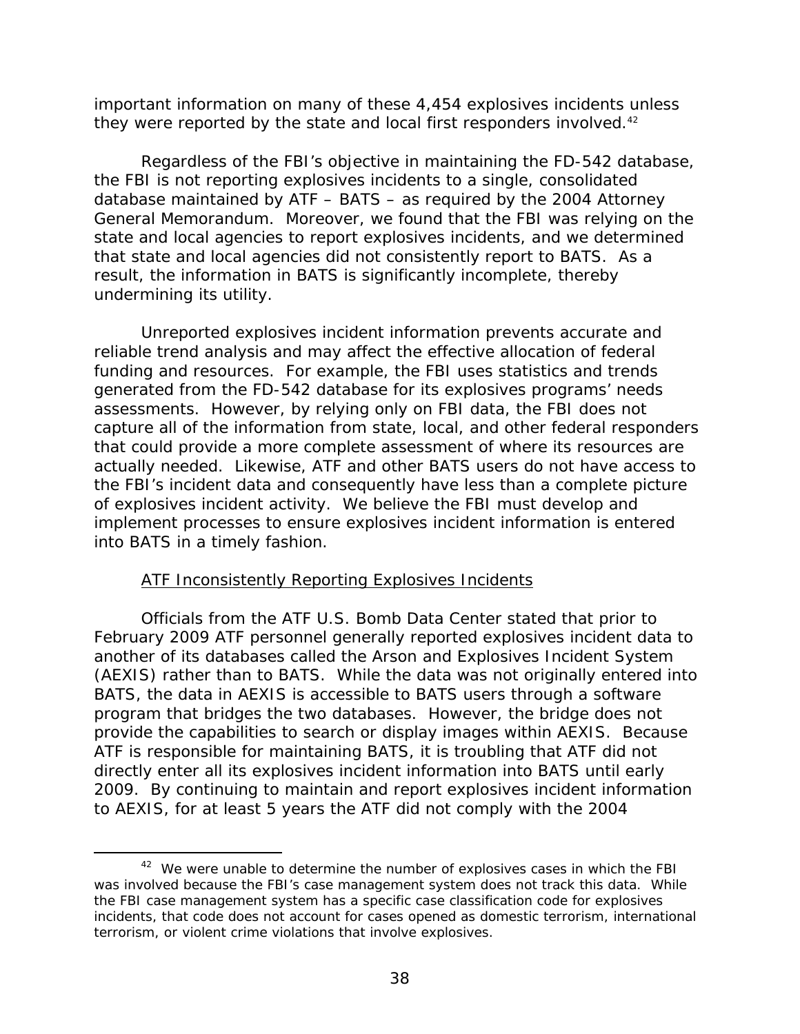important information on many of these 4,454 explosives incidents unless they were reported by the state and local first responders involved.[42]

Regardless of the FBI's objective in maintaining the FD-542 database, the FBI is not reporting explosives incidents to a single, consolidated database maintained by ATF – BATS – as required by the 2004 Attorney General Memorandum. Moreover, we found that the FBI was relying on the state and local agencies to report explosives incidents, and we determined that state and local agencies did not consistently report to BATS. As a result, the information in BATS is significantly incomplete, thereby undermining its utility.

Unreported explosives incident information prevents accurate and reliable trend analysis and may affect the effective allocation of federal funding and resources. For example, the FBI uses statistics and trends generated from the FD-542 database for its explosives programs' needs assessments. However, by relying only on FBI data, the FBI does not capture all of the information from state, local, and other federal responders that could provide a more complete assessment of where its resources are actually needed. Likewise, ATF and other BATS users do not have access to the FBI's incident data and consequently have less than a complete picture of explosives incident activity. We believe the FBI must develop and implement processes to ensure explosives incident information is entered into BATS in a timely fashion.

ATF Inconsistently Reporting Explosives Incidents

Officials from the ATF U.S. Bomb Data Center stated that prior to February 2009 ATF personnel generally reported explosives incident data to another of its databases called the Arson and Explosives Incident System (AEXIS) rather than to BATS. While the data was not originally entered into BATS, the data in AEXIS is accessible to BATS users through a software program that bridges the two databases. However, the bridge does not provide the capabilities to search or display images within AEXIS. Because ATF is responsible for maintaining BATS, it is troubling that ATF did not directly enter all its explosives incident information into BATS until early 2009. By continuing to maintain and report explosives incident information to AEXIS, for at least 5 years the ATF did not comply with the 2004

[42] We were unable to determine the number of explosives cases in which the FBI was involved because the FBI's case management system does not track this data. While the FBI case management system has a specific case classification code for explosives incidents, that code does not account for cases opened as domestic terrorism, international terrorism, or violent crime violations that involve explosives.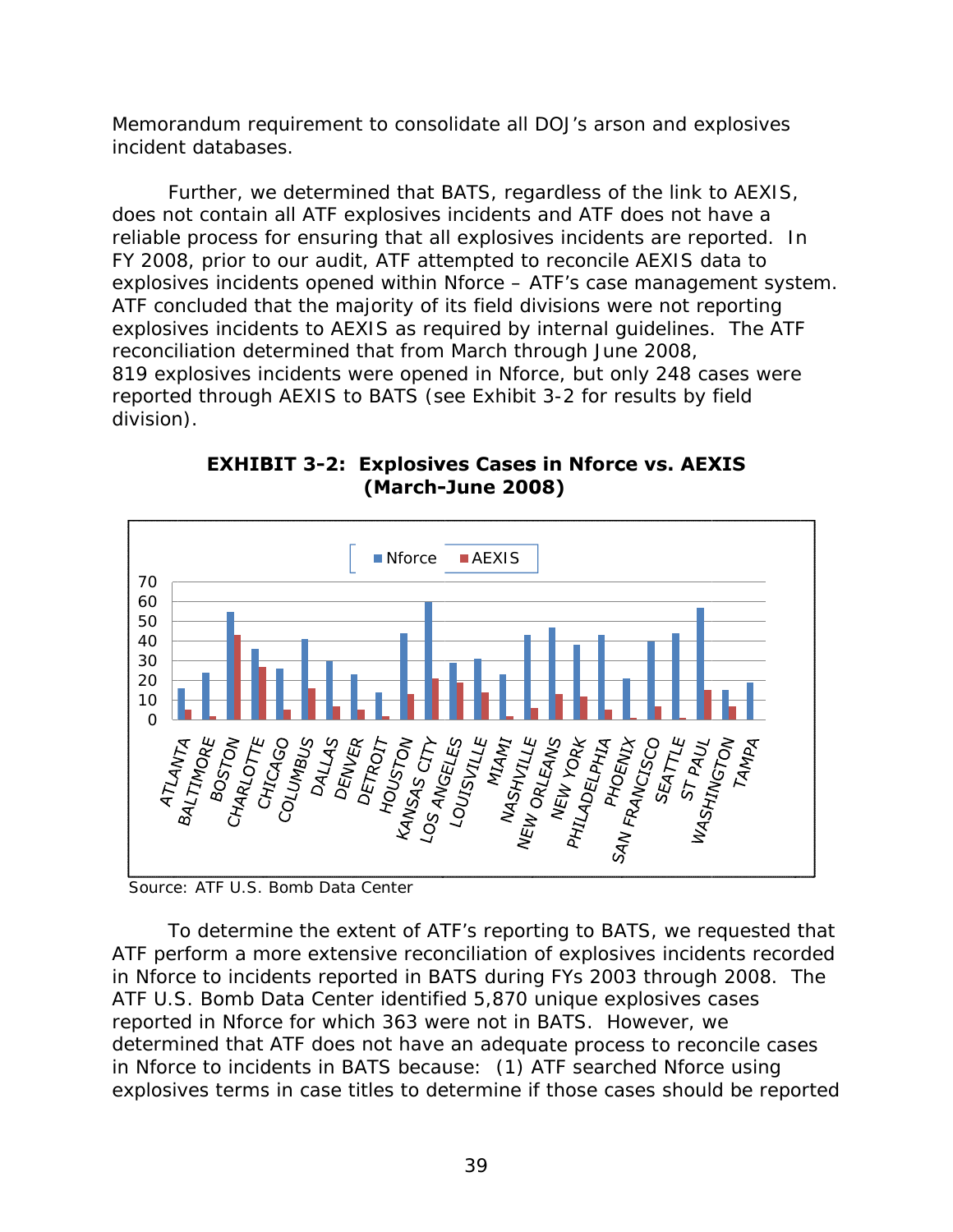Memorandum requirement to consolidate all DOJ's arson and explosives incident databases.

Further, we determined that BATS, regardless of the link to AEXIS, does not contain all ATF explosives incidents and ATF does not have a reliable process for ensuring that all explosives incidents are reported. In FY 2008, prior to our audit, ATF attempted to reconcile AEXIS data to explosives incidents opened within Nforce – ATF's case management system. ATF concluded that the majority of its field divisions were not reporting explosives incidents to AEXIS as required by internal guidelines. The ATF reconciliation determined that from March through June 2008, 819 explosives incidents were opened in Nforce, but only 248 cases were reported through AEXIS to BATS (see Exhibit 3-2 for results by field division).

**EXHIBIT 3-2: Explosives Cases in Nforce vs. AEXIS (March-June 2008)**

Source: ATF U.S. Bomb Data Center

To determine the extent of ATF's reporting to BATS, we requested that ATF perform a more extensive reconciliation of explosives incidents recorded in Nforce to incidents reported in BATS during FYs 2003 through 2008. The ATF U.S. Bomb Data Center identified 5,870 unique explosives cases reported in Nforce for which 363 were not in BATS. However, we determined that ATF does not have an adequate process to reconcile cases in Nforce to incidents in BATS because: (1) ATF searched Nforce using explosives terms in case titles to determine if those cases should be reported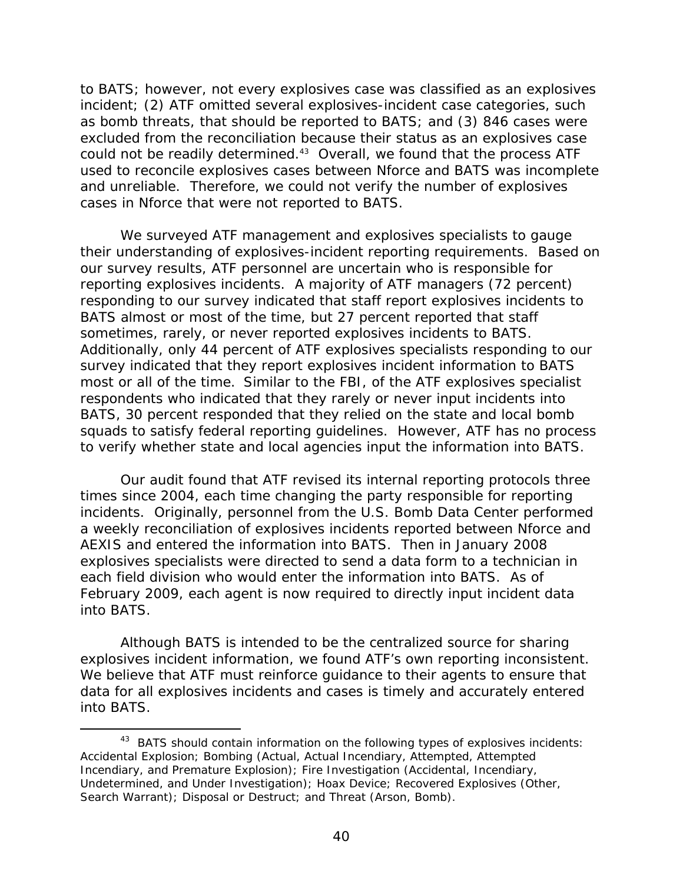to BATS; however, not every explosives case was classified as an explosives incident; (2) ATF omitted several explosives-incident case categories, such as bomb threats, that should be reported to BATS; and (3) 846 cases were excluded from the reconciliation because their status as an explosives case could not be readily determined.[43] Overall, we found that the process ATF used to reconcile explosives cases between Nforce and BATS was incomplete and unreliable. Therefore, we could not verify the number of explosives cases in Nforce that were not reported to BATS.

We surveyed ATF management and explosives specialists to gauge their understanding of explosives-incident reporting requirements. Based on our survey results, ATF personnel are uncertain who is responsible for reporting explosives incidents. A majority of ATF managers (72 percent) responding to our survey indicated that staff report explosives incidents to BATS almost or most of the time, but 27 percent reported that staff sometimes, rarely, or never reported explosives incidents to BATS. Additionally, only 44 percent of ATF explosives specialists responding to our survey indicated that they report explosives incident information to BATS most or all of the time. Similar to the FBI, of the ATF explosives specialist respondents who indicated that they rarely or never input incidents into BATS, 30 percent responded that they relied on the state and local bomb squads to satisfy federal reporting guidelines. However, ATF has no process to verify whether state and local agencies input the information into BATS.

Our audit found that ATF revised its internal reporting protocols three times since 2004, each time changing the party responsible for reporting incidents. Originally, personnel from the U.S. Bomb Data Center performed a weekly reconciliation of explosives incidents reported between Nforce and AEXIS and entered the information into BATS. Then in January 2008 explosives specialists were directed to send a data form to a technician in each field division who would enter the information into BATS. As of February 2009, each agent is now required to directly input incident data into BATS.

Although BATS is intended to be the centralized source for sharing explosives incident information, we found ATF's own reporting inconsistent. We believe that ATF must reinforce guidance to their agents to ensure that data for all explosives incidents and cases is timely and accurately entered into BATS.

---

[43] BATS should contain information on the following types of explosives incidents: Accidental Explosion; Bombing (Actual, Actual Incendiary, Attempted, Attempted Incendiary, and Premature Explosion); Fire Investigation (Accidental, Incendiary, Undetermined, and Under Investigation); Hoax Device; Recovered Explosives (Other, Search Warrant); Disposal or Destruct; and Threat (Arson, Bomb).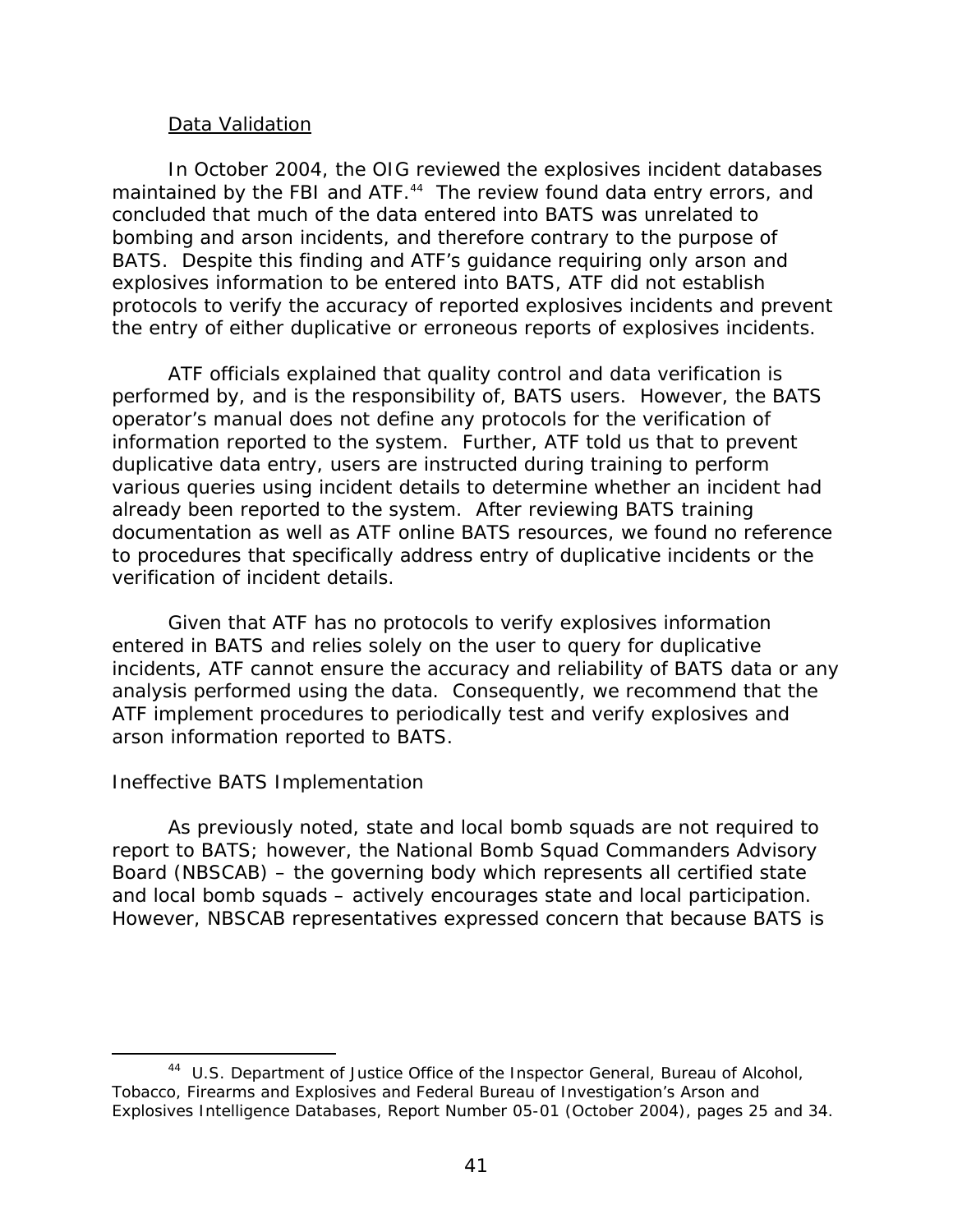Data Validation

In October 2004, the OIG reviewed the explosives incident databases maintained by the FBI and ATF.[44] The review found data entry errors, and concluded that much of the data entered into BATS was unrelated to bombing and arson incidents, and therefore contrary to the purpose of BATS. Despite this finding and ATF's guidance requiring only arson and explosives information to be entered into BATS, ATF did not establish protocols to verify the accuracy of reported explosives incidents and prevent the entry of either duplicative or erroneous reports of explosives incidents.

ATF officials explained that quality control and data verification is performed by, and is the responsibility of, BATS users. However, the BATS operator's manual does not define any protocols for the verification of information reported to the system. Further, ATF told us that to prevent duplicative data entry, users are instructed during training to perform various queries using incident details to determine whether an incident had already been reported to the system. After reviewing BATS training documentation as well as ATF online BATS resources, we found no reference to procedures that specifically address entry of duplicative incidents or the verification of incident details.

Given that ATF has no protocols to verify explosives information entered in BATS and relies solely on the user to query for duplicative incidents, ATF cannot ensure the accuracy and reliability of BATS data or any analysis performed using the data. Consequently, we recommend that the ATF implement procedures to periodically test and verify explosives and arson information reported to BATS.

Ineffective BATS Implementation

As previously noted, state and local bomb squads are not required to report to BATS; however, the National Bomb Squad Commanders Advisory Board (NBSCAB) – the governing body which represents all certified state and local bomb squads – actively encourages state and local participation. However, NBSCAB representatives expressed concern that because BATS is

[44] U.S. Department of Justice Office of the Inspector General, Bureau of Alcohol, Tobacco, Firearms and Explosives and Federal Bureau of Investigation's Arson and Explosives Intelligence Databases, Report Number 05-01 (October 2004), pages 25 and 34.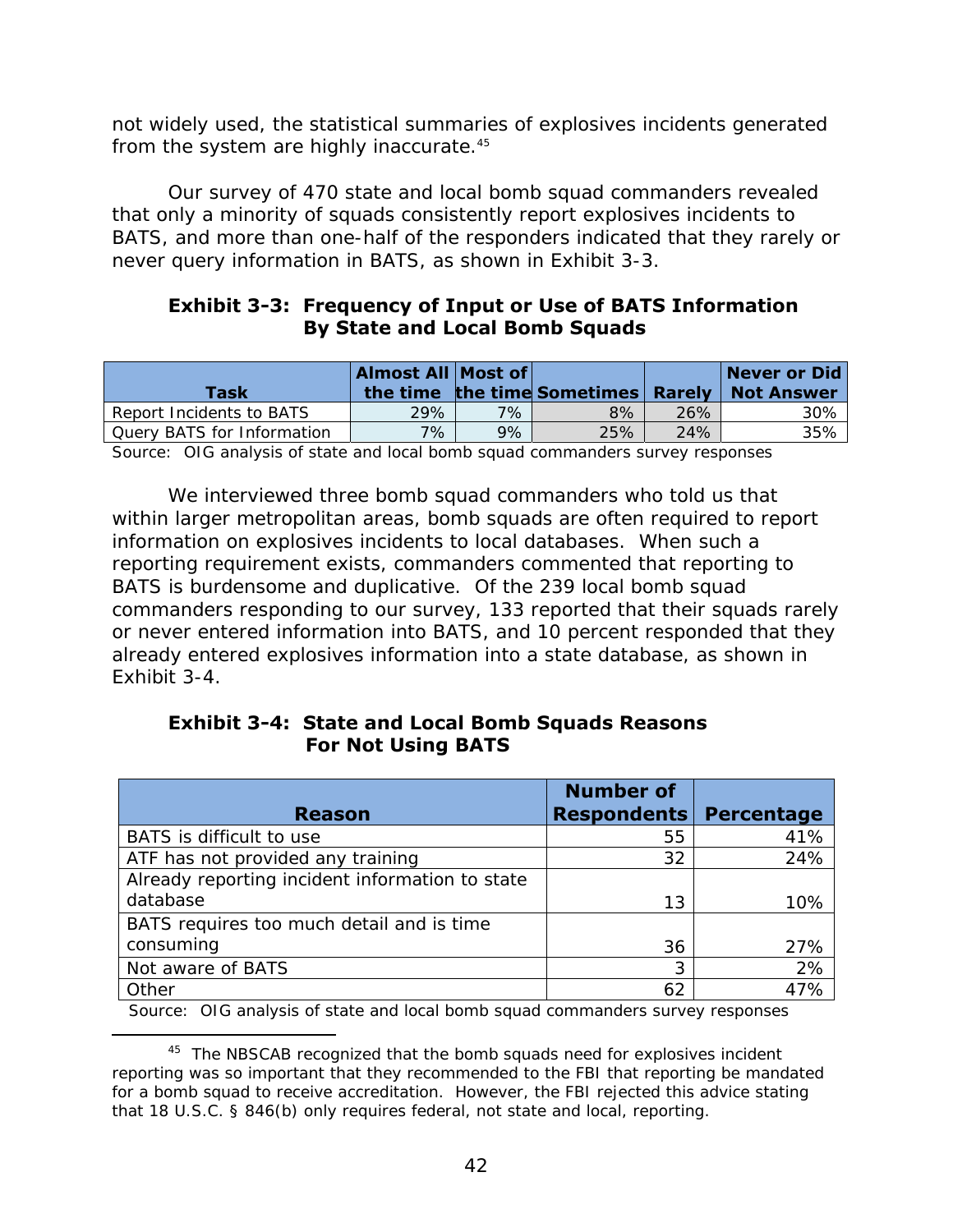not widely used, the statistical summaries of explosives incidents generated from the system are highly inaccurate.[45]

Our survey of 470 state and local bomb squad commanders revealed that only a minority of squads consistently report explosives incidents to BATS, and more than one-half of the responders indicated that they rarely or never query information in BATS, as shown in Exhibit 3-3.

**Exhibit 3-3: Frequency of Input or Use of BATS Information By State and Local Bomb Squads**

| Task | Almost All the time | Most of the time | Sometimes | Rarely | Never or Did Not Answer |
|---|---|---|---|---|---|
| Report Incidents to BATS | 29% | 7% | 8% | 26% | 30% |
| Query BATS for Information | 7% | 9% | 25% | 24% | 35% |

Source: OIG analysis of state and local bomb squad commanders survey responses

We interviewed three bomb squad commanders who told us that within larger metropolitan areas, bomb squads are often required to report information on explosives incidents to local databases. When such a reporting requirement exists, commanders commented that reporting to BATS is burdensome and duplicative. Of the 239 local bomb squad commanders responding to our survey, 133 reported that their squads rarely or never entered information into BATS, and 10 percent responded that they already entered explosives information into a state database, as shown in Exhibit 3-4.

**Exhibit 3-4: State and Local Bomb Squads Reasons For Not Using BATS**

| Reason | Number of Respondents | Percentage |
|---|---|---|
| BATS is difficult to use | 55 | 41% |
| ATF has not provided any training | 32 | 24% |
| Already reporting incident information to state database | 13 | 10% |
| BATS requires too much detail and is time consuming | 36 | 27% |
| Not aware of BATS | 3 | 2% |
| Other | 62 | 47% |

Source: OIG analysis of state and local bomb squad commanders survey responses

[45] The NBSCAB recognized that the bomb squads need for explosives incident reporting was so important that they recommended to the FBI that reporting be mandated for a bomb squad to receive accreditation. However, the FBI rejected this advice stating that 18 U.S.C. § 846(b) only requires federal, not state and local, reporting.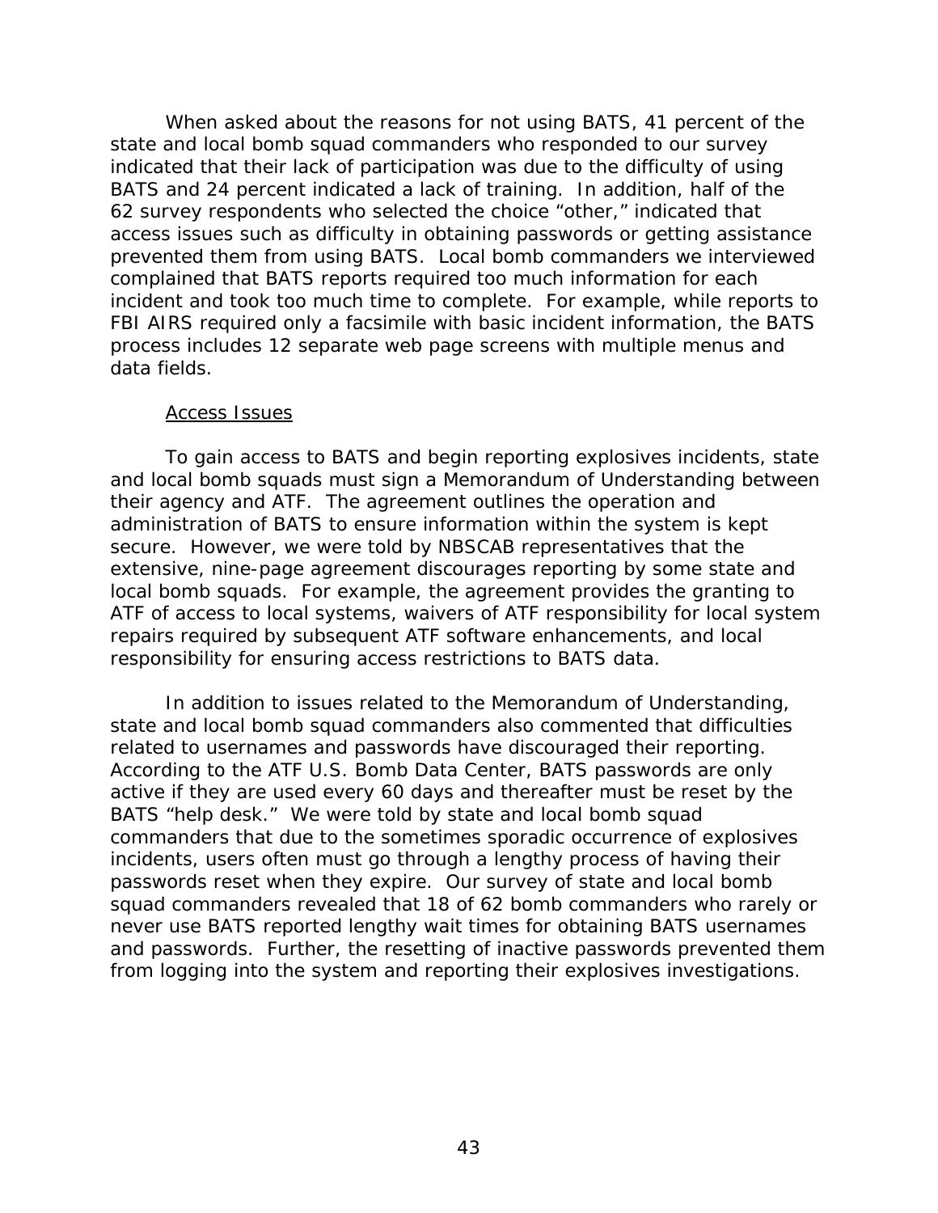When asked about the reasons for not using BATS, 41 percent of the state and local bomb squad commanders who responded to our survey indicated that their lack of participation was due to the difficulty of using BATS and 24 percent indicated a lack of training. In addition, half of the 62 survey respondents who selected the choice "other," indicated that access issues such as difficulty in obtaining passwords or getting assistance prevented them from using BATS. Local bomb commanders we interviewed complained that BATS reports required too much information for each incident and took too much time to complete. For example, while reports to FBI AIRS required only a facsimile with basic incident information, the BATS process includes 12 separate web page screens with multiple menus and data fields.

<u>Access Issues</u>

To gain access to BATS and begin reporting explosives incidents, state and local bomb squads must sign a Memorandum of Understanding between their agency and ATF. The agreement outlines the operation and administration of BATS to ensure information within the system is kept secure. However, we were told by NBSCAB representatives that the extensive, nine-page agreement discourages reporting by some state and local bomb squads. For example, the agreement provides the granting to ATF of access to local systems, waivers of ATF responsibility for local system repairs required by subsequent ATF software enhancements, and local responsibility for ensuring access restrictions to BATS data.

In addition to issues related to the Memorandum of Understanding, state and local bomb squad commanders also commented that difficulties related to usernames and passwords have discouraged their reporting. According to the ATF U.S. Bomb Data Center, BATS passwords are only active if they are used every 60 days and thereafter must be reset by the BATS "help desk." We were told by state and local bomb squad commanders that due to the sometimes sporadic occurrence of explosives incidents, users often must go through a lengthy process of having their passwords reset when they expire. Our survey of state and local bomb squad commanders revealed that 18 of 62 bomb commanders who rarely or never use BATS reported lengthy wait times for obtaining BATS usernames and passwords. Further, the resetting of inactive passwords prevented them from logging into the system and reporting their explosives investigations.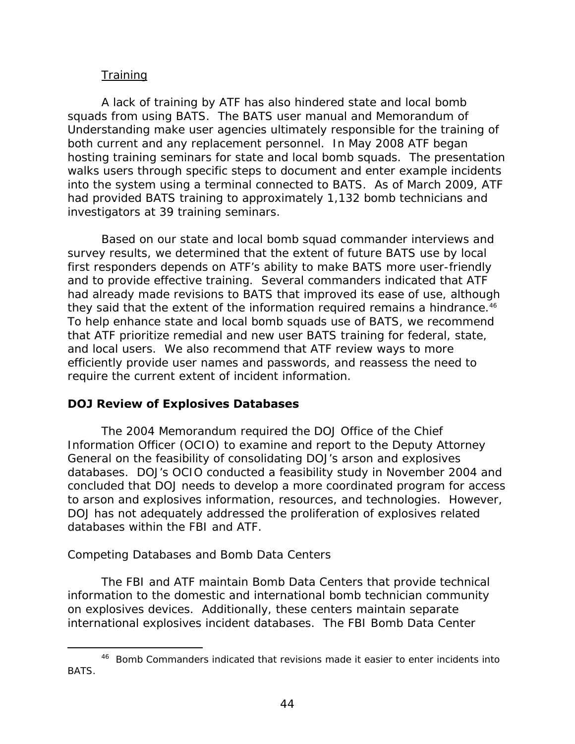Training

A lack of training by ATF has also hindered state and local bomb squads from using BATS. The BATS user manual and Memorandum of Understanding make user agencies ultimately responsible for the training of both current and any replacement personnel. In May 2008 ATF began hosting training seminars for state and local bomb squads. The presentation walks users through specific steps to document and enter example incidents into the system using a terminal connected to BATS. As of March 2009, ATF had provided BATS training to approximately 1,132 bomb technicians and investigators at 39 training seminars.

Based on our state and local bomb squad commander interviews and survey results, we determined that the extent of future BATS use by local first responders depends on ATF's ability to make BATS more user-friendly and to provide effective training. Several commanders indicated that ATF had already made revisions to BATS that improved its ease of use, although they said that the extent of the information required remains a hindrance.[46] To help enhance state and local bomb squads use of BATS, we recommend that ATF prioritize remedial and new user BATS training for federal, state, and local users. We also recommend that ATF review ways to more efficiently provide user names and passwords, and reassess the need to require the current extent of incident information.

## DOJ Review of Explosives Databases

The 2004 Memorandum required the DOJ Office of the Chief Information Officer (OCIO) to examine and report to the Deputy Attorney General on the feasibility of consolidating DOJ's arson and explosives databases. DOJ's OCIO conducted a feasibility study in November 2004 and concluded that DOJ needs to develop a more coordinated program for access to arson and explosives information, resources, and technologies. However, DOJ has not adequately addressed the proliferation of explosives related databases within the FBI and ATF.

Competing Databases and Bomb Data Centers

The FBI and ATF maintain Bomb Data Centers that provide technical information to the domestic and international bomb technician community on explosives devices. Additionally, these centers maintain separate international explosives incident databases. The FBI Bomb Data Center

---

[46] Bomb Commanders indicated that revisions made it easier to enter incidents into BATS.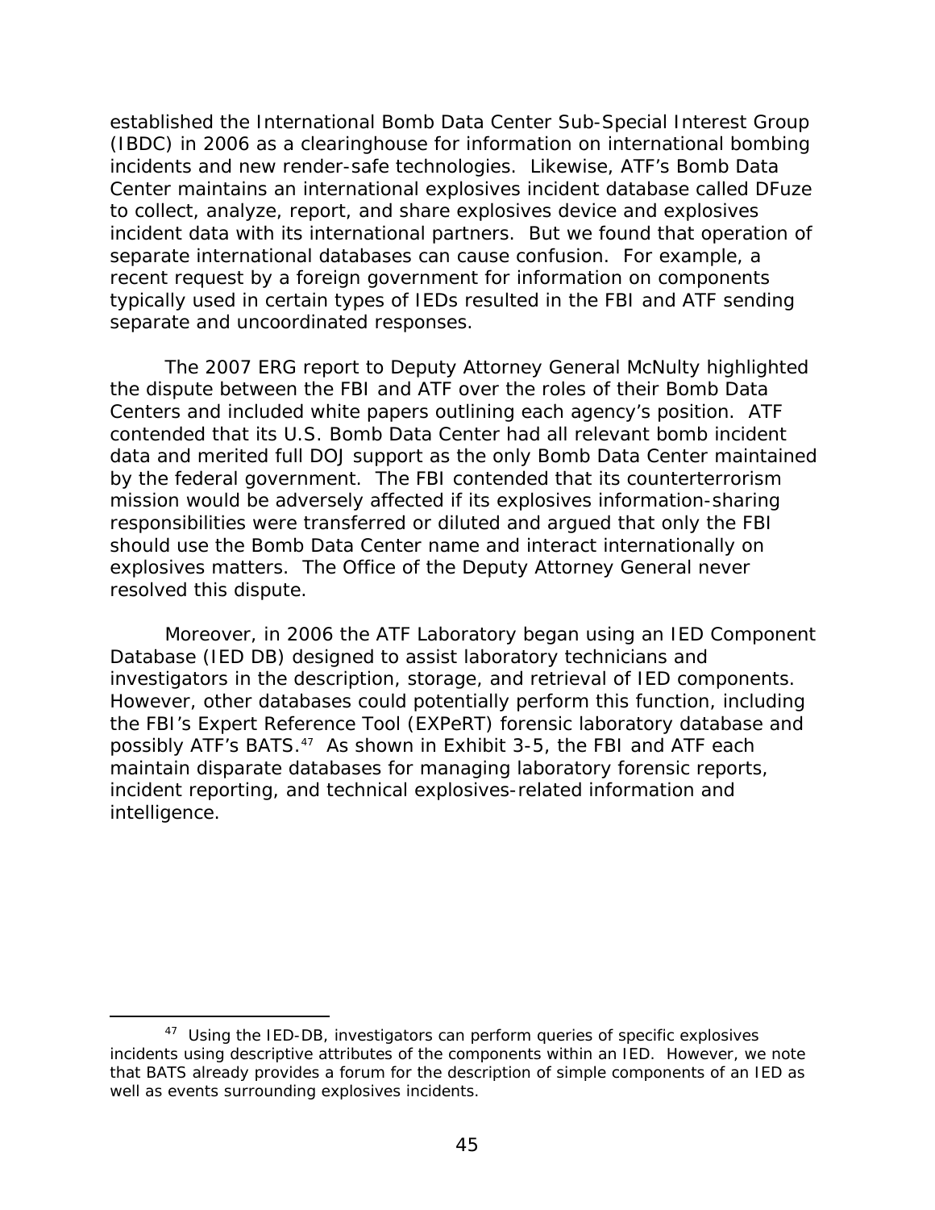established the International Bomb Data Center Sub-Special Interest Group (IBDC) in 2006 as a clearinghouse for information on international bombing incidents and new render-safe technologies. Likewise, ATF's Bomb Data Center maintains an international explosives incident database called DFuze to collect, analyze, report, and share explosives device and explosives incident data with its international partners. But we found that operation of separate international databases can cause confusion. For example, a recent request by a foreign government for information on components typically used in certain types of IEDs resulted in the FBI and ATF sending separate and uncoordinated responses.

The 2007 ERG report to Deputy Attorney General McNulty highlighted the dispute between the FBI and ATF over the roles of their Bomb Data Centers and included white papers outlining each agency's position. ATF contended that its U.S. Bomb Data Center had all relevant bomb incident data and merited full DOJ support as the only Bomb Data Center maintained by the federal government. The FBI contended that its counterterrorism mission would be adversely affected if its explosives information-sharing responsibilities were transferred or diluted and argued that only the FBI should use the Bomb Data Center name and interact internationally on explosives matters. The Office of the Deputy Attorney General never resolved this dispute.

Moreover, in 2006 the ATF Laboratory began using an IED Component Database (IED DB) designed to assist laboratory technicians and investigators in the description, storage, and retrieval of IED components. However, other databases could potentially perform this function, including the FBI's Expert Reference Tool (EXPeRT) forensic laboratory database and possibly ATF's BATS.[47] As shown in Exhibit 3-5, the FBI and ATF each maintain disparate databases for managing laboratory forensic reports, incident reporting, and technical explosives-related information and intelligence.

[47] Using the IED-DB, investigators can perform queries of specific explosives incidents using descriptive attributes of the components within an IED. However, we note that BATS already provides a forum for the description of simple components of an IED as well as events surrounding explosives incidents.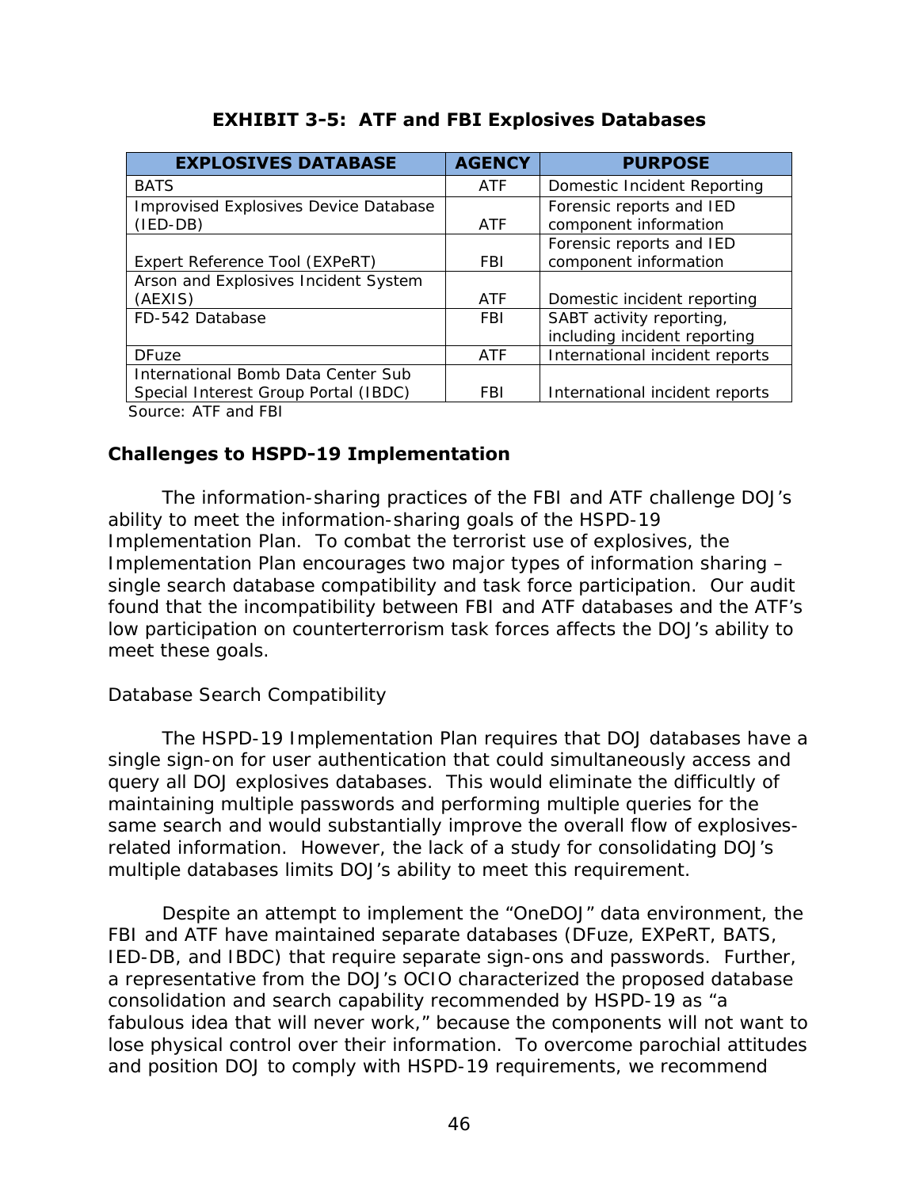**EXHIBIT 3-5: ATF and FBI Explosives Databases**

| EXPLOSIVES DATABASE | AGENCY | PURPOSE |
|---|---|---|
| BATS | ATF | Domestic Incident Reporting |
| Improvised Explosives Device Database (IED-DB) | ATF | Forensic reports and IED component information |
| Expert Reference Tool (EXPeRT) | FBI | Forensic reports and IED component information |
| Arson and Explosives Incident System (AEXIS) | ATF | Domestic incident reporting |
| FD-542 Database | FBI | SABT activity reporting, including incident reporting |
| DFuze | ATF | International incident reports |
| International Bomb Data Center Sub Special Interest Group Portal (IBDC) | FBI | International incident reports |

Source: ATF and FBI

## Challenges to HSPD-19 Implementation

The information-sharing practices of the FBI and ATF challenge DOJ's ability to meet the information-sharing goals of the HSPD-19 Implementation Plan. To combat the terrorist use of explosives, the Implementation Plan encourages two major types of information sharing – single search database compatibility and task force participation. Our audit found that the incompatibility between FBI and ATF databases and the ATF's low participation on counterterrorism task forces affects the DOJ's ability to meet these goals.

### Database Search Compatibility

The HSPD-19 Implementation Plan requires that DOJ databases have a single sign-on for user authentication that could simultaneously access and query all DOJ explosives databases. This would eliminate the difficultly of maintaining multiple passwords and performing multiple queries for the same search and would substantially improve the overall flow of explosives-related information. However, the lack of a study for consolidating DOJ's multiple databases limits DOJ's ability to meet this requirement.

Despite an attempt to implement the "OneDOJ" data environment, the FBI and ATF have maintained separate databases (DFuze, EXPeRT, BATS, IED-DB, and IBDC) that require separate sign-ons and passwords. Further, a representative from the DOJ's OCIO characterized the proposed database consolidation and search capability recommended by HSPD-19 as "a fabulous idea that will never work," because the components will not want to lose physical control over their information. To overcome parochial attitudes and position DOJ to comply with HSPD-19 requirements, we recommend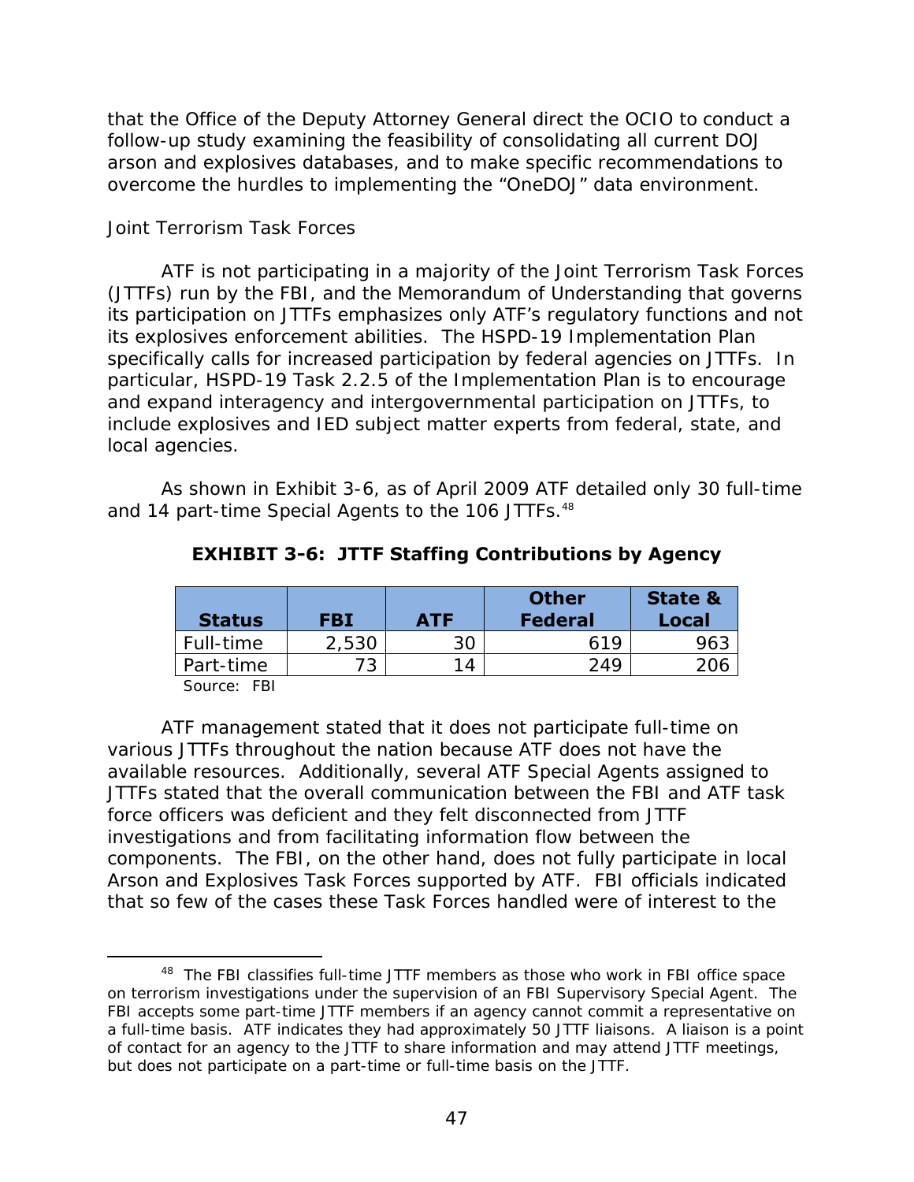that the Office of the Deputy Attorney General direct the OCIO to conduct a follow-up study examining the feasibility of consolidating all current DOJ arson and explosives databases, and to make specific recommendations to overcome the hurdles to implementing the "OneDOJ" data environment.

*Joint Terrorism Task Forces*

ATF is not participating in a majority of the Joint Terrorism Task Forces (JTTFs) run by the FBI, and the Memorandum of Understanding that governs its participation on JTTFs emphasizes only ATF's regulatory functions and not its explosives enforcement abilities. The HSPD-19 Implementation Plan specifically calls for increased participation by federal agencies on JTTFs. In particular, HSPD-19 Task 2.2.5 of the Implementation Plan is to encourage and expand interagency and intergovernmental participation on JTTFs, to include explosives and IED subject matter experts from federal, state, and local agencies.

As shown in Exhibit 3-6, as of April 2009 ATF detailed only 30 full-time and 14 part-time Special Agents to the 106 JTTFs.[48]

**EXHIBIT 3-6: JTTF Staffing Contributions by Agency**

| Status | FBI | ATF | Other Federal | State & Local |
|---|---|---|---|---|
| Full-time | 2,530 | 30 | 619 | 963 |
| Part-time | 73 | 14 | 249 | 206 |

Source: FBI

ATF management stated that it does not participate full-time on various JTTFs throughout the nation because ATF does not have the available resources. Additionally, several ATF Special Agents assigned to JTTFs stated that the overall communication between the FBI and ATF task force officers was deficient and they felt disconnected from JTTF investigations and from facilitating information flow between the components. The FBI, on the other hand, does not fully participate in local Arson and Explosives Task Forces supported by ATF. FBI officials indicated that so few of the cases these Task Forces handled were of interest to the

---

[48] The FBI classifies full-time JTTF members as those who work in FBI office space on terrorism investigations under the supervision of an FBI Supervisory Special Agent. The FBI accepts some part-time JTTF members if an agency cannot commit a representative on a full-time basis. ATF indicates they had approximately 50 JTTF liaisons. A liaison is a point of contact for an agency to the JTTF to share information and may attend JTTF meetings, but does not participate on a part-time or full-time basis on the JTTF.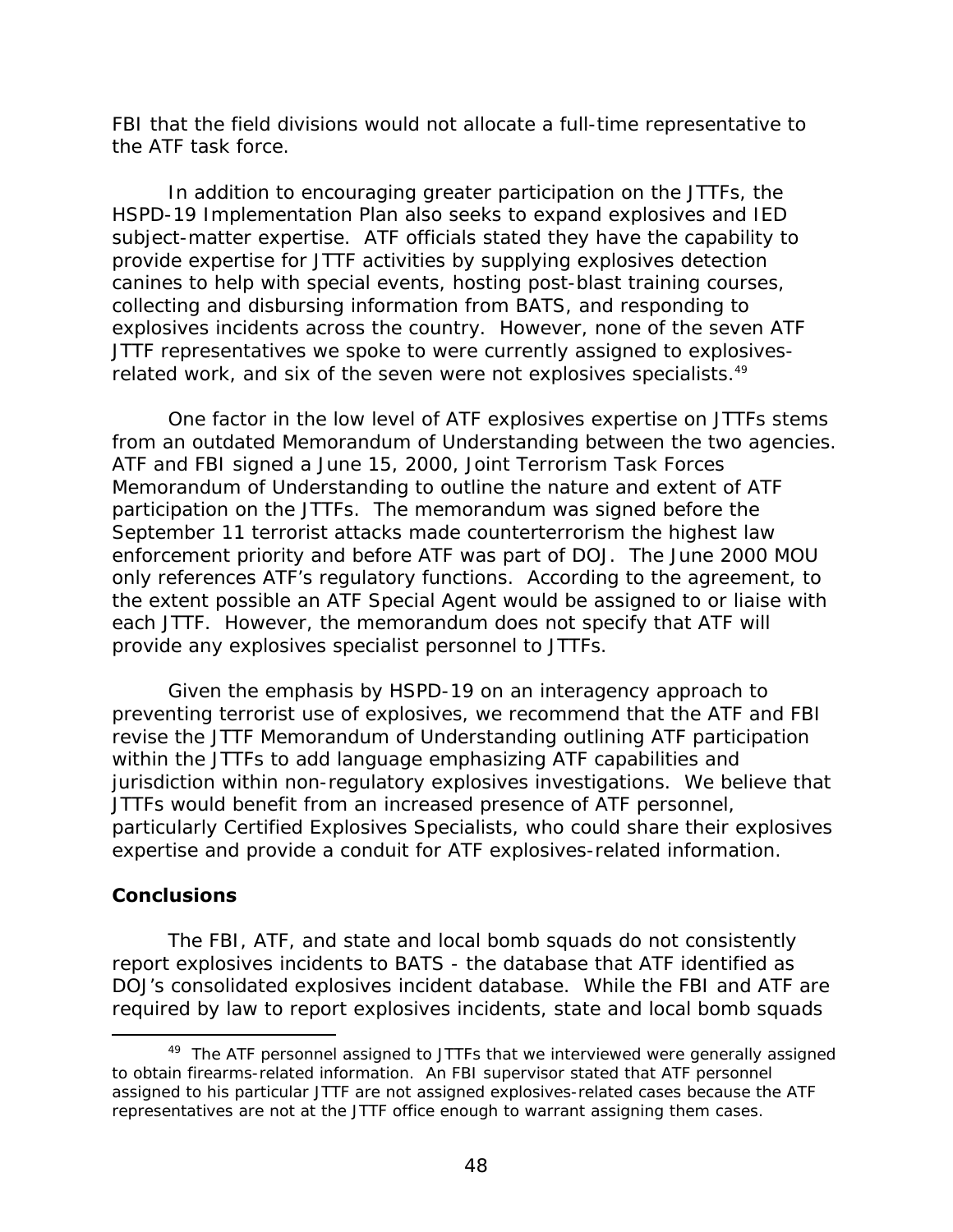FBI that the field divisions would not allocate a full-time representative to the ATF task force.

In addition to encouraging greater participation on the JTTFs, the HSPD-19 Implementation Plan also seeks to expand explosives and IED subject-matter expertise. ATF officials stated they have the capability to provide expertise for JTTF activities by supplying explosives detection canines to help with special events, hosting post-blast training courses, collecting and disbursing information from BATS, and responding to explosives incidents across the country. However, none of the seven ATF JTTF representatives we spoke to were currently assigned to explosives-related work, and six of the seven were not explosives specialists.[49]

One factor in the low level of ATF explosives expertise on JTTFs stems from an outdated Memorandum of Understanding between the two agencies. ATF and FBI signed a June 15, 2000, Joint Terrorism Task Forces Memorandum of Understanding to outline the nature and extent of ATF participation on the JTTFs. The memorandum was signed before the September 11 terrorist attacks made counterterrorism the highest law enforcement priority and before ATF was part of DOJ. The June 2000 MOU only references ATF's regulatory functions. According to the agreement, to the extent possible an ATF Special Agent would be assigned to or liaise with each JTTF. However, the memorandum does not specify that ATF will provide any explosives specialist personnel to JTTFs.

Given the emphasis by HSPD-19 on an interagency approach to preventing terrorist use of explosives, we recommend that the ATF and FBI revise the JTTF Memorandum of Understanding outlining ATF participation within the JTTFs to add language emphasizing ATF capabilities and jurisdiction within non-regulatory explosives investigations. We believe that JTTFs would benefit from an increased presence of ATF personnel, particularly Certified Explosives Specialists, who could share their explosives expertise and provide a conduit for ATF explosives-related information.

## Conclusions

The FBI, ATF, and state and local bomb squads do not consistently report explosives incidents to BATS - the database that ATF identified as DOJ's consolidated explosives incident database. While the FBI and ATF are required by law to report explosives incidents, state and local bomb squads

[49] The ATF personnel assigned to JTTFs that we interviewed were generally assigned to obtain firearms-related information. An FBI supervisor stated that ATF personnel assigned to his particular JTTF are not assigned explosives-related cases because the ATF representatives are not at the JTTF office enough to warrant assigning them cases.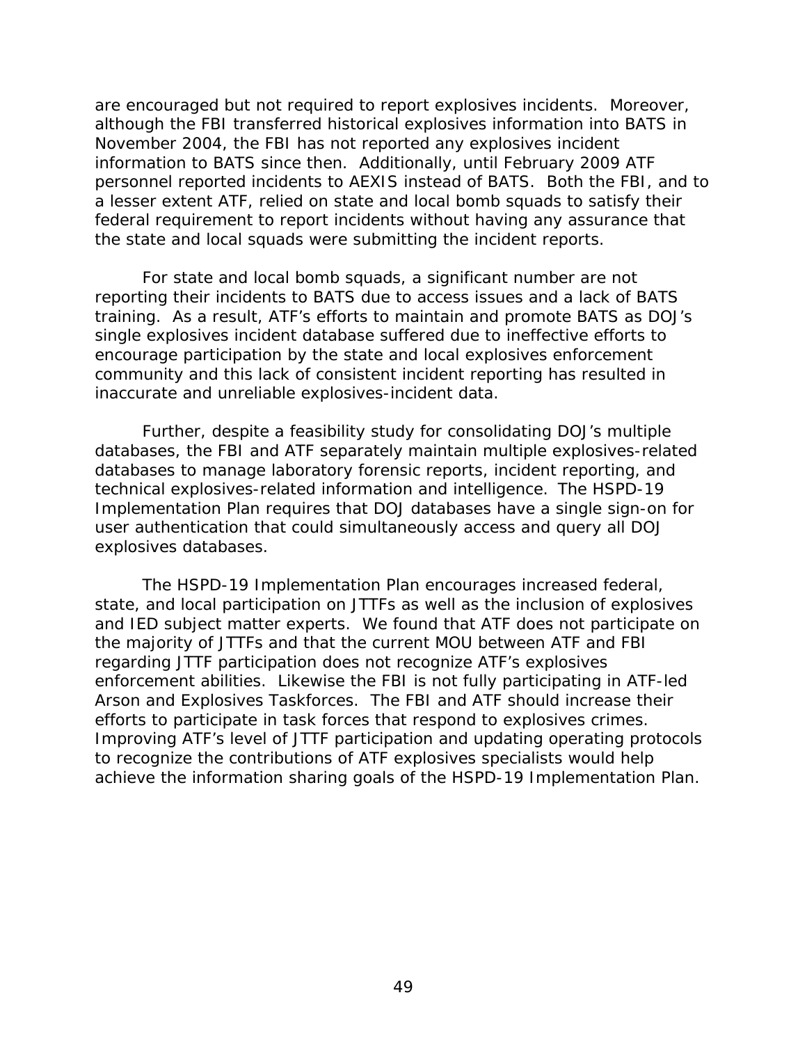are encouraged but not required to report explosives incidents. Moreover, although the FBI transferred historical explosives information into BATS in November 2004, the FBI has not reported any explosives incident information to BATS since then. Additionally, until February 2009 ATF personnel reported incidents to AEXIS instead of BATS. Both the FBI, and to a lesser extent ATF, relied on state and local bomb squads to satisfy their federal requirement to report incidents without having any assurance that the state and local squads were submitting the incident reports.

For state and local bomb squads, a significant number are not reporting their incidents to BATS due to access issues and a lack of BATS training. As a result, ATF's efforts to maintain and promote BATS as DOJ's single explosives incident database suffered due to ineffective efforts to encourage participation by the state and local explosives enforcement community and this lack of consistent incident reporting has resulted in inaccurate and unreliable explosives-incident data.

Further, despite a feasibility study for consolidating DOJ's multiple databases, the FBI and ATF separately maintain multiple explosives-related databases to manage laboratory forensic reports, incident reporting, and technical explosives-related information and intelligence. The HSPD-19 Implementation Plan requires that DOJ databases have a single sign-on for user authentication that could simultaneously access and query all DOJ explosives databases.

The HSPD-19 Implementation Plan encourages increased federal, state, and local participation on JTTFs as well as the inclusion of explosives and IED subject matter experts. We found that ATF does not participate on the majority of JTTFs and that the current MOU between ATF and FBI regarding JTTF participation does not recognize ATF's explosives enforcement abilities. Likewise the FBI is not fully participating in ATF-led Arson and Explosives Taskforces. The FBI and ATF should increase their efforts to participate in task forces that respond to explosives crimes. Improving ATF's level of JTTF participation and updating operating protocols to recognize the contributions of ATF explosives specialists would help achieve the information sharing goals of the HSPD-19 Implementation Plan.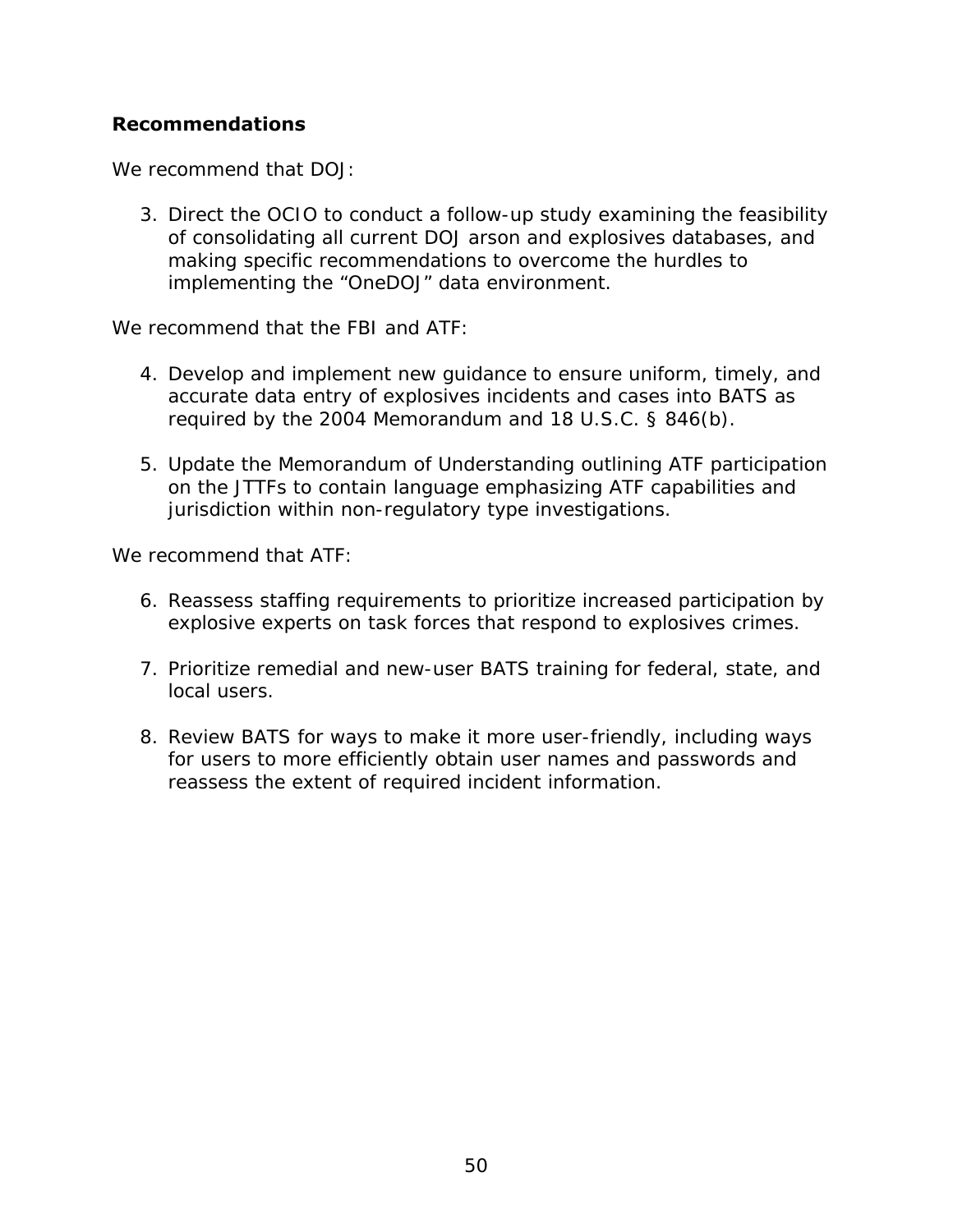**Recommendations**

We recommend that DOJ:

3. Direct the OCIO to conduct a follow-up study examining the feasibility of consolidating all current DOJ arson and explosives databases, and making specific recommendations to overcome the hurdles to implementing the “OneDOJ” data environment.

We recommend that the FBI and ATF:

4. Develop and implement new guidance to ensure uniform, timely, and accurate data entry of explosives incidents and cases into BATS as required by the 2004 Memorandum and 18 U.S.C. § 846(b).

5. Update the Memorandum of Understanding outlining ATF participation on the JTTFs to contain language emphasizing ATF capabilities and jurisdiction within non-regulatory type investigations.

We recommend that ATF:

6. Reassess staffing requirements to prioritize increased participation by explosive experts on task forces that respond to explosives crimes.

7. Prioritize remedial and new-user BATS training for federal, state, and local users.

8. Review BATS for ways to make it more user-friendly, including ways for users to more efficiently obtain user names and passwords and reassess the extent of required incident information.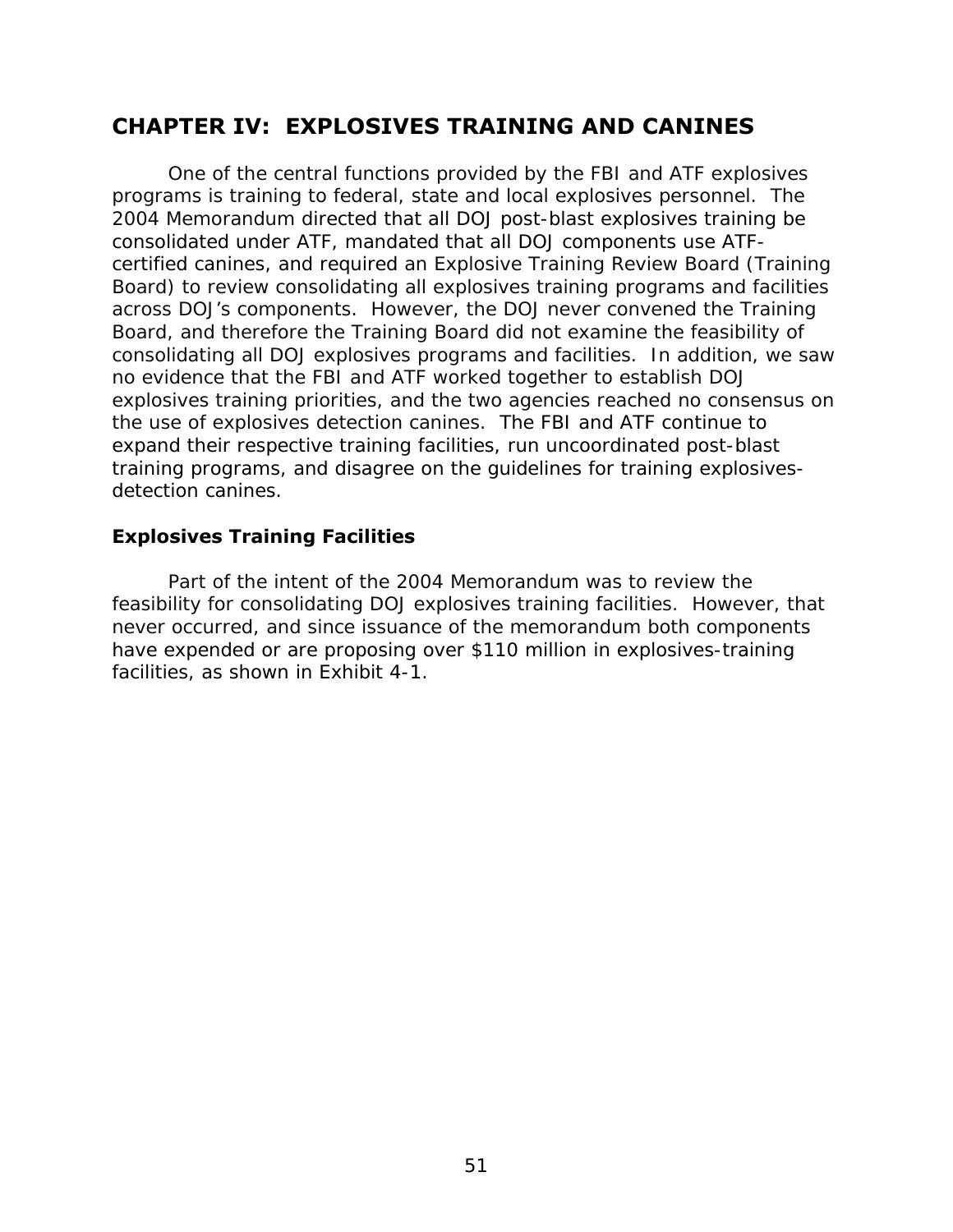# CHAPTER IV: EXPLOSIVES TRAINING AND CANINES

One of the central functions provided by the FBI and ATF explosives programs is training to federal, state and local explosives personnel. The 2004 Memorandum directed that all DOJ post-blast explosives training be consolidated under ATF, mandated that all DOJ components use ATF-certified canines, and required an Explosive Training Review Board (Training Board) to review consolidating all explosives training programs and facilities across DOJ's components. However, the DOJ never convened the Training Board, and therefore the Training Board did not examine the feasibility of consolidating all DOJ explosives programs and facilities. In addition, we saw no evidence that the FBI and ATF worked together to establish DOJ explosives training priorities, and the two agencies reached no consensus on the use of explosives detection canines. The FBI and ATF continue to expand their respective training facilities, run uncoordinated post-blast training programs, and disagree on the guidelines for training explosives-detection canines.

### Explosives Training Facilities

Part of the intent of the 2004 Memorandum was to review the feasibility for consolidating DOJ explosives training facilities. However, that never occurred, and since issuance of the memorandum both components have expended or are proposing over $110 million in explosives-training facilities, as shown in Exhibit 4-1.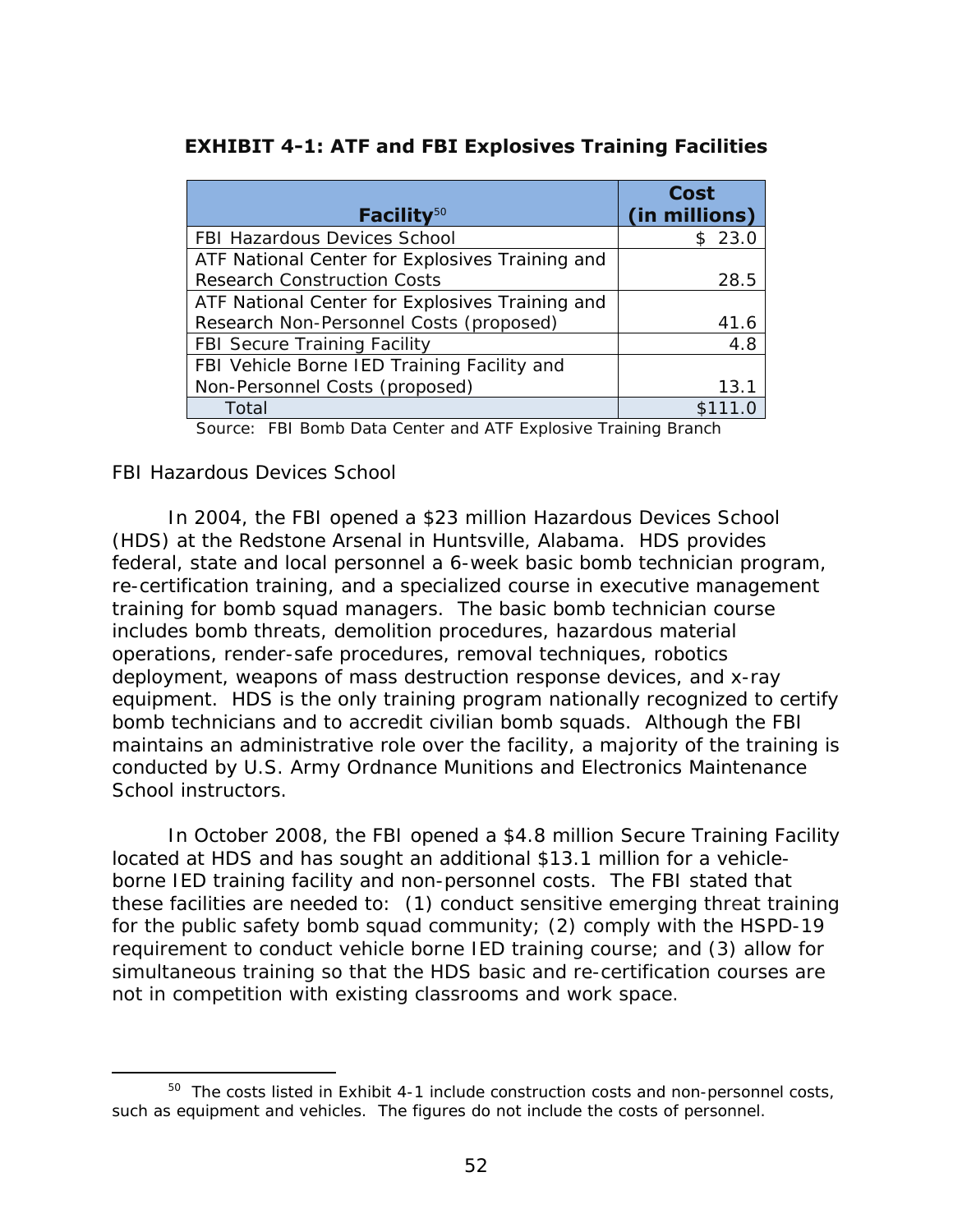**EXHIBIT 4-1: ATF and FBI Explosives Training Facilities**

| Facility[50] | Cost (in millions) |
|---|---|
| FBI Hazardous Devices School | $ 23.0 |
| ATF National Center for Explosives Training and Research Construction Costs | 28.5 |
| ATF National Center for Explosives Training and Research Non-Personnel Costs (proposed) | 41.6 |
| FBI Secure Training Facility | 4.8 |
| FBI Vehicle Borne IED Training Facility and Non-Personnel Costs (proposed) | 13.1 |
| Total | $111.0 |

Source: FBI Bomb Data Center and ATF Explosive Training Branch

FBI Hazardous Devices School

In 2004, the FBI opened a $23 million Hazardous Devices School (HDS) at the Redstone Arsenal in Huntsville, Alabama. HDS provides federal, state and local personnel a 6-week basic bomb technician program, re-certification training, and a specialized course in executive management training for bomb squad managers. The basic bomb technician course includes bomb threats, demolition procedures, hazardous material operations, render-safe procedures, removal techniques, robotics deployment, weapons of mass destruction response devices, and x-ray equipment. HDS is the only training program nationally recognized to certify bomb technicians and to accredit civilian bomb squads. Although the FBI maintains an administrative role over the facility, a majority of the training is conducted by U.S. Army Ordnance Munitions and Electronics Maintenance School instructors.

In October 2008, the FBI opened a $4.8 million Secure Training Facility located at HDS and has sought an additional $13.1 million for a vehicle-borne IED training facility and non-personnel costs. The FBI stated that these facilities are needed to: (1) conduct sensitive emerging threat training for the public safety bomb squad community; (2) comply with the HSPD-19 requirement to conduct vehicle borne IED training course; and (3) allow for simultaneous training so that the HDS basic and re-certification courses are not in competition with existing classrooms and work space.

[50] The costs listed in Exhibit 4-1 include construction costs and non-personnel costs, such as equipment and vehicles. The figures do not include the costs of personnel.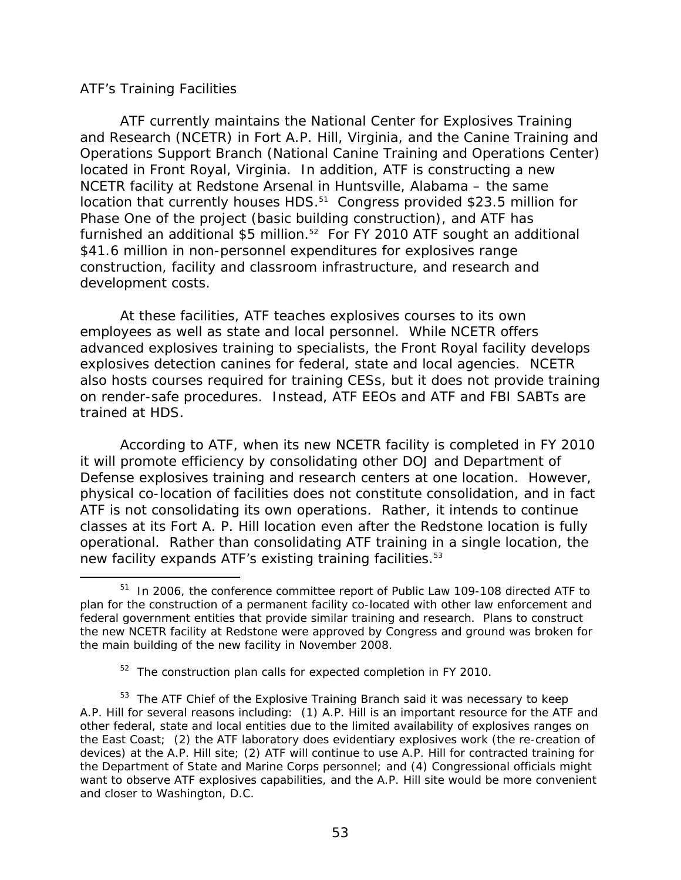*ATF's Training Facilities*

ATF currently maintains the National Center for Explosives Training and Research (NCETR) in Fort A.P. Hill, Virginia, and the Canine Training and Operations Support Branch (National Canine Training and Operations Center) located in Front Royal, Virginia. In addition, ATF is constructing a new NCETR facility at Redstone Arsenal in Huntsville, Alabama – the same location that currently houses HDS.[51] Congress provided $23.5 million for Phase One of the project (basic building construction), and ATF has furnished an additional $5 million.[52] For FY 2010 ATF sought an additional $41.6 million in non-personnel expenditures for explosives range construction, facility and classroom infrastructure, and research and development costs.

At these facilities, ATF teaches explosives courses to its own employees as well as state and local personnel. While NCETR offers advanced explosives training to specialists, the Front Royal facility develops explosives detection canines for federal, state and local agencies. NCETR also hosts courses required for training CESs, but it does not provide training on render-safe procedures. Instead, ATF EEOs and ATF and FBI SABTs are trained at HDS.

According to ATF, when its new NCETR facility is completed in FY 2010 it will promote efficiency by consolidating other DOJ and Department of Defense explosives training and research centers at one location. However, physical co-location of facilities does not constitute consolidation, and in fact ATF is not consolidating its own operations. Rather, it intends to continue classes at its Fort A. P. Hill location even after the Redstone location is fully operational. Rather than consolidating ATF training in a single location, the new facility expands ATF's existing training facilities.[53]

---

[51] In 2006, the conference committee report of Public Law 109-108 directed ATF to plan for the construction of a permanent facility co-located with other law enforcement and federal government entities that provide similar training and research. Plans to construct the new NCETR facility at Redstone were approved by Congress and ground was broken for the main building of the new facility in November 2008.

[52] The construction plan calls for expected completion in FY 2010.

[53] The ATF Chief of the Explosive Training Branch said it was necessary to keep A.P. Hill for several reasons including: (1) A.P. Hill is an important resource for the ATF and other federal, state and local entities due to the limited availability of explosives ranges on the East Coast; (2) the ATF laboratory does evidentiary explosives work (the re-creation of devices) at the A.P. Hill site; (2) ATF will continue to use A.P. Hill for contracted training for the Department of State and Marine Corps personnel; and (4) Congressional officials might want to observe ATF explosives capabilities, and the A.P. Hill site would be more convenient and closer to Washington, D.C.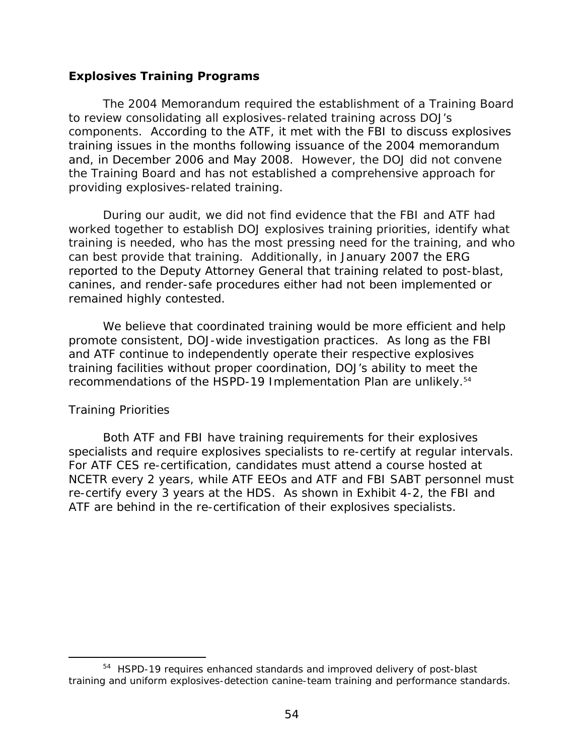### Explosives Training Programs

The 2004 Memorandum required the establishment of a Training Board to review consolidating all explosives-related training across DOJ's components. According to the ATF, it met with the FBI to discuss explosives training issues in the months following issuance of the 2004 memorandum and, in December 2006 and May 2008. However, the DOJ did not convene the Training Board and has not established a comprehensive approach for providing explosives-related training.

During our audit, we did not find evidence that the FBI and ATF had worked together to establish DOJ explosives training priorities, identify what training is needed, who has the most pressing need for the training, and who can best provide that training. Additionally, in January 2007 the ERG reported to the Deputy Attorney General that training related to post-blast, canines, and render-safe procedures either had not been implemented or remained highly contested.

We believe that coordinated training would be more efficient and help promote consistent, DOJ-wide investigation practices. As long as the FBI and ATF continue to independently operate their respective explosives training facilities without proper coordination, DOJ's ability to meet the recommendations of the HSPD-19 Implementation Plan are unlikely.[54]

*Training Priorities*

Both ATF and FBI have training requirements for their explosives specialists and require explosives specialists to re-certify at regular intervals. For ATF CES re-certification, candidates must attend a course hosted at NCETR every 2 years, while ATF EEOs and ATF and FBI SABT personnel must re-certify every 3 years at the HDS. As shown in Exhibit 4-2, the FBI and ATF are behind in the re-certification of their explosives specialists.

---

[54] HSPD-19 requires enhanced standards and improved delivery of post-blast training and uniform explosives-detection canine-team training and performance standards.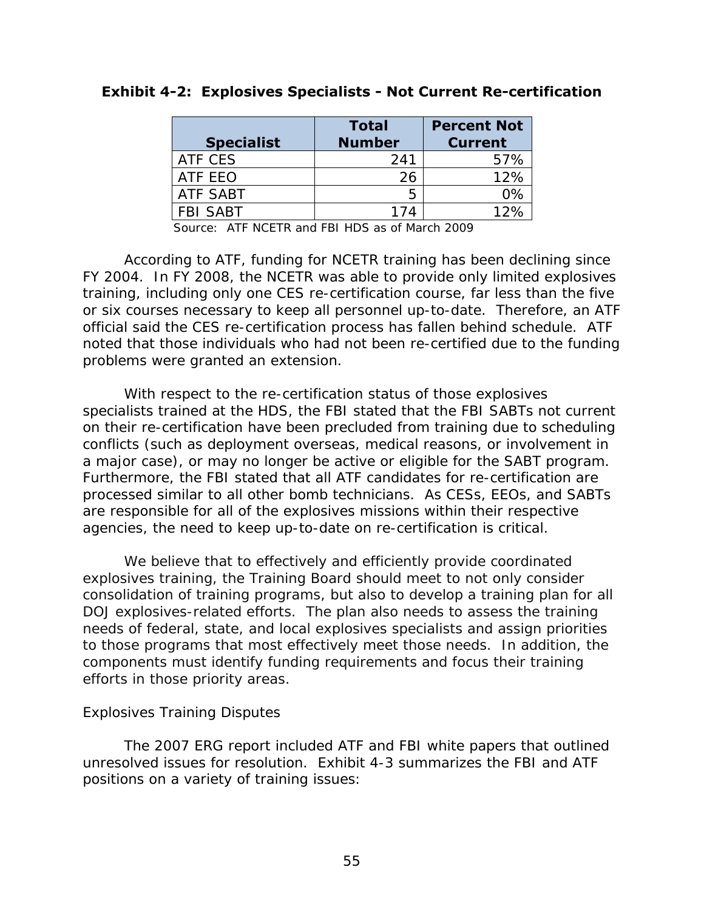**Exhibit 4-2: Explosives Specialists - Not Current Re-certification**

| Specialist | Total Number | Percent Not Current |
|---|---|---|
| ATF CES | 241 | 57% |
| ATF EEO | 26 | 12% |
| ATF SABT | 5 | 0% |
| FBI SABT | 174 | 12% |

Source: ATF NCETR and FBI HDS as of March 2009

According to ATF, funding for NCETR training has been declining since FY 2004. In FY 2008, the NCETR was able to provide only limited explosives training, including only one CES re-certification course, far less than the five or six courses necessary to keep all personnel up-to-date. Therefore, an ATF official said the CES re-certification process has fallen behind schedule. ATF noted that those individuals who had not been re-certified due to the funding problems were granted an extension.

With respect to the re-certification status of those explosives specialists trained at the HDS, the FBI stated that the FBI SABTs not current on their re-certification have been precluded from training due to scheduling conflicts (such as deployment overseas, medical reasons, or involvement in a major case), or may no longer be active or eligible for the SABT program. Furthermore, the FBI stated that all ATF candidates for re-certification are processed similar to all other bomb technicians. As CESs, EEOs, and SABTs are responsible for all of the explosives missions within their respective agencies, the need to keep up-to-date on re-certification is critical.

We believe that to effectively and efficiently provide coordinated explosives training, the Training Board should meet to not only consider consolidation of training programs, but also to develop a training plan for all DOJ explosives-related efforts. The plan also needs to assess the training needs of federal, state, and local explosives specialists and assign priorities to those programs that most effectively meet those needs. In addition, the components must identify funding requirements and focus their training efforts in those priority areas.

*Explosives Training Disputes*

The 2007 ERG report included ATF and FBI white papers that outlined unresolved issues for resolution. Exhibit 4-3 summarizes the FBI and ATF positions on a variety of training issues: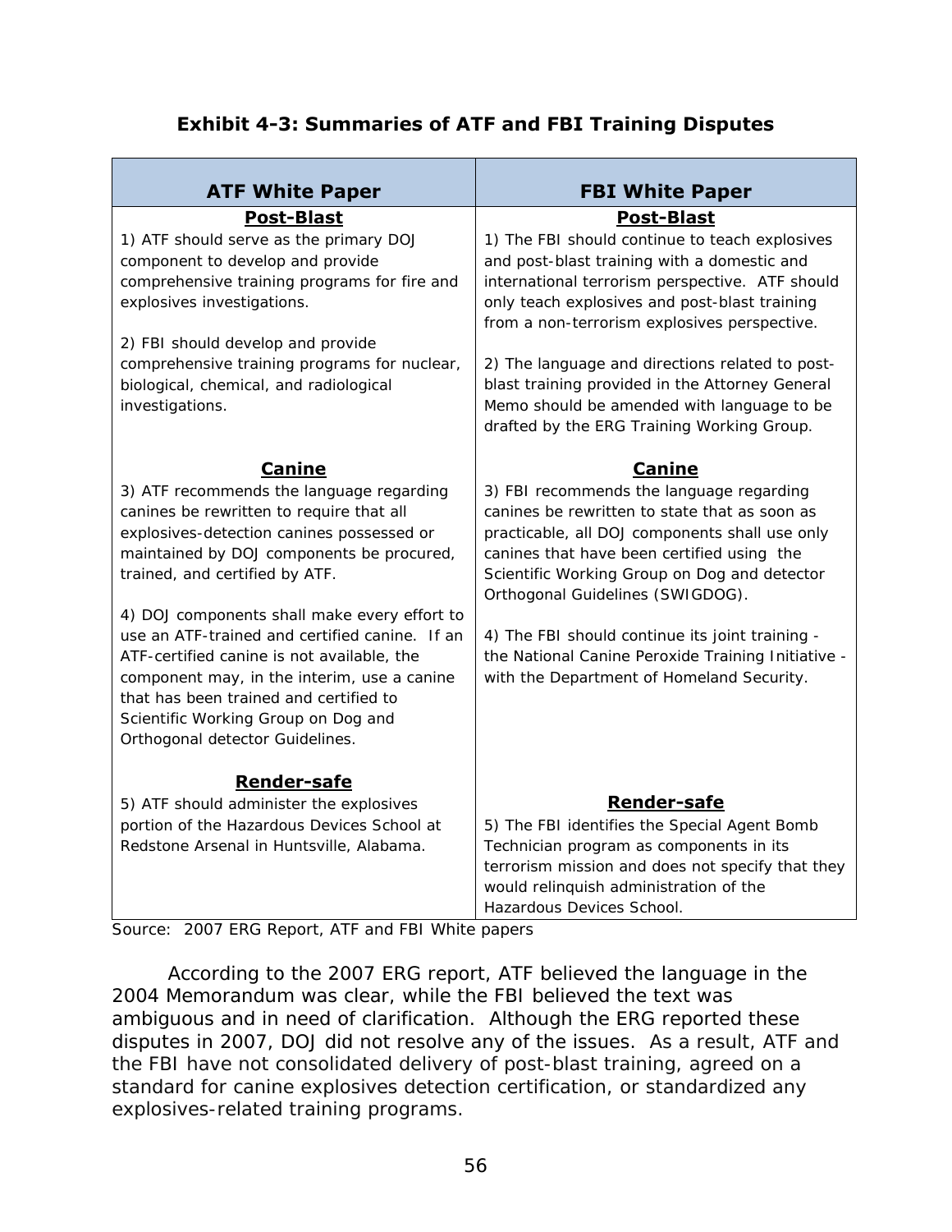### Exhibit 4-3: Summaries of ATF and FBI Training Disputes

| ATF White Paper | FBI White Paper |
|---|---|
| **Post-Blast** | **Post-Blast** |
| 1) ATF should serve as the primary DOJ component to develop and provide comprehensive training programs for fire and explosives investigations.<br><br>2) FBI should develop and provide comprehensive training programs for nuclear, biological, chemical, and radiological investigations. | 1) The FBI should continue to teach explosives and post-blast training with a domestic and international terrorism perspective. ATF should only teach explosives and post-blast training from a non-terrorism explosives perspective.<br><br>2) The language and directions related to post-blast training provided in the Attorney General Memo should be amended with language to be drafted by the ERG Training Working Group. |
| **Canine** | **Canine** |
| 3) ATF recommends the language regarding canines be rewritten to require that all explosives-detection canines possessed or maintained by DOJ components be procured, trained, and certified by ATF.<br><br>4) DOJ components shall make every effort to use an ATF-trained and certified canine. If an ATF-certified canine is not available, the component may, in the interim, use a canine that has been trained and certified to Scientific Working Group on Dog and Orthogonal detector Guidelines. | 3) FBI recommends the language regarding canines be rewritten to state that as soon as practicable, all DOJ components shall use only canines that have been certified using the Scientific Working Group on Dog and detector Orthogonal Guidelines (SWIGDOG).<br><br>4) The FBI should continue its joint training - the National Canine Peroxide Training Initiative - with the Department of Homeland Security. |
| **Render-safe** | **Render-safe** |
| 5) ATF should administer the explosives portion of the Hazardous Devices School at Redstone Arsenal in Huntsville, Alabama. | 5) The FBI identifies the Special Agent Bomb Technician program as components in its terrorism mission and does not specify that they would relinquish administration of the Hazardous Devices School. |

Source: 2007 ERG Report, ATF and FBI White papers

According to the 2007 ERG report, ATF believed the language in the 2004 Memorandum was clear, while the FBI believed the text was ambiguous and in need of clarification. Although the ERG reported these disputes in 2007, DOJ did not resolve any of the issues. As a result, ATF and the FBI have not consolidated delivery of post-blast training, agreed on a standard for canine explosives detection certification, or standardized any explosives-related training programs.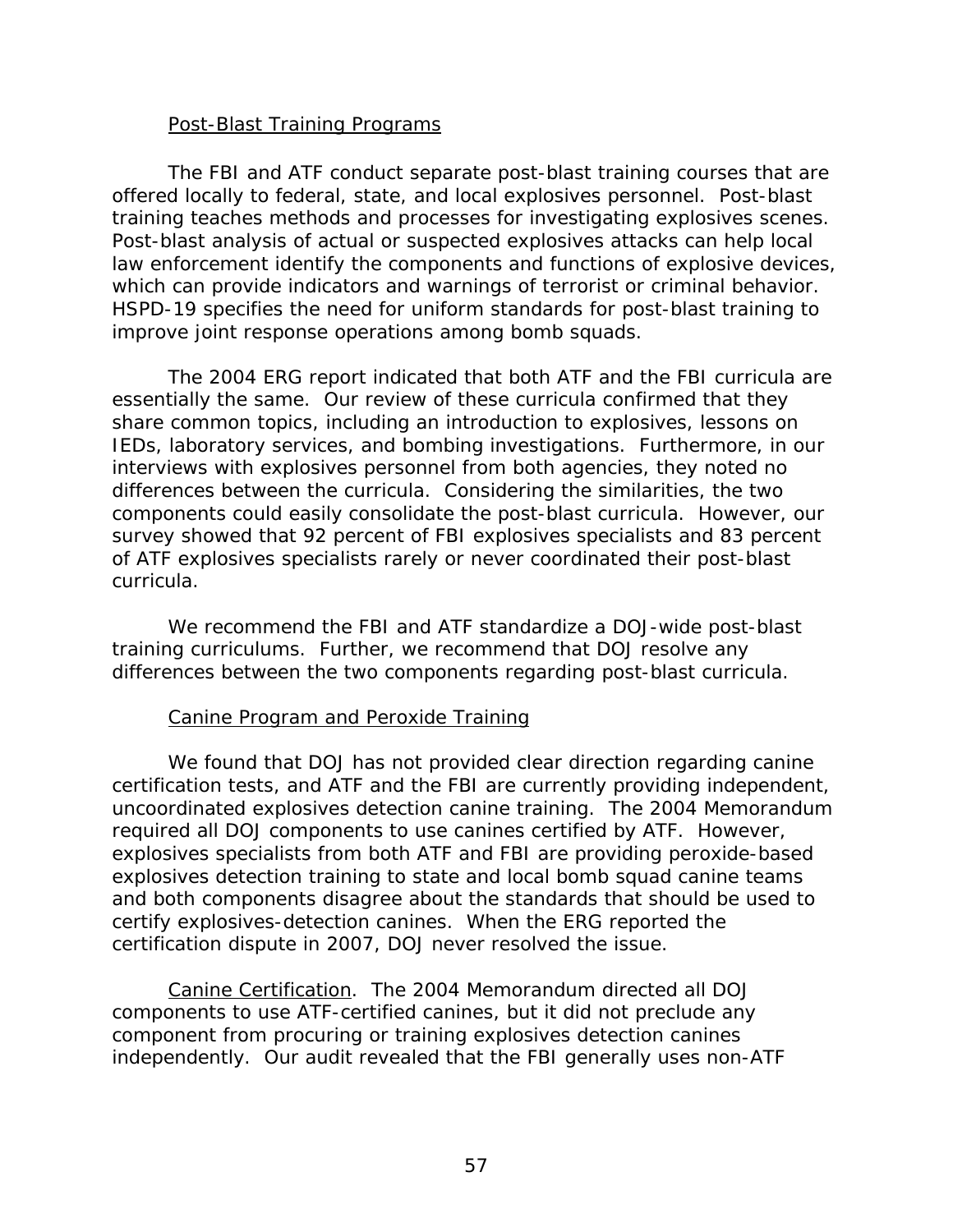Post-Blast Training Programs

The FBI and ATF conduct separate post-blast training courses that are offered locally to federal, state, and local explosives personnel. Post-blast training teaches methods and processes for investigating explosives scenes. Post-blast analysis of actual or suspected explosives attacks can help local law enforcement identify the components and functions of explosive devices, which can provide indicators and warnings of terrorist or criminal behavior. HSPD-19 specifies the need for uniform standards for post-blast training to improve joint response operations among bomb squads.

The 2004 ERG report indicated that both ATF and the FBI curricula are essentially the same. Our review of these curricula confirmed that they share common topics, including an introduction to explosives, lessons on IEDs, laboratory services, and bombing investigations. Furthermore, in our interviews with explosives personnel from both agencies, they noted no differences between the curricula. Considering the similarities, the two components could easily consolidate the post-blast curricula. However, our survey showed that 92 percent of FBI explosives specialists and 83 percent of ATF explosives specialists rarely or never coordinated their post-blast curricula.

We recommend the FBI and ATF standardize a DOJ-wide post-blast training curriculums. Further, we recommend that DOJ resolve any differences between the two components regarding post-blast curricula.

Canine Program and Peroxide Training

We found that DOJ has not provided clear direction regarding canine certification tests, and ATF and the FBI are currently providing independent, uncoordinated explosives detection canine training. The 2004 Memorandum required all DOJ components to use canines certified by ATF. However, explosives specialists from both ATF and FBI are providing peroxide-based explosives detection training to state and local bomb squad canine teams and both components disagree about the standards that should be used to certify explosives-detection canines. When the ERG reported the certification dispute in 2007, DOJ never resolved the issue.

Canine Certification. The 2004 Memorandum directed all DOJ components to use ATF-certified canines, but it did not preclude any component from procuring or training explosives detection canines independently. Our audit revealed that the FBI generally uses non-ATF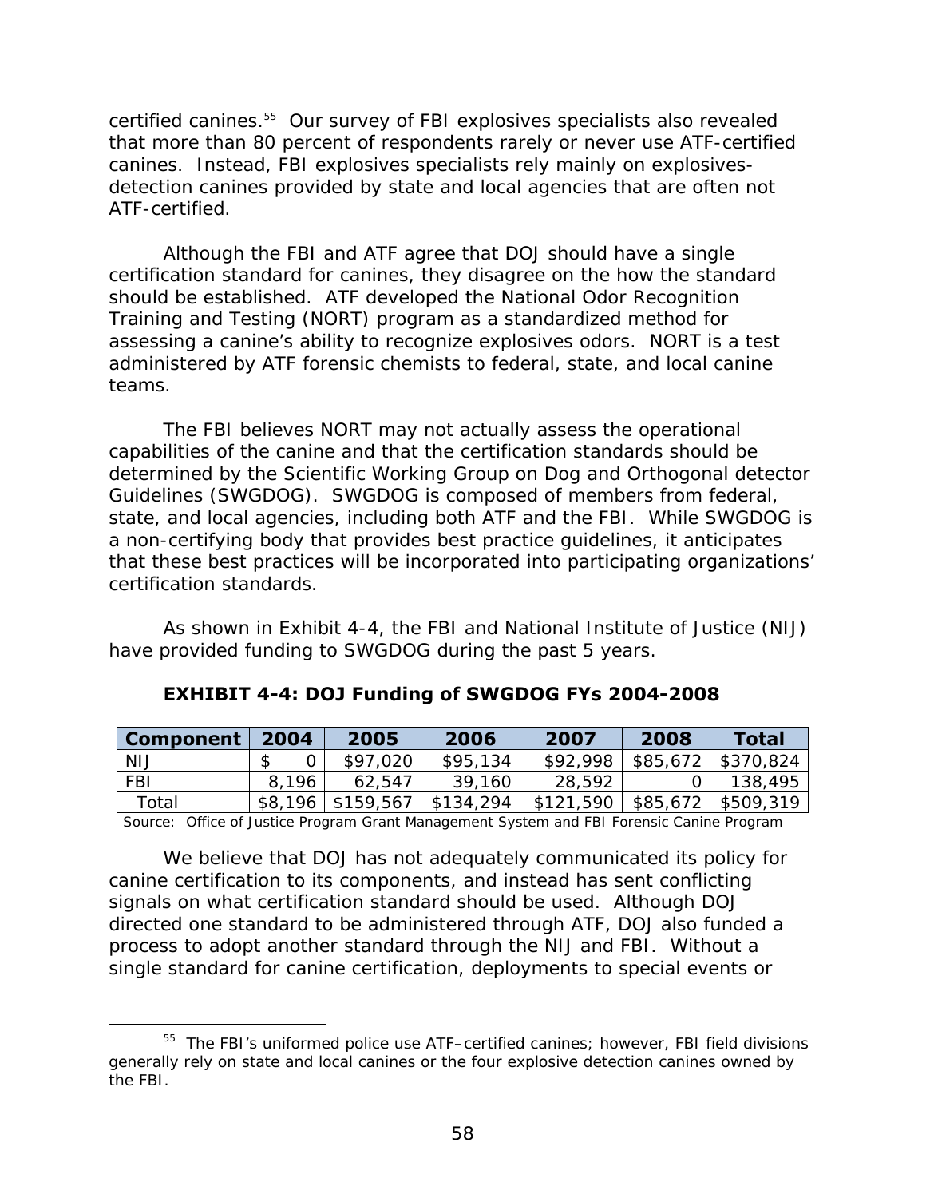certified canines.[55] Our survey of FBI explosives specialists also revealed that more than 80 percent of respondents rarely or never use ATF-certified canines. Instead, FBI explosives specialists rely mainly on explosives-detection canines provided by state and local agencies that are often not ATF-certified.

Although the FBI and ATF agree that DOJ should have a single certification standard for canines, they disagree on the how the standard should be established. ATF developed the National Odor Recognition Training and Testing (NORT) program as a standardized method for assessing a canine's ability to recognize explosives odors. NORT is a test administered by ATF forensic chemists to federal, state, and local canine teams.

The FBI believes NORT may not actually assess the operational capabilities of the canine and that the certification standards should be determined by the Scientific Working Group on Dog and Orthogonal detector Guidelines (SWGDOG). SWGDOG is composed of members from federal, state, and local agencies, including both ATF and the FBI. While SWGDOG is a non-certifying body that provides best practice guidelines, it anticipates that these best practices will be incorporated into participating organizations' certification standards.

As shown in Exhibit 4-4, the FBI and National Institute of Justice (NIJ) have provided funding to SWGDOG during the past 5 years.

**EXHIBIT 4-4: DOJ Funding of SWGDOG FYs 2004-2008**

| Component | 2004 | 2005 | 2006 | 2007 | 2008 | Total |
|---|---|---|---|---|---|---|
| NIJ | $ 0 | $97,020 | $95,134 | $92,998 | $85,672 | $370,824 |
| FBI | 8,196 | 62,547 | 39,160 | 28,592 | 0 | 138,495 |
| Total | $8,196 | $159,567 | $134,294 | $121,590 | $85,672 | $509,319 |

Source: Office of Justice Program Grant Management System and FBI Forensic Canine Program

We believe that DOJ has not adequately communicated its policy for canine certification to its components, and instead has sent conflicting signals on what certification standard should be used. Although DOJ directed one standard to be administered through ATF, DOJ also funded a process to adopt another standard through the NIJ and FBI. Without a single standard for canine certification, deployments to special events or

[55] The FBI's uniformed police use ATF–certified canines; however, FBI field divisions generally rely on state and local canines or the four explosive detection canines owned by the FBI.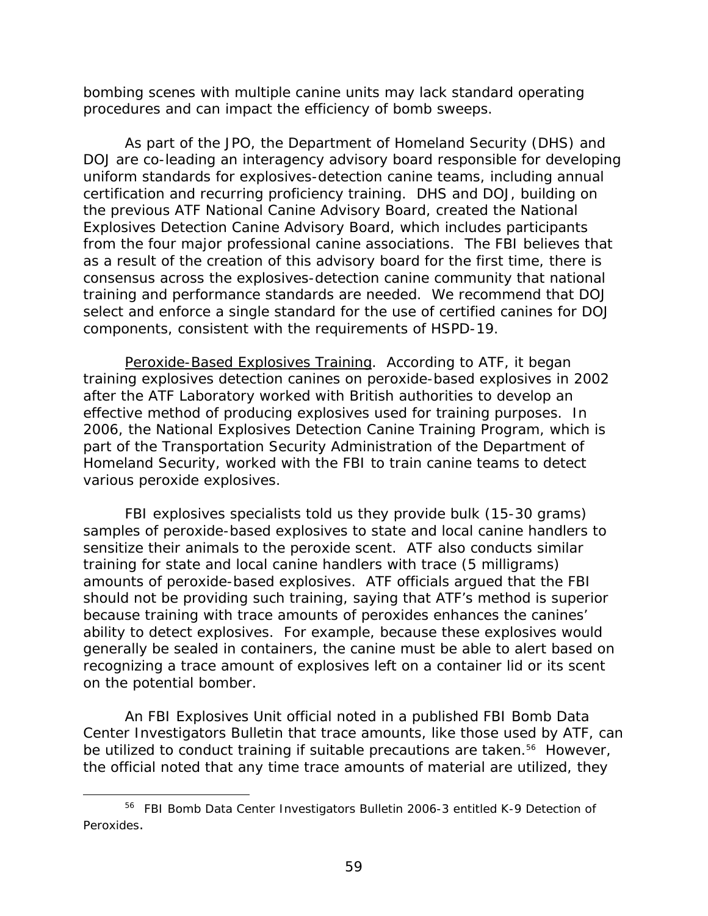bombing scenes with multiple canine units may lack standard operating procedures and can impact the efficiency of bomb sweeps.

As part of the JPO, the Department of Homeland Security (DHS) and DOJ are co-leading an interagency advisory board responsible for developing uniform standards for explosives-detection canine teams, including annual certification and recurring proficiency training. DHS and DOJ, building on the previous ATF National Canine Advisory Board, created the National Explosives Detection Canine Advisory Board, which includes participants from the four major professional canine associations. The FBI believes that as a result of the creation of this advisory board for the first time, there is consensus across the explosives-detection canine community that national training and performance standards are needed. We recommend that DOJ select and enforce a single standard for the use of certified canines for DOJ components, consistent with the requirements of HSPD-19.

Peroxide-Based Explosives Training. According to ATF, it began training explosives detection canines on peroxide-based explosives in 2002 after the ATF Laboratory worked with British authorities to develop an effective method of producing explosives used for training purposes. In 2006, the National Explosives Detection Canine Training Program, which is part of the Transportation Security Administration of the Department of Homeland Security, worked with the FBI to train canine teams to detect various peroxide explosives.

FBI explosives specialists told us they provide bulk (15-30 grams) samples of peroxide-based explosives to state and local canine handlers to sensitize their animals to the peroxide scent. ATF also conducts similar training for state and local canine handlers with trace (5 milligrams) amounts of peroxide-based explosives. ATF officials argued that the FBI should not be providing such training, saying that ATF's method is superior because training with trace amounts of peroxides enhances the canines' ability to detect explosives. For example, because these explosives would generally be sealed in containers, the canine must be able to alert based on recognizing a trace amount of explosives left on a container lid or its scent on the potential bomber.

An FBI Explosives Unit official noted in a published FBI Bomb Data Center Investigators Bulletin that trace amounts, like those used by ATF, can be utilized to conduct training if suitable precautions are taken.[56] However, the official noted that any time trace amounts of material are utilized, they

---

[56] FBI Bomb Data Center Investigators Bulletin 2006-3 entitled K-9 Detection of Peroxides.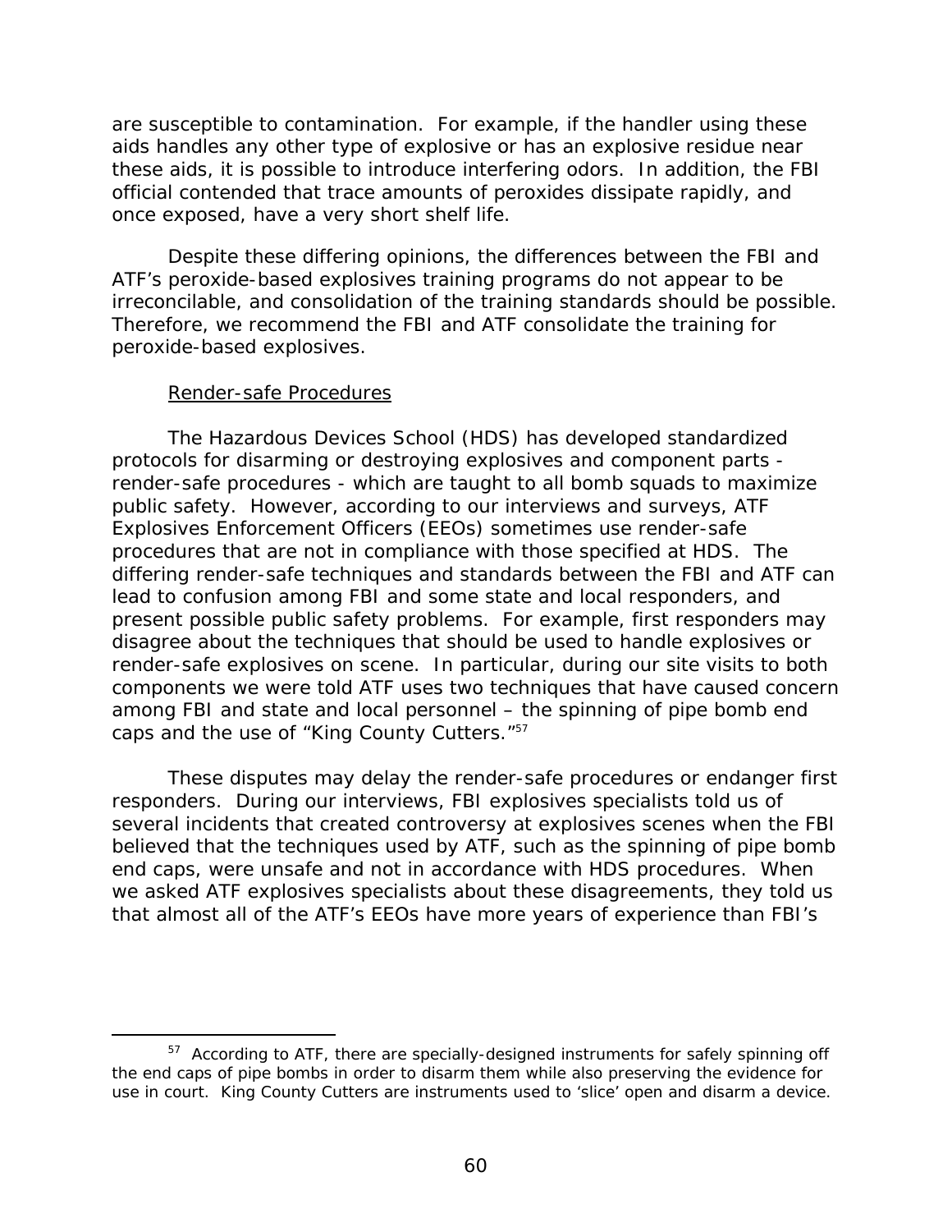are susceptible to contamination. For example, if the handler using these aids handles any other type of explosive or has an explosive residue near these aids, it is possible to introduce interfering odors. In addition, the FBI official contended that trace amounts of peroxides dissipate rapidly, and once exposed, have a very short shelf life.

Despite these differing opinions, the differences between the FBI and ATF's peroxide-based explosives training programs do not appear to be irreconcilable, and consolidation of the training standards should be possible. Therefore, we recommend the FBI and ATF consolidate the training for peroxide-based explosives.

Render-safe Procedures

The Hazardous Devices School (HDS) has developed standardized protocols for disarming or destroying explosives and component parts - render-safe procedures - which are taught to all bomb squads to maximize public safety. However, according to our interviews and surveys, ATF Explosives Enforcement Officers (EEOs) sometimes use render-safe procedures that are not in compliance with those specified at HDS. The differing render-safe techniques and standards between the FBI and ATF can lead to confusion among FBI and some state and local responders, and present possible public safety problems. For example, first responders may disagree about the techniques that should be used to handle explosives or render-safe explosives on scene. In particular, during our site visits to both components we were told ATF uses two techniques that have caused concern among FBI and state and local personnel – the spinning of pipe bomb end caps and the use of "King County Cutters."[57]

These disputes may delay the render-safe procedures or endanger first responders. During our interviews, FBI explosives specialists told us of several incidents that created controversy at explosives scenes when the FBI believed that the techniques used by ATF, such as the spinning of pipe bomb end caps, were unsafe and not in accordance with HDS procedures. When we asked ATF explosives specialists about these disagreements, they told us that almost all of the ATF's EEOs have more years of experience than FBI's

---

[57] According to ATF, there are specially-designed instruments for safely spinning off the end caps of pipe bombs in order to disarm them while also preserving the evidence for use in court. King County Cutters are instruments used to 'slice' open and disarm a device.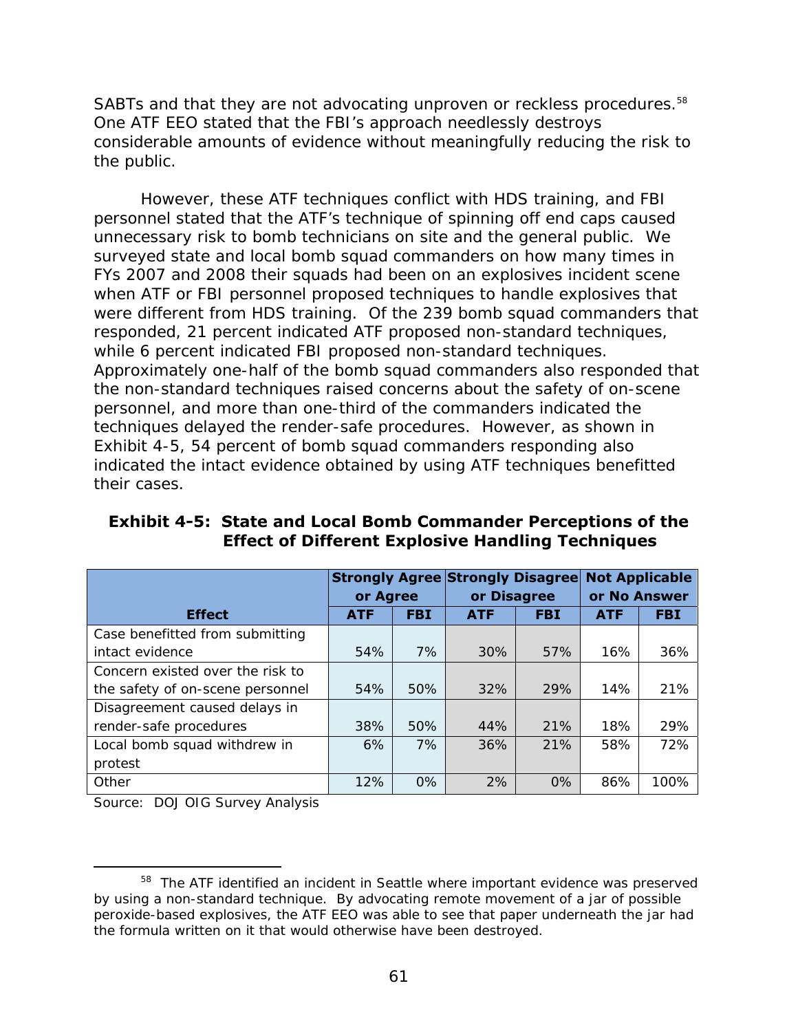SABTs and that they are not advocating unproven or reckless procedures.[58] One ATF EEO stated that the FBI's approach needlessly destroys considerable amounts of evidence without meaningfully reducing the risk to the public.

However, these ATF techniques conflict with HDS training, and FBI personnel stated that the ATF's technique of spinning off end caps caused unnecessary risk to bomb technicians on site and the general public. We surveyed state and local bomb squad commanders on how many times in FYs 2007 and 2008 their squads had been on an explosives incident scene when ATF or FBI personnel proposed techniques to handle explosives that were different from HDS training. Of the 239 bomb squad commanders that responded, 21 percent indicated ATF proposed non-standard techniques, while 6 percent indicated FBI proposed non-standard techniques. Approximately one-half of the bomb squad commanders also responded that the non-standard techniques raised concerns about the safety of on-scene personnel, and more than one-third of the commanders indicated the techniques delayed the render-safe procedures. However, as shown in Exhibit 4-5, 54 percent of bomb squad commanders responding also indicated the intact evidence obtained by using ATF techniques benefitted their cases.

**Exhibit 4-5: State and Local Bomb Commander Perceptions of the Effect of Different Explosive Handling Techniques**

| | Strongly Agree or Agree | | Strongly Disagree or Disagree | | Not Applicable or No Answer | |
|---|---|---|---|---|---|---|
| **Effect** | **ATF** | **FBI** | **ATF** | **FBI** | **ATF** | **FBI** |
| Case benefitted from submitting intact evidence | 54% | 7% | 30% | 57% | 16% | 36% |
| Concern existed over the risk to the safety of on-scene personnel | 54% | 50% | 32% | 29% | 14% | 21% |
| Disagreement caused delays in render-safe procedures | 38% | 50% | 44% | 21% | 18% | 29% |
| Local bomb squad withdrew in protest | 6% | 7% | 36% | 21% | 58% | 72% |
| Other | 12% | 0% | 2% | 0% | 86% | 100% |

Source: DOJ OIG Survey Analysis

[58] The ATF identified an incident in Seattle where important evidence was preserved by using a non-standard technique. By advocating remote movement of a jar of possible peroxide-based explosives, the ATF EEO was able to see that paper underneath the jar had the formula written on it that would otherwise have been destroyed.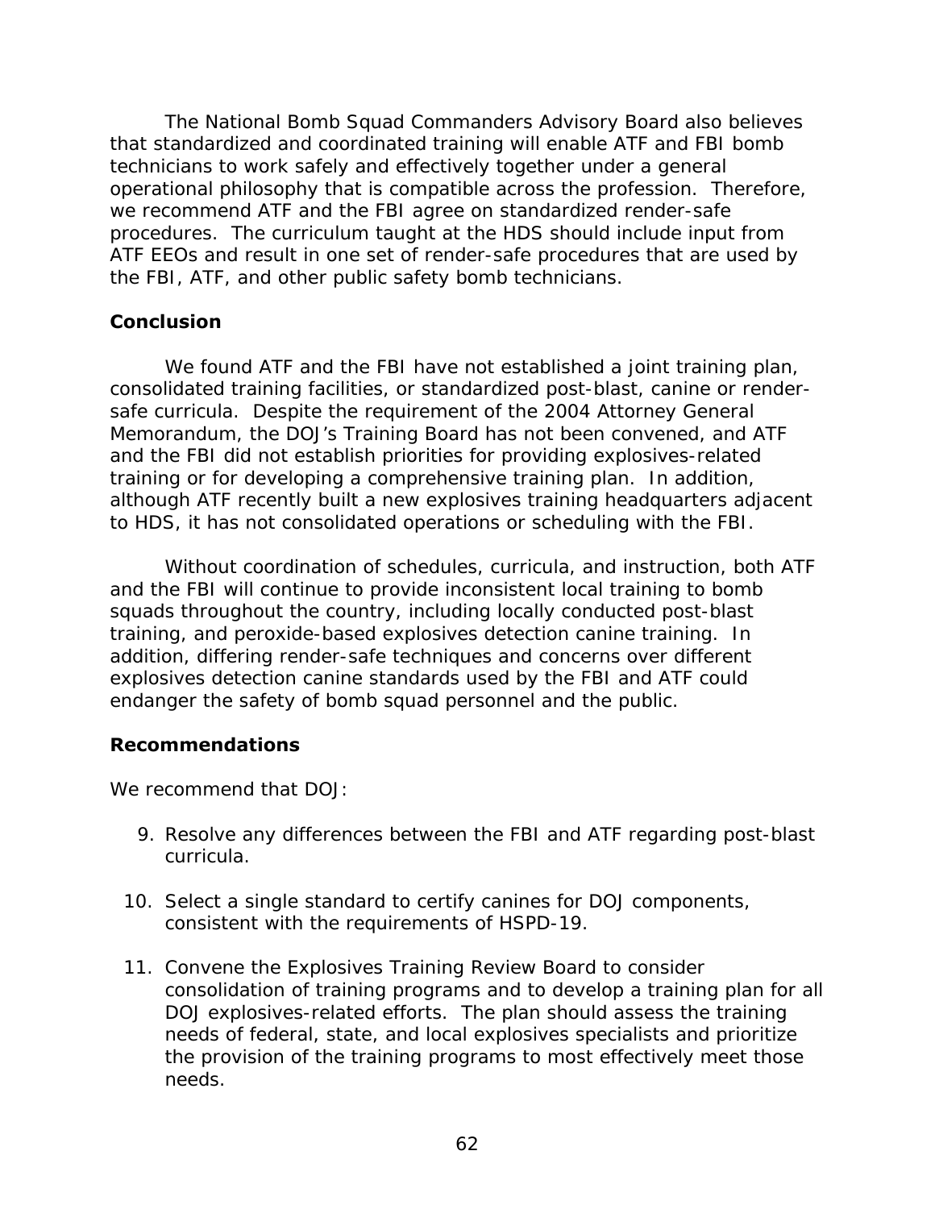The National Bomb Squad Commanders Advisory Board also believes that standardized and coordinated training will enable ATF and FBI bomb technicians to work safely and effectively together under a general operational philosophy that is compatible across the profession. Therefore, we recommend ATF and the FBI agree on standardized render-safe procedures. The curriculum taught at the HDS should include input from ATF EEOs and result in one set of render-safe procedures that are used by the FBI, ATF, and other public safety bomb technicians.

## Conclusion

We found ATF and the FBI have not established a joint training plan, consolidated training facilities, or standardized post-blast, canine or render-safe curricula. Despite the requirement of the 2004 Attorney General Memorandum, the DOJ's Training Board has not been convened, and ATF and the FBI did not establish priorities for providing explosives-related training or for developing a comprehensive training plan. In addition, although ATF recently built a new explosives training headquarters adjacent to HDS, it has not consolidated operations or scheduling with the FBI.

Without coordination of schedules, curricula, and instruction, both ATF and the FBI will continue to provide inconsistent local training to bomb squads throughout the country, including locally conducted post-blast training, and peroxide-based explosives detection canine training. In addition, differing render-safe techniques and concerns over different explosives detection canine standards used by the FBI and ATF could endanger the safety of bomb squad personnel and the public.

## Recommendations

We recommend that DOJ:

9. Resolve any differences between the FBI and ATF regarding post-blast curricula.

10. Select a single standard to certify canines for DOJ components, consistent with the requirements of HSPD-19.

11. Convene the Explosives Training Review Board to consider consolidation of training programs and to develop a training plan for all DOJ explosives-related efforts. The plan should assess the training needs of federal, state, and local explosives specialists and prioritize the provision of the training programs to most effectively meet those needs.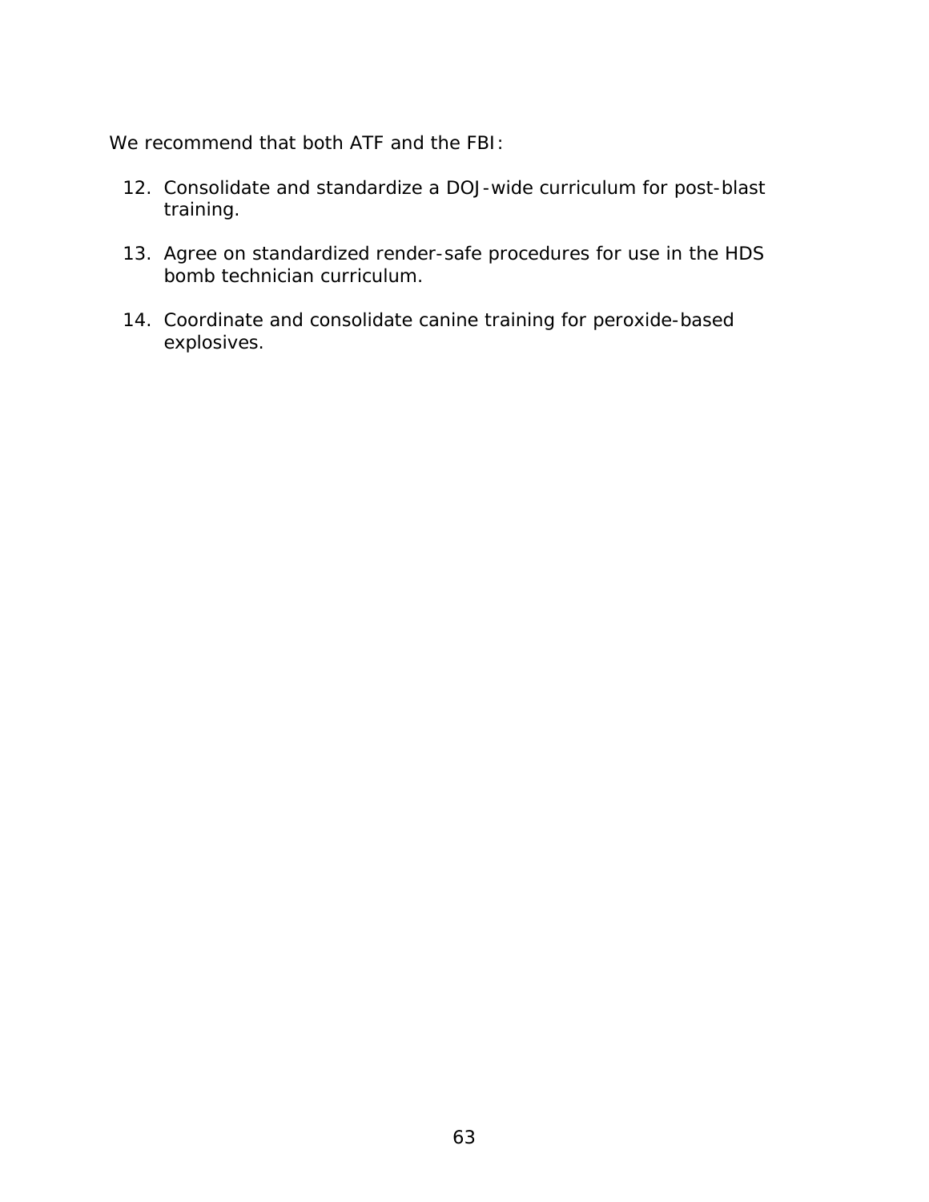We recommend that both ATF and the FBI:

12. Consolidate and standardize a DOJ-wide curriculum for post-blast training.

13. Agree on standardized render-safe procedures for use in the HDS bomb technician curriculum.

14. Coordinate and consolidate canine training for peroxide-based explosives.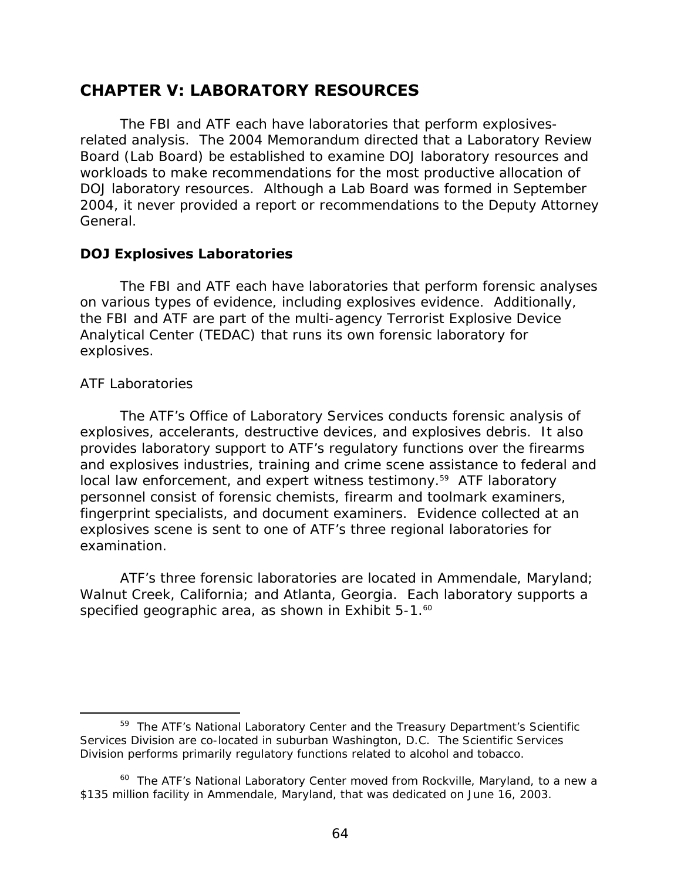# CHAPTER V: LABORATORY RESOURCES

The FBI and ATF each have laboratories that perform explosives-related analysis. The 2004 Memorandum directed that a Laboratory Review Board (Lab Board) be established to examine DOJ laboratory resources and workloads to make recommendations for the most productive allocation of DOJ laboratory resources. Although a Lab Board was formed in September 2004, it never provided a report or recommendations to the Deputy Attorney General.

## DOJ Explosives Laboratories

The FBI and ATF each have laboratories that perform forensic analyses on various types of evidence, including explosives evidence. Additionally, the FBI and ATF are part of the multi-agency Terrorist Explosive Device Analytical Center (TEDAC) that runs its own forensic laboratory for explosives.

### ATF Laboratories

The ATF's Office of Laboratory Services conducts forensic analysis of explosives, accelerants, destructive devices, and explosives debris. It also provides laboratory support to ATF's regulatory functions over the firearms and explosives industries, training and crime scene assistance to federal and local law enforcement, and expert witness testimony.[59] ATF laboratory personnel consist of forensic chemists, firearm and toolmark examiners, fingerprint specialists, and document examiners. Evidence collected at an explosives scene is sent to one of ATF's three regional laboratories for examination.

ATF's three forensic laboratories are located in Ammendale, Maryland; Walnut Creek, California; and Atlanta, Georgia. Each laboratory supports a specified geographic area, as shown in Exhibit 5-1.[60]

---

[59] The ATF's National Laboratory Center and the Treasury Department's Scientific Services Division are co-located in suburban Washington, D.C. The Scientific Services Division performs primarily regulatory functions related to alcohol and tobacco.

[60] The ATF's National Laboratory Center moved from Rockville, Maryland, to a new a $135 million facility in Ammendale, Maryland, that was dedicated on June 16, 2003.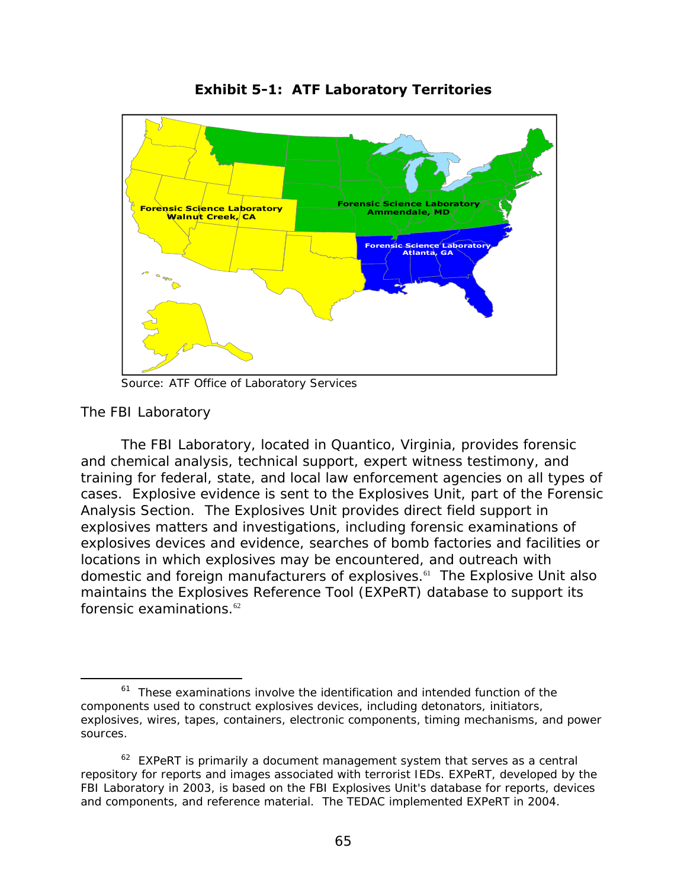**Exhibit 5-1: ATF Laboratory Territories**

Forensic Science Laboratory Walnut Creek, CA

Forensic Science Laboratory Ammendale, MD

Forensic Science Laboratory Atlanta, GA

Source: ATF Office of Laboratory Services

## The FBI Laboratory

The FBI Laboratory, located in Quantico, Virginia, provides forensic and chemical analysis, technical support, expert witness testimony, and training for federal, state, and local law enforcement agencies on all types of cases. Explosive evidence is sent to the Explosives Unit, part of the Forensic Analysis Section. The Explosives Unit provides direct field support in explosives matters and investigations, including forensic examinations of explosives devices and evidence, searches of bomb factories and facilities or locations in which explosives may be encountered, and outreach with domestic and foreign manufacturers of explosives.[61] The Explosive Unit also maintains the Explosives Reference Tool (EXPeRT) database to support its forensic examinations.[62]

---

[61] These examinations involve the identification and intended function of the components used to construct explosives devices, including detonators, initiators, explosives, wires, tapes, containers, electronic components, timing mechanisms, and power sources.

[62] EXPeRT is primarily a document management system that serves as a central repository for reports and images associated with terrorist IEDs. EXPeRT, developed by the FBI Laboratory in 2003, is based on the FBI Explosives Unit's database for reports, devices and components, and reference material. The TEDAC implemented EXPeRT in 2004.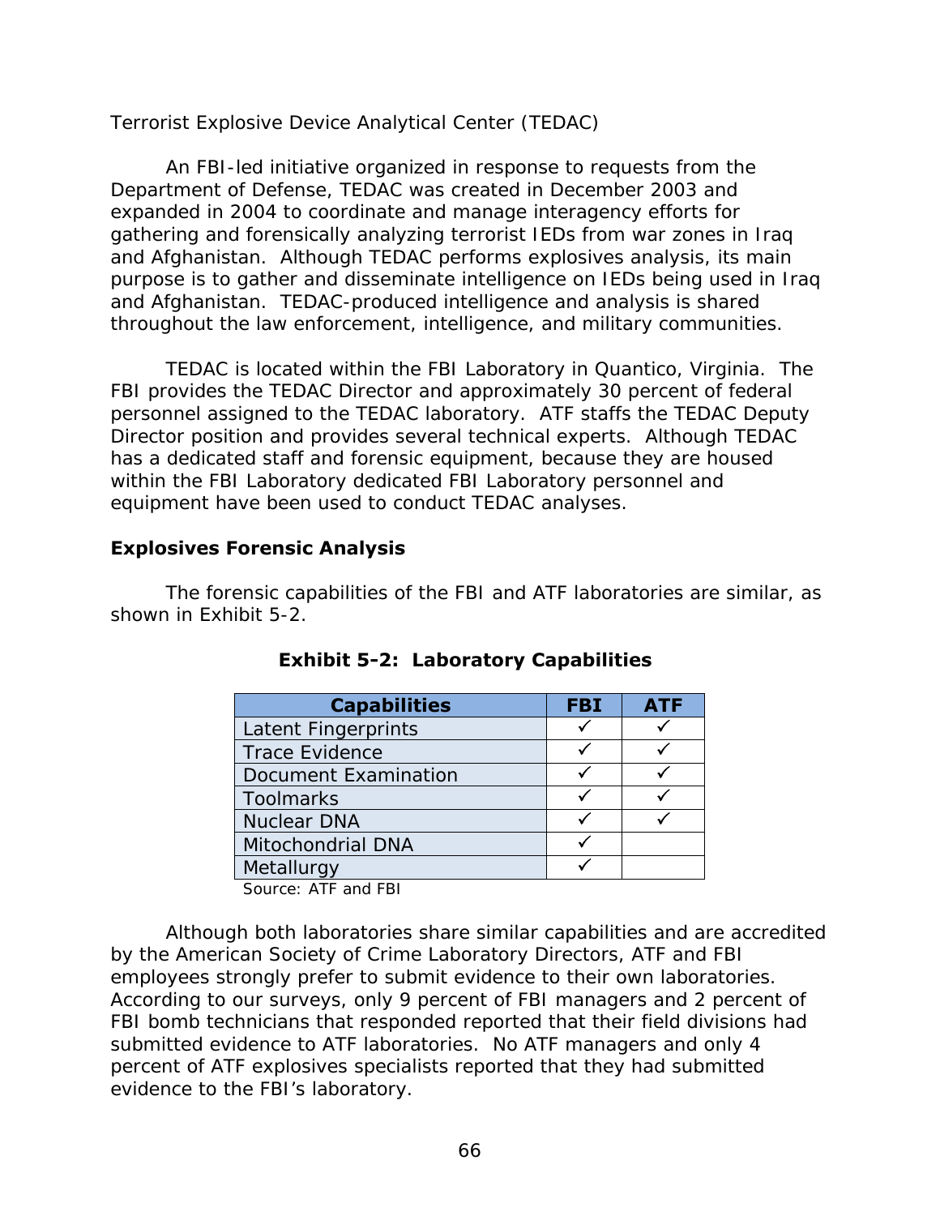Terrorist Explosive Device Analytical Center (TEDAC)

An FBI-led initiative organized in response to requests from the Department of Defense, TEDAC was created in December 2003 and expanded in 2004 to coordinate and manage interagency efforts for gathering and forensically analyzing terrorist IEDs from war zones in Iraq and Afghanistan. Although TEDAC performs explosives analysis, its main purpose is to gather and disseminate intelligence on IEDs being used in Iraq and Afghanistan. TEDAC-produced intelligence and analysis is shared throughout the law enforcement, intelligence, and military communities.

TEDAC is located within the FBI Laboratory in Quantico, Virginia. The FBI provides the TEDAC Director and approximately 30 percent of federal personnel assigned to the TEDAC laboratory. ATF staffs the TEDAC Deputy Director position and provides several technical experts. Although TEDAC has a dedicated staff and forensic equipment, because they are housed within the FBI Laboratory dedicated FBI Laboratory personnel and equipment have been used to conduct TEDAC analyses.

## Explosives Forensic Analysis

The forensic capabilities of the FBI and ATF laboratories are similar, as shown in Exhibit 5-2.

**Exhibit 5-2: Laboratory Capabilities**

| Capabilities | FBI | ATF |
|---|---|---|
| Latent Fingerprints | ✓ | ✓ |
| Trace Evidence | ✓ | ✓ |
| Document Examination | ✓ | ✓ |
| Toolmarks | ✓ | ✓ |
| Nuclear DNA | ✓ | ✓ |
| Mitochondrial DNA | ✓ | |
| Metallurgy | ✓ | |

Source: ATF and FBI

Although both laboratories share similar capabilities and are accredited by the American Society of Crime Laboratory Directors, ATF and FBI employees strongly prefer to submit evidence to their own laboratories. According to our surveys, only 9 percent of FBI managers and 2 percent of FBI bomb technicians that responded reported that their field divisions had submitted evidence to ATF laboratories. No ATF managers and only 4 percent of ATF explosives specialists reported that they had submitted evidence to the FBI's laboratory.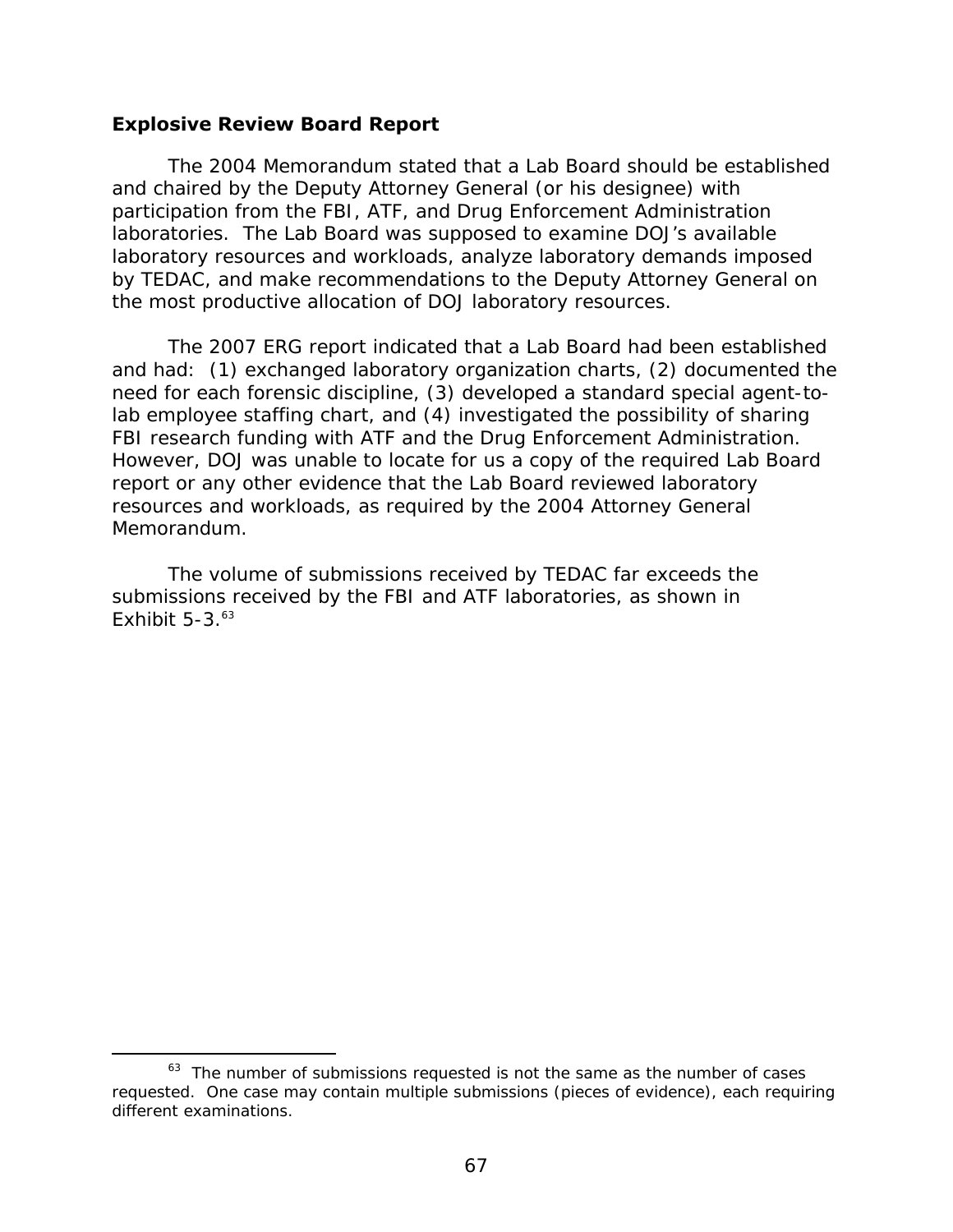### Explosive Review Board Report

The 2004 Memorandum stated that a Lab Board should be established and chaired by the Deputy Attorney General (or his designee) with participation from the FBI, ATF, and Drug Enforcement Administration laboratories. The Lab Board was supposed to examine DOJ's available laboratory resources and workloads, analyze laboratory demands imposed by TEDAC, and make recommendations to the Deputy Attorney General on the most productive allocation of DOJ laboratory resources.

The 2007 ERG report indicated that a Lab Board had been established and had: (1) exchanged laboratory organization charts, (2) documented the need for each forensic discipline, (3) developed a standard special agent-to-lab employee staffing chart, and (4) investigated the possibility of sharing FBI research funding with ATF and the Drug Enforcement Administration. However, DOJ was unable to locate for us a copy of the required Lab Board report or any other evidence that the Lab Board reviewed laboratory resources and workloads, as required by the 2004 Attorney General Memorandum.

The volume of submissions received by TEDAC far exceeds the submissions received by the FBI and ATF laboratories, as shown in Exhibit 5-3.[63]

---

[63] The number of submissions requested is not the same as the number of cases requested. One case may contain multiple submissions (pieces of evidence), each requiring different examinations.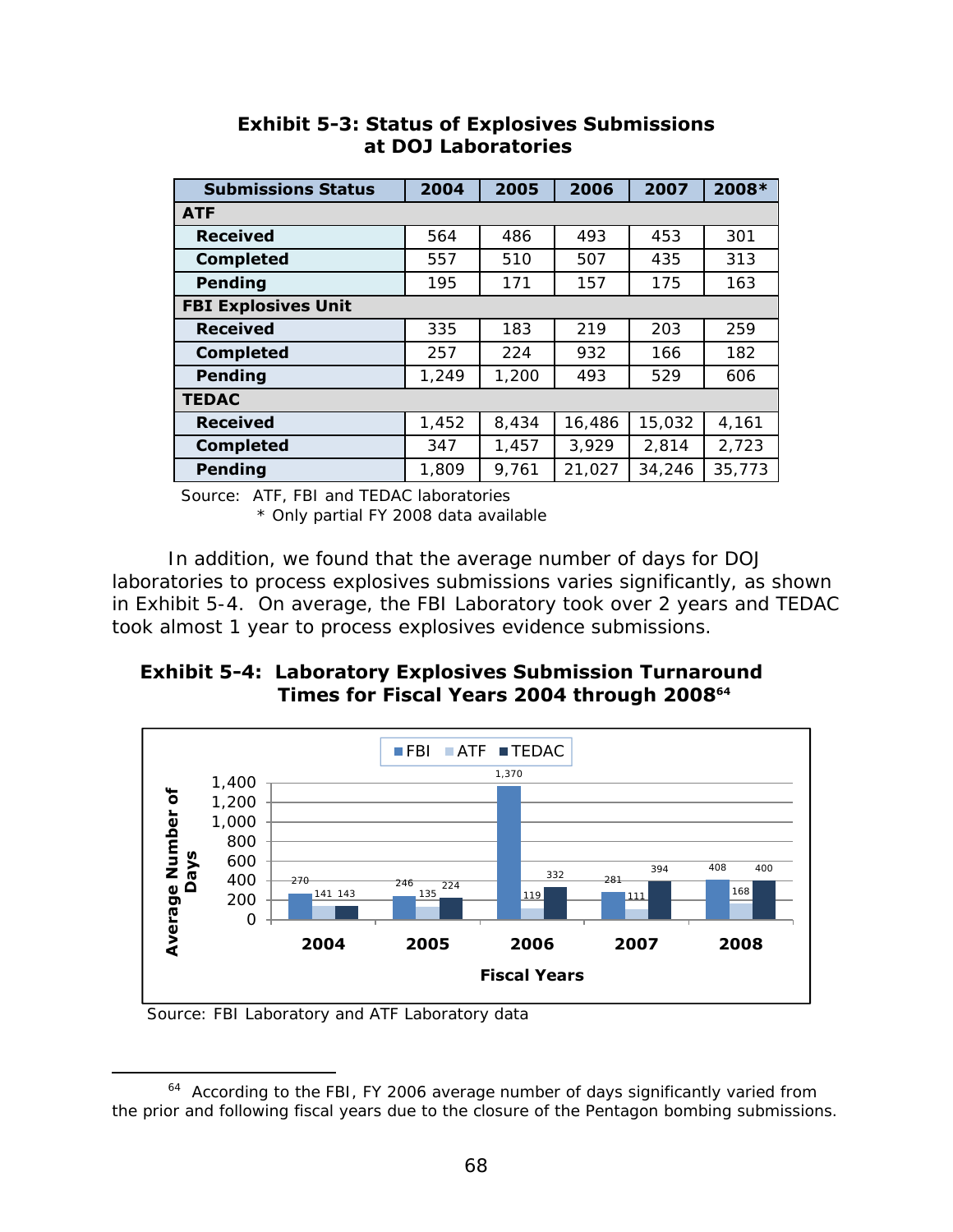**Exhibit 5-3: Status of Explosives Submissions at DOJ Laboratories**

| Submissions Status | 2004 | 2005 | 2006 | 2007 | 2008* |
|---|---|---|---|---|---|
| **ATF** | | | | | |
| Received | 564 | 486 | 493 | 453 | 301 |
| Completed | 557 | 510 | 507 | 435 | 313 |
| Pending | 195 | 171 | 157 | 175 | 163 |
| **FBI Explosives Unit** | | | | | |
| Received | 335 | 183 | 219 | 203 | 259 |
| Completed | 257 | 224 | 932 | 166 | 182 |
| Pending | 1,249 | 1,200 | 493 | 529 | 606 |
| **TEDAC** | | | | | |
| Received | 1,452 | 8,434 | 16,486 | 15,032 | 4,161 |
| Completed | 347 | 1,457 | 3,929 | 2,814 | 2,723 |
| Pending | 1,809 | 9,761 | 21,027 | 34,246 | 35,773 |

Source: ATF, FBI and TEDAC laboratories
\* Only partial FY 2008 data available

In addition, we found that the average number of days for DOJ laboratories to process explosives submissions varies significantly, as shown in Exhibit 5-4. On average, the FBI Laboratory took over 2 years and TEDAC took almost 1 year to process explosives evidence submissions.

**Exhibit 5-4: Laboratory Explosives Submission Turnaround Times for Fiscal Years 2004 through 2008**[64]

Average Number of Days

| Fiscal Years | FBI | ATF | TEDAC |
|---|---|---|---|
| 2004 | 270 | 141 | 143 |
| 2005 | 246 | 135 | 224 |
| 2006 | 1,370 | 119 | 332 |
| 2007 | 281 | 111 | 394 |
| 2008 | 408 | 168 | 400 |

Source: FBI Laboratory and ATF Laboratory data

[64] According to the FBI, FY 2006 average number of days significantly varied from the prior and following fiscal years due to the closure of the Pentagon bombing submissions.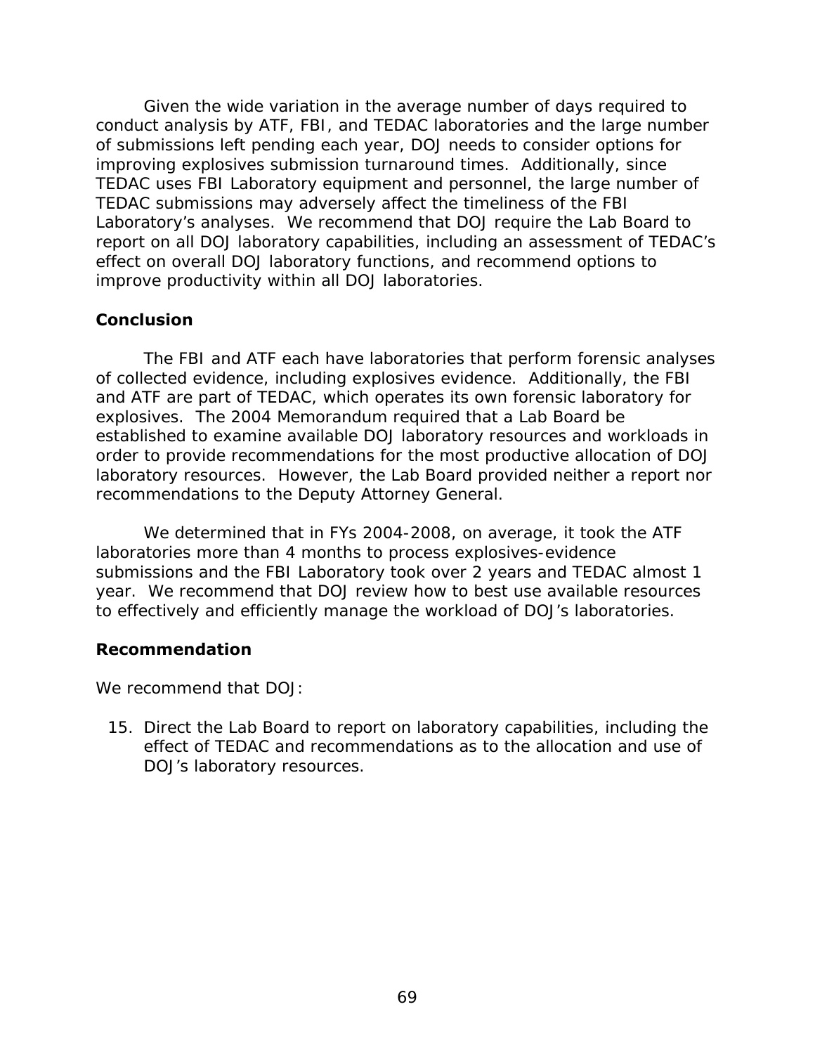Given the wide variation in the average number of days required to conduct analysis by ATF, FBI, and TEDAC laboratories and the large number of submissions left pending each year, DOJ needs to consider options for improving explosives submission turnaround times. Additionally, since TEDAC uses FBI Laboratory equipment and personnel, the large number of TEDAC submissions may adversely affect the timeliness of the FBI Laboratory's analyses. We recommend that DOJ require the Lab Board to report on all DOJ laboratory capabilities, including an assessment of TEDAC's effect on overall DOJ laboratory functions, and recommend options to improve productivity within all DOJ laboratories.

## Conclusion

The FBI and ATF each have laboratories that perform forensic analyses of collected evidence, including explosives evidence. Additionally, the FBI and ATF are part of TEDAC, which operates its own forensic laboratory for explosives. The 2004 Memorandum required that a Lab Board be established to examine available DOJ laboratory resources and workloads in order to provide recommendations for the most productive allocation of DOJ laboratory resources. However, the Lab Board provided neither a report nor recommendations to the Deputy Attorney General.

We determined that in FYs 2004-2008, on average, it took the ATF laboratories more than 4 months to process explosives-evidence submissions and the FBI Laboratory took over 2 years and TEDAC almost 1 year. We recommend that DOJ review how to best use available resources to effectively and efficiently manage the workload of DOJ's laboratories.

## Recommendation

We recommend that DOJ:

15. Direct the Lab Board to report on laboratory capabilities, including the effect of TEDAC and recommendations as to the allocation and use of DOJ's laboratory resources.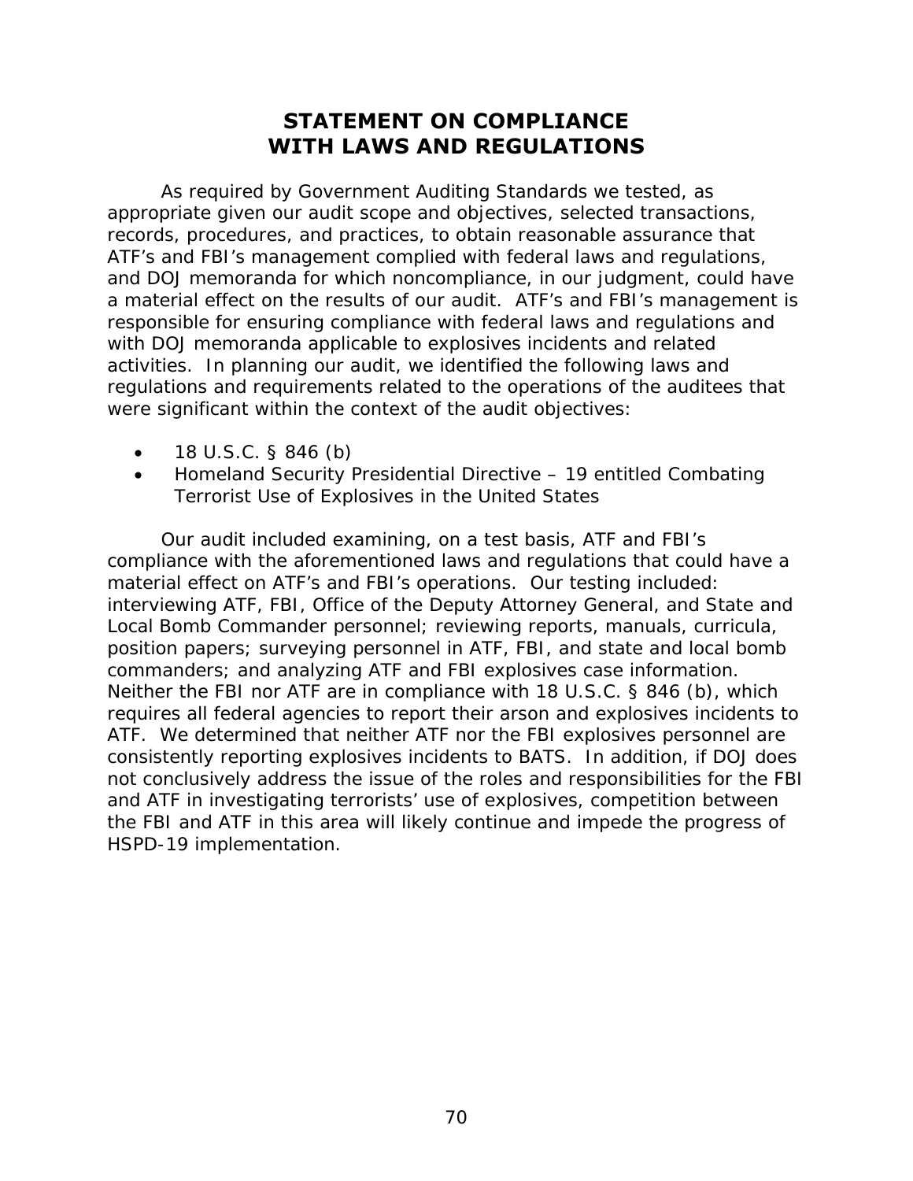# STATEMENT ON COMPLIANCE WITH LAWS AND REGULATIONS

As required by Government Auditing Standards we tested, as appropriate given our audit scope and objectives, selected transactions, records, procedures, and practices, to obtain reasonable assurance that ATF's and FBI's management complied with federal laws and regulations, and DOJ memoranda for which noncompliance, in our judgment, could have a material effect on the results of our audit. ATF's and FBI's management is responsible for ensuring compliance with federal laws and regulations and with DOJ memoranda applicable to explosives incidents and related activities. In planning our audit, we identified the following laws and regulations and requirements related to the operations of the auditees that were significant within the context of the audit objectives:

- 18 U.S.C. § 846 (b)
- Homeland Security Presidential Directive – 19 entitled Combating Terrorist Use of Explosives in the United States

Our audit included examining, on a test basis, ATF and FBI's compliance with the aforementioned laws and regulations that could have a material effect on ATF's and FBI's operations. Our testing included: interviewing ATF, FBI, Office of the Deputy Attorney General, and State and Local Bomb Commander personnel; reviewing reports, manuals, curricula, position papers; surveying personnel in ATF, FBI, and state and local bomb commanders; and analyzing ATF and FBI explosives case information. Neither the FBI nor ATF are in compliance with 18 U.S.C. § 846 (b), which requires all federal agencies to report their arson and explosives incidents to ATF. We determined that neither ATF nor the FBI explosives personnel are consistently reporting explosives incidents to BATS. In addition, if DOJ does not conclusively address the issue of the roles and responsibilities for the FBI and ATF in investigating terrorists' use of explosives, competition between the FBI and ATF in this area will likely continue and impede the progress of HSPD-19 implementation.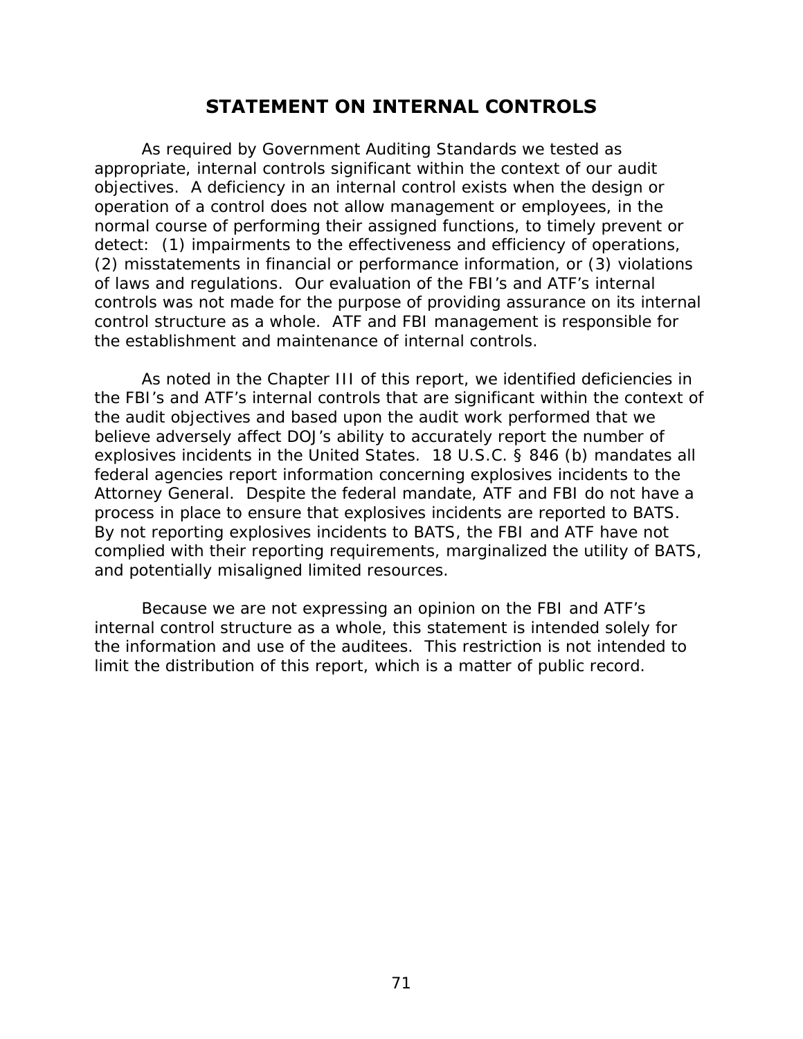# STATEMENT ON INTERNAL CONTROLS

As required by Government Auditing Standards we tested as appropriate, internal controls significant within the context of our audit objectives. A deficiency in an internal control exists when the design or operation of a control does not allow management or employees, in the normal course of performing their assigned functions, to timely prevent or detect: (1) impairments to the effectiveness and efficiency of operations, (2) misstatements in financial or performance information, or (3) violations of laws and regulations. Our evaluation of the FBI's and ATF's internal controls was not made for the purpose of providing assurance on its internal control structure as a whole. ATF and FBI management is responsible for the establishment and maintenance of internal controls.

As noted in the Chapter III of this report, we identified deficiencies in the FBI's and ATF's internal controls that are significant within the context of the audit objectives and based upon the audit work performed that we believe adversely affect DOJ's ability to accurately report the number of explosives incidents in the United States. 18 U.S.C. § 846 (b) mandates all federal agencies report information concerning explosives incidents to the Attorney General. Despite the federal mandate, ATF and FBI do not have a process in place to ensure that explosives incidents are reported to BATS. By not reporting explosives incidents to BATS, the FBI and ATF have not complied with their reporting requirements, marginalized the utility of BATS, and potentially misaligned limited resources.

Because we are not expressing an opinion on the FBI and ATF's internal control structure as a whole, this statement is intended solely for the information and use of the auditees. This restriction is not intended to limit the distribution of this report, which is a matter of public record.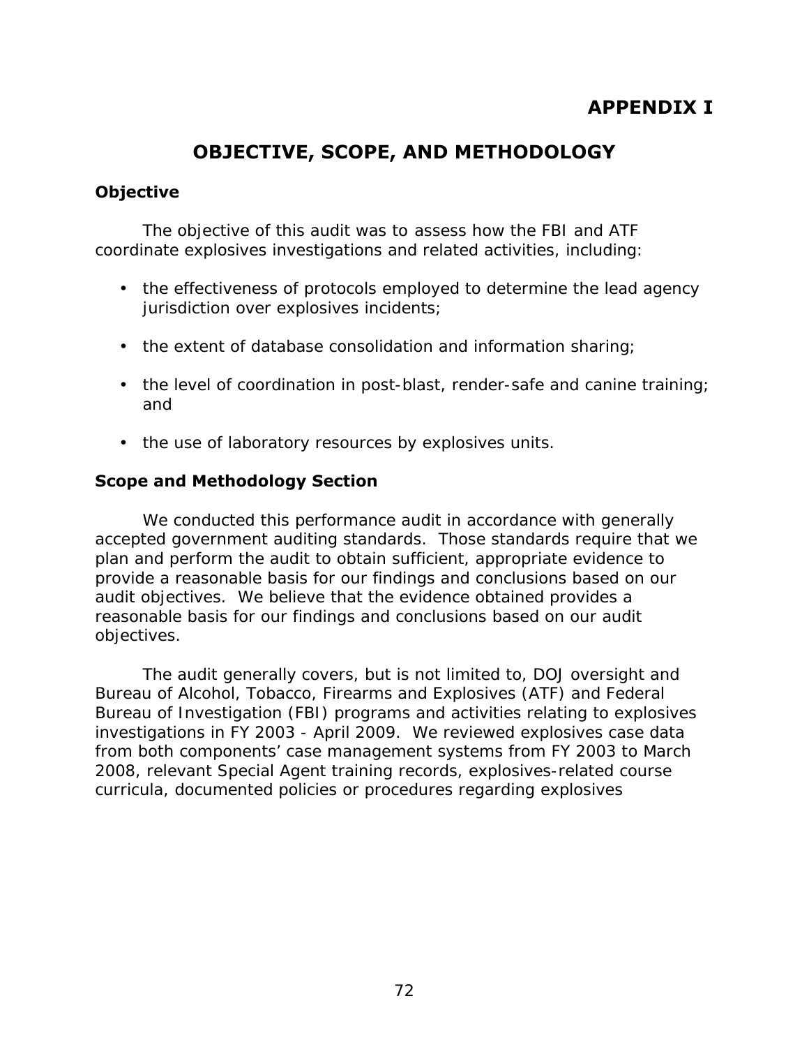# APPENDIX I

## OBJECTIVE, SCOPE, AND METHODOLOGY

### Objective

The objective of this audit was to assess how the FBI and ATF coordinate explosives investigations and related activities, including:

- the effectiveness of protocols employed to determine the lead agency jurisdiction over explosives incidents;
- the extent of database consolidation and information sharing;
- the level of coordination in post-blast, render-safe and canine training; and
- the use of laboratory resources by explosives units.

### Scope and Methodology Section

We conducted this performance audit in accordance with generally accepted government auditing standards. Those standards require that we plan and perform the audit to obtain sufficient, appropriate evidence to provide a reasonable basis for our findings and conclusions based on our audit objectives. We believe that the evidence obtained provides a reasonable basis for our findings and conclusions based on our audit objectives.

The audit generally covers, but is not limited to, DOJ oversight and Bureau of Alcohol, Tobacco, Firearms and Explosives (ATF) and Federal Bureau of Investigation (FBI) programs and activities relating to explosives investigations in FY 2003 - April 2009. We reviewed explosives case data from both components' case management systems from FY 2003 to March 2008, relevant Special Agent training records, explosives-related course curricula, documented policies or procedures regarding explosives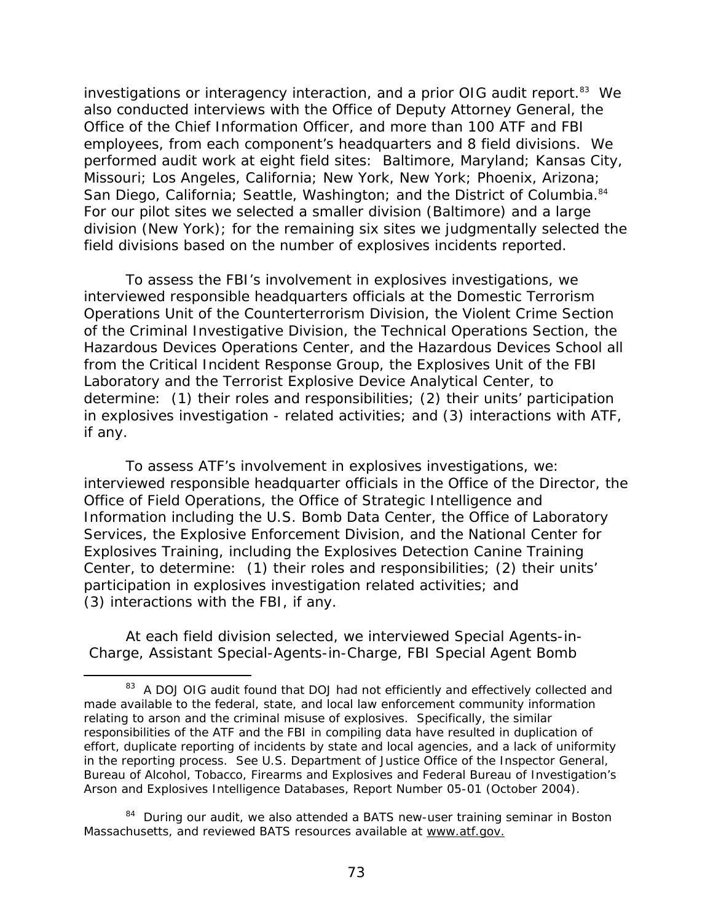investigations or interagency interaction, and a prior OIG audit report.[83] We also conducted interviews with the Office of Deputy Attorney General, the Office of the Chief Information Officer, and more than 100 ATF and FBI employees, from each component's headquarters and 8 field divisions. We performed audit work at eight field sites: Baltimore, Maryland; Kansas City, Missouri; Los Angeles, California; New York, New York; Phoenix, Arizona; San Diego, California; Seattle, Washington; and the District of Columbia.[84] For our pilot sites we selected a smaller division (Baltimore) and a large division (New York); for the remaining six sites we judgmentally selected the field divisions based on the number of explosives incidents reported.

To assess the FBI's involvement in explosives investigations, we interviewed responsible headquarters officials at the Domestic Terrorism Operations Unit of the Counterterrorism Division, the Violent Crime Section of the Criminal Investigative Division, the Technical Operations Section, the Hazardous Devices Operations Center, and the Hazardous Devices School all from the Critical Incident Response Group, the Explosives Unit of the FBI Laboratory and the Terrorist Explosive Device Analytical Center, to determine: (1) their roles and responsibilities; (2) their units' participation in explosives investigation - related activities; and (3) interactions with ATF, if any.

To assess ATF's involvement in explosives investigations, we: interviewed responsible headquarter officials in the Office of the Director, the Office of Field Operations, the Office of Strategic Intelligence and Information including the U.S. Bomb Data Center, the Office of Laboratory Services, the Explosive Enforcement Division, and the National Center for Explosives Training, including the Explosives Detection Canine Training Center, to determine: (1) their roles and responsibilities; (2) their units' participation in explosives investigation related activities; and (3) interactions with the FBI, if any.

At each field division selected, we interviewed Special Agents-in-Charge, Assistant Special-Agents-in-Charge, FBI Special Agent Bomb

---

[83] A DOJ OIG audit found that DOJ had not efficiently and effectively collected and made available to the federal, state, and local law enforcement community information relating to arson and the criminal misuse of explosives. Specifically, the similar responsibilities of the ATF and the FBI in compiling data have resulted in duplication of effort, duplicate reporting of incidents by state and local agencies, and a lack of uniformity in the reporting process. See U.S. Department of Justice Office of the Inspector General, Bureau of Alcohol, Tobacco, Firearms and Explosives and Federal Bureau of Investigation's Arson and Explosives Intelligence Databases, Report Number 05-01 (October 2004).

[84] During our audit, we also attended a BATS new-user training seminar in Boston Massachusetts, and reviewed BATS resources available at www.atf.gov.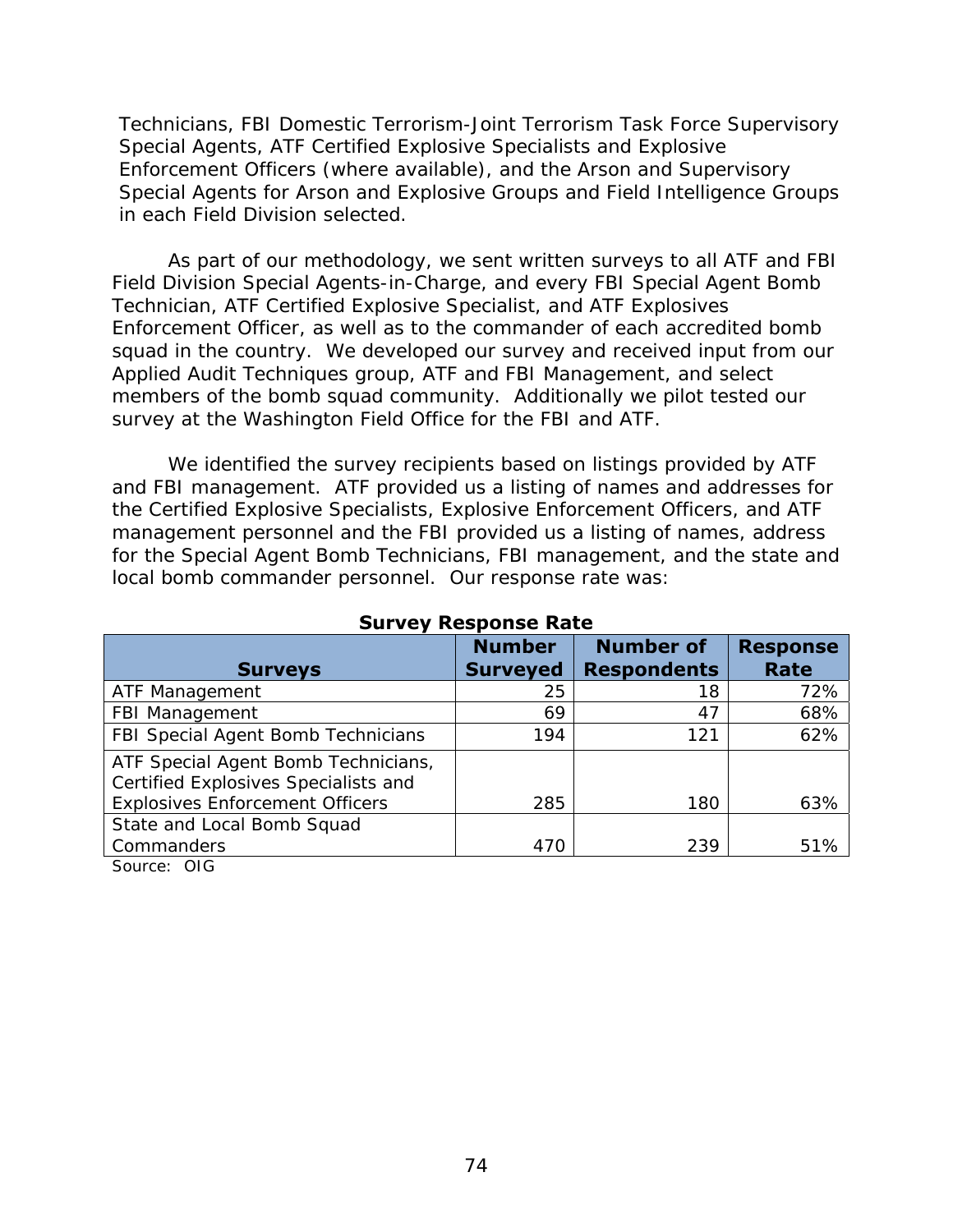Technicians, FBI Domestic Terrorism-Joint Terrorism Task Force Supervisory Special Agents, ATF Certified Explosive Specialists and Explosive Enforcement Officers (where available), and the Arson and Supervisory Special Agents for Arson and Explosive Groups and Field Intelligence Groups in each Field Division selected.

As part of our methodology, we sent written surveys to all ATF and FBI Field Division Special Agents-in-Charge, and every FBI Special Agent Bomb Technician, ATF Certified Explosive Specialist, and ATF Explosives Enforcement Officer, as well as to the commander of each accredited bomb squad in the country. We developed our survey and received input from our Applied Audit Techniques group, ATF and FBI Management, and select members of the bomb squad community. Additionally we pilot tested our survey at the Washington Field Office for the FBI and ATF.

We identified the survey recipients based on listings provided by ATF and FBI management. ATF provided us a listing of names and addresses for the Certified Explosive Specialists, Explosive Enforcement Officers, and ATF management personnel and the FBI provided us a listing of names, address for the Special Agent Bomb Technicians, FBI management, and the state and local bomb commander personnel. Our response rate was:

**Survey Response Rate**

| Surveys | Number Surveyed | Number of Respondents | Response Rate |
|---|---|---|---|
| ATF Management | 25 | 18 | 72% |
| FBI Management | 69 | 47 | 68% |
| FBI Special Agent Bomb Technicians | 194 | 121 | 62% |
| ATF Special Agent Bomb Technicians, Certified Explosives Specialists and Explosives Enforcement Officers | 285 | 180 | 63% |
| State and Local Bomb Squad Commanders | 470 | 239 | 51% |

Source: OIG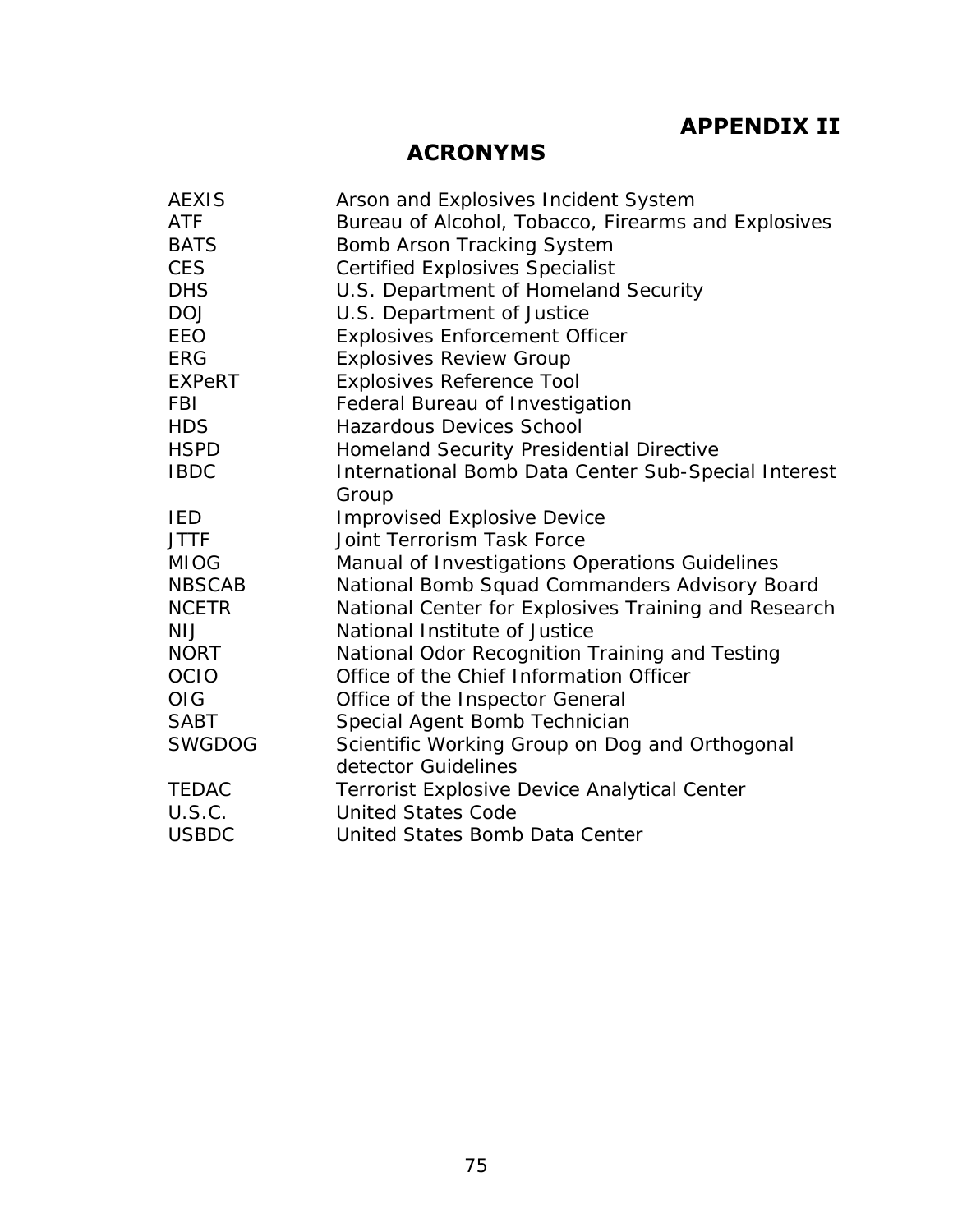# APPENDIX II

## ACRONYMS

| | |
|---|---|
| AEXIS | Arson and Explosives Incident System |
| ATF | Bureau of Alcohol, Tobacco, Firearms and Explosives |
| BATS | Bomb Arson Tracking System |
| CES | Certified Explosives Specialist |
| DHS | U.S. Department of Homeland Security |
| DOJ | U.S. Department of Justice |
| EEO | Explosives Enforcement Officer |
| ERG | Explosives Review Group |
| EXPeRT | Explosives Reference Tool |
| FBI | Federal Bureau of Investigation |
| HDS | Hazardous Devices School |
| HSPD | Homeland Security Presidential Directive |
| IBDC | International Bomb Data Center Sub-Special Interest Group |
| IED | Improvised Explosive Device |
| JTTF | Joint Terrorism Task Force |
| MIOG | Manual of Investigations Operations Guidelines |
| NBSCAB | National Bomb Squad Commanders Advisory Board |
| NCETR | National Center for Explosives Training and Research |
| NIJ | National Institute of Justice |
| NORT | National Odor Recognition Training and Testing |
| OCIO | Office of the Chief Information Officer |
| OIG | Office of the Inspector General |
| SABT | Special Agent Bomb Technician |
| SWGDOG | Scientific Working Group on Dog and Orthogonal detector Guidelines |
| TEDAC | Terrorist Explosive Device Analytical Center |
| U.S.C. | United States Code |
| USBDC | United States Bomb Data Center |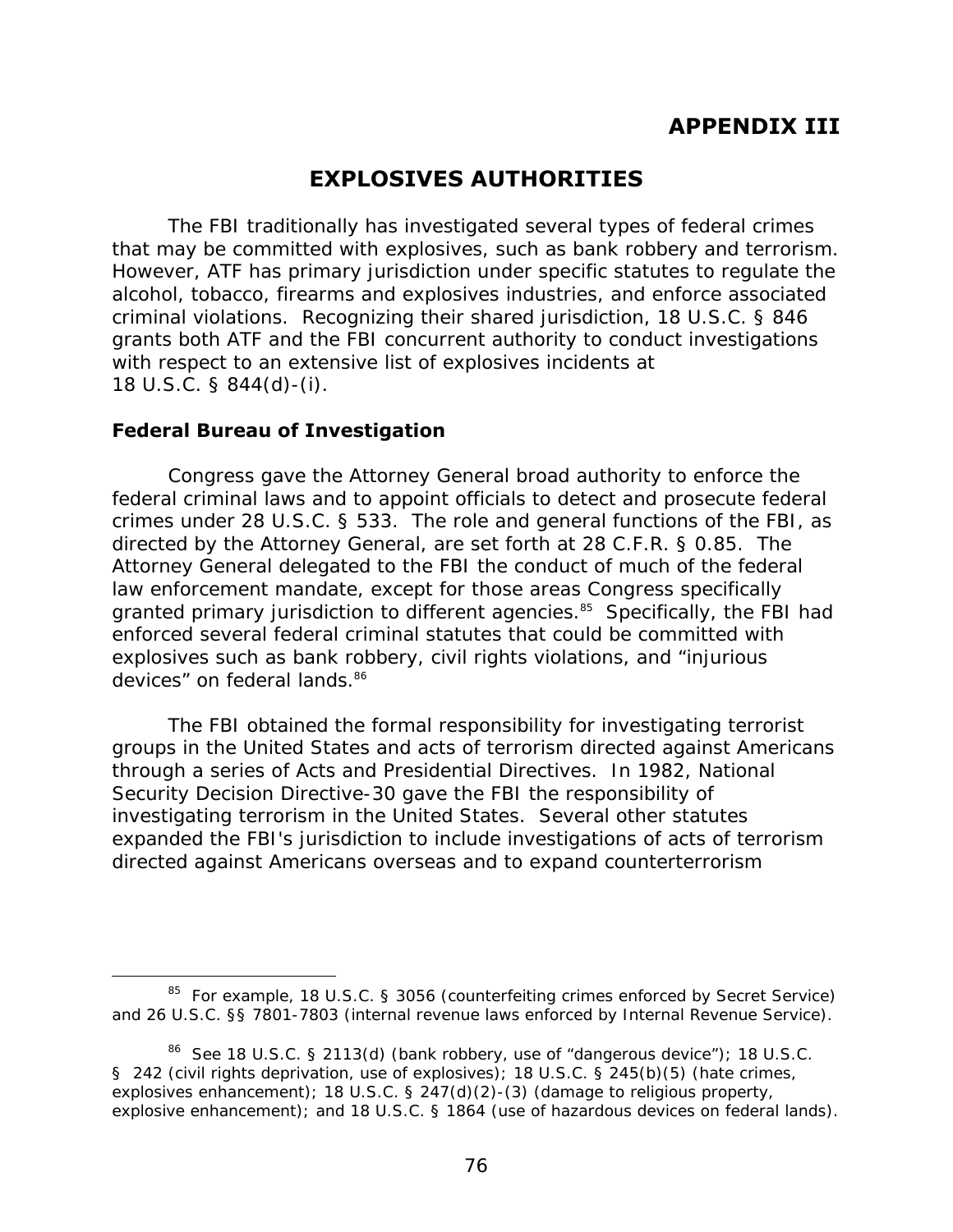# APPENDIX III

## EXPLOSIVES AUTHORITIES

The FBI traditionally has investigated several types of federal crimes that may be committed with explosives, such as bank robbery and terrorism. However, ATF has primary jurisdiction under specific statutes to regulate the alcohol, tobacco, firearms and explosives industries, and enforce associated criminal violations. Recognizing their shared jurisdiction, 18 U.S.C. § 846 grants both ATF and the FBI concurrent authority to conduct investigations with respect to an extensive list of explosives incidents at 18 U.S.C. § 844(d)-(i).

### Federal Bureau of Investigation

Congress gave the Attorney General broad authority to enforce the federal criminal laws and to appoint officials to detect and prosecute federal crimes under 28 U.S.C. § 533. The role and general functions of the FBI, as directed by the Attorney General, are set forth at 28 C.F.R. § 0.85. The Attorney General delegated to the FBI the conduct of much of the federal law enforcement mandate, except for those areas Congress specifically granted primary jurisdiction to different agencies.[85] Specifically, the FBI had enforced several federal criminal statutes that could be committed with explosives such as bank robbery, civil rights violations, and "injurious devices" on federal lands.[86]

The FBI obtained the formal responsibility for investigating terrorist groups in the United States and acts of terrorism directed against Americans through a series of Acts and Presidential Directives. In 1982, National Security Decision Directive-30 gave the FBI the responsibility of investigating terrorism in the United States. Several other statutes expanded the FBI's jurisdiction to include investigations of acts of terrorism directed against Americans overseas and to expand counterterrorism

---

[85] For example, 18 U.S.C. § 3056 (counterfeiting crimes enforced by Secret Service) and 26 U.S.C. §§ 7801-7803 (internal revenue laws enforced by Internal Revenue Service).

[86] See 18 U.S.C. § 2113(d) (bank robbery, use of "dangerous device"); 18 U.S.C. § 242 (civil rights deprivation, use of explosives); 18 U.S.C. § 245(b)(5) (hate crimes, explosives enhancement); 18 U.S.C. § 247(d)(2)-(3) (damage to religious property, explosive enhancement); and 18 U.S.C. § 1864 (use of hazardous devices on federal lands).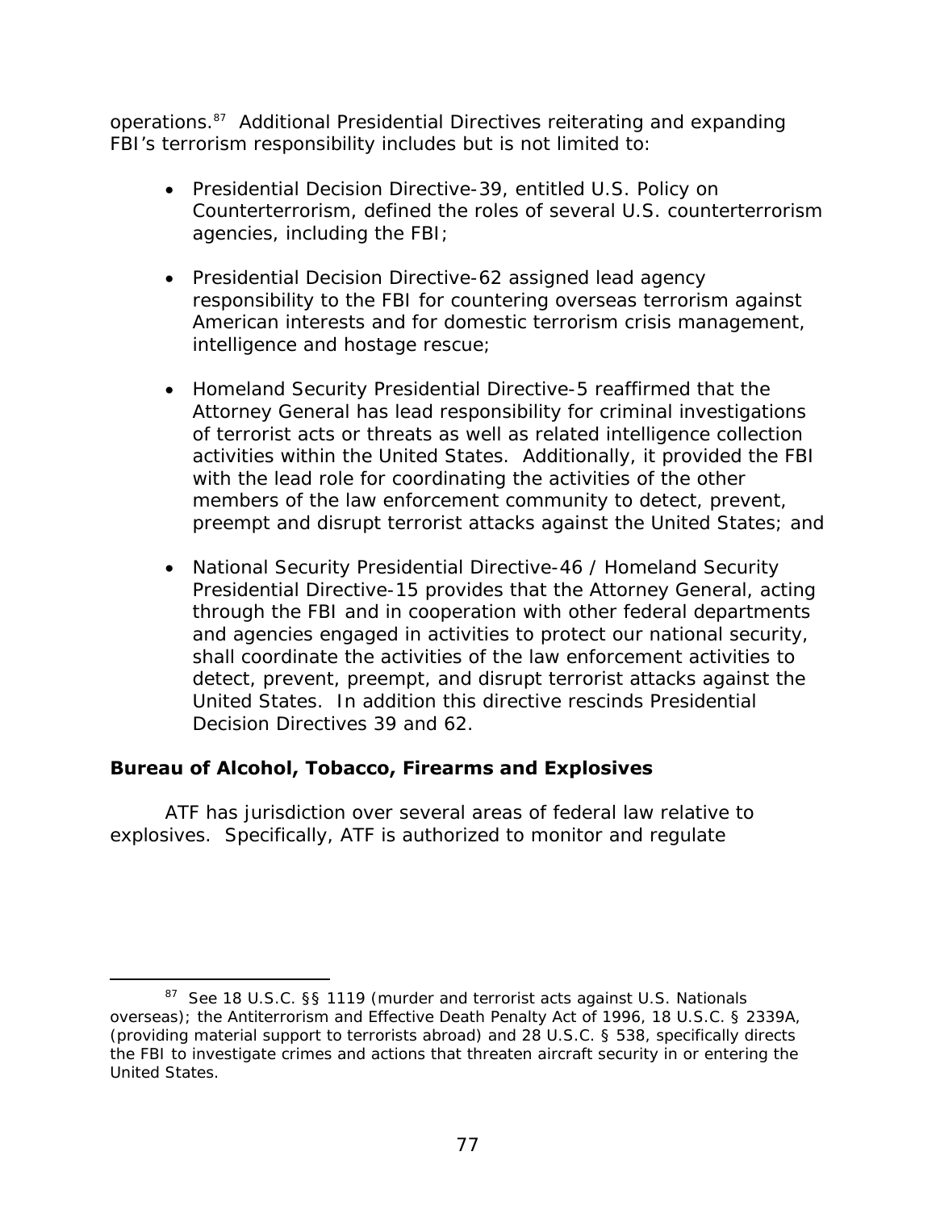operations.[87] Additional Presidential Directives reiterating and expanding FBI's terrorism responsibility includes but is not limited to:

- Presidential Decision Directive-39, entitled U.S. Policy on Counterterrorism, defined the roles of several U.S. counterterrorism agencies, including the FBI;

- Presidential Decision Directive-62 assigned lead agency responsibility to the FBI for countering overseas terrorism against American interests and for domestic terrorism crisis management, intelligence and hostage rescue;

- Homeland Security Presidential Directive-5 reaffirmed that the Attorney General has lead responsibility for criminal investigations of terrorist acts or threats as well as related intelligence collection activities within the United States. Additionally, it provided the FBI with the lead role for coordinating the activities of the other members of the law enforcement community to detect, prevent, preempt and disrupt terrorist attacks against the United States; and

- National Security Presidential Directive-46 / Homeland Security Presidential Directive-15 provides that the Attorney General, acting through the FBI and in cooperation with other federal departments and agencies engaged in activities to protect our national security, shall coordinate the activities of the law enforcement activities to detect, prevent, preempt, and disrupt terrorist attacks against the United States. In addition this directive rescinds Presidential Decision Directives 39 and 62.

**Bureau of Alcohol, Tobacco, Firearms and Explosives**

ATF has jurisdiction over several areas of federal law relative to explosives. Specifically, ATF is authorized to monitor and regulate

---

[87] See 18 U.S.C. §§ 1119 (murder and terrorist acts against U.S. Nationals overseas); the Antiterrorism and Effective Death Penalty Act of 1996, 18 U.S.C. § 2339A, (providing material support to terrorists abroad) and 28 U.S.C. § 538, specifically directs the FBI to investigate crimes and actions that threaten aircraft security in or entering the United States.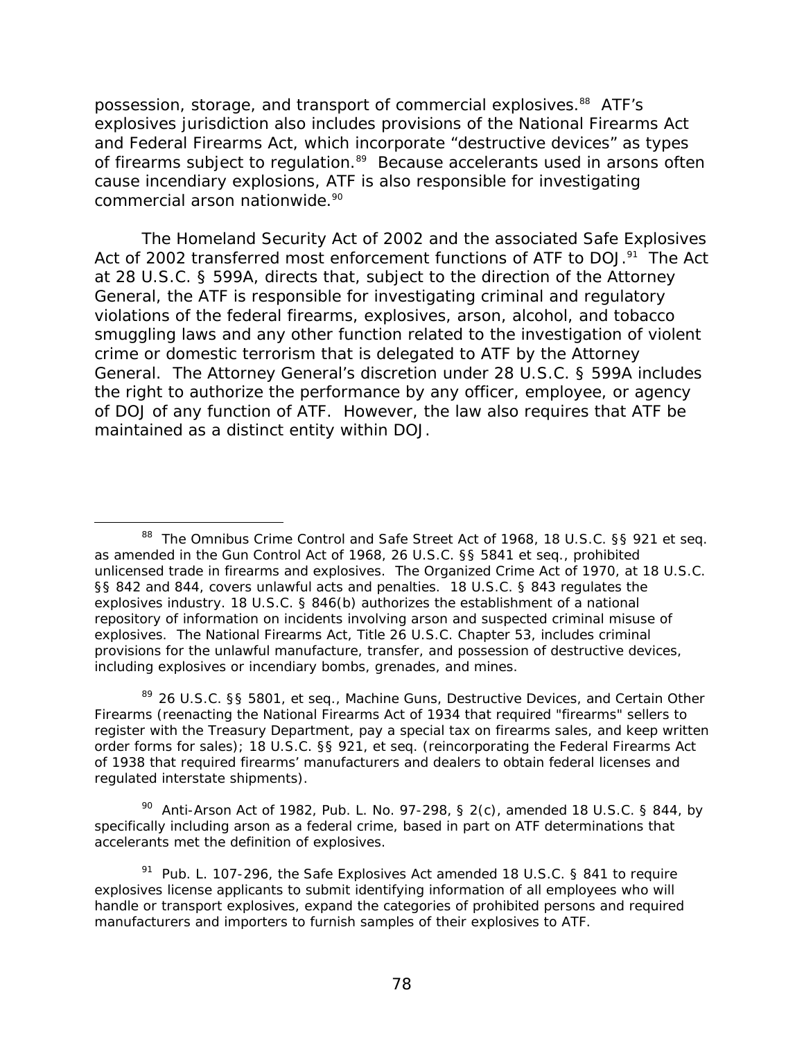possession, storage, and transport of commercial explosives.[88] ATF's explosives jurisdiction also includes provisions of the National Firearms Act and Federal Firearms Act, which incorporate "destructive devices" as types of firearms subject to regulation.[89] Because accelerants used in arsons often cause incendiary explosions, ATF is also responsible for investigating commercial arson nationwide.[90]

The Homeland Security Act of 2002 and the associated Safe Explosives Act of 2002 transferred most enforcement functions of ATF to DOJ.[91] The Act at 28 U.S.C. § 599A, directs that, subject to the direction of the Attorney General, the ATF is responsible for investigating criminal and regulatory violations of the federal firearms, explosives, arson, alcohol, and tobacco smuggling laws and any other function related to the investigation of violent crime or domestic terrorism that is delegated to ATF by the Attorney General. The Attorney General's discretion under 28 U.S.C. § 599A includes the right to authorize the performance by any officer, employee, or agency of DOJ of any function of ATF. However, the law also requires that ATF be maintained as a distinct entity within DOJ.

---

[88] The Omnibus Crime Control and Safe Street Act of 1968, 18 U.S.C. §§ 921 et seq. as amended in the Gun Control Act of 1968, 26 U.S.C. §§ 5841 et seq., prohibited unlicensed trade in firearms and explosives. The Organized Crime Act of 1970, at 18 U.S.C. §§ 842 and 844, covers unlawful acts and penalties. 18 U.S.C. § 843 regulates the explosives industry. 18 U.S.C. § 846(b) authorizes the establishment of a national repository of information on incidents involving arson and suspected criminal misuse of explosives. The National Firearms Act, Title 26 U.S.C. Chapter 53, includes criminal provisions for the unlawful manufacture, transfer, and possession of destructive devices, including explosives or incendiary bombs, grenades, and mines.

[89] 26 U.S.C. §§ 5801, et seq., Machine Guns, Destructive Devices, and Certain Other Firearms (reenacting the National Firearms Act of 1934 that required "firearms" sellers to register with the Treasury Department, pay a special tax on firearms sales, and keep written order forms for sales); 18 U.S.C. §§ 921, et seq. (reincorporating the Federal Firearms Act of 1938 that required firearms' manufacturers and dealers to obtain federal licenses and regulated interstate shipments).

[90] Anti-Arson Act of 1982, Pub. L. No. 97-298, § 2(c), amended 18 U.S.C. § 844, by specifically including arson as a federal crime, based in part on ATF determinations that accelerants met the definition of explosives.

[91] Pub. L. 107-296, the Safe Explosives Act amended 18 U.S.C. § 841 to require explosives license applicants to submit identifying information of all employees who will handle or transport explosives, expand the categories of prohibited persons and required manufacturers and importers to furnish samples of their explosives to ATF.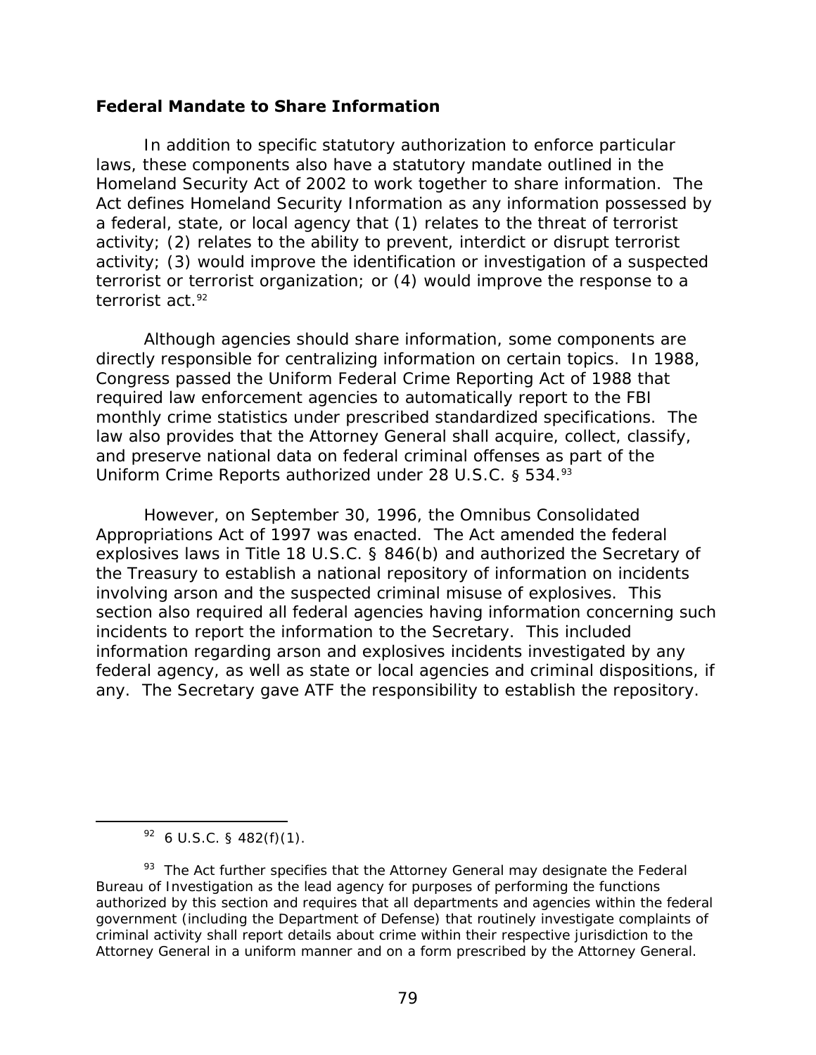## Federal Mandate to Share Information

In addition to specific statutory authorization to enforce particular laws, these components also have a statutory mandate outlined in the Homeland Security Act of 2002 to work together to share information. The Act defines Homeland Security Information as any information possessed by a federal, state, or local agency that (1) relates to the threat of terrorist activity; (2) relates to the ability to prevent, interdict or disrupt terrorist activity; (3) would improve the identification or investigation of a suspected terrorist or terrorist organization; or (4) would improve the response to a terrorist act.[92]

Although agencies should share information, some components are directly responsible for centralizing information on certain topics. In 1988, Congress passed the Uniform Federal Crime Reporting Act of 1988 that required law enforcement agencies to automatically report to the FBI monthly crime statistics under prescribed standardized specifications. The law also provides that the Attorney General shall acquire, collect, classify, and preserve national data on federal criminal offenses as part of the Uniform Crime Reports authorized under 28 U.S.C. § 534.[93]

However, on September 30, 1996, the Omnibus Consolidated Appropriations Act of 1997 was enacted. The Act amended the federal explosives laws in Title 18 U.S.C. § 846(b) and authorized the Secretary of the Treasury to establish a national repository of information on incidents involving arson and the suspected criminal misuse of explosives. This section also required all federal agencies having information concerning such incidents to report the information to the Secretary. This included information regarding arson and explosives incidents investigated by any federal agency, as well as state or local agencies and criminal dispositions, if any. The Secretary gave ATF the responsibility to establish the repository.

---

[92] 6 U.S.C. § 482(f)(1).

[93] The Act further specifies that the Attorney General may designate the Federal Bureau of Investigation as the lead agency for purposes of performing the functions authorized by this section and requires that all departments and agencies within the federal government (including the Department of Defense) that routinely investigate complaints of criminal activity shall report details about crime within their respective jurisdiction to the Attorney General in a uniform manner and on a form prescribed by the Attorney General.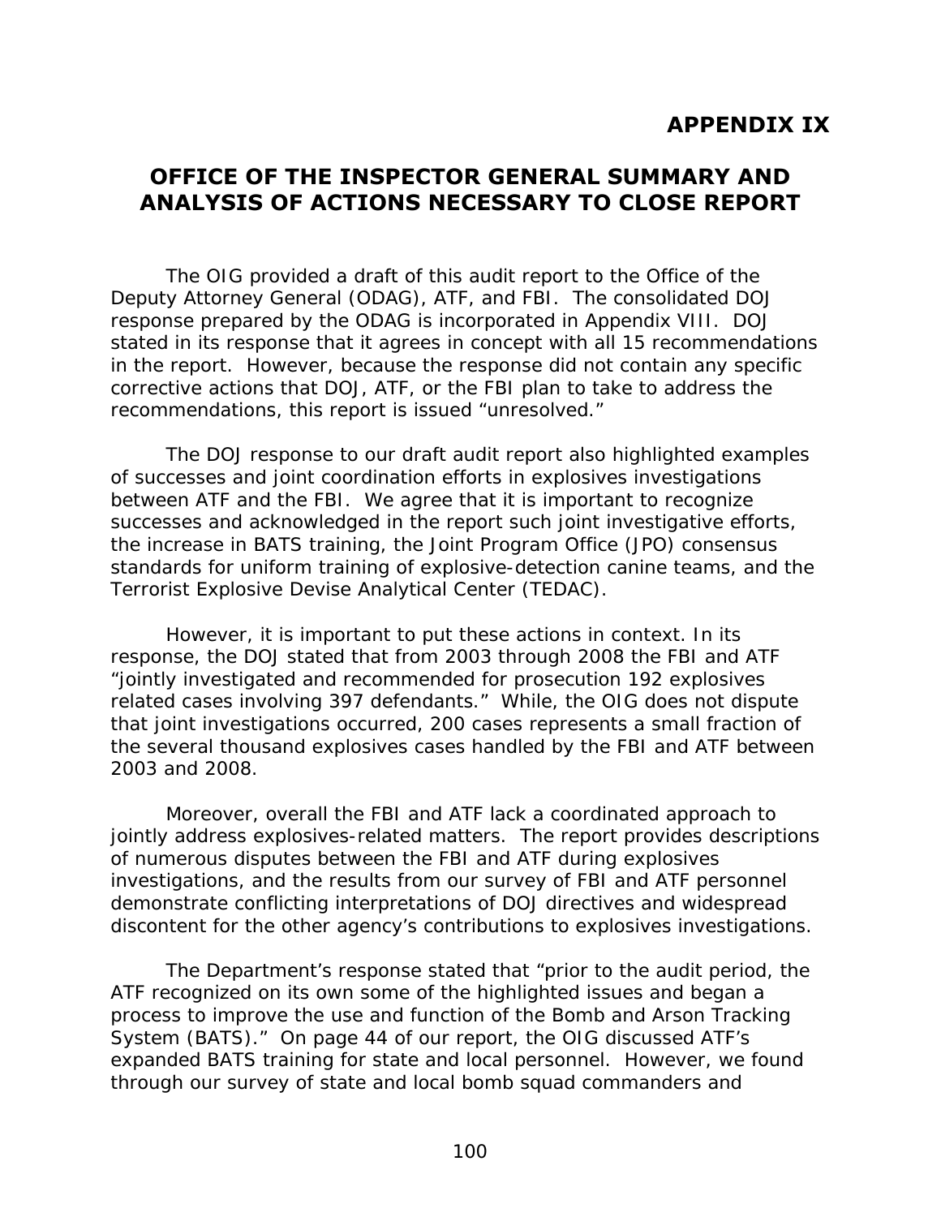# APPENDIX IX

## OFFICE OF THE INSPECTOR GENERAL SUMMARY AND ANALYSIS OF ACTIONS NECESSARY TO CLOSE REPORT

The OIG provided a draft of this audit report to the Office of the Deputy Attorney General (ODAG), ATF, and FBI. The consolidated DOJ response prepared by the ODAG is incorporated in Appendix VIII. DOJ stated in its response that it agrees in concept with all 15 recommendations in the report. However, because the response did not contain any specific corrective actions that DOJ, ATF, or the FBI plan to take to address the recommendations, this report is issued "unresolved."

The DOJ response to our draft audit report also highlighted examples of successes and joint coordination efforts in explosives investigations between ATF and the FBI. We agree that it is important to recognize successes and acknowledged in the report such joint investigative efforts, the increase in BATS training, the Joint Program Office (JPO) consensus standards for uniform training of explosive-detection canine teams, and the Terrorist Explosive Devise Analytical Center (TEDAC).

However, it is important to put these actions in context. In its response, the DOJ stated that from 2003 through 2008 the FBI and ATF "jointly investigated and recommended for prosecution 192 explosives related cases involving 397 defendants." While, the OIG does not dispute that joint investigations occurred, 200 cases represents a small fraction of the several thousand explosives cases handled by the FBI and ATF between 2003 and 2008.

Moreover, overall the FBI and ATF lack a coordinated approach to jointly address explosives-related matters. The report provides descriptions of numerous disputes between the FBI and ATF during explosives investigations, and the results from our survey of FBI and ATF personnel demonstrate conflicting interpretations of DOJ directives and widespread discontent for the other agency's contributions to explosives investigations.

The Department's response stated that "prior to the audit period, the ATF recognized on its own some of the highlighted issues and began a process to improve the use and function of the Bomb and Arson Tracking System (BATS)." On page 44 of our report, the OIG discussed ATF's expanded BATS training for state and local personnel. However, we found through our survey of state and local bomb squad commanders and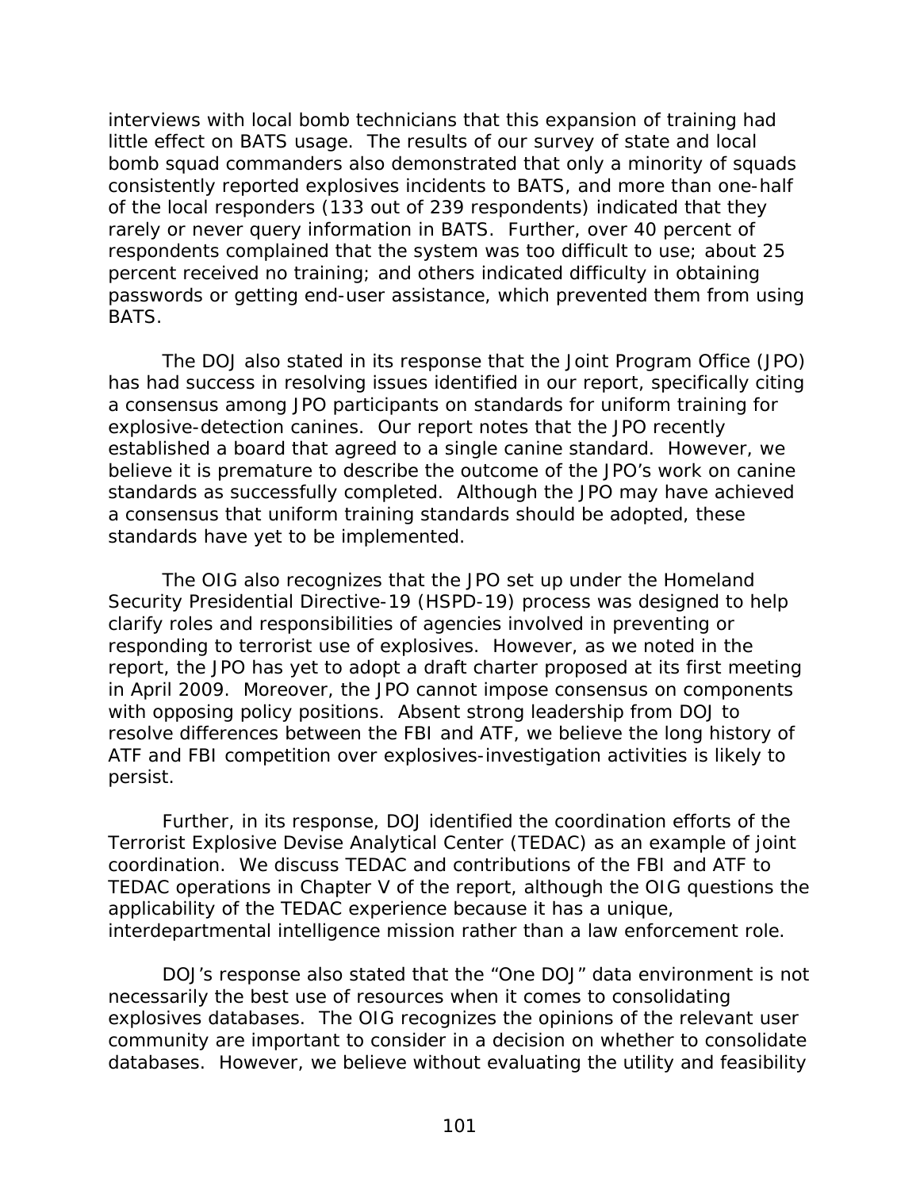interviews with local bomb technicians that this expansion of training had little effect on BATS usage. The results of our survey of state and local bomb squad commanders also demonstrated that only a minority of squads consistently reported explosives incidents to BATS, and more than one-half of the local responders (133 out of 239 respondents) indicated that they rarely or never query information in BATS. Further, over 40 percent of respondents complained that the system was too difficult to use; about 25 percent received no training; and others indicated difficulty in obtaining passwords or getting end-user assistance, which prevented them from using BATS.

The DOJ also stated in its response that the Joint Program Office (JPO) has had success in resolving issues identified in our report, specifically citing a consensus among JPO participants on standards for uniform training for explosive-detection canines. Our report notes that the JPO recently established a board that agreed to a single canine standard. However, we believe it is premature to describe the outcome of the JPO's work on canine standards as successfully completed. Although the JPO may have achieved a consensus that uniform training standards should be adopted, these standards have yet to be implemented.

The OIG also recognizes that the JPO set up under the Homeland Security Presidential Directive-19 (HSPD-19) process was designed to help clarify roles and responsibilities of agencies involved in preventing or responding to terrorist use of explosives. However, as we noted in the report, the JPO has yet to adopt a draft charter proposed at its first meeting in April 2009. Moreover, the JPO cannot impose consensus on components with opposing policy positions. Absent strong leadership from DOJ to resolve differences between the FBI and ATF, we believe the long history of ATF and FBI competition over explosives-investigation activities is likely to persist.

Further, in its response, DOJ identified the coordination efforts of the Terrorist Explosive Devise Analytical Center (TEDAC) as an example of joint coordination. We discuss TEDAC and contributions of the FBI and ATF to TEDAC operations in Chapter V of the report, although the OIG questions the applicability of the TEDAC experience because it has a unique, interdepartmental intelligence mission rather than a law enforcement role.

DOJ's response also stated that the "One DOJ" data environment is not necessarily the best use of resources when it comes to consolidating explosives databases. The OIG recognizes the opinions of the relevant user community are important to consider in a decision on whether to consolidate databases. However, we believe without evaluating the utility and feasibility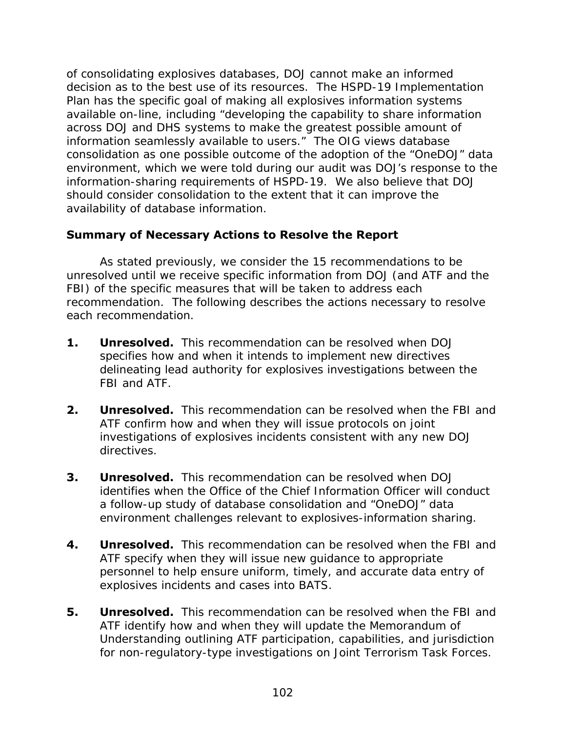of consolidating explosives databases, DOJ cannot make an informed decision as to the best use of its resources. The HSPD-19 Implementation Plan has the specific goal of making all explosives information systems available on-line, including "developing the capability to share information across DOJ and DHS systems to make the greatest possible amount of information seamlessly available to users." The OIG views database consolidation as one possible outcome of the adoption of the "OneDOJ" data environment, which we were told during our audit was DOJ's response to the information-sharing requirements of HSPD-19. We also believe that DOJ should consider consolidation to the extent that it can improve the availability of database information.

### Summary of Necessary Actions to Resolve the Report

As stated previously, we consider the 15 recommendations to be unresolved until we receive specific information from DOJ (and ATF and the FBI) of the specific measures that will be taken to address each recommendation. The following describes the actions necessary to resolve each recommendation.

1. **Unresolved.** This recommendation can be resolved when DOJ specifies how and when it intends to implement new directives delineating lead authority for explosives investigations between the FBI and ATF.

2. **Unresolved.** This recommendation can be resolved when the FBI and ATF confirm how and when they will issue protocols on joint investigations of explosives incidents consistent with any new DOJ directives.

3. **Unresolved.** This recommendation can be resolved when DOJ identifies when the Office of the Chief Information Officer will conduct a follow-up study of database consolidation and "OneDOJ" data environment challenges relevant to explosives-information sharing.

4. **Unresolved.** This recommendation can be resolved when the FBI and ATF specify when they will issue new guidance to appropriate personnel to help ensure uniform, timely, and accurate data entry of explosives incidents and cases into BATS.

5. **Unresolved.** This recommendation can be resolved when the FBI and ATF identify how and when they will update the Memorandum of Understanding outlining ATF participation, capabilities, and jurisdiction for non-regulatory-type investigations on Joint Terrorism Task Forces.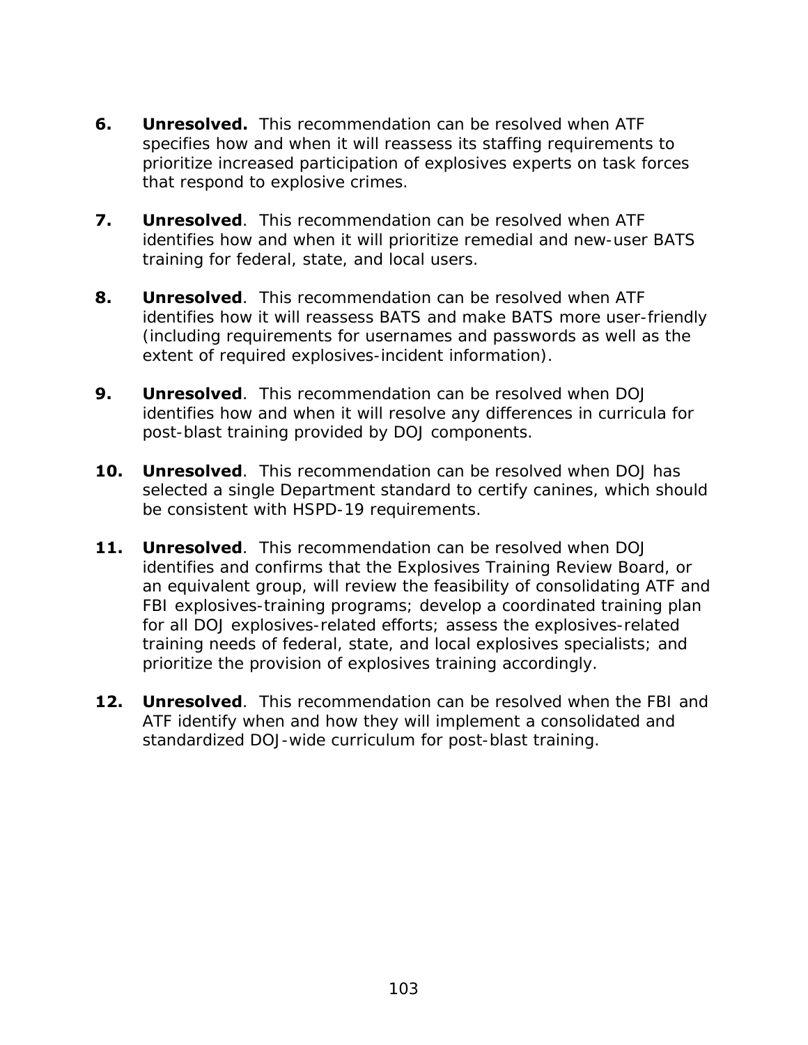6. **Unresolved.** This recommendation can be resolved when ATF specifies how and when it will reassess its staffing requirements to prioritize increased participation of explosives experts on task forces that respond to explosive crimes.

7. **Unresolved**. This recommendation can be resolved when ATF identifies how and when it will prioritize remedial and new-user BATS training for federal, state, and local users.

8. **Unresolved**. This recommendation can be resolved when ATF identifies how it will reassess BATS and make BATS more user-friendly (including requirements for usernames and passwords as well as the extent of required explosives-incident information).

9. **Unresolved**. This recommendation can be resolved when DOJ identifies how and when it will resolve any differences in curricula for post-blast training provided by DOJ components.

10. **Unresolved**. This recommendation can be resolved when DOJ has selected a single Department standard to certify canines, which should be consistent with HSPD-19 requirements.

11. **Unresolved**. This recommendation can be resolved when DOJ identifies and confirms that the Explosives Training Review Board, or an equivalent group, will review the feasibility of consolidating ATF and FBI explosives-training programs; develop a coordinated training plan for all DOJ explosives-related efforts; assess the explosives-related training needs of federal, state, and local explosives specialists; and prioritize the provision of explosives training accordingly.

12. **Unresolved**. This recommendation can be resolved when the FBI and ATF identify when and how they will implement a consolidated and standardized DOJ-wide curriculum for post-blast training.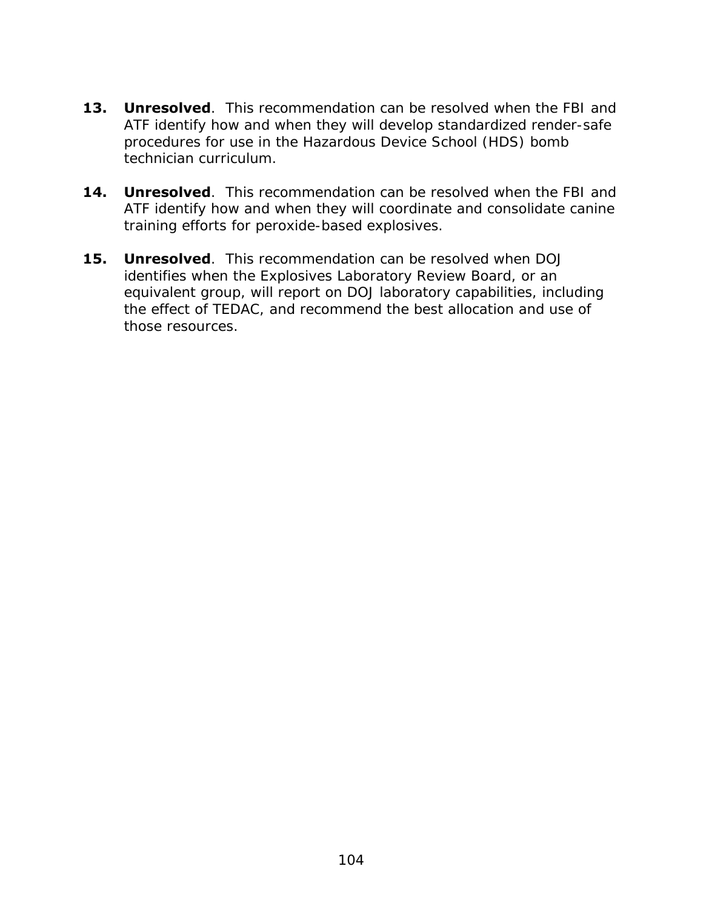13. **Unresolved**. This recommendation can be resolved when the FBI and ATF identify how and when they will develop standardized render-safe procedures for use in the Hazardous Device School (HDS) bomb technician curriculum.

14. **Unresolved**. This recommendation can be resolved when the FBI and ATF identify how and when they will coordinate and consolidate canine training efforts for peroxide-based explosives.

15. **Unresolved**. This recommendation can be resolved when DOJ identifies when the Explosives Laboratory Review Board, or an equivalent group, will report on DOJ laboratory capabilities, including the effect of TEDAC, and recommend the best allocation and use of those resources.